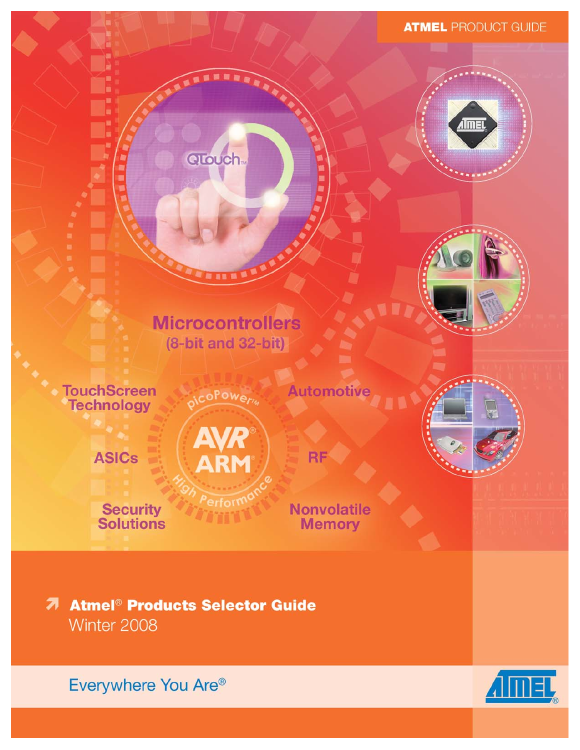ATMEL PRODUCT GUIDE

# Microcontrollers
(8-bit and 32-bit)

TouchScreen Technology

Automotive

picoPower™

AVR®
ARM®

High Performance

ASICs

RF

Security Solutions

Nonvolatile Memory

## Atmel® Products Selector Guide
Winter 2008

Everywhere You Are®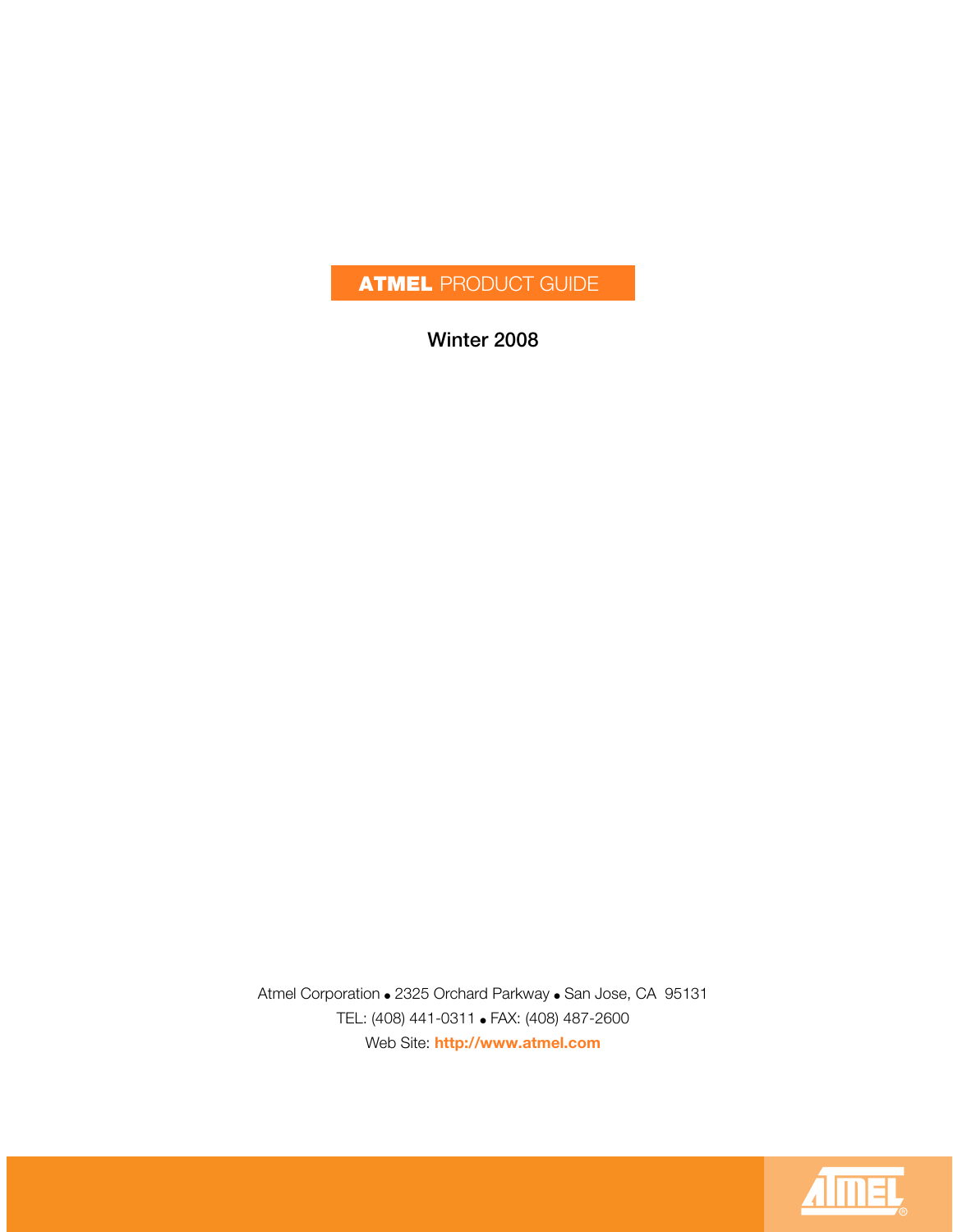# ATMEL PRODUCT GUIDE

**Winter 2008**

Atmel Corporation • 2325 Orchard Parkway • San Jose, CA 95131
TEL: (408) 441-0311 • FAX: (408) 487-2600
Web Site: **http://www.atmel.com**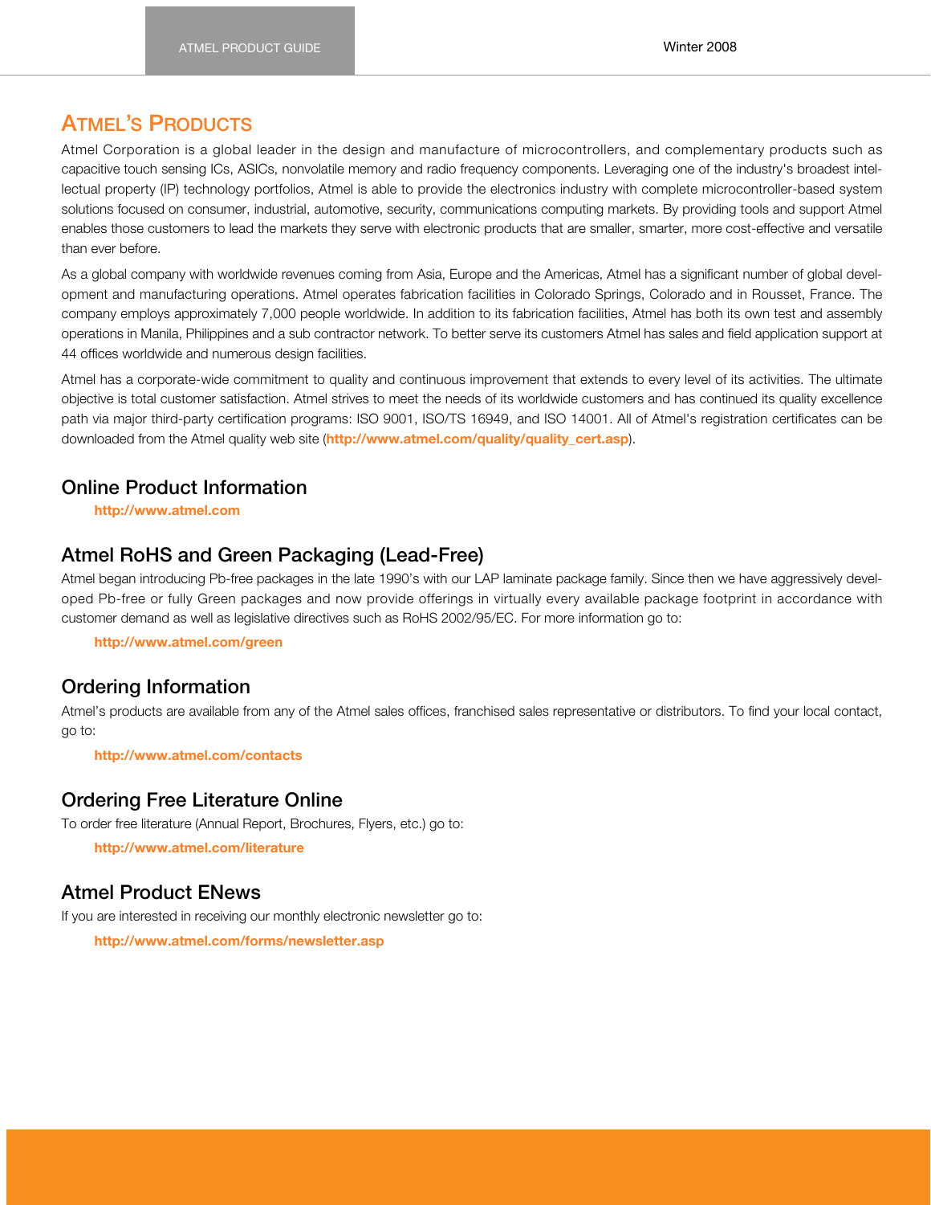# Atmel's Products

Atmel Corporation is a global leader in the design and manufacture of microcontrollers, and complementary products such as capacitive touch sensing ICs, ASICs, nonvolatile memory and radio frequency components. Leveraging one of the industry's broadest intellectual property (IP) technology portfolios, Atmel is able to provide the electronics industry with complete microcontroller-based system solutions focused on consumer, industrial, automotive, security, communications computing markets. By providing tools and support Atmel enables those customers to lead the markets they serve with electronic products that are smaller, smarter, more cost-effective and versatile than ever before.

As a global company with worldwide revenues coming from Asia, Europe and the Americas, Atmel has a significant number of global development and manufacturing operations. Atmel operates fabrication facilities in Colorado Springs, Colorado and in Rousset, France. The company employs approximately 7,000 people worldwide. In addition to its fabrication facilities, Atmel has both its own test and assembly operations in Manila, Philippines and a sub contractor network. To better serve its customers Atmel has sales and field application support at 44 offices worldwide and numerous design facilities.

Atmel has a corporate-wide commitment to quality and continuous improvement that extends to every level of its activities. The ultimate objective is total customer satisfaction. Atmel strives to meet the needs of its worldwide customers and has continued its quality excellence path via major third-party certification programs: ISO 9001, ISO/TS 16949, and ISO 14001. All of Atmel's registration certificates can be downloaded from the Atmel quality web site (**http://www.atmel.com/quality/quality_cert.asp**).

## Online Product Information

**http://www.atmel.com**

## Atmel RoHS and Green Packaging (Lead-Free)

Atmel began introducing Pb-free packages in the late 1990's with our LAP laminate package family. Since then we have aggressively developed Pb-free or fully Green packages and now provide offerings in virtually every available package footprint in accordance with customer demand as well as legislative directives such as RoHS 2002/95/EC. For more information go to:

**http://www.atmel.com/green**

## Ordering Information

Atmel's products are available from any of the Atmel sales offices, franchised sales representative or distributors. To find your local contact, go to:

**http://www.atmel.com/contacts**

## Ordering Free Literature Online

To order free literature (Annual Report, Brochures, Flyers, etc.) go to:

**http://www.atmel.com/literature**

## Atmel Product ENews

If you are interested in receiving our monthly electronic newsletter go to:

**http://www.atmel.com/forms/newsletter.asp**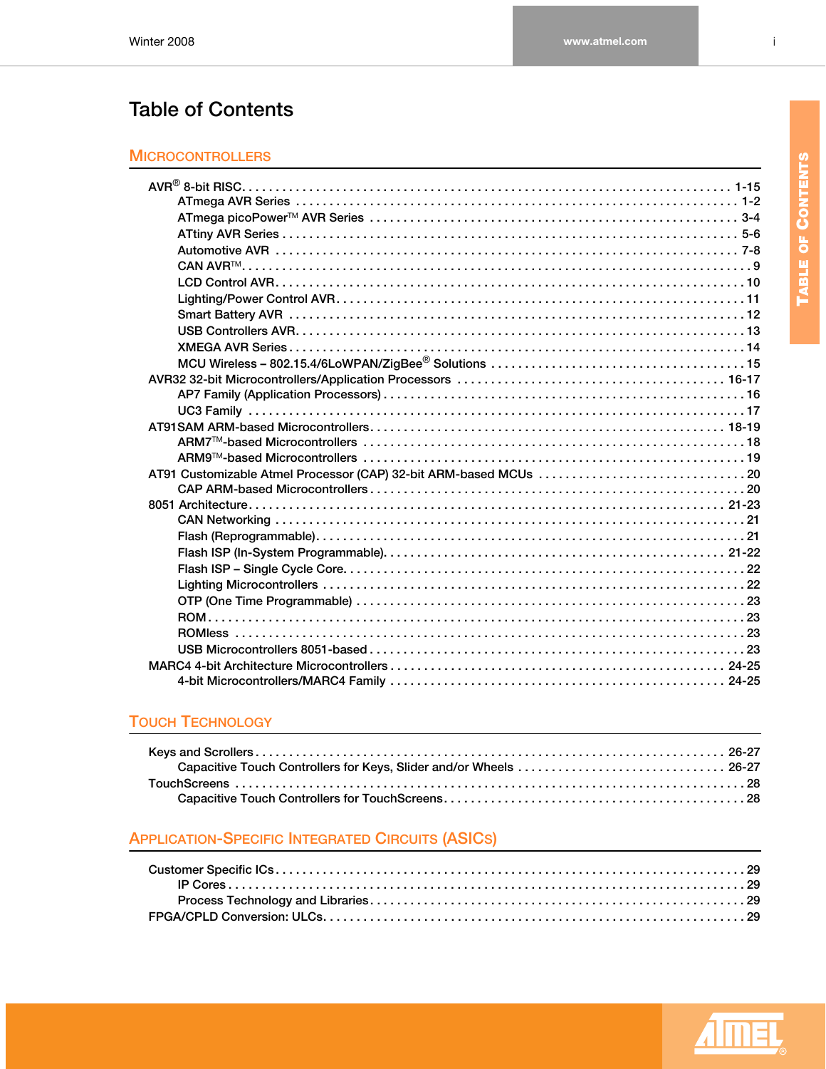# Table of Contents

## Microcontrollers

- AVR® 8-bit RISC . . . . . 1-15
  - ATmega AVR Series . . . . . 1-2
  - ATmega picoPower™ AVR Series . . . . . 3-4
  - ATtiny AVR Series . . . . . 5-6
  - Automotive AVR . . . . . 7-8
  - CAN AVR™ . . . . . 9
  - LCD Control AVR . . . . . 10
  - Lighting/Power Control AVR . . . . . 11
  - Smart Battery AVR . . . . . 12
  - USB Controllers AVR . . . . . 13
  - XMEGA AVR Series . . . . . 14
  - MCU Wireless – 802.15.4/6LoWPAN/ZigBee® Solutions . . . . . 15
- AVR32 32-bit Microcontrollers/Application Processors . . . . . 16-17
  - AP7 Family (Application Processors) . . . . . 16
  - UC3 Family . . . . . 17
- AT91SAM ARM-based Microcontrollers . . . . . 18-19
  - ARM7™-based Microcontrollers . . . . . 18
  - ARM9™-based Microcontrollers . . . . . 19
- AT91 Customizable Atmel Processor (CAP) 32-bit ARM-based MCUs . . . . . 20
  - CAP ARM-based Microcontrollers . . . . . 20
- 8051 Architecture . . . . . 21-23
  - CAN Networking . . . . . 21
  - Flash (Reprogrammable) . . . . . 21
  - Flash ISP (In-System Programmable) . . . . . 21-22
  - Flash ISP – Single Cycle Core . . . . . 22
  - Lighting Microcontrollers . . . . . 22
  - OTP (One Time Programmable) . . . . . 23
  - ROM . . . . . 23
  - ROMless . . . . . 23
  - USB Microcontrollers 8051-based . . . . . 23
- MARC4 4-bit Architecture Microcontrollers . . . . . 24-25
  - 4-bit Microcontrollers/MARC4 Family . . . . . 24-25

## Touch Technology

- Keys and Scrollers . . . . . 26-27
  - Capacitive Touch Controllers for Keys, Slider and/or Wheels . . . . . 26-27
- TouchScreens . . . . . 28
  - Capacitive Touch Controllers for TouchScreens . . . . . 28

## Application-Specific Integrated Circuits (ASICs)

- Customer Specific ICs . . . . . 29
  - IP Cores . . . . . 29
  - Process Technology and Libraries . . . . . 29
- FPGA/CPLD Conversion: ULCs . . . . . 29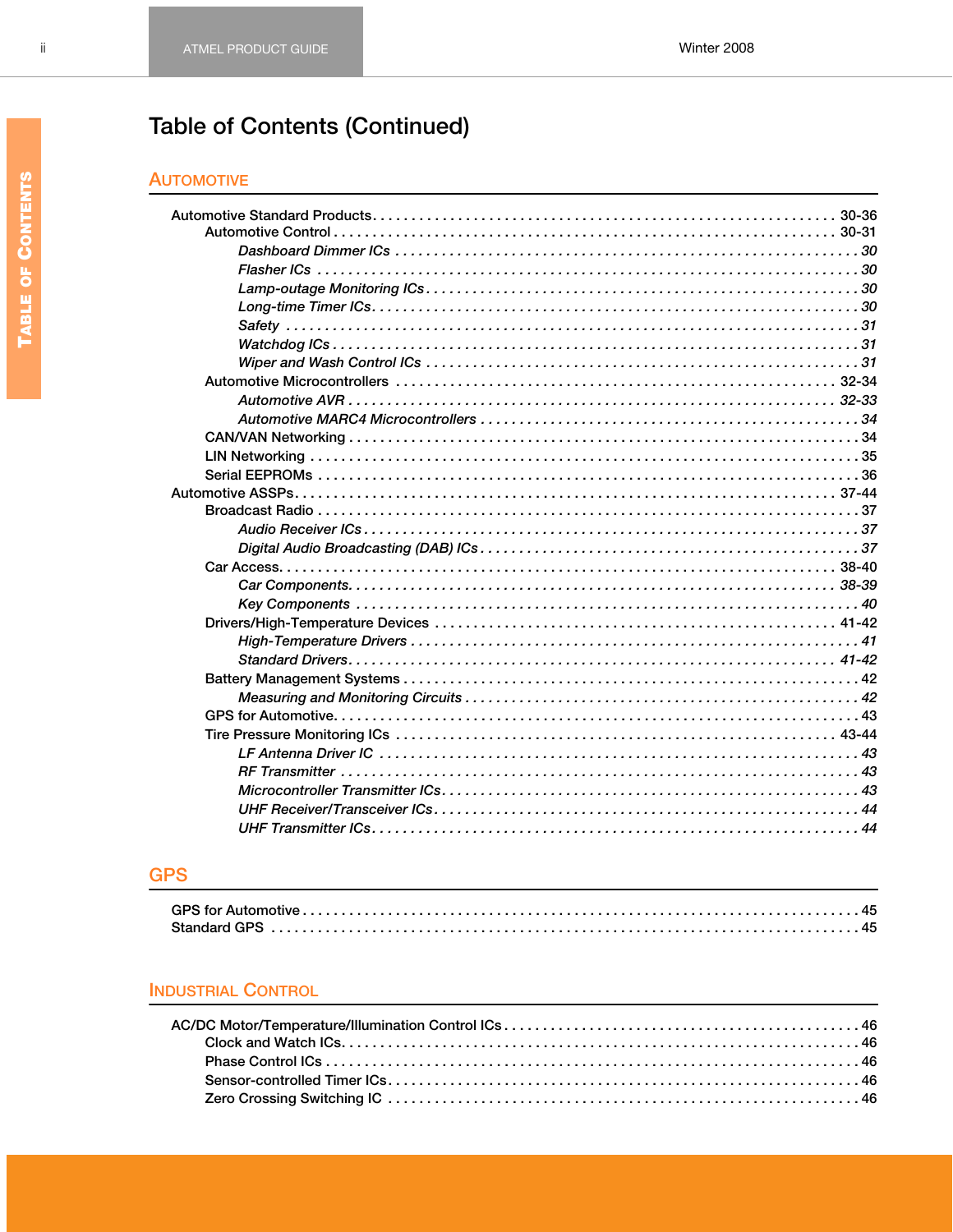# Table of Contents (Continued)

## Automotive

- Automotive Standard Products . . . 30-36
  - Automotive Control . . . 30-31
    - *Dashboard Dimmer ICs . . . 30*
    - *Flasher ICs . . . 30*
    - *Lamp-outage Monitoring ICs . . . 30*
    - *Long-time Timer ICs . . . 30*
    - *Safety . . . 31*
    - *Watchdog ICs . . . 31*
    - *Wiper and Wash Control ICs . . . 31*
  - Automotive Microcontrollers . . . 32-34
    - *Automotive AVR . . . 32-33*
    - *Automotive MARC4 Microcontrollers . . . 34*
  - CAN/VAN Networking . . . 34
  - LIN Networking . . . 35
  - Serial EEPROMs . . . 36
- Automotive ASSPs . . . 37-44
  - Broadcast Radio . . . 37
    - *Audio Receiver ICs . . . 37*
    - *Digital Audio Broadcasting (DAB) ICs . . . 37*
  - Car Access . . . 38-40
    - *Car Components . . . 38-39*
    - *Key Components . . . 40*
  - Drivers/High-Temperature Devices . . . 41-42
    - *High-Temperature Drivers . . . 41*
    - *Standard Drivers . . . 41-42*
  - Battery Management Systems . . . 42
    - *Measuring and Monitoring Circuits . . . 42*
  - GPS for Automotive . . . 43
  - Tire Pressure Monitoring ICs . . . 43-44
    - *LF Antenna Driver IC . . . 43*
    - *RF Transmitter . . . 43*
    - *Microcontroller Transmitter ICs . . . 43*
    - *UHF Receiver/Transceiver ICs . . . 44*
    - *UHF Transmitter ICs . . . 44*

## GPS

- GPS for Automotive . . . 45
- Standard GPS . . . 45

## Industrial Control

- AC/DC Motor/Temperature/Illumination Control ICs . . . 46
  - Clock and Watch ICs . . . 46
  - Phase Control ICs . . . 46
  - Sensor-controlled Timer ICs . . . 46
  - Zero Crossing Switching IC . . . 46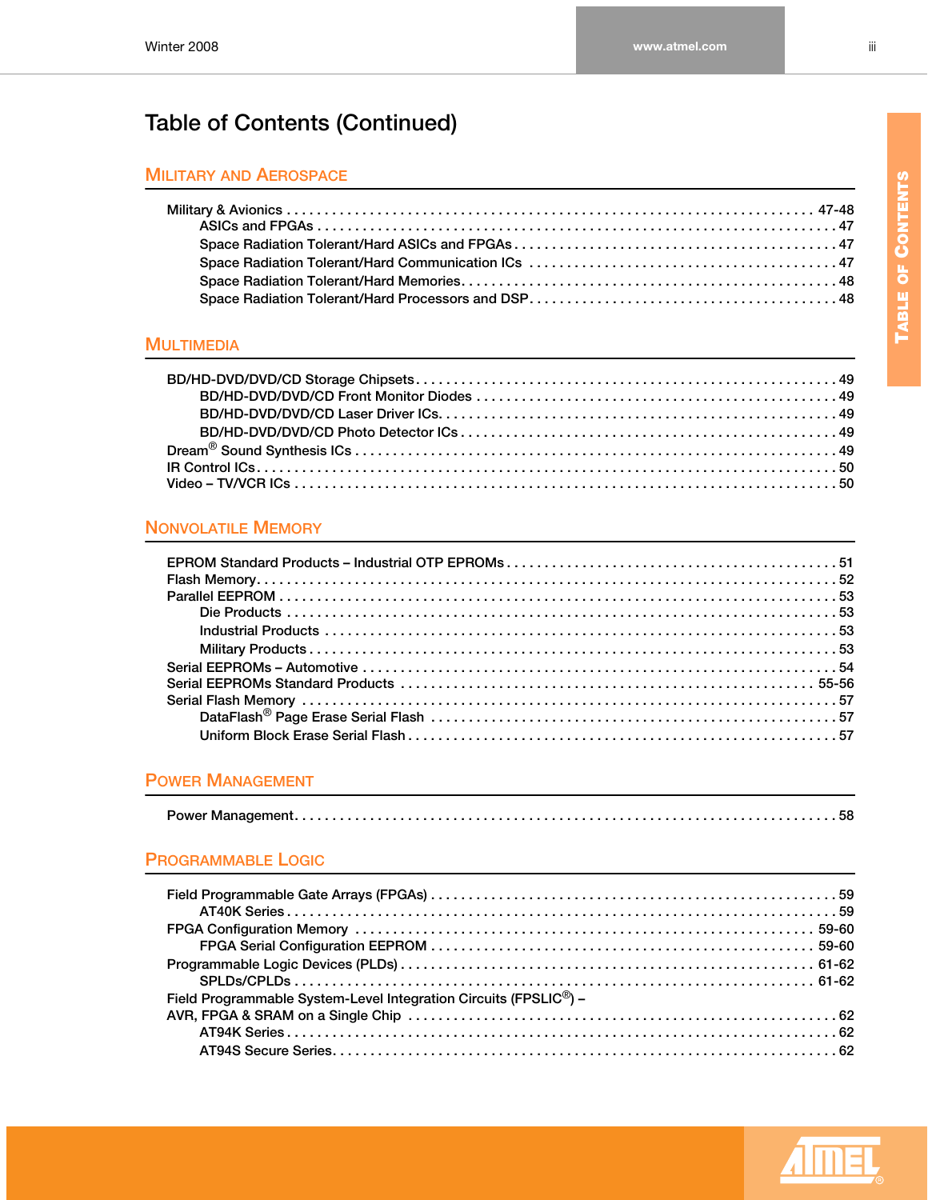# Table of Contents (Continued)

## Military and Aerospace

Military & Avionics . . . . . . . . . . 47-48
- ASICs and FPGAs . . . . . . . . . . 47
- Space Radiation Tolerant/Hard ASICs and FPGAs . . . . . . . . . . 47
- Space Radiation Tolerant/Hard Communication ICs . . . . . . . . . . 47
- Space Radiation Tolerant/Hard Memories . . . . . . . . . . 48
- Space Radiation Tolerant/Hard Processors and DSP . . . . . . . . . . 48

## Multimedia

BD/HD-DVD/DVD/CD Storage Chipsets . . . . . . . . . . 49
- BD/HD-DVD/DVD/CD Front Monitor Diodes . . . . . . . . . . 49
- BD/HD-DVD/DVD/CD Laser Driver ICs . . . . . . . . . . 49
- BD/HD-DVD/DVD/CD Photo Detector ICs . . . . . . . . . . 49

Dream® Sound Synthesis ICs . . . . . . . . . . 49

IR Control ICs . . . . . . . . . . 50

Video – TV/VCR ICs . . . . . . . . . . 50

## Nonvolatile Memory

EPROM Standard Products – Industrial OTP EPROMs . . . . . . . . . . 51

Flash Memory . . . . . . . . . . 52

Parallel EEPROM . . . . . . . . . . 53
- Die Products . . . . . . . . . . 53
- Industrial Products . . . . . . . . . . 53
- Military Products . . . . . . . . . . 53

Serial EEPROMs – Automotive . . . . . . . . . . 54

Serial EEPROMs Standard Products . . . . . . . . . . 55-56

Serial Flash Memory . . . . . . . . . . 57
- DataFlash® Page Erase Serial Flash . . . . . . . . . . 57
- Uniform Block Erase Serial Flash . . . . . . . . . . 57

## Power Management

Power Management . . . . . . . . . . 58

## Programmable Logic

Field Programmable Gate Arrays (FPGAs) . . . . . . . . . . 59
- AT40K Series . . . . . . . . . . 59

FPGA Configuration Memory . . . . . . . . . . 59-60
- FPGA Serial Configuration EEPROM . . . . . . . . . . 59-60

Programmable Logic Devices (PLDs) . . . . . . . . . . 61-62
- SPLDs/CPLDs . . . . . . . . . . 61-62

Field Programmable System-Level Integration Circuits (FPSLIC®) – AVR, FPGA & SRAM on a Single Chip . . . . . . . . . . 62
- AT94K Series . . . . . . . . . . 62
- AT94S Secure Series . . . . . . . . . . 62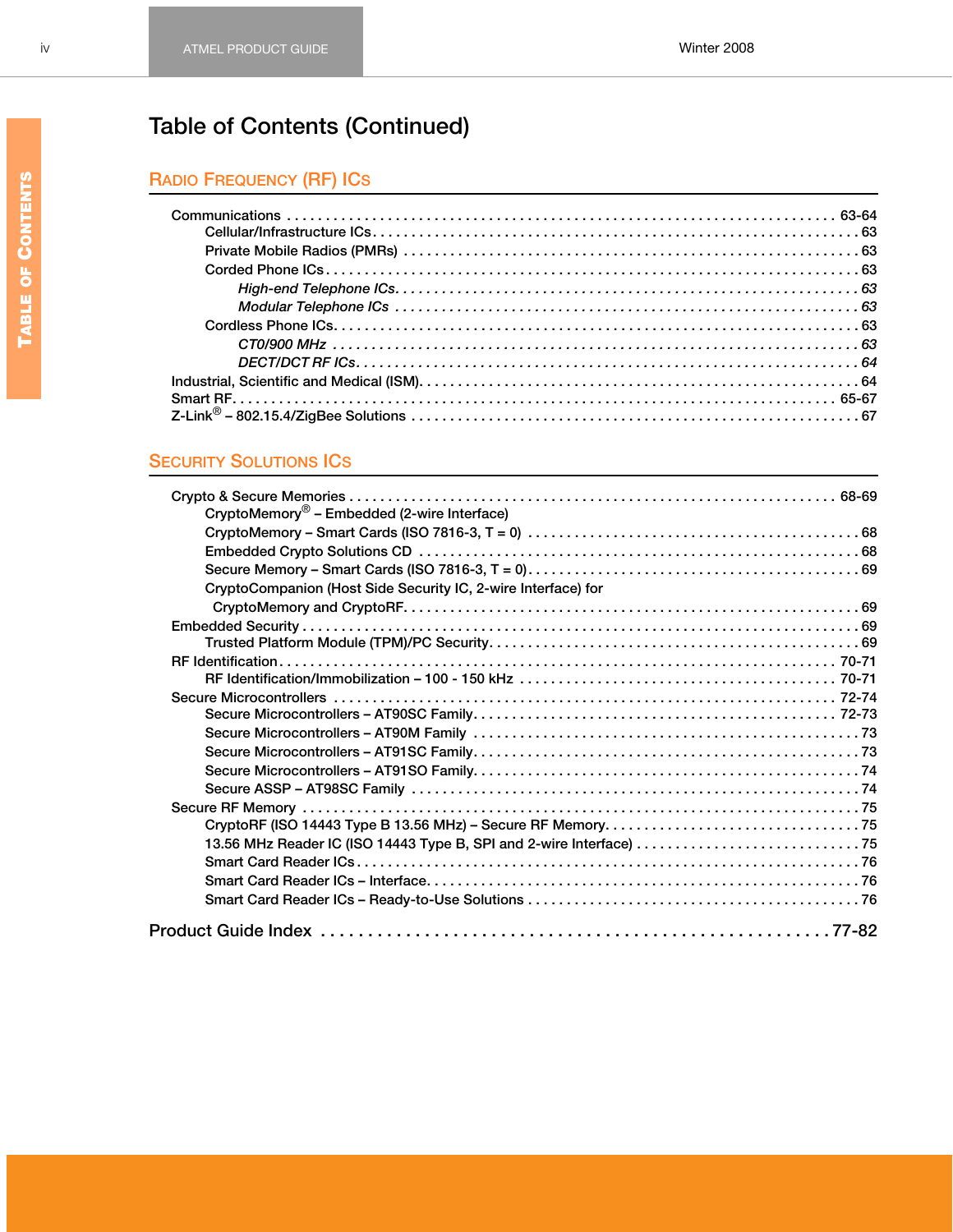# Table of Contents (Continued)

## Radio Frequency (RF) ICs

Communications . . . . . . . . . . 63-64
- Cellular/Infrastructure ICs . . . . . . . . . . 63
- Private Mobile Radios (PMRs) . . . . . . . . . . 63
- Corded Phone ICs . . . . . . . . . . 63
  - *High-end Telephone ICs* . . . . . . . . . . *63*
  - *Modular Telephone ICs* . . . . . . . . . . *63*
- Cordless Phone ICs . . . . . . . . . . 63
  - *CT0/900 MHz* . . . . . . . . . . *63*
  - *DECT/DCT RF ICs* . . . . . . . . . . *64*

Industrial, Scientific and Medical (ISM) . . . . . . . . . . 64

Smart RF . . . . . . . . . . 65-67

Z-Link® – 802.15.4/ZigBee Solutions . . . . . . . . . . 67

## Security Solutions ICs

Crypto & Secure Memories . . . . . . . . . . 68-69
- CryptoMemory® – Embedded (2-wire Interface)
- CryptoMemory – Smart Cards (ISO 7816-3, T = 0) . . . . . . . . . . 68
- Embedded Crypto Solutions CD . . . . . . . . . . 68
- Secure Memory – Smart Cards (ISO 7816-3, T = 0) . . . . . . . . . . 69
- CryptoCompanion (Host Side Security IC, 2-wire Interface) for CryptoMemory and CryptoRF . . . . . . . . . . 69

Embedded Security . . . . . . . . . . 69
- Trusted Platform Module (TPM)/PC Security . . . . . . . . . . 69

RF Identification . . . . . . . . . . 70-71
- RF Identification/Immobilization – 100 - 150 kHz . . . . . . . . . . 70-71

Secure Microcontrollers . . . . . . . . . . 72-74
- Secure Microcontrollers – AT90SC Family . . . . . . . . . . 72-73
- Secure Microcontrollers – AT90M Family . . . . . . . . . . 73
- Secure Microcontrollers – AT91SC Family . . . . . . . . . . 73
- Secure Microcontrollers – AT91SO Family . . . . . . . . . . 74
- Secure ASSP – AT98SC Family . . . . . . . . . . 74

Secure RF Memory . . . . . . . . . . 75
- CryptoRF (ISO 14443 Type B 13.56 MHz) – Secure RF Memory . . . . . . . . . . 75
- 13.56 MHz Reader IC (ISO 14443 Type B, SPI and 2-wire Interface) . . . . . . . . . . 75
- Smart Card Reader ICs . . . . . . . . . . 76
- Smart Card Reader ICs – Interface . . . . . . . . . . 76
- Smart Card Reader ICs – Ready-to-Use Solutions . . . . . . . . . . 76

## Product Guide Index . . . . . . . . . . 77-82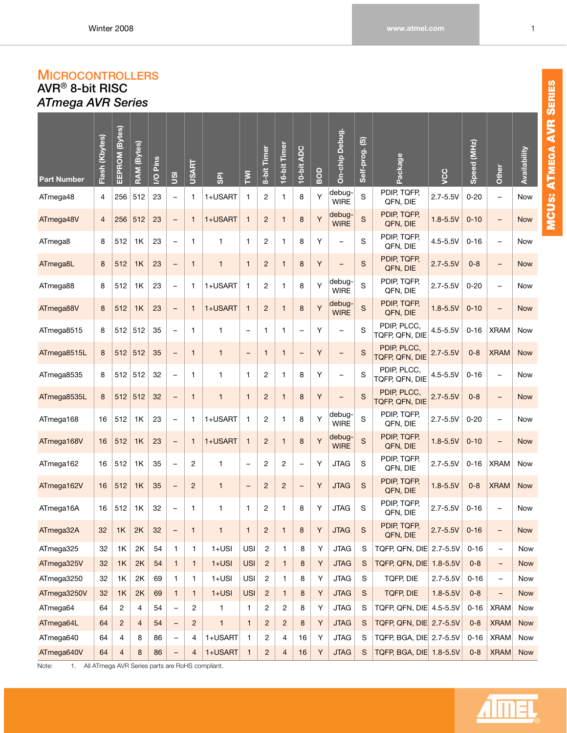# Microcontrollers

## AVR® 8-bit RISC

### *ATmega AVR Series*

| Part Number | Flash (Kbytes) | EEPROM (Bytes) | RAM (Bytes) | I/O Pins | USI | USART | SPI | TWI | 8-bit Timer | 16-bit Timer | 10-bit ADC | BOD | On-chip Debug. | Self-prog. (S) | Package | VCC | Speed (MHz) | Other | Availability |
|---|---|---|---|---|---|---|---|---|---|---|---|---|---|---|---|---|---|---|---|
| ATmega48 | 4 | 256 | 512 | 23 | – | 1 | 1+USART | 1 | 2 | 1 | 8 | Y | debugWIRE | S | PDIP, TQFP, QFN, DIE | 2.7-5.5V | 0-20 | – | Now |
| ATmega48V | 4 | 256 | 512 | 23 | – | 1 | 1+USART | 1 | 2 | 1 | 8 | Y | debugWIRE | S | PDIP, TQFP, QFN, DIE | 1.8-5.5V | 0-10 | – | Now |
| ATmega8 | 8 | 512 | 1K | 23 | – | 1 | 1 | 1 | 2 | 1 | 8 | Y | – | S | PDIP, TQFP, QFN, DIE | 4.5-5.5V | 0-16 | – | Now |
| ATmega8L | 8 | 512 | 1K | 23 | – | 1 | 1 | 1 | 2 | 1 | 8 | Y | – | S | PDIP, TQFP, QFN, DIE | 2.7-5.5V | 0-8 | – | Now |
| ATmega88 | 8 | 512 | 1K | 23 | – | 1 | 1+USART | 1 | 2 | 1 | 8 | Y | debugWIRE | S | PDIP, TQFP, QFN, DIE | 2.7-5.5V | 0-20 | – | Now |
| ATmega88V | 8 | 512 | 1K | 23 | – | 1 | 1+USART | 1 | 2 | 1 | 8 | Y | debugWIRE | S | PDIP, TQFP, QFN, DIE | 1.8-5.5V | 0-10 | – | Now |
| ATmega8515 | 8 | 512 | 512 | 35 | – | 1 | 1 | – | 1 | 1 | – | Y | – | S | PDIP, PLCC, TQFP, QFN, DIE | 4.5-5.5V | 0-16 | XRAM | Now |
| ATmega8515L | 8 | 512 | 512 | 35 | – | 1 | 1 | – | 1 | 1 | – | Y | – | S | PDIP, PLCC, TQFP, QFN, DIE | 2.7-5.5V | 0-8 | XRAM | Now |
| ATmega8535 | 8 | 512 | 512 | 32 | – | 1 | 1 | 1 | 2 | 1 | 8 | Y | – | S | PDIP, PLCC, TQFP, QFN, DIE | 4.5-5.5V | 0-16 | – | Now |
| ATmega8535L | 8 | 512 | 512 | 32 | – | 1 | 1 | 1 | 2 | 1 | 8 | Y | – | S | PDIP, PLCC, TQFP, QFN, DIE | 2.7-5.5V | 0-8 | – | Now |
| ATmega168 | 16 | 512 | 1K | 23 | – | 1 | 1+USART | 1 | 2 | 1 | 8 | Y | debugWIRE | S | PDIP, TQFP, QFN, DIE | 2.7-5.5V | 0-20 | – | Now |
| ATmega168V | 16 | 512 | 1K | 23 | – | 1 | 1+USART | 1 | 2 | 1 | 8 | Y | debugWIRE | S | PDIP, TQFP, QFN, DIE | 1.8-5.5V | 0-10 | – | Now |
| ATmega162 | 16 | 512 | 1K | 35 | – | 2 | 1 | – | 2 | 2 | – | Y | JTAG | S | PDIP, TQFP, QFN, DIE | 2.7-5.5V | 0-16 | XRAM | Now |
| ATmega162V | 16 | 512 | 1K | 35 | – | 2 | 1 | – | 2 | 2 | – | Y | JTAG | S | PDIP, TQFP, QFN, DIE | 1.8-5.5V | 0-8 | XRAM | Now |
| ATmega16A | 16 | 512 | 1K | 32 | – | 1 | 1 | 1 | 2 | 1 | 8 | Y | JTAG | S | PDIP, TQFP, QFN, DIE | 2.7-5.5V | 0-16 | – | Now |
| ATmega32A | 32 | 1K | 2K | 32 | – | 1 | 1 | 1 | 2 | 1 | 8 | Y | JTAG | S | PDIP, TQFP, QFN, DIE | 2.7-5.5V | 0-16 | – | Now |
| ATmega325 | 32 | 1K | 2K | 54 | 1 | 1 | 1+USI | USI | 2 | 1 | 8 | Y | JTAG | S | TQFP, QFN, DIE | 2.7-5.5V | 0-16 | – | Now |
| ATmega325V | 32 | 1K | 2K | 54 | 1 | 1 | 1+USI | USI | 2 | 1 | 8 | Y | JTAG | S | TQFP, QFN, DIE | 1.8-5.5V | 0-8 | – | Now |
| ATmega3250 | 32 | 1K | 2K | 69 | 1 | 1 | 1+USI | USI | 2 | 1 | 8 | Y | JTAG | S | TQFP, DIE | 2.7-5.5V | 0-16 | – | Now |
| ATmega3250V | 32 | 1K | 2K | 69 | 1 | 1 | 1+USI | USI | 2 | 1 | 8 | Y | JTAG | S | TQFP, DIE | 1.8-5.5V | 0-8 | – | Now |
| ATmega64 | 64 | 2 | 4 | 54 | – | 2 | 1 | 1 | 2 | 2 | 8 | Y | JTAG | S | TQFP, QFN, DIE | 4.5-5.5V | 0-16 | XRAM | Now |
| ATmega64L | 64 | 2 | 4 | 54 | – | 2 | 1 | 1 | 2 | 2 | 8 | Y | JTAG | S | TQFP, QFN, DIE | 2.7-5.5V | 0-8 | XRAM | Now |
| ATmega640 | 64 | 4 | 8 | 86 | – | 4 | 1+USART | 1 | 2 | 4 | 16 | Y | JTAG | S | TQFP, BGA, DIE | 2.7-5.5V | 0-16 | XRAM | Now |
| ATmega640V | 64 | 4 | 8 | 86 | – | 4 | 1+USART | 1 | 2 | 4 | 16 | Y | JTAG | S | TQFP, BGA, DIE | 1.8-5.5V | 0-8 | XRAM | Now |

Note: 1. All ATmega AVR Series parts are RoHS compliant.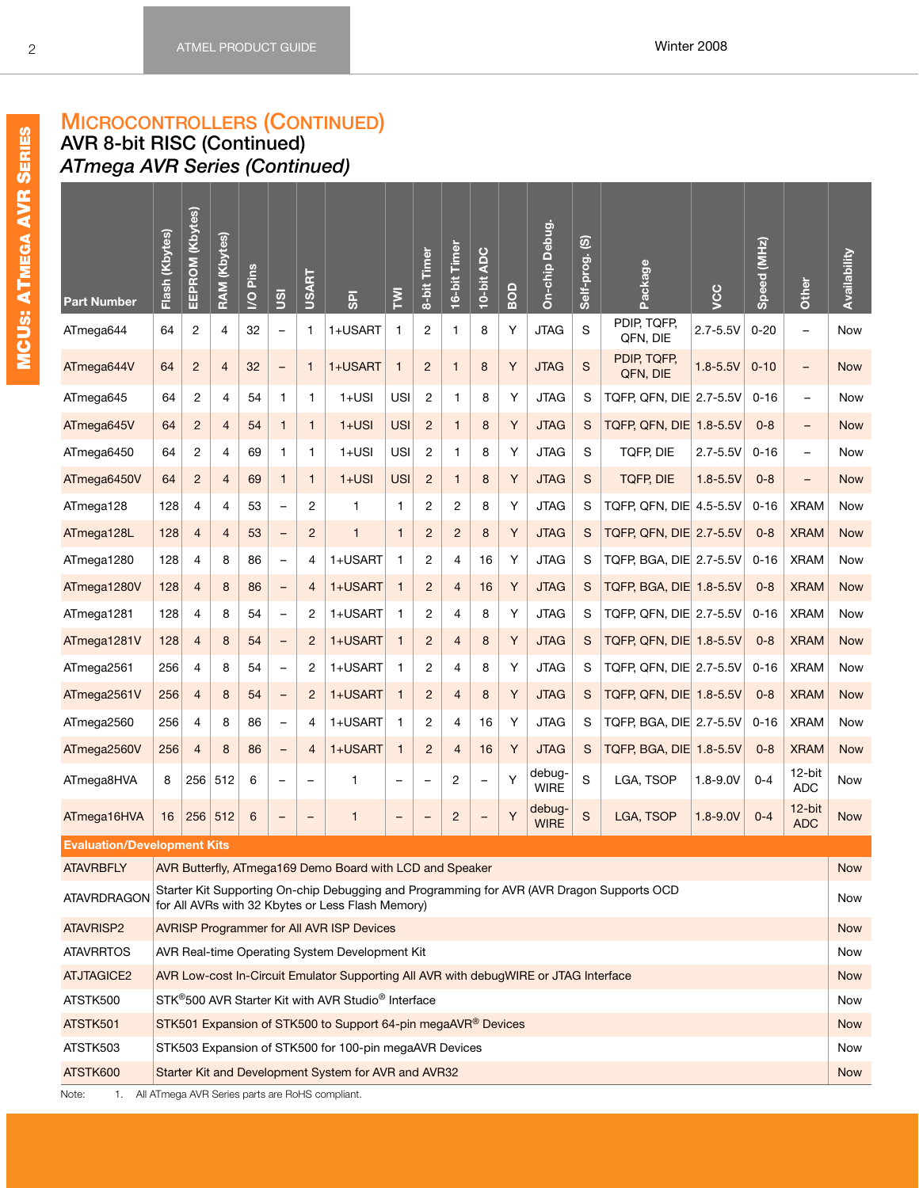# MICROCONTROLLERS (CONTINUED)

## AVR 8-bit RISC (Continued)

### *ATmega AVR Series (Continued)*

| Part Number | Flash (Kbytes) | EEPROM (Kbytes) | RAM (Kbytes) | I/O Pins | USI | USART | SPI | TWI | 8-bit Timer | 16-bit Timer | 10-bit ADC | BOD | On-chip Debug. | Self-prog. (S) | Package | VCC | Speed (MHz) | Other | Availability |
|---|---|---|---|---|---|---|---|---|---|---|---|---|---|---|---|---|---|---|---|
| ATmega644 | 64 | 2 | 4 | 32 | – | 1 | 1+USART | 1 | 2 | 1 | 8 | Y | JTAG | S | PDIP, TQFP, QFN, DIE | 2.7-5.5V | 0-20 | – | Now |
| ATmega644V | 64 | 2 | 4 | 32 | – | 1 | 1+USART | 1 | 2 | 1 | 8 | Y | JTAG | S | PDIP, TQFP, QFN, DIE | 1.8-5.5V | 0-10 | – | Now |
| ATmega645 | 64 | 2 | 4 | 54 | 1 | 1 | 1+USI | USI | 2 | 1 | 8 | Y | JTAG | S | TQFP, QFN, DIE | 2.7-5.5V | 0-16 | – | Now |
| ATmega645V | 64 | 2 | 4 | 54 | 1 | 1 | 1+USI | USI | 2 | 1 | 8 | Y | JTAG | S | TQFP, QFN, DIE | 1.8-5.5V | 0-8 | – | Now |
| ATmega6450 | 64 | 2 | 4 | 69 | 1 | 1 | 1+USI | USI | 2 | 1 | 8 | Y | JTAG | S | TQFP, DIE | 2.7-5.5V | 0-16 | – | Now |
| ATmega6450V | 64 | 2 | 4 | 69 | 1 | 1 | 1+USI | USI | 2 | 1 | 8 | Y | JTAG | S | TQFP, DIE | 1.8-5.5V | 0-8 | – | Now |
| ATmega128 | 128 | 4 | 4 | 53 | – | 2 | 1 | 1 | 2 | 2 | 8 | Y | JTAG | S | TQFP, QFN, DIE | 4.5-5.5V | 0-16 | XRAM | Now |
| ATmega128L | 128 | 4 | 4 | 53 | – | 2 | 1 | 1 | 2 | 2 | 8 | Y | JTAG | S | TQFP, QFN, DIE | 2.7-5.5V | 0-8 | XRAM | Now |
| ATmega1280 | 128 | 4 | 8 | 86 | – | 4 | 1+USART | 1 | 2 | 4 | 16 | Y | JTAG | S | TQFP, BGA, DIE | 2.7-5.5V | 0-16 | XRAM | Now |
| ATmega1280V | 128 | 4 | 8 | 86 | – | 4 | 1+USART | 1 | 2 | 4 | 16 | Y | JTAG | S | TQFP, BGA, DIE | 1.8-5.5V | 0-8 | XRAM | Now |
| ATmega1281 | 128 | 4 | 8 | 54 | – | 2 | 1+USART | 1 | 2 | 4 | 8 | Y | JTAG | S | TQFP, QFN, DIE | 2.7-5.5V | 0-16 | XRAM | Now |
| ATmega1281V | 128 | 4 | 8 | 54 | – | 2 | 1+USART | 1 | 2 | 4 | 8 | Y | JTAG | S | TQFP, QFN, DIE | 1.8-5.5V | 0-8 | XRAM | Now |
| ATmega2561 | 256 | 4 | 8 | 54 | – | 2 | 1+USART | 1 | 2 | 4 | 8 | Y | JTAG | S | TQFP, QFN, DIE | 2.7-5.5V | 0-16 | XRAM | Now |
| ATmega2561V | 256 | 4 | 8 | 54 | – | 2 | 1+USART | 1 | 2 | 4 | 8 | Y | JTAG | S | TQFP, QFN, DIE | 1.8-5.5V | 0-8 | XRAM | Now |
| ATmega2560 | 256 | 4 | 8 | 86 | – | 4 | 1+USART | 1 | 2 | 4 | 16 | Y | JTAG | S | TQFP, BGA, DIE | 2.7-5.5V | 0-16 | XRAM | Now |
| ATmega2560V | 256 | 4 | 8 | 86 | – | 4 | 1+USART | 1 | 2 | 4 | 16 | Y | JTAG | S | TQFP, BGA, DIE | 1.8-5.5V | 0-8 | XRAM | Now |
| ATmega8HVA | 8 | 256 | 512 | 6 | – | – | 1 | – | – | 2 | – | Y | debug-WIRE | S | LGA, TSOP | 1.8-9.0V | 0-4 | 12-bit ADC | Now |
| ATmega16HVA | 16 | 256 | 512 | 6 | – | – | 1 | – | – | 2 | – | Y | debug-WIRE | S | LGA, TSOP | 1.8-9.0V | 0-4 | 12-bit ADC | Now |

| Evaluation/Development Kits | | Availability |
|---|---|---|
| ATAVRBFLY | AVR Butterfly, ATmega169 Demo Board with LCD and Speaker | Now |
| ATAVRDRAGON | Starter Kit Supporting On-chip Debugging and Programming for AVR (AVR Dragon Supports OCD for All AVRs with 32 Kbytes or Less Flash Memory) | Now |
| ATAVRISP2 | AVRISP Programmer for All AVR ISP Devices | Now |
| ATAVRRTOS | AVR Real-time Operating System Development Kit | Now |
| ATJTAGICE2 | AVR Low-cost In-Circuit Emulator Supporting All AVR with debugWIRE or JTAG Interface | Now |
| ATSTK500 | STK®500 AVR Starter Kit with AVR Studio® Interface | Now |
| ATSTK501 | STK501 Expansion of STK500 to Support 64-pin megaAVR® Devices | Now |
| ATSTK503 | STK503 Expansion of STK500 for 100-pin megaAVR Devices | Now |
| ATSTK600 | Starter Kit and Development System for AVR and AVR32 | Now |

Note: 1. All ATmega AVR Series parts are RoHS compliant.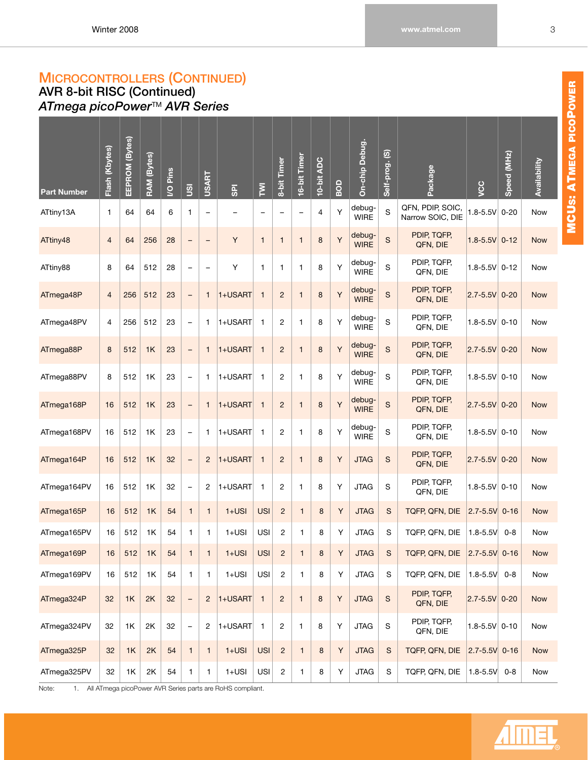## MICROCONTROLLERS (CONTINUED)

### AVR 8-bit RISC (Continued)

### *ATmega picoPower™ AVR Series*

| Part Number | Flash (Kbytes) | EEPROM (Bytes) | RAM (Bytes) | I/O Pins | USI | USART | SPI | TWI | 8-bit Timer | 16-bit Timer | 10-bit ADC | BOD | On-chip Debug. | Self-prog. (S) | Package | VCC | Speed (MHz) | Availability |
|---|---|---|---|---|---|---|---|---|---|---|---|---|---|---|---|---|---|---|
| ATtiny13A | 1 | 64 | 64 | 6 | 1 | – | – | – | – | – | 4 | Y | debug-WIRE | S | QFN, PDIP, SOIC, Narrow SOIC, DIE | 1.8-5.5V | 0-20 | Now |
| ATtiny48 | 4 | 64 | 256 | 28 | – | – | Y | 1 | 1 | 1 | 8 | Y | debug-WIRE | S | PDIP, TQFP, QFN, DIE | 1.8-5.5V | 0-12 | Now |
| ATtiny88 | 8 | 64 | 512 | 28 | – | – | Y | 1 | 1 | 1 | 8 | Y | debug-WIRE | S | PDIP, TQFP, QFN, DIE | 1.8-5.5V | 0-12 | Now |
| ATmega48P | 4 | 256 | 512 | 23 | – | 1 | 1+USART | 1 | 2 | 1 | 8 | Y | debug-WIRE | S | PDIP, TQFP, QFN, DIE | 2.7-5.5V | 0-20 | Now |
| ATmega48PV | 4 | 256 | 512 | 23 | – | 1 | 1+USART | 1 | 2 | 1 | 8 | Y | debug-WIRE | S | PDIP, TQFP, QFN, DIE | 1.8-5.5V | 0-10 | Now |
| ATmega88P | 8 | 512 | 1K | 23 | – | 1 | 1+USART | 1 | 2 | 1 | 8 | Y | debug-WIRE | S | PDIP, TQFP, QFN, DIE | 2.7-5.5V | 0-20 | Now |
| ATmega88PV | 8 | 512 | 1K | 23 | – | 1 | 1+USART | 1 | 2 | 1 | 8 | Y | debug-WIRE | S | PDIP, TQFP, QFN, DIE | 1.8-5.5V | 0-10 | Now |
| ATmega168P | 16 | 512 | 1K | 23 | – | 1 | 1+USART | 1 | 2 | 1 | 8 | Y | debug-WIRE | S | PDIP, TQFP, QFN, DIE | 2.7-5.5V | 0-20 | Now |
| ATmega168PV | 16 | 512 | 1K | 23 | – | 1 | 1+USART | 1 | 2 | 1 | 8 | Y | debug-WIRE | S | PDIP, TQFP, QFN, DIE | 1.8-5.5V | 0-10 | Now |
| ATmega164P | 16 | 512 | 1K | 32 | – | 2 | 1+USART | 1 | 2 | 1 | 8 | Y | JTAG | S | PDIP, TQFP, QFN, DIE | 2.7-5.5V | 0-20 | Now |
| ATmega164PV | 16 | 512 | 1K | 32 | – | 2 | 1+USART | 1 | 2 | 1 | 8 | Y | JTAG | S | PDIP, TQFP, QFN, DIE | 1.8-5.5V | 0-10 | Now |
| ATmega165P | 16 | 512 | 1K | 54 | 1 | 1 | 1+USI | USI | 2 | 1 | 8 | Y | JTAG | S | TQFP, QFN, DIE | 2.7-5.5V | 0-16 | Now |
| ATmega165PV | 16 | 512 | 1K | 54 | 1 | 1 | 1+USI | USI | 2 | 1 | 8 | Y | JTAG | S | TQFP, QFN, DIE | 1.8-5.5V | 0-8 | Now |
| ATmega169P | 16 | 512 | 1K | 54 | 1 | 1 | 1+USI | USI | 2 | 1 | 8 | Y | JTAG | S | TQFP, QFN, DIE | 2.7-5.5V | 0-16 | Now |
| ATmega169PV | 16 | 512 | 1K | 54 | 1 | 1 | 1+USI | USI | 2 | 1 | 8 | Y | JTAG | S | TQFP, QFN, DIE | 1.8-5.5V | 0-8 | Now |
| ATmega324P | 32 | 1K | 2K | 32 | – | 2 | 1+USART | 1 | 2 | 1 | 8 | Y | JTAG | S | PDIP, TQFP, QFN, DIE | 2.7-5.5V | 0-20 | Now |
| ATmega324PV | 32 | 1K | 2K | 32 | – | 2 | 1+USART | 1 | 2 | 1 | 8 | Y | JTAG | S | PDIP, TQFP, QFN, DIE | 1.8-5.5V | 0-10 | Now |
| ATmega325P | 32 | 1K | 2K | 54 | 1 | 1 | 1+USI | USI | 2 | 1 | 8 | Y | JTAG | S | TQFP, QFN, DIE | 2.7-5.5V | 0-16 | Now |
| ATmega325PV | 32 | 1K | 2K | 54 | 1 | 1 | 1+USI | USI | 2 | 1 | 8 | Y | JTAG | S | TQFP, QFN, DIE | 1.8-5.5V | 0-8 | Now |

Note: 1. All ATmega picoPower AVR Series parts are RoHS compliant.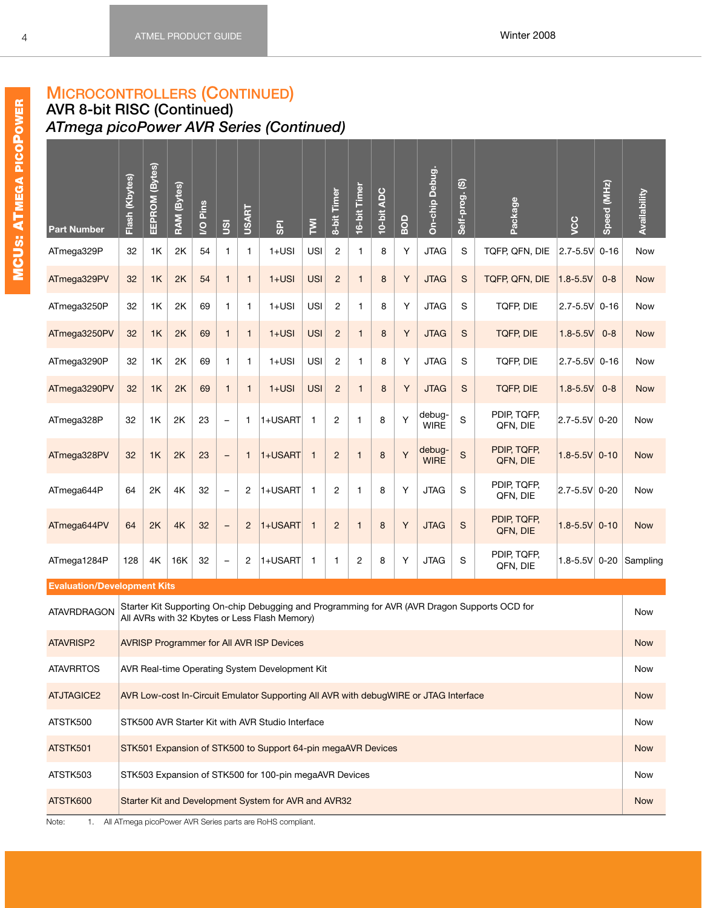# Microcontrollers (Continued)

## AVR 8-bit RISC (Continued)

### *ATmega picoPower AVR Series (Continued)*

| Part Number | Flash (Kbytes) | EEPROM (Bytes) | RAM (Bytes) | I/O Pins | USI | USART | SPI | TWI | 8-bit Timer | 16-bit Timer | 10-bit ADC | BOD | On-chip Debug. | Self-prog. (S) | Package | VCC | Speed (MHz) | Availability |
|---|---|---|---|---|---|---|---|---|---|---|---|---|---|---|---|---|---|---|
| ATmega329P | 32 | 1K | 2K | 54 | 1 | 1 | 1+USI | USI | 2 | 1 | 8 | Y | JTAG | S | TQFP, QFN, DIE | 2.7-5.5V | 0-16 | Now |
| ATmega329PV | 32 | 1K | 2K | 54 | 1 | 1 | 1+USI | USI | 2 | 1 | 8 | Y | JTAG | S | TQFP, QFN, DIE | 1.8-5.5V | 0-8 | Now |
| ATmega3250P | 32 | 1K | 2K | 69 | 1 | 1 | 1+USI | USI | 2 | 1 | 8 | Y | JTAG | S | TQFP, DIE | 2.7-5.5V | 0-16 | Now |
| ATmega3250PV | 32 | 1K | 2K | 69 | 1 | 1 | 1+USI | USI | 2 | 1 | 8 | Y | JTAG | S | TQFP, DIE | 1.8-5.5V | 0-8 | Now |
| ATmega3290P | 32 | 1K | 2K | 69 | 1 | 1 | 1+USI | USI | 2 | 1 | 8 | Y | JTAG | S | TQFP, DIE | 2.7-5.5V | 0-16 | Now |
| ATmega3290PV | 32 | 1K | 2K | 69 | 1 | 1 | 1+USI | USI | 2 | 1 | 8 | Y | JTAG | S | TQFP, DIE | 1.8-5.5V | 0-8 | Now |
| ATmega328P | 32 | 1K | 2K | 23 | – | 1 | 1+USART | 1 | 2 | 1 | 8 | Y | debugWIRE | S | PDIP, TQFP, QFN, DIE | 2.7-5.5V | 0-20 | Now |
| ATmega328PV | 32 | 1K | 2K | 23 | – | 1 | 1+USART | 1 | 2 | 1 | 8 | Y | debugWIRE | S | PDIP, TQFP, QFN, DIE | 1.8-5.5V | 0-10 | Now |
| ATmega644P | 64 | 2K | 4K | 32 | – | 2 | 1+USART | 1 | 2 | 1 | 8 | Y | JTAG | S | PDIP, TQFP, QFN, DIE | 2.7-5.5V | 0-20 | Now |
| ATmega644PV | 64 | 2K | 4K | 32 | – | 2 | 1+USART | 1 | 2 | 1 | 8 | Y | JTAG | S | PDIP, TQFP, QFN, DIE | 1.8-5.5V | 0-10 | Now |
| ATmega1284P | 128 | 4K | 16K | 32 | – | 2 | 1+USART | 1 | 1 | 2 | 8 | Y | JTAG | S | PDIP, TQFP, QFN, DIE | 1.8-5.5V | 0-20 | Sampling |

**Evaluation/Development Kits**

| Part Number | Description | Availability |
|---|---|---|
| ATAVRDRAGON | Starter Kit Supporting On-chip Debugging and Programming for AVR (AVR Dragon Supports OCD for All AVRs with 32 Kbytes or Less Flash Memory) | Now |
| ATAVRISP2 | AVRISP Programmer for All AVR ISP Devices | Now |
| ATAVRRTOS | AVR Real-time Operating System Development Kit | Now |
| ATJTAGICE2 | AVR Low-cost In-Circuit Emulator Supporting All AVR with debugWIRE or JTAG Interface | Now |
| ATSTK500 | STK500 AVR Starter Kit with AVR Studio Interface | Now |
| ATSTK501 | STK501 Expansion of STK500 to Support 64-pin megaAVR Devices | Now |
| ATSTK503 | STK503 Expansion of STK500 for 100-pin megaAVR Devices | Now |
| ATSTK600 | Starter Kit and Development System for AVR and AVR32 | Now |

Note: 1. All ATmega picoPower AVR Series parts are RoHS compliant.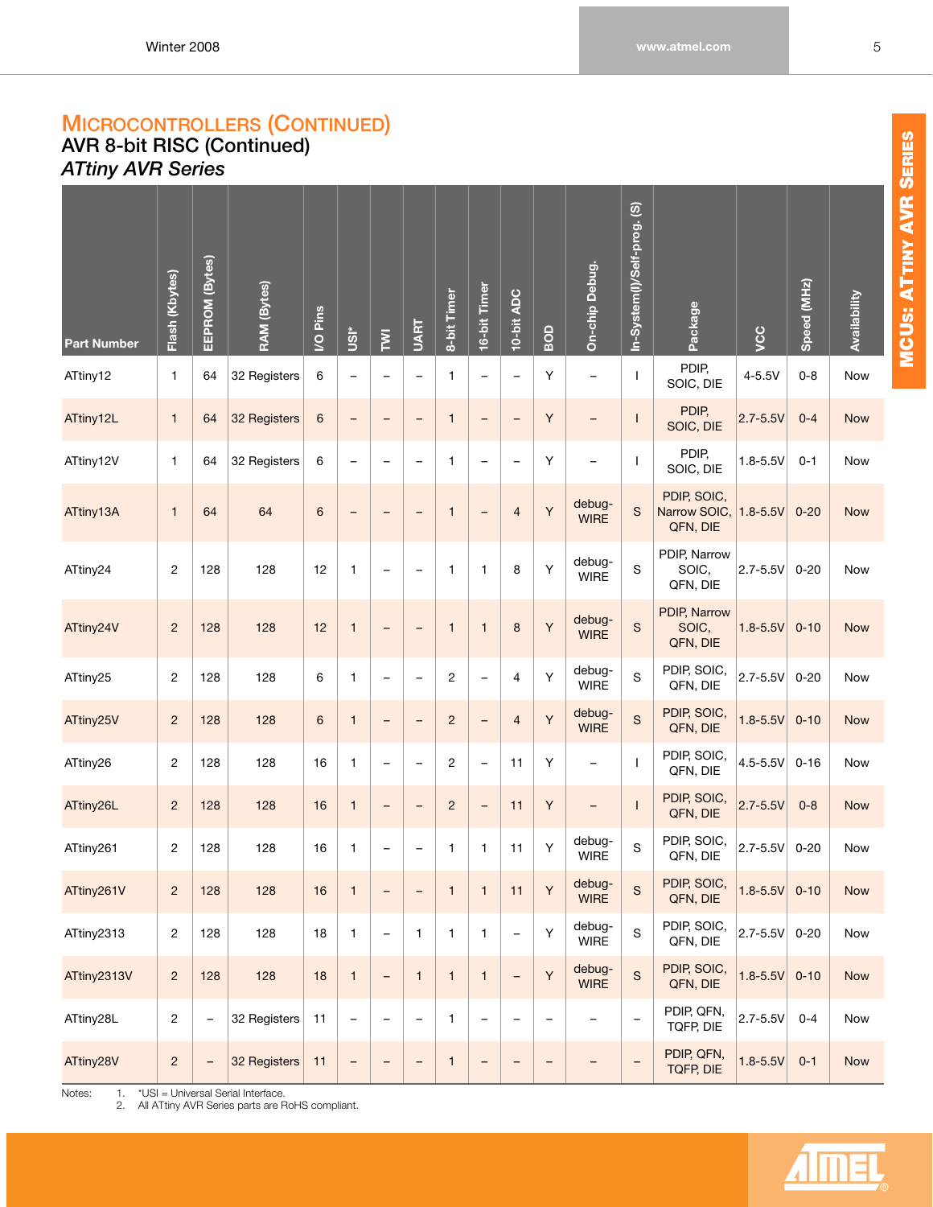## MICROCONTROLLERS (CONTINUED)

### AVR 8-bit RISC (Continued)

### *ATtiny AVR Series*

| Part Number | Flash (Kbytes) | EEPROM (Bytes) | RAM (Bytes) | I/O Pins | USI* | TWI | UART | 8-bit Timer | 16-bit Timer | 10-bit ADC | BOD | On-chip Debug. | In-System(I)/Self-prog. (S) | Package | VCC | Speed (MHz) | Availability |
|---|---|---|---|---|---|---|---|---|---|---|---|---|---|---|---|---|---|
| ATtiny12 | 1 | 64 | 32 Registers | 6 | – | – | – | 1 | – | – | Y | – | I | PDIP, SOIC, DIE | 4-5.5V | 0-8 | Now |
| ATtiny12L | 1 | 64 | 32 Registers | 6 | – | – | – | 1 | – | – | Y | – | I | PDIP, SOIC, DIE | 2.7-5.5V | 0-4 | Now |
| ATtiny12V | 1 | 64 | 32 Registers | 6 | – | – | – | 1 | – | – | Y | – | I | PDIP, SOIC, DIE | 1.8-5.5V | 0-1 | Now |
| ATtiny13A | 1 | 64 | 64 | 6 | – | – | – | 1 | – | 4 | Y | debug-WIRE | S | PDIP, SOIC, Narrow SOIC, QFN, DIE | 1.8-5.5V | 0-20 | Now |
| ATtiny24 | 2 | 128 | 128 | 12 | 1 | – | – | 1 | 1 | 8 | Y | debug-WIRE | S | PDIP, Narrow SOIC, QFN, DIE | 2.7-5.5V | 0-20 | Now |
| ATtiny24V | 2 | 128 | 128 | 12 | 1 | – | – | 1 | 1 | 8 | Y | debug-WIRE | S | PDIP, Narrow SOIC, QFN, DIE | 1.8-5.5V | 0-10 | Now |
| ATtiny25 | 2 | 128 | 128 | 6 | 1 | – | – | 2 | – | 4 | Y | debug-WIRE | S | PDIP, SOIC, QFN, DIE | 2.7-5.5V | 0-20 | Now |
| ATtiny25V | 2 | 128 | 128 | 6 | 1 | – | – | 2 | – | 4 | Y | debug-WIRE | S | PDIP, SOIC, QFN, DIE | 1.8-5.5V | 0-10 | Now |
| ATtiny26 | 2 | 128 | 128 | 16 | 1 | – | – | 2 | – | 11 | Y | – | I | PDIP, SOIC, QFN, DIE | 4.5-5.5V | 0-16 | Now |
| ATtiny26L | 2 | 128 | 128 | 16 | 1 | – | – | 2 | – | 11 | Y | – | I | PDIP, SOIC, QFN, DIE | 2.7-5.5V | 0-8 | Now |
| ATtiny261 | 2 | 128 | 128 | 16 | 1 | – | – | 1 | 1 | 11 | Y | debug-WIRE | S | PDIP, SOIC, QFN, DIE | 2.7-5.5V | 0-20 | Now |
| ATtiny261V | 2 | 128 | 128 | 16 | 1 | – | – | 1 | 1 | 11 | Y | debug-WIRE | S | PDIP, SOIC, QFN, DIE | 1.8-5.5V | 0-10 | Now |
| ATtiny2313 | 2 | 128 | 128 | 18 | 1 | – | 1 | 1 | 1 | – | Y | debug-WIRE | S | PDIP, SOIC, QFN, DIE | 2.7-5.5V | 0-20 | Now |
| ATtiny2313V | 2 | 128 | 128 | 18 | 1 | – | 1 | 1 | 1 | – | Y | debug-WIRE | S | PDIP, SOIC, QFN, DIE | 1.8-5.5V | 0-10 | Now |
| ATtiny28L | 2 | – | 32 Registers | 11 | – | – | – | 1 | – | – | – | – | – | PDIP, QFN, TQFP, DIE | 2.7-5.5V | 0-4 | Now |
| ATtiny28V | 2 | – | 32 Registers | 11 | – | – | – | 1 | – | – | – | – | – | PDIP, QFN, TQFP, DIE | 1.8-5.5V | 0-1 | Now |

Notes:
1. *USI = Universal Serial Interface.
2. All ATtiny AVR Series parts are RoHS compliant.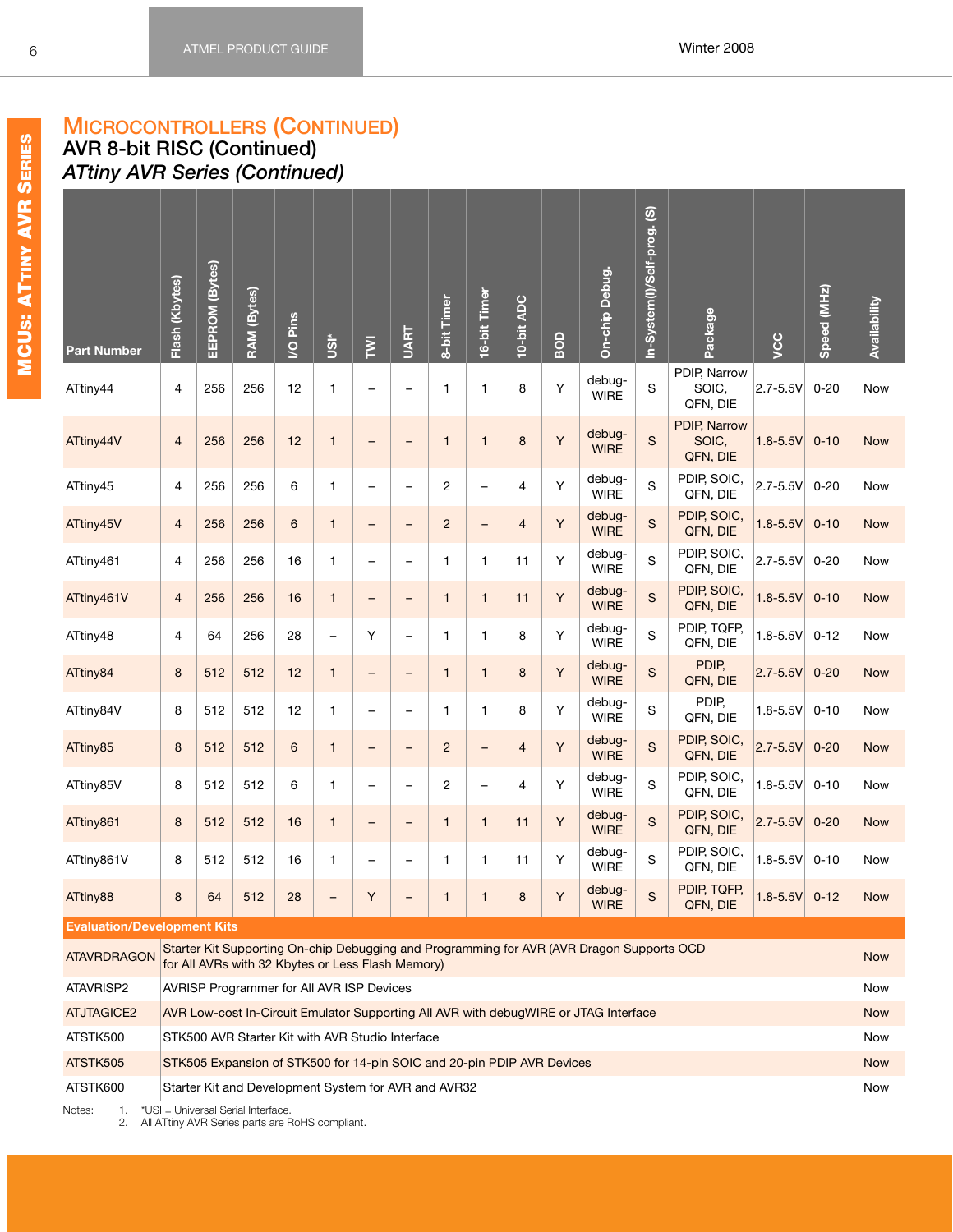# Microcontrollers (Continued)

## AVR 8-bit RISC (Continued)

### *ATtiny AVR Series (Continued)*

| Part Number | Flash (Kbytes) | EEPROM (Bytes) | RAM (Bytes) | I/O Pins | USI* | TWI | UART | 8-bit Timer | 16-bit Timer | 10-bit ADC | BOD | On-chip Debug. | In-System(I)/Self-prog. (S) | Package | VCC | Speed (MHz) | Availability |
|---|---|---|---|---|---|---|---|---|---|---|---|---|---|---|---|---|---|
| ATtiny44 | 4 | 256 | 256 | 12 | 1 | – | – | 1 | 1 | 8 | Y | debugWIRE | S | PDIP, Narrow SOIC, QFN, DIE | 2.7-5.5V | 0-20 | Now |
| ATtiny44V | 4 | 256 | 256 | 12 | 1 | – | – | 1 | 1 | 8 | Y | debugWIRE | S | PDIP, Narrow SOIC, QFN, DIE | 1.8-5.5V | 0-10 | Now |
| ATtiny45 | 4 | 256 | 256 | 6 | 1 | – | – | 2 | – | 4 | Y | debugWIRE | S | PDIP, SOIC, QFN, DIE | 2.7-5.5V | 0-20 | Now |
| ATtiny45V | 4 | 256 | 256 | 6 | 1 | – | – | 2 | – | 4 | Y | debugWIRE | S | PDIP, SOIC, QFN, DIE | 1.8-5.5V | 0-10 | Now |
| ATtiny461 | 4 | 256 | 256 | 16 | 1 | – | – | 1 | 1 | 11 | Y | debugWIRE | S | PDIP, SOIC, QFN, DIE | 2.7-5.5V | 0-20 | Now |
| ATtiny461V | 4 | 256 | 256 | 16 | 1 | – | – | 1 | 1 | 11 | Y | debugWIRE | S | PDIP, SOIC, QFN, DIE | 1.8-5.5V | 0-10 | Now |
| ATtiny48 | 4 | 64 | 256 | 28 | – | Y | – | 1 | 1 | 8 | Y | debugWIRE | S | PDIP, TQFP, QFN, DIE | 1.8-5.5V | 0-12 | Now |
| ATtiny84 | 8 | 512 | 512 | 12 | 1 | – | – | 1 | 1 | 8 | Y | debugWIRE | S | PDIP, QFN, DIE | 2.7-5.5V | 0-20 | Now |
| ATtiny84V | 8 | 512 | 512 | 12 | 1 | – | – | 1 | 1 | 8 | Y | debugWIRE | S | PDIP, QFN, DIE | 1.8-5.5V | 0-10 | Now |
| ATtiny85 | 8 | 512 | 512 | 6 | 1 | – | – | 2 | – | 4 | Y | debugWIRE | S | PDIP, SOIC, QFN, DIE | 2.7-5.5V | 0-20 | Now |
| ATtiny85V | 8 | 512 | 512 | 6 | 1 | – | – | 2 | – | 4 | Y | debugWIRE | S | PDIP, SOIC, QFN, DIE | 1.8-5.5V | 0-10 | Now |
| ATtiny861 | 8 | 512 | 512 | 16 | 1 | – | – | 1 | 1 | 11 | Y | debugWIRE | S | PDIP, SOIC, QFN, DIE | 2.7-5.5V | 0-20 | Now |
| ATtiny861V | 8 | 512 | 512 | 16 | 1 | – | – | 1 | 1 | 11 | Y | debugWIRE | S | PDIP, SOIC, QFN, DIE | 1.8-5.5V | 0-10 | Now |
| ATtiny88 | 8 | 64 | 512 | 28 | – | Y | – | 1 | 1 | 8 | Y | debugWIRE | S | PDIP, TQFP, QFN, DIE | 1.8-5.5V | 0-12 | Now |

**Evaluation/Development Kits**

| Part Number | Description | Availability |
|---|---|---|
| ATAVRDRAGON | Starter Kit Supporting On-chip Debugging and Programming for AVR (AVR Dragon Supports OCD for All AVRs with 32 Kbytes or Less Flash Memory) | Now |
| ATAVRISP2 | AVRISP Programmer for All AVR ISP Devices | Now |
| ATJTAGICE2 | AVR Low-cost In-Circuit Emulator Supporting All AVR with debugWIRE or JTAG Interface | Now |
| ATSTK500 | STK500 AVR Starter Kit with AVR Studio Interface | Now |
| ATSTK505 | STK505 Expansion of STK500 for 14-pin SOIC and 20-pin PDIP AVR Devices | Now |
| ATSTK600 | Starter Kit and Development System for AVR and AVR32 | Now |

Notes:
1. *USI = Universal Serial Interface.
2. All ATtiny AVR Series parts are RoHS compliant.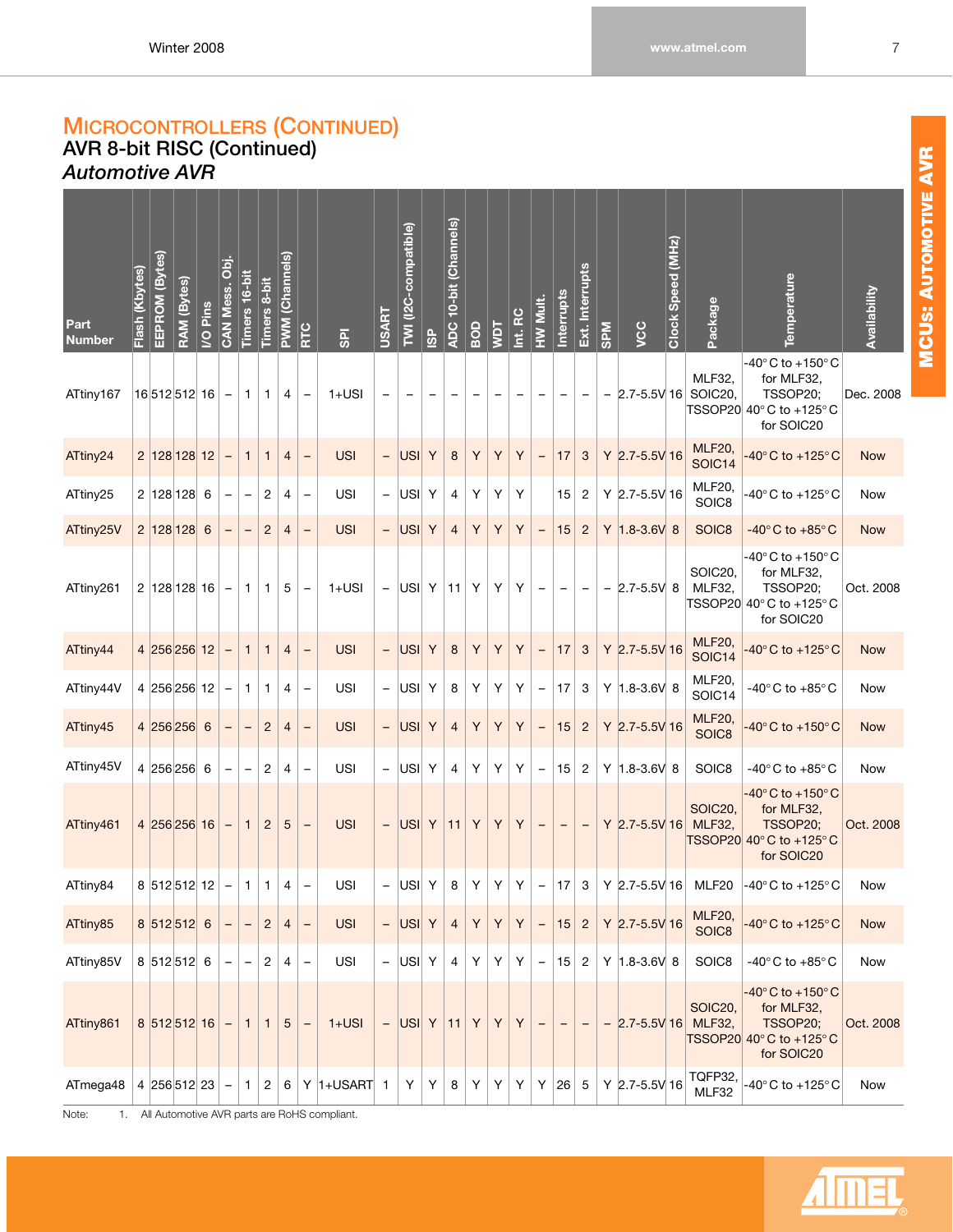## MICROCONTROLLERS (CONTINUED)

### AVR 8-bit RISC (Continued)

### *Automotive AVR*

| Part Number | Flash (Kbytes) | EEPROM (Bytes) | RAM (Bytes) | I/O Pins | CAN Mess. Obj. | Timers 16-bit | Timers 8-bit | PWM (Channels) | RTC | SPI | USART | TWI (I2C-compatible) | ISP | ADC 10-bit (Channels) | BOD | WDT | Int. RC | HW Mult. | Interrupts | Ext. Interrupts | SPM | VCC | Clock Speed (MHz) | Package | Temperature | Availability |
|---|---|---|---|---|---|---|---|---|---|---|---|---|---|---|---|---|---|---|---|---|---|---|---|---|---|---|
| ATtiny167 | 16 | 512 | 512 | 16 | – | 1 | 1 | 4 | – | 1+USI | – | – | – | – | – | – | – | – | – | – | – | 2.7-5.5V | 16 | MLF32, SOIC20, TSSOP20 | -40° C to +150° C for MLF32, TSSOP20; 40° C to +125° C for SOIC20 | Dec. 2008 |
| ATtiny24 | 2 | 128 | 128 | 12 | – | 1 | 1 | 4 | – | USI | – | USI | Y | 8 | Y | Y | Y | – | 17 | 3 | Y | 2.7-5.5V | 16 | MLF20, SOIC14 | -40° C to +125° C | Now |
| ATtiny25 | 2 | 128 | 128 | 6 | – | – | 2 | 4 | – | USI | – | USI | Y | 4 | Y | Y | Y | | 15 | 2 | Y | 2.7-5.5V | 16 | MLF20, SOIC8 | -40° C to +125° C | Now |
| ATtiny25V | 2 | 128 | 128 | 6 | – | – | 2 | 4 | – | USI | – | USI | Y | 4 | Y | Y | Y | – | 15 | 2 | Y | 1.8-3.6V | 8 | SOIC8 | -40° C to +85° C | Now |
| ATtiny261 | 2 | 128 | 128 | 16 | – | 1 | 1 | 5 | – | 1+USI | – | USI | Y | 11 | Y | Y | Y | – | – | – | – | 2.7-5.5V | 8 | SOIC20, MLF32, TSSOP20 | -40° C to +150° C for MLF32, TSSOP20; 40° C to +125° C for SOIC20 | Oct. 2008 |
| ATtiny44 | 4 | 256 | 256 | 12 | – | 1 | 1 | 4 | – | USI | – | USI | Y | 8 | Y | Y | Y | – | 17 | 3 | Y | 2.7-5.5V | 16 | MLF20, SOIC14 | -40° C to +125° C | Now |
| ATtiny44V | 4 | 256 | 256 | 12 | – | 1 | 1 | 4 | – | USI | – | USI | Y | 8 | Y | Y | Y | – | 17 | 3 | Y | 1.8-3.6V | 8 | MLF20, SOIC14 | -40° C to +85° C | Now |
| ATtiny45 | 4 | 256 | 256 | 6 | – | – | 2 | 4 | – | USI | – | USI | Y | 4 | Y | Y | Y | – | 15 | 2 | Y | 2.7-5.5V | 16 | MLF20, SOIC8 | -40° C to +150° C | Now |
| ATtiny45V | 4 | 256 | 256 | 6 | – | – | 2 | 4 | – | USI | – | USI | Y | 4 | Y | Y | Y | – | 15 | 2 | Y | 1.8-3.6V | 8 | SOIC8 | -40° C to +85° C | Now |
| ATtiny461 | 4 | 256 | 256 | 16 | – | 1 | 2 | 5 | – | USI | – | USI | Y | 11 | Y | Y | Y | – | – | – | Y | 2.7-5.5V | 16 | SOIC20, MLF32, TSSOP20 | -40° C to +150° C for MLF32, TSSOP20; 40° C to +125° C for SOIC20 | Oct. 2008 |
| ATtiny84 | 8 | 512 | 512 | 12 | – | 1 | 1 | 4 | – | USI | – | USI | Y | 8 | Y | Y | Y | – | 17 | 3 | Y | 2.7-5.5V | 16 | MLF20 | -40° C to +125° C | Now |
| ATtiny85 | 8 | 512 | 512 | 6 | – | – | 2 | 4 | – | USI | – | USI | Y | 4 | Y | Y | Y | – | 15 | 2 | Y | 2.7-5.5V | 16 | MLF20, SOIC8 | -40° C to +125° C | Now |
| ATtiny85V | 8 | 512 | 512 | 6 | – | – | 2 | 4 | – | USI | – | USI | Y | 4 | Y | Y | Y | – | 15 | 2 | Y | 1.8-3.6V | 8 | SOIC8 | -40° C to +85° C | Now |
| ATtiny861 | 8 | 512 | 512 | 16 | – | 1 | 1 | 5 | – | 1+USI | – | USI | Y | 11 | Y | Y | Y | – | – | – | – | 2.7-5.5V | 16 | SOIC20, MLF32, TSSOP20 | -40° C to +150° C for MLF32, TSSOP20; 40° C to +125° C for SOIC20 | Oct. 2008 |
| ATmega48 | 4 | 256 | 512 | 23 | – | 1 | 2 | 6 | Y | 1+USART | 1 | Y | Y | 8 | Y | Y | Y | Y | 26 | 5 | Y | 2.7-5.5V | 16 | TQFP32, MLF32 | -40° C to +125° C | Now |

Note: 1. All Automotive AVR parts are RoHS compliant.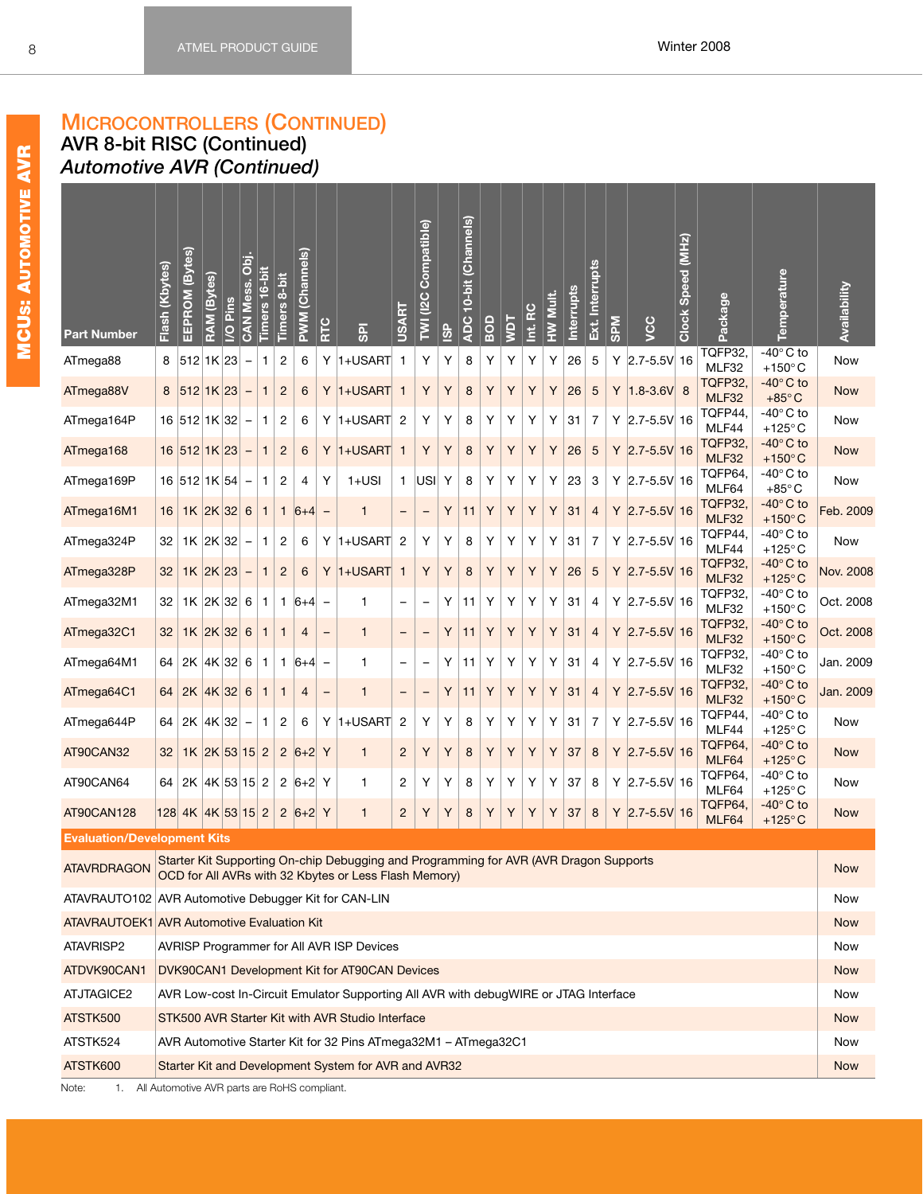## Microcontrollers (Continued)

### AVR 8-bit RISC (Continued)

### *Automotive AVR (Continued)*

| Part Number | Flash (Kbytes) | EEPROM (Bytes) | RAM (Bytes) | I/O Pins | CAN Mess. Obj. | Timers 16-bit | Timers 8-bit | PWM (Channels) | RTC | SPI | USART | TWI (I2C Compatible) | ISP | ADC 10-bit (Channels) | BOD | WDT | Int. RC | HW Mult. | Interrupts | Ext. Interrupts | SPM | VCC | Clock Speed (MHz) | Package | Temperature | Availability |
|---|---|---|---|---|---|---|---|---|---|---|---|---|---|---|---|---|---|---|---|---|---|---|---|---|---|---|
| ATmega88 | 8 | 512 | 1K | 23 | – | 1 | 2 | 6 | Y | 1+USART | 1 | Y | Y | 8 | Y | Y | Y | Y | 26 | 5 | Y | 2.7-5.5V | 16 | TQFP32, MLF32 | -40° C to +150° C | Now |
| ATmega88V | 8 | 512 | 1K | 23 | – | 1 | 2 | 6 | Y | 1+USART | 1 | Y | Y | 8 | Y | Y | Y | Y | 26 | 5 | Y | 1.8-3.6V | 8 | TQFP32, MLF32 | -40° C to +85° C | Now |
| ATmega164P | 16 | 512 | 1K | 32 | – | 1 | 2 | 6 | Y | 1+USART | 2 | Y | Y | 8 | Y | Y | Y | Y | 31 | 7 | Y | 2.7-5.5V | 16 | TQFP44, MLF44 | -40° C to +125° C | Now |
| ATmega168 | 16 | 512 | 1K | 23 | – | 1 | 2 | 6 | Y | 1+USART | 1 | Y | Y | 8 | Y | Y | Y | Y | 26 | 5 | Y | 2.7-5.5V | 16 | TQFP32, MLF32 | -40° C to +150° C | Now |
| ATmega169P | 16 | 512 | 1K | 54 | – | 1 | 2 | 4 | Y | 1+USI | 1 | USI | Y | 8 | Y | Y | Y | Y | 23 | 3 | Y | 2.7-5.5V | 16 | TQFP64, MLF64 | -40° C to +85° C | Now |
| ATmega16M1 | 16 | 1K | 2K | 32 | 6 | 1 | 1 | 6+4 | – | 1 | – | – | Y | 11 | Y | Y | Y | Y | 31 | 4 | Y | 2.7-5.5V | 16 | TQFP32, MLF32 | -40° C to +150° C | Feb. 2009 |
| ATmega324P | 32 | 1K | 2K | 32 | – | 1 | 2 | 6 | Y | 1+USART | 2 | Y | Y | 8 | Y | Y | Y | Y | 31 | 7 | Y | 2.7-5.5V | 16 | TQFP44, MLF44 | -40° C to +125° C | Now |
| ATmega328P | 32 | 1K | 2K | 23 | – | 1 | 2 | 6 | Y | 1+USART | 1 | Y | Y | 8 | Y | Y | Y | Y | 26 | 5 | Y | 2.7-5.5V | 16 | TQFP32, MLF32 | -40° C to +125° C | Nov. 2008 |
| ATmega32M1 | 32 | 1K | 2K | 32 | 6 | 1 | 1 | 6+4 | – | 1 | – | – | Y | 11 | Y | Y | Y | Y | 31 | 4 | Y | 2.7-5.5V | 16 | TQFP32, MLF32 | -40° C to +150° C | Oct. 2008 |
| ATmega32C1 | 32 | 1K | 2K | 32 | 6 | 1 | 1 | 4 | – | 1 | – | – | Y | 11 | Y | Y | Y | Y | 31 | 4 | Y | 2.7-5.5V | 16 | TQFP32, MLF32 | -40° C to +150° C | Oct. 2008 |
| ATmega64M1 | 64 | 2K | 4K | 32 | 6 | 1 | 1 | 6+4 | – | 1 | – | – | Y | 11 | Y | Y | Y | Y | 31 | 4 | Y | 2.7-5.5V | 16 | TQFP32, MLF32 | -40° C to +150° C | Jan. 2009 |
| ATmega64C1 | 64 | 2K | 4K | 32 | 6 | 1 | 1 | 4 | – | 1 | – | – | Y | 11 | Y | Y | Y | Y | 31 | 4 | Y | 2.7-5.5V | 16 | TQFP32, MLF32 | -40° C to +150° C | Jan. 2009 |
| ATmega644P | 64 | 2K | 4K | 32 | – | 1 | 2 | 6 | Y | 1+USART | 2 | Y | Y | 8 | Y | Y | Y | Y | 31 | 7 | Y | 2.7-5.5V | 16 | TQFP44, MLF44 | -40° C to +125° C | Now |
| AT90CAN32 | 32 | 1K | 2K | 53 | 15 | 2 | 2 | 6+2 | Y | 1 | 2 | Y | Y | 8 | Y | Y | Y | Y | 37 | 8 | Y | 2.7-5.5V | 16 | TQFP64, MLF64 | -40° C to +125° C | Now |
| AT90CAN64 | 64 | 2K | 4K | 53 | 15 | 2 | 2 | 6+2 | Y | 1 | 2 | Y | Y | 8 | Y | Y | Y | Y | 37 | 8 | Y | 2.7-5.5V | 16 | TQFP64, MLF64 | -40° C to +125° C | Now |
| AT90CAN128 | 128 | 4K | 4K | 53 | 15 | 2 | 2 | 6+2 | Y | 1 | 2 | Y | Y | 8 | Y | Y | Y | Y | 37 | 8 | Y | 2.7-5.5V | 16 | TQFP64, MLF64 | -40° C to +125° C | Now |

**Evaluation/Development Kits**

| Part Number | Description | Availability |
|---|---|---|
| ATAVRDRAGON | Starter Kit Supporting On-chip Debugging and Programming for AVR (AVR Dragon Supports OCD for All AVRs with 32 Kbytes or Less Flash Memory) | Now |
| ATAVRAUTO102 | AVR Automotive Debugger Kit for CAN-LIN | Now |
| ATAVRAUTOEK1 | AVR Automotive Evaluation Kit | Now |
| ATAVRISP2 | AVRISP Programmer for All AVR ISP Devices | Now |
| ATDVK90CAN1 | DVK90CAN1 Development Kit for AT90CAN Devices | Now |
| ATJTAGICE2 | AVR Low-cost In-Circuit Emulator Supporting All AVR with debugWIRE or JTAG Interface | Now |
| ATSTK500 | STK500 AVR Starter Kit with AVR Studio Interface | Now |
| ATSTK524 | AVR Automotive Starter Kit for 32 Pins ATmega32M1 – ATmega32C1 | Now |
| ATSTK600 | Starter Kit and Development System for AVR and AVR32 | Now |

Note: 1. All Automotive AVR parts are RoHS compliant.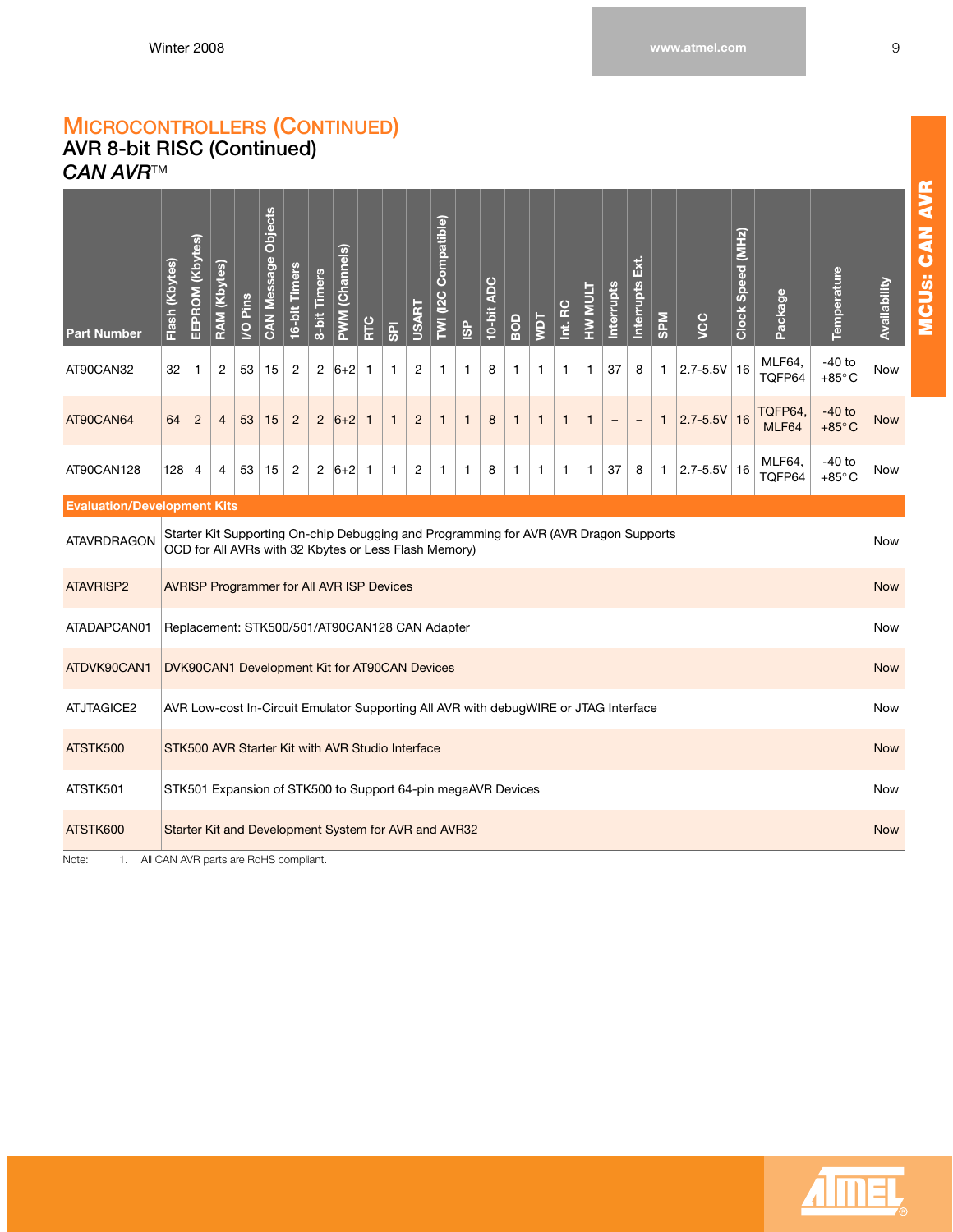# MICROCONTROLLERS (CONTINUED)

## AVR 8-bit RISC (Continued)

### *CAN AVR*™

| Part Number | Flash (Kbytes) | EEPROM (Kbytes) | RAM (Kbytes) | I/O Pins | CAN Message Objects | 16-bit Timers | 8-bit Timers | PWM (Channels) | RTC | SPI | USART | TWI (I2C Compatible) | ISP | 10-bit ADC | BOD | WDT | Int. RC | HW MULT | Interrupts | Interrupts Ext. | SPM | VCC | Clock Speed (MHz) | Package | Temperature | Availability |
|---|---|---|---|---|---|---|---|---|---|---|---|---|---|---|---|---|---|---|---|---|---|---|---|---|---|---|
| AT90CAN32 | 32 | 1 | 2 | 53 | 15 | 2 | 2 | 6+2 | 1 | 1 | 2 | 1 | 1 | 8 | 1 | 1 | 1 | 1 | 37 | 8 | 1 | 2.7-5.5V | 16 | MLF64, TQFP64 | -40 to +85°C | Now |
| AT90CAN64 | 64 | 2 | 4 | 53 | 15 | 2 | 2 | 6+2 | 1 | 1 | 2 | 1 | 1 | 8 | 1 | 1 | 1 | 1 | – | – | 1 | 2.7-5.5V | 16 | TQFP64, MLF64 | -40 to +85°C | Now |
| AT90CAN128 | 128 | 4 | 4 | 53 | 15 | 2 | 2 | 6+2 | 1 | 1 | 2 | 1 | 1 | 8 | 1 | 1 | 1 | 1 | 37 | 8 | 1 | 2.7-5.5V | 16 | MLF64, TQFP64 | -40 to +85°C | Now |

**Evaluation/Development Kits**

| Part Number | Description | Availability |
|---|---|---|
| ATAVRDRAGON | Starter Kit Supporting On-chip Debugging and Programming for AVR (AVR Dragon Supports OCD for All AVRs with 32 Kbytes or Less Flash Memory) | Now |
| ATAVRISP2 | AVRISP Programmer for All AVR ISP Devices | Now |
| ATADAPCAN01 | Replacement: STK500/501/AT90CAN128 CAN Adapter | Now |
| ATDVK90CAN1 | DVK90CAN1 Development Kit for AT90CAN Devices | Now |
| ATJTAGICE2 | AVR Low-cost In-Circuit Emulator Supporting All AVR with debugWIRE or JTAG Interface | Now |
| ATSTK500 | STK500 AVR Starter Kit with AVR Studio Interface | Now |
| ATSTK501 | STK501 Expansion of STK500 to Support 64-pin megaAVR Devices | Now |
| ATSTK600 | Starter Kit and Development System for AVR and AVR32 | Now |

Note: 1. All CAN AVR parts are RoHS compliant.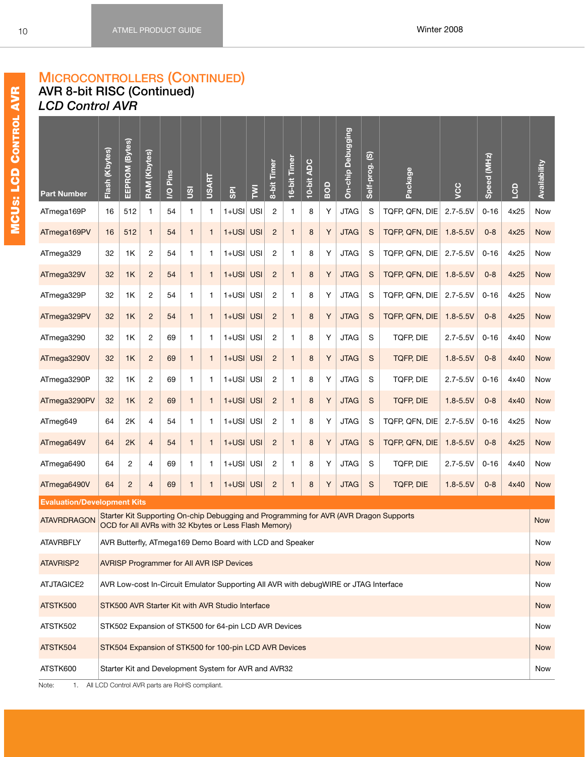# MICROCONTROLLERS (CONTINUED)

## AVR 8-bit RISC (Continued)

### *LCD Control AVR*

| Part Number | Flash (Kbytes) | EEPROM (Bytes) | RAM (Kbytes) | I/O Pins | USI | USART | SPI | TWI | 8-bit Timer | 16-bit Timer | 10-bit ADC | BOD | On-chip Debugging | Self-prog. (S) | Package | VCC | Speed (MHz) | LCD | Availability |
|---|---|---|---|---|---|---|---|---|---|---|---|---|---|---|---|---|---|---|---|
| ATmega169P | 16 | 512 | 1 | 54 | 1 | 1 | 1+USI | USI | 2 | 1 | 8 | Y | JTAG | S | TQFP, QFN, DIE | 2.7-5.5V | 0-16 | 4x25 | Now |
| ATmega169PV | 16 | 512 | 1 | 54 | 1 | 1 | 1+USI | USI | 2 | 1 | 8 | Y | JTAG | S | TQFP, QFN, DIE | 1.8-5.5V | 0-8 | 4x25 | Now |
| ATmega329 | 32 | 1K | 2 | 54 | 1 | 1 | 1+USI | USI | 2 | 1 | 8 | Y | JTAG | S | TQFP, QFN, DIE | 2.7-5.5V | 0-16 | 4x25 | Now |
| ATmega329V | 32 | 1K | 2 | 54 | 1 | 1 | 1+USI | USI | 2 | 1 | 8 | Y | JTAG | S | TQFP, QFN, DIE | 1.8-5.5V | 0-8 | 4x25 | Now |
| ATmega329P | 32 | 1K | 2 | 54 | 1 | 1 | 1+USI | USI | 2 | 1 | 8 | Y | JTAG | S | TQFP, QFN, DIE | 2.7-5.5V | 0-16 | 4x25 | Now |
| ATmega329PV | 32 | 1K | 2 | 54 | 1 | 1 | 1+USI | USI | 2 | 1 | 8 | Y | JTAG | S | TQFP, QFN, DIE | 1.8-5.5V | 0-8 | 4x25 | Now |
| ATmega3290 | 32 | 1K | 2 | 69 | 1 | 1 | 1+USI | USI | 2 | 1 | 8 | Y | JTAG | S | TQFP, DIE | 2.7-5.5V | 0-16 | 4x40 | Now |
| ATmega3290V | 32 | 1K | 2 | 69 | 1 | 1 | 1+USI | USI | 2 | 1 | 8 | Y | JTAG | S | TQFP, DIE | 1.8-5.5V | 0-8 | 4x40 | Now |
| ATmega3290P | 32 | 1K | 2 | 69 | 1 | 1 | 1+USI | USI | 2 | 1 | 8 | Y | JTAG | S | TQFP, DIE | 2.7-5.5V | 0-16 | 4x40 | Now |
| ATmega3290PV | 32 | 1K | 2 | 69 | 1 | 1 | 1+USI | USI | 2 | 1 | 8 | Y | JTAG | S | TQFP, DIE | 1.8-5.5V | 0-8 | 4x40 | Now |
| ATmeg649 | 64 | 2K | 4 | 54 | 1 | 1 | 1+USI | USI | 2 | 1 | 8 | Y | JTAG | S | TQFP, QFN, DIE | 2.7-5.5V | 0-16 | 4x25 | Now |
| ATmega649V | 64 | 2K | 4 | 54 | 1 | 1 | 1+USI | USI | 2 | 1 | 8 | Y | JTAG | S | TQFP, QFN, DIE | 1.8-5.5V | 0-8 | 4x25 | Now |
| ATmega6490 | 64 | 2 | 4 | 69 | 1 | 1 | 1+USI | USI | 2 | 1 | 8 | Y | JTAG | S | TQFP, DIE | 2.7-5.5V | 0-16 | 4x40 | Now |
| ATmega6490V | 64 | 2 | 4 | 69 | 1 | 1 | 1+USI | USI | 2 | 1 | 8 | Y | JTAG | S | TQFP, DIE | 1.8-5.5V | 0-8 | 4x40 | Now |

**Evaluation/Development Kits**

| Part Number | Description | Availability |
|---|---|---|
| ATAVRDRAGON | Starter Kit Supporting On-chip Debugging and Programming for AVR (AVR Dragon Supports OCD for All AVRs with 32 Kbytes or Less Flash Memory) | Now |
| ATAVRBFLY | AVR Butterfly, ATmega169 Demo Board with LCD and Speaker | Now |
| ATAVRISP2 | AVRISP Programmer for All AVR ISP Devices | Now |
| ATJTAGICE2 | AVR Low-cost In-Circuit Emulator Supporting All AVR with debugWIRE or JTAG Interface | Now |
| ATSTK500 | STK500 AVR Starter Kit with AVR Studio Interface | Now |
| ATSTK502 | STK502 Expansion of STK500 for 64-pin LCD AVR Devices | Now |
| ATSTK504 | STK504 Expansion of STK500 for 100-pin LCD AVR Devices | Now |
| ATSTK600 | Starter Kit and Development System for AVR and AVR32 | Now |

Note: 1. All LCD Control AVR parts are RoHS compliant.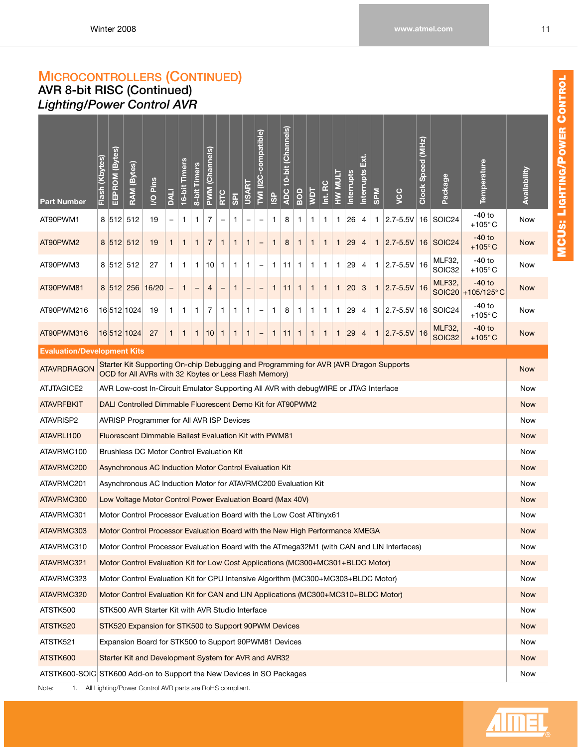# MICROCONTROLLERS (CONTINUED)

## AVR 8-bit RISC (Continued)

### *Lighting/Power Control AVR*

| Part Number | Flash (Kbytes) | EEPROM (Bytes) | RAM (Bytes) | I/O Pins | DALI | 16-bit Timers | 8-bit Timers | PWM (Channels) | RTC | SPI | USART | TWI (I2C-compatible) | ISP | ADC 10-bit (Channels) | BOD | WDT | Int. RC | HW MULT | Interrupts | Interrupts Ext. | SPM | VCC | Clock Speed (MHz) | Package | Temperature | Availability |
|---|---|---|---|---|---|---|---|---|---|---|---|---|---|---|---|---|---|---|---|---|---|---|---|---|---|---|
| AT90PWM1 | 8 | 512 | 512 | 19 | – | 1 | 1 | 7 | – | 1 | – | – | 1 | 8 | 1 | 1 | 1 | 1 | 26 | 4 | 1 | 2.7-5.5V | 16 | SOIC24 | -40 to +105°C | Now |
| AT90PWM2 | 8 | 512 | 512 | 19 | 1 | 1 | 1 | 7 | 1 | 1 | 1 | – | 1 | 8 | 1 | 1 | 1 | 1 | 29 | 4 | 1 | 2.7-5.5V | 16 | SOIC24 | -40 to +105°C | Now |
| AT90PWM3 | 8 | 512 | 512 | 27 | 1 | 1 | 1 | 10 | 1 | 1 | 1 | – | 1 | 11 | 1 | 1 | 1 | 1 | 29 | 4 | 1 | 2.7-5.5V | 16 | MLF32, SOIC32 | -40 to +105°C | Now |
| AT90PWM81 | 8 | 512 | 256 | 16/20 | – | 1 | – | 4 | – | 1 | – | – | 1 | 11 | 1 | 1 | 1 | 1 | 20 | 3 | 1 | 2.7-5.5V | 16 | MLF32, SOIC20 | -40 to +105/125°C | Now |
| AT90PWM216 | 16 | 512 | 1024 | 19 | 1 | 1 | 1 | 7 | 1 | 1 | 1 | – | 1 | 8 | 1 | 1 | 1 | 1 | 29 | 4 | 1 | 2.7-5.5V | 16 | SOIC24 | -40 to +105°C | Now |
| AT90PWM316 | 16 | 512 | 1024 | 27 | 1 | 1 | 1 | 10 | 1 | 1 | 1 | – | 1 | 11 | 1 | 1 | 1 | 1 | 29 | 4 | 1 | 2.7-5.5V | 16 | MLF32, SOIC32 | -40 to +105°C | Now |

**Evaluation/Development Kits**

| Part Number | Description | Availability |
|---|---|---|
| ATAVRDRAGON | Starter Kit Supporting On-chip Debugging and Programming for AVR (AVR Dragon Supports OCD for All AVRs with 32 Kbytes or Less Flash Memory) | Now |
| ATJTAGICE2 | AVR Low-cost In-Circuit Emulator Supporting All AVR with debugWIRE or JTAG Interface | Now |
| ATAVRFBKIT | DALI Controlled Dimmable Fluorescent Demo Kit for AT90PWM2 | Now |
| ATAVRISP2 | AVRISP Programmer for All AVR ISP Devices | Now |
| ATAVRLI100 | Fluorescent Dimmable Ballast Evaluation Kit with PWM81 | Now |
| ATAVRMC100 | Brushless DC Motor Control Evaluation Kit | Now |
| ATAVRMC200 | Asynchronous AC Induction Motor Control Evaluation Kit | Now |
| ATAVRMC201 | Asynchronous AC Induction Motor for ATAVRMC200 Evaluation Kit | Now |
| ATAVRMC300 | Low Voltage Motor Control Power Evaluation Board (Max 40V) | Now |
| ATAVRMC301 | Motor Control Processor Evaluation Board with the Low Cost ATtinyx61 | Now |
| ATAVRMC303 | Motor Control Processor Evaluation Board with the New High Performance XMEGA | Now |
| ATAVRMC310 | Motor Control Processor Evaluation Board with the ATmega32M1 (with CAN and LIN Interfaces) | Now |
| ATAVRMC321 | Motor Control Evaluation Kit for Low Cost Applications (MC300+MC301+BLDC Motor) | Now |
| ATAVRMC323 | Motor Control Evaluation Kit for CPU Intensive Algorithm (MC300+MC303+BLDC Motor) | Now |
| ATAVRMC320 | Motor Control Evaluation Kit for CAN and LIN Applications (MC300+MC310+BLDC Motor) | Now |
| ATSTK500 | STK500 AVR Starter Kit with AVR Studio Interface | Now |
| ATSTK520 | STK520 Expansion for STK500 to Support 90PWM Devices | Now |
| ATSTK521 | Expansion Board for STK500 to Support 90PWM81 Devices | Now |
| ATSTK600 | Starter Kit and Development System for AVR and AVR32 | Now |
| ATSTK600-SOIC | STK600 Add-on to Support the New Devices in SO Packages | Now |

Note: 1. All Lighting/Power Control AVR parts are RoHS compliant.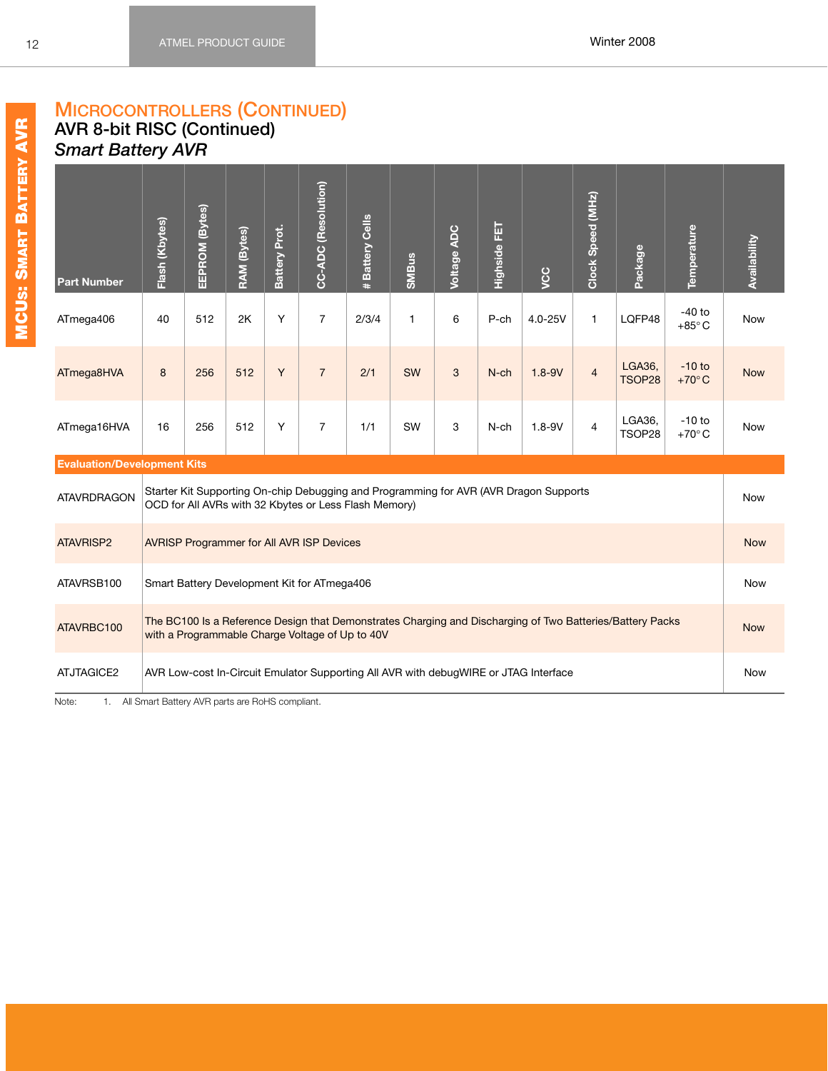# Microcontrollers (Continued)

## AVR 8-bit RISC (Continued)

### *Smart Battery AVR*

| Part Number | Flash (Kbytes) | EEPROM (Bytes) | RAM (Bytes) | Battery Prot. | CC-ADC (Resolution) | # Battery Cells | SMBus | Voltage ADC | Highside FET | VCC | Clock Speed (MHz) | Package | Temperature | Availability |
|---|---|---|---|---|---|---|---|---|---|---|---|---|---|---|
| ATmega406 | 40 | 512 | 2K | Y | 7 | 2/3/4 | 1 | 6 | P-ch | 4.0-25V | 1 | LQFP48 | -40 to +85° C | Now |
| ATmega8HVA | 8 | 256 | 512 | Y | 7 | 2/1 | SW | 3 | N-ch | 1.8-9V | 4 | LGA36, TSOP28 | -10 to +70° C | Now |
| ATmega16HVA | 16 | 256 | 512 | Y | 7 | 1/1 | SW | 3 | N-ch | 1.8-9V | 4 | LGA36, TSOP28 | -10 to +70° C | Now |

| Evaluation/Development Kits | | |
|---|---|---|
| ATAVRDRAGON | Starter Kit Supporting On-chip Debugging and Programming for AVR (AVR Dragon Supports OCD for All AVRs with 32 Kbytes or Less Flash Memory) | Now |
| ATAVRISP2 | AVRISP Programmer for All AVR ISP Devices | Now |
| ATAVRSB100 | Smart Battery Development Kit for ATmega406 | Now |
| ATAVRBC100 | The BC100 Is a Reference Design that Demonstrates Charging and Discharging of Two Batteries/Battery Packs with a Programmable Charge Voltage of Up to 40V | Now |
| ATJTAGICE2 | AVR Low-cost In-Circuit Emulator Supporting All AVR with debugWIRE or JTAG Interface | Now |

Note: 1. All Smart Battery AVR parts are RoHS compliant.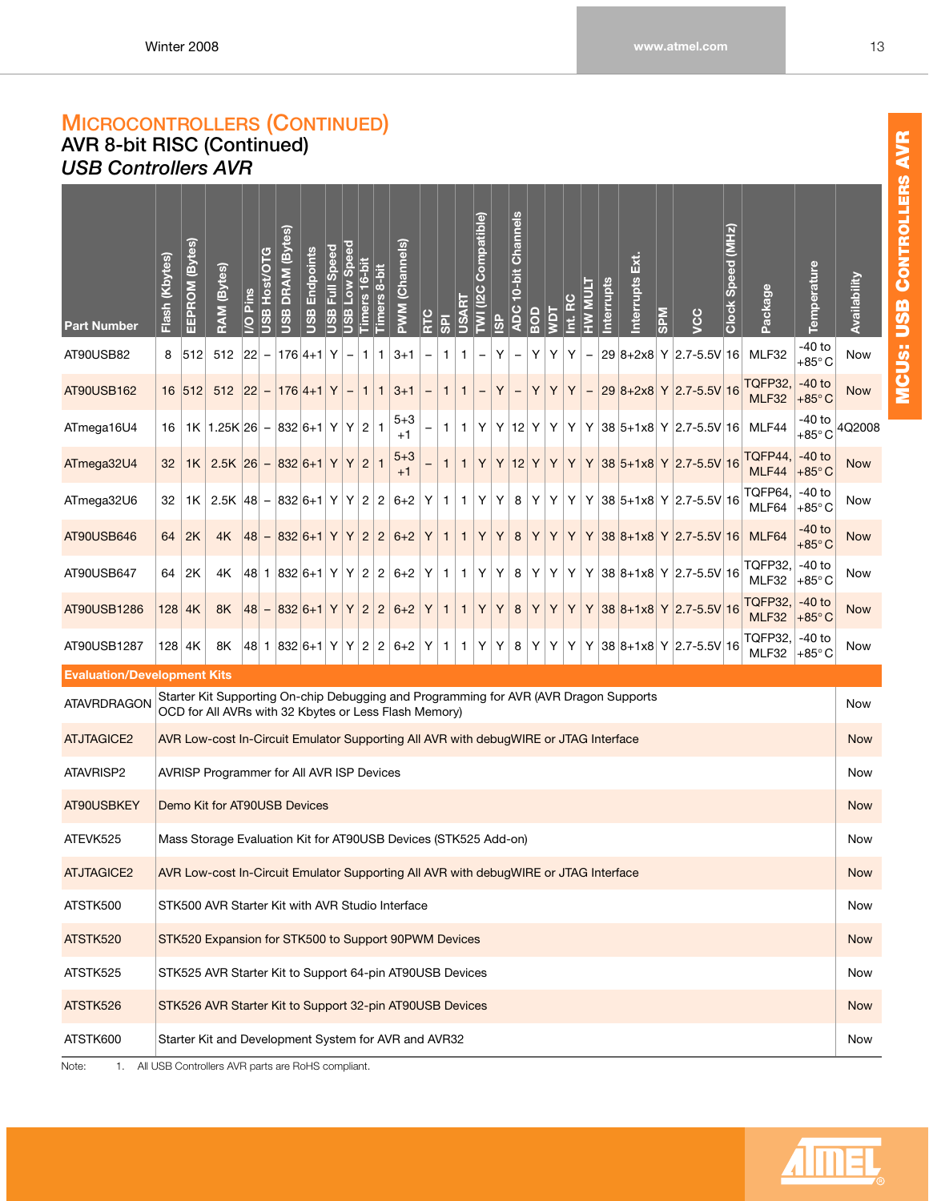## MICROCONTROLLERS (CONTINUED)

### AVR 8-bit RISC (Continued)

### *USB Controllers AVR*

| Part Number | Flash (Kbytes) | EEPROM (Bytes) | RAM (Bytes) | I/O Pins | USB Host/OTG | USB DRAM (Bytes) | USB Endpoints | USB Full Speed | USB Low Speed | Timers 16-bit | Timers 8-bit | PWM (Channels) | RTC | SPI | USART | TWI (I2C Compatible) | ISP | ADC 10-bit Channels | BOD | WDT | Int. RC | HW MULT | Interrupts | Interrupts Ext. | SPM | VCC | Clock Speed (MHz) | Package | Temperature | Availability |
|---|---|---|---|---|---|---|---|---|---|---|---|---|---|---|---|---|---|---|---|---|---|---|---|---|---|---|---|---|---|---|
| AT90USB82 | 8 | 512 | 512 | 22 | – | 176 | 4+1 | Y | – | 1 | 1 | 3+1 | – | 1 | 1 | – | Y | – | Y | Y | Y | – | 29 | 8+2x8 | Y | 2.7-5.5V | 16 | MLF32 | -40 to +85° C | Now |
| AT90USB162 | 16 | 512 | 512 | 22 | – | 176 | 4+1 | Y | – | 1 | 1 | 3+1 | – | 1 | 1 | – | Y | – | Y | Y | Y | – | 29 | 8+2x8 | Y | 2.7-5.5V | 16 | TQFP32, MLF32 | -40 to +85° C | Now |
| ATmega16U4 | 16 | 1K | 1.25K | 26 | – | 832 | 6+1 | Y | Y | 2 | 1 | 5+3 +1 | – | 1 | 1 | Y | Y | 12 | Y | Y | Y | Y | 38 | 5+1x8 | Y | 2.7-5.5V | 16 | MLF44 | -40 to +85° C | 4Q2008 |
| ATmega32U4 | 32 | 1K | 2.5K | 26 | – | 832 | 6+1 | Y | Y | 2 | 1 | 5+3 +1 | – | 1 | 1 | Y | Y | 12 | Y | Y | Y | Y | 38 | 5+1x8 | Y | 2.7-5.5V | 16 | TQFP44, MLF44 | -40 to +85° C | Now |
| ATmega32U6 | 32 | 1K | 2.5K | 48 | – | 832 | 6+1 | Y | Y | 2 | 2 | 6+2 | Y | 1 | 1 | Y | Y | 8 | Y | Y | Y | Y | 38 | 5+1x8 | Y | 2.7-5.5V | 16 | TQFP64, MLF64 | -40 to +85° C | Now |
| AT90USB646 | 64 | 2K | 4K | 48 | – | 832 | 6+1 | Y | Y | 2 | 2 | 6+2 | Y | 1 | 1 | Y | Y | 8 | Y | Y | Y | Y | 38 | 8+1x8 | Y | 2.7-5.5V | 16 | MLF64 | -40 to +85° C | Now |
| AT90USB647 | 64 | 2K | 4K | 48 | 1 | 832 | 6+1 | Y | Y | 2 | 2 | 6+2 | Y | 1 | 1 | Y | Y | 8 | Y | Y | Y | Y | 38 | 8+1x8 | Y | 2.7-5.5V | 16 | TQFP32, MLF32 | -40 to +85° C | Now |
| AT90USB1286 | 128 | 4K | 8K | 48 | – | 832 | 6+1 | Y | Y | 2 | 2 | 6+2 | Y | 1 | 1 | Y | Y | 8 | Y | Y | Y | Y | 38 | 8+1x8 | Y | 2.7-5.5V | 16 | TQFP32, MLF32 | -40 to +85° C | Now |
| AT90USB1287 | 128 | 4K | 8K | 48 | 1 | 832 | 6+1 | Y | Y | 2 | 2 | 6+2 | Y | 1 | 1 | Y | Y | 8 | Y | Y | Y | Y | 38 | 8+1x8 | Y | 2.7-5.5V | 16 | TQFP32, MLF32 | -40 to +85° C | Now |

**Evaluation/Development Kits**

| Part Number | Description | Availability |
|---|---|---|
| ATAVRDRAGON | Starter Kit Supporting On-chip Debugging and Programming for AVR (AVR Dragon Supports OCD for All AVRs with 32 Kbytes or Less Flash Memory) | Now |
| ATJTAGICE2 | AVR Low-cost In-Circuit Emulator Supporting All AVR with debugWIRE or JTAG Interface | Now |
| ATAVRISP2 | AVRISP Programmer for All AVR ISP Devices | Now |
| AT90USBKEY | Demo Kit for AT90USB Devices | Now |
| ATEVK525 | Mass Storage Evaluation Kit for AT90USB Devices (STK525 Add-on) | Now |
| ATJTAGICE2 | AVR Low-cost In-Circuit Emulator Supporting All AVR with debugWIRE or JTAG Interface | Now |
| ATSTK500 | STK500 AVR Starter Kit with AVR Studio Interface | Now |
| ATSTK520 | STK520 Expansion for STK500 to Support 90PWM Devices | Now |
| ATSTK525 | STK525 AVR Starter Kit to Support 64-pin AT90USB Devices | Now |
| ATSTK526 | STK526 AVR Starter Kit to Support 32-pin AT90USB Devices | Now |
| ATSTK600 | Starter Kit and Development System for AVR and AVR32 | Now |

Note: 1. All USB Controllers AVR parts are RoHS compliant.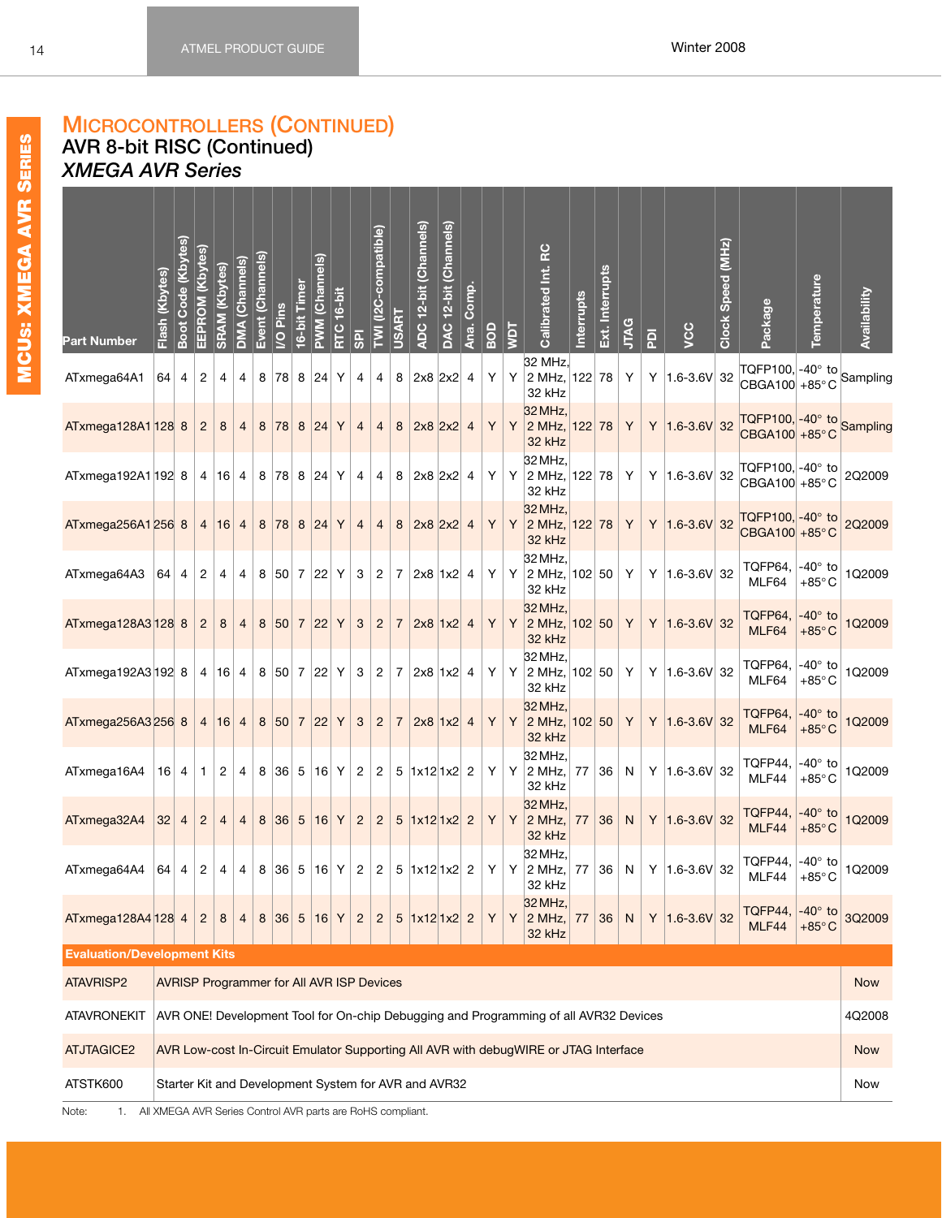## Microcontrollers (Continued)

### AVR 8-bit RISC (Continued)

### *XMEGA AVR Series*

| Part Number | Flash (Kbytes) | Boot Code (Kbytes) | EEPROM (Kbytes) | SRAM (Kbytes) | DMA (Channels) | Event (Channels) | I/O Pins | 16-bit Timer | PWM (Channels) | RTC 16-bit | SPI | TWI (I2C-compatible) | USART | ADC 12-bit (Channels) | DAC 12-bit (Channels) | Ana. Comp. | BOD | WDT | Calibrated Int. RC | Interrupts | Ext. Interrupts | JTAG | PDI | VCC | Clock Speed (MHz) | Package | Temperature | Availability |
|---|---|---|---|---|---|---|---|---|---|---|---|---|---|---|---|---|---|---|---|---|---|---|---|---|---|---|---|---|
| ATxmega64A1 | 64 | 4 | 2 | 4 | 4 | 8 | 78 | 8 | 24 | Y | 4 | 4 | 8 | 2x8 | 2x2 | 4 | Y | Y | 32 MHz, 2 MHz, 32 kHz | 122 | 78 | Y | Y | 1.6-3.6V | 32 | TQFP100, CBGA100 | -40° to +85°C | Sampling |
| ATxmega128A1 | 128 | 8 | 2 | 8 | 4 | 8 | 78 | 8 | 24 | Y | 4 | 4 | 8 | 2x8 | 2x2 | 4 | Y | Y | 32 MHz, 2 MHz, 32 kHz | 122 | 78 | Y | Y | 1.6-3.6V | 32 | TQFP100, CBGA100 | -40° to +85°C | Sampling |
| ATxmega192A1 | 192 | 8 | 4 | 16 | 4 | 8 | 78 | 8 | 24 | Y | 4 | 4 | 8 | 2x8 | 2x2 | 4 | Y | Y | 32 MHz, 2 MHz, 32 kHz | 122 | 78 | Y | Y | 1.6-3.6V | 32 | TQFP100, CBGA100 | -40° to +85°C | 2Q2009 |
| ATxmega256A1 | 256 | 8 | 4 | 16 | 4 | 8 | 78 | 8 | 24 | Y | 4 | 4 | 8 | 2x8 | 2x2 | 4 | Y | Y | 32 MHz, 2 MHz, 32 kHz | 122 | 78 | Y | Y | 1.6-3.6V | 32 | TQFP100, CBGA100 | -40° to +85°C | 2Q2009 |
| ATxmega64A3 | 64 | 4 | 2 | 4 | 4 | 8 | 50 | 7 | 22 | Y | 3 | 2 | 7 | 2x8 | 1x2 | 4 | Y | Y | 32 MHz, 2 MHz, 32 kHz | 102 | 50 | Y | Y | 1.6-3.6V | 32 | TQFP64, MLF64 | -40° to +85°C | 1Q2009 |
| ATxmega128A3 | 128 | 8 | 2 | 8 | 4 | 8 | 50 | 7 | 22 | Y | 3 | 2 | 7 | 2x8 | 1x2 | 4 | Y | Y | 32 MHz, 2 MHz, 32 kHz | 102 | 50 | Y | Y | 1.6-3.6V | 32 | TQFP64, MLF64 | -40° to +85°C | 1Q2009 |
| ATxmega192A3 | 192 | 8 | 4 | 16 | 4 | 8 | 50 | 7 | 22 | Y | 3 | 2 | 7 | 2x8 | 1x2 | 4 | Y | Y | 32 MHz, 2 MHz, 32 kHz | 102 | 50 | Y | Y | 1.6-3.6V | 32 | TQFP64, MLF64 | -40° to +85°C | 1Q2009 |
| ATxmega256A3 | 256 | 8 | 4 | 16 | 4 | 8 | 50 | 7 | 22 | Y | 3 | 2 | 7 | 2x8 | 1x2 | 4 | Y | Y | 32 MHz, 2 MHz, 32 kHz | 102 | 50 | Y | Y | 1.6-3.6V | 32 | TQFP64, MLF64 | -40° to +85°C | 1Q2009 |
| ATxmega16A4 | 16 | 4 | 1 | 2 | 4 | 8 | 36 | 5 | 16 | Y | 2 | 2 | 5 | 1x12 | 1x2 | 2 | Y | Y | 32 MHz, 2 MHz, 32 kHz | 77 | 36 | N | Y | 1.6-3.6V | 32 | TQFP44, MLF44 | -40° to +85°C | 1Q2009 |
| ATxmega32A4 | 32 | 4 | 2 | 4 | 4 | 8 | 36 | 5 | 16 | Y | 2 | 2 | 5 | 1x12 | 1x2 | 2 | Y | Y | 32 MHz, 2 MHz, 32 kHz | 77 | 36 | N | Y | 1.6-3.6V | 32 | TQFP44, MLF44 | -40° to +85°C | 1Q2009 |
| ATxmega64A4 | 64 | 4 | 2 | 4 | 4 | 8 | 36 | 5 | 16 | Y | 2 | 2 | 5 | 1x12 | 1x2 | 2 | Y | Y | 32 MHz, 2 MHz, 32 kHz | 77 | 36 | N | Y | 1.6-3.6V | 32 | TQFP44, MLF44 | -40° to +85°C | 1Q2009 |
| ATxmega128A4 | 128 | 4 | 2 | 8 | 4 | 8 | 36 | 5 | 16 | Y | 2 | 2 | 5 | 1x12 | 1x2 | 2 | Y | Y | 32 MHz, 2 MHz, 32 kHz | 77 | 36 | N | Y | 1.6-3.6V | 32 | TQFP44, MLF44 | -40° to +85°C | 3Q2009 |

**Evaluation/Development Kits**

| Part Number | Description | Availability |
|---|---|---|
| ATAVRISP2 | AVRISP Programmer for All AVR ISP Devices | Now |
| ATAVRONEKIT | AVR ONE! Development Tool for On-chip Debugging and Programming of all AVR32 Devices | 4Q2008 |
| ATJTAGICE2 | AVR Low-cost In-Circuit Emulator Supporting All AVR with debugWIRE or JTAG Interface | Now |
| ATSTK600 | Starter Kit and Development System for AVR and AVR32 | Now |

Note: 1. All XMEGA AVR Series Control AVR parts are RoHS compliant.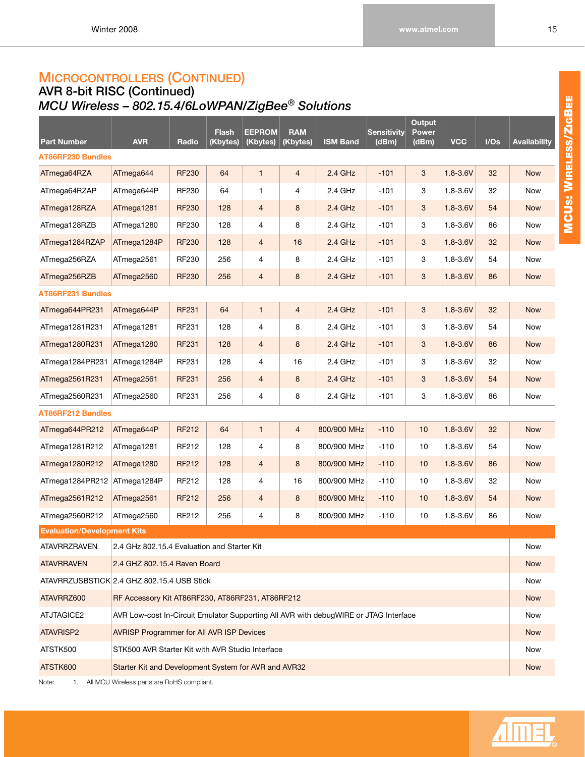# MICROCONTROLLERS (CONTINUED)

## AVR 8-bit RISC (Continued)

### *MCU Wireless – 802.15.4/6LoWPAN/ZigBee® Solutions*

| Part Number | AVR | Radio | Flash (Kbytes) | EEPROM (Kbytes) | RAM (Kbytes) | ISM Band | Sensitivity (dBm) | Output Power (dBm) | VCC | I/Os | Availability |
|---|---|---|---|---|---|---|---|---|---|---|---|
| **AT86RF230 Bundles** | | | | | | | | | | | |
| ATmega64RZA | ATmega644 | RF230 | 64 | 1 | 4 | 2.4 GHz | -101 | 3 | 1.8-3.6V | 32 | Now |
| ATmega64RZAP | ATmega644P | RF230 | 64 | 1 | 4 | 2.4 GHz | -101 | 3 | 1.8-3.6V | 32 | Now |
| ATmega128RZA | ATmega1281 | RF230 | 128 | 4 | 8 | 2.4 GHz | -101 | 3 | 1.8-3.6V | 54 | Now |
| ATmega128RZB | ATmega1280 | RF230 | 128 | 4 | 8 | 2.4 GHz | -101 | 3 | 1.8-3.6V | 86 | Now |
| ATmega1284RZAP | ATmega1284P | RF230 | 128 | 4 | 16 | 2.4 GHz | -101 | 3 | 1.8-3.6V | 32 | Now |
| ATmega256RZA | ATmega2561 | RF230 | 256 | 4 | 8 | 2.4 GHz | -101 | 3 | 1.8-3.6V | 54 | Now |
| ATmega256RZB | ATmega2560 | RF230 | 256 | 4 | 8 | 2.4 GHz | -101 | 3 | 1.8-3.6V | 86 | Now |
| **AT86RF231 Bundles** | | | | | | | | | | | |
| ATmega644PR231 | ATmega644P | RF231 | 64 | 1 | 4 | 2.4 GHz | -101 | 3 | 1.8-3.6V | 32 | Now |
| ATmega1281R231 | ATmega1281 | RF231 | 128 | 4 | 8 | 2.4 GHz | -101 | 3 | 1.8-3.6V | 54 | Now |
| ATmega1280R231 | ATmega1280 | RF231 | 128 | 4 | 8 | 2.4 GHz | -101 | 3 | 1.8-3.6V | 86 | Now |
| ATmega1284PR231 | ATmega1284P | RF231 | 128 | 4 | 16 | 2.4 GHz | -101 | 3 | 1.8-3.6V | 32 | Now |
| ATmega2561R231 | ATmega2561 | RF231 | 256 | 4 | 8 | 2.4 GHz | -101 | 3 | 1.8-3.6V | 54 | Now |
| ATmega2560R231 | ATmega2560 | RF231 | 256 | 4 | 8 | 2.4 GHz | -101 | 3 | 1.8-3.6V | 86 | Now |
| **AT86RF212 Bundles** | | | | | | | | | | | |
| ATmega644PR212 | ATmega644P | RF212 | 64 | 1 | 4 | 800/900 MHz | -110 | 10 | 1.8-3.6V | 32 | Now |
| ATmega1281R212 | ATmega1281 | RF212 | 128 | 4 | 8 | 800/900 MHz | -110 | 10 | 1.8-3.6V | 54 | Now |
| ATmega1280R212 | ATmega1280 | RF212 | 128 | 4 | 8 | 800/900 MHz | -110 | 10 | 1.8-3.6V | 86 | Now |
| ATmega1284PR212 | ATmega1284P | RF212 | 128 | 4 | 16 | 800/900 MHz | -110 | 10 | 1.8-3.6V | 32 | Now |
| ATmega2561R212 | ATmega2561 | RF212 | 256 | 4 | 8 | 800/900 MHz | -110 | 10 | 1.8-3.6V | 54 | Now |
| ATmega2560R212 | ATmega2560 | RF212 | 256 | 4 | 8 | 800/900 MHz | -110 | 10 | 1.8-3.6V | 86 | Now |

| Evaluation/Development Kits | | |
|---|---|---|
| ATAVRRZRAVEN | 2.4 GHz 802.15.4 Evaluation and Starter Kit | Now |
| ATAVRRAVEN | 2.4 GHZ 802.15.4 Raven Board | Now |
| ATAVRRZUSBSTICK | 2.4 GHZ 802.15.4 USB Stick | Now |
| ATAVRRZ600 | RF Accessory Kit AT86RF230, AT86RF231, AT86RF212 | Now |
| ATJTAGICE2 | AVR Low-cost In-Circuit Emulator Supporting All AVR with debugWIRE or JTAG Interface | Now |
| ATAVRISP2 | AVRISP Programmer for All AVR ISP Devices | Now |
| ATSTK500 | STK500 AVR Starter Kit with AVR Studio Interface | Now |
| ATSTK600 | Starter Kit and Development System for AVR and AVR32 | Now |

Note: 1. All MCU Wireless parts are RoHS compliant.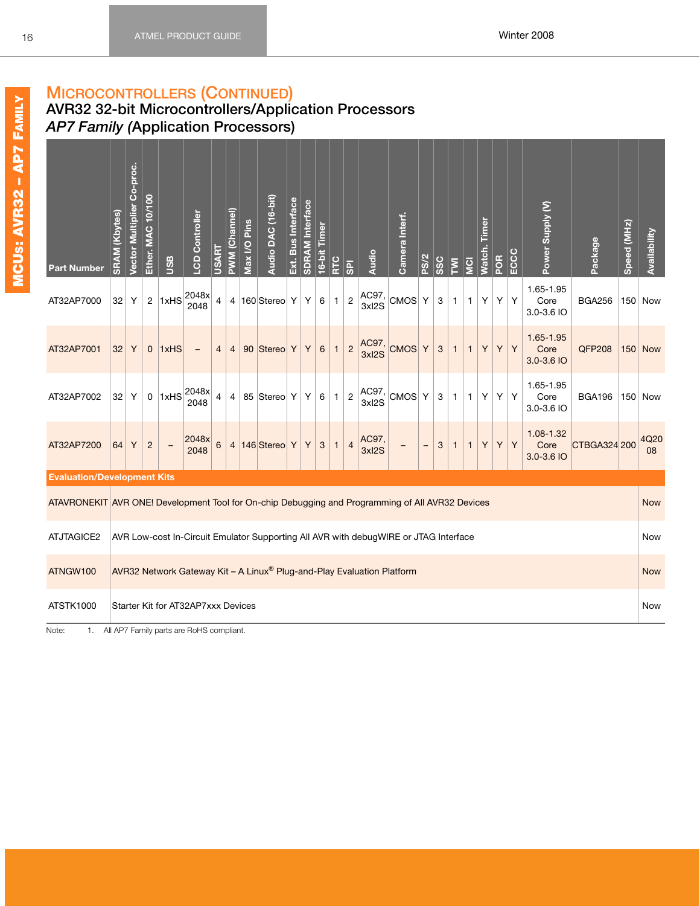# Microcontrollers (Continued)

## AVR32 32-bit Microcontrollers/Application Processors

### *AP7 Family* (Application Processors)

| Part Number | SRAM (Kbytes) | Vector Multiplier Co-proc. | Ether. MAC 10/100 | USB | LCD Controller | USART | PWM (Channel) | Max I/O Pins | Audio DAC (16-bit) | Ext. Bus Interface | SDRAM Interface | 16-bit Timer | RTC | SPI | Audio | Camera Interf. | PS/2 | SSC | TWI | MCI | Watch. Timer | POR | ECCC | Power Supply (V) | Package | Speed (MHz) | Availability |
|---|---|---|---|---|---|---|---|---|---|---|---|---|---|---|---|---|---|---|---|---|---|---|---|---|---|---|---|
| AT32AP7000 | 32 | Y | 2 | 1xHS | 2048x 2048 | 4 | 4 | 160 | Stereo | Y | Y | 6 | 1 | 2 | AC97, 3xI2S | CMOS | Y | 3 | 1 | 1 | Y | Y | Y | 1.65-1.95 Core 3.0-3.6 IO | BGA256 | 150 | Now |
| AT32AP7001 | 32 | Y | 0 | 1xHS | – | 4 | 4 | 90 | Stereo | Y | Y | 6 | 1 | 2 | AC97, 3xI2S | CMOS | Y | 3 | 1 | 1 | Y | Y | Y | 1.65-1.95 Core 3.0-3.6 IO | QFP208 | 150 | Now |
| AT32AP7002 | 32 | Y | 0 | 1xHS | 2048x 2048 | 4 | 4 | 85 | Stereo | Y | Y | 6 | 1 | 2 | AC97, 3xI2S | CMOS | Y | 3 | 1 | 1 | Y | Y | Y | 1.65-1.95 Core 3.0-3.6 IO | BGA196 | 150 | Now |
| AT32AP7200 | 64 | Y | 2 | – | 2048x 2048 | 6 | 4 | 146 | Stereo | Y | Y | 3 | 1 | 4 | AC97, 3xI2S | – | – | 3 | 1 | 1 | Y | Y | Y | 1.08-1.32 Core 3.0-3.6 IO | CTBGA324 | 200 | 4Q2008 |

**Evaluation/Development Kits**

| Part Number | Description | Availability |
|---|---|---|
| ATAVRONEKIT | AVR ONE! Development Tool for On-chip Debugging and Programming of All AVR32 Devices | Now |
| ATJTAGICE2 | AVR Low-cost In-Circuit Emulator Supporting All AVR with debugWIRE or JTAG Interface | Now |
| ATNGW100 | AVR32 Network Gateway Kit – A Linux® Plug-and-Play Evaluation Platform | Now |
| ATSTK1000 | Starter Kit for AT32AP7xxx Devices | Now |

Note: 1. All AP7 Family parts are RoHS compliant.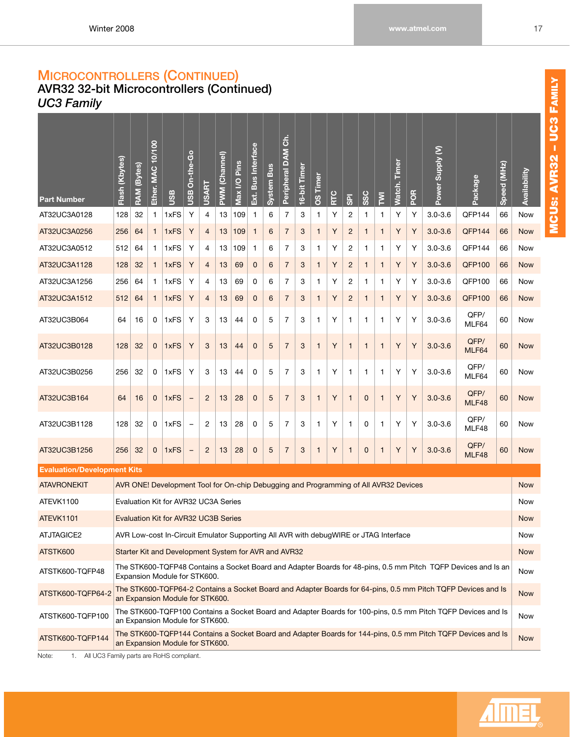# Microcontrollers (Continued)

## AVR32 32-bit Microcontrollers (Continued)

### *UC3 Family*

| Part Number | Flash (Kbytes) | RAM (Bytes) | Ether. MAC 10/100 | USB | USB On-the-Go | USART | PWM (Channel) | Max I/O Pins | Ext. Bus Interface | System Bus | Peripheral DAM Ch. | 16-bit Timer | OS Timer | RTC | SPI | SSC | TWI | Watch. Timer | POR | Power Supply (V) | Package | Speed (MHz) | Availability |
|---|---|---|---|---|---|---|---|---|---|---|---|---|---|---|---|---|---|---|---|---|---|---|---|
| AT32UC3A0128 | 128 | 32 | 1 | 1xFS | Y | 4 | 13 | 109 | 1 | 6 | 7 | 3 | 1 | Y | 2 | 1 | 1 | Y | Y | 3.0-3.6 | QFP144 | 66 | Now |
| AT32UC3A0256 | 256 | 64 | 1 | 1xFS | Y | 4 | 13 | 109 | 1 | 6 | 7 | 3 | 1 | Y | 2 | 1 | 1 | Y | Y | 3.0-3.6 | QFP144 | 66 | Now |
| AT32UC3A0512 | 512 | 64 | 1 | 1xFS | Y | 4 | 13 | 109 | 1 | 6 | 7 | 3 | 1 | Y | 2 | 1 | 1 | Y | Y | 3.0-3.6 | QFP144 | 66 | Now |
| AT32UC3A1128 | 128 | 32 | 1 | 1xFS | Y | 4 | 13 | 69 | 0 | 6 | 7 | 3 | 1 | Y | 2 | 1 | 1 | Y | Y | 3.0-3.6 | QFP100 | 66 | Now |
| AT32UC3A1256 | 256 | 64 | 1 | 1xFS | Y | 4 | 13 | 69 | 0 | 6 | 7 | 3 | 1 | Y | 2 | 1 | 1 | Y | Y | 3.0-3.6 | QFP100 | 66 | Now |
| AT32UC3A1512 | 512 | 64 | 1 | 1xFS | Y | 4 | 13 | 69 | 0 | 6 | 7 | 3 | 1 | Y | 2 | 1 | 1 | Y | Y | 3.0-3.6 | QFP100 | 66 | Now |
| AT32UC3B064 | 64 | 16 | 0 | 1xFS | Y | 3 | 13 | 44 | 0 | 5 | 7 | 3 | 1 | Y | 1 | 1 | 1 | Y | Y | 3.0-3.6 | QFP/ MLF64 | 60 | Now |
| AT32UC3B0128 | 128 | 32 | 0 | 1xFS | Y | 3 | 13 | 44 | 0 | 5 | 7 | 3 | 1 | Y | 1 | 1 | 1 | Y | Y | 3.0-3.6 | QFP/ MLF64 | 60 | Now |
| AT32UC3B0256 | 256 | 32 | 0 | 1xFS | Y | 3 | 13 | 44 | 0 | 5 | 7 | 3 | 1 | Y | 1 | 1 | 1 | Y | Y | 3.0-3.6 | QFP/ MLF64 | 60 | Now |
| AT32UC3B164 | 64 | 16 | 0 | 1xFS | – | 2 | 13 | 28 | 0 | 5 | 7 | 3 | 1 | Y | 1 | 0 | 1 | Y | Y | 3.0-3.6 | QFP/ MLF48 | 60 | Now |
| AT32UC3B1128 | 128 | 32 | 0 | 1xFS | – | 2 | 13 | 28 | 0 | 5 | 7 | 3 | 1 | Y | 1 | 0 | 1 | Y | Y | 3.0-3.6 | QFP/ MLF48 | 60 | Now |
| AT32UC3B1256 | 256 | 32 | 0 | 1xFS | – | 2 | 13 | 28 | 0 | 5 | 7 | 3 | 1 | Y | 1 | 0 | 1 | Y | Y | 3.0-3.6 | QFP/ MLF48 | 60 | Now |

**Evaluation/Development Kits**

| Part Number | Description | Availability |
|---|---|---|
| ATAVRONEKIT | AVR ONE! Development Tool for On-chip Debugging and Programming of All AVR32 Devices | Now |
| ATEVK1100 | Evaluation Kit for AVR32 UC3A Series | Now |
| ATEVK1101 | Evaluation Kit for AVR32 UC3B Series | Now |
| ATJTAGICE2 | AVR Low-cost In-Circuit Emulator Supporting All AVR with debugWIRE or JTAG Interface | Now |
| ATSTK600 | Starter Kit and Development System for AVR and AVR32 | Now |
| ATSTK600-TQFP48 | The STK600-TQFP48 Contains a Socket Board and Adapter Boards for 48-pins, 0.5 mm Pitch TQFP Devices and Is an Expansion Module for STK600. | Now |
| ATSTK600-TQFP64-2 | The STK600-TQFP64-2 Contains a Socket Board and Adapter Boards for 64-pins, 0.5 mm Pitch TQFP Devices and Is an Expansion Module for STK600. | Now |
| ATSTK600-TQFP100 | The STK600-TQFP100 Contains a Socket Board and Adapter Boards for 100-pins, 0.5 mm Pitch TQFP Devices and Is an Expansion Module for STK600. | Now |
| ATSTK600-TQFP144 | The STK600-TQFP144 Contains a Socket Board and Adapter Boards for 144-pins, 0.5 mm Pitch TQFP Devices and Is an Expansion Module for STK600. | Now |

Note: 1. All UC3 Family parts are RoHS compliant.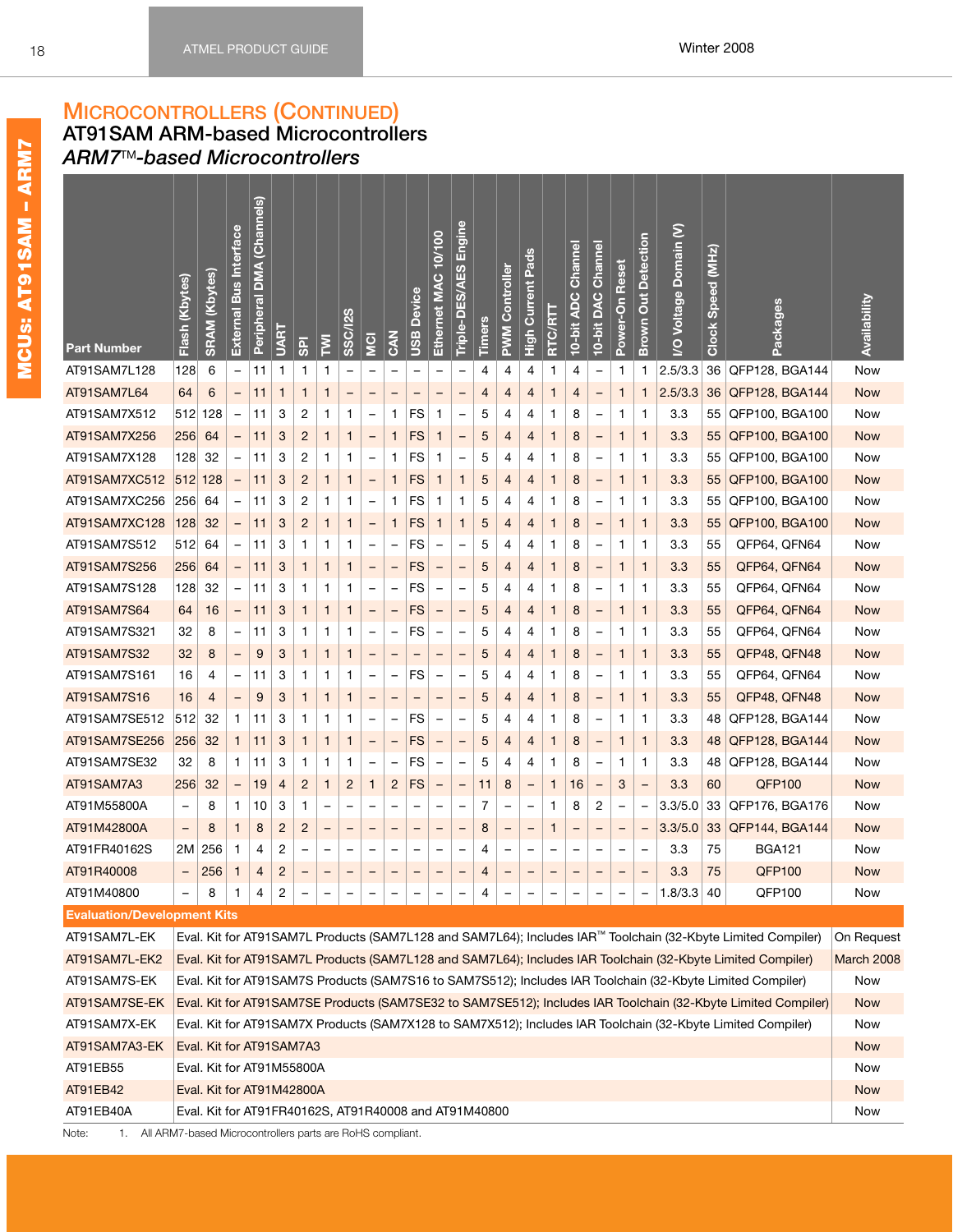## MICROCONTROLLERS (CONTINUED)

### AT91SAM ARM-based Microcontrollers

### *ARM7™-based Microcontrollers*

| Part Number | Flash (Kbytes) | SRAM (Kbytes) | External Bus Interface | Peripheral DMA (Channels) | UART | SPI | TWI | SSC/I2S | MCI | CAN | USB Device | Ethernet MAC 10/100 | Triple-DES/AES Engine | Timers | PWM Controller | High Current Pads | RTC/RTT | 10-bit ADC Channel | 10-bit DAC Channel | Power-On Reset | Brown Out Detection | I/O Voltage Domain (V) | Clock Speed (MHz) | Packages | Availability |
|---|---|---|---|---|---|---|---|---|---|---|---|---|---|---|---|---|---|---|---|---|---|---|---|---|---|
| AT91SAM7L128 | 128 | 6 | – | 11 | 1 | 1 | 1 | – | – | – | – | – | – | 4 | 4 | 4 | 1 | 4 | – | 1 | 1 | 2.5/3.3 | 36 | QFP128, BGA144 | Now |
| AT91SAM7L64 | 64 | 6 | – | 11 | 1 | 1 | 1 | – | – | – | – | – | – | 4 | 4 | 4 | 1 | 4 | – | 1 | 1 | 2.5/3.3 | 36 | QFP128, BGA144 | Now |
| AT91SAM7X512 | 512 | 128 | – | 11 | 3 | 2 | 1 | 1 | – | 1 | FS | 1 | – | 5 | 4 | 4 | 1 | 8 | – | 1 | 1 | 3.3 | 55 | QFP100, BGA100 | Now |
| AT91SAM7X256 | 256 | 64 | – | 11 | 3 | 2 | 1 | 1 | – | 1 | FS | 1 | – | 5 | 4 | 4 | 1 | 8 | – | 1 | 1 | 3.3 | 55 | QFP100, BGA100 | Now |
| AT91SAM7X128 | 128 | 32 | – | 11 | 3 | 2 | 1 | 1 | – | 1 | FS | 1 | – | 5 | 4 | 4 | 1 | 8 | – | 1 | 1 | 3.3 | 55 | QFP100, BGA100 | Now |
| AT91SAM7XC512 | 512 | 128 | – | 11 | 3 | 2 | 1 | 1 | – | 1 | FS | 1 | 1 | 5 | 4 | 4 | 1 | 8 | – | 1 | 1 | 3.3 | 55 | QFP100, BGA100 | Now |
| AT91SAM7XC256 | 256 | 64 | – | 11 | 3 | 2 | 1 | 1 | – | 1 | FS | 1 | 1 | 5 | 4 | 4 | 1 | 8 | – | 1 | 1 | 3.3 | 55 | QFP100, BGA100 | Now |
| AT91SAM7XC128 | 128 | 32 | – | 11 | 3 | 2 | 1 | 1 | – | 1 | FS | 1 | 1 | 5 | 4 | 4 | 1 | 8 | – | 1 | 1 | 3.3 | 55 | QFP100, BGA100 | Now |
| AT91SAM7S512 | 512 | 64 | – | 11 | 3 | 1 | 1 | 1 | – | – | FS | – | – | 5 | 4 | 4 | 1 | 8 | – | 1 | 1 | 3.3 | 55 | QFP64, QFN64 | Now |
| AT91SAM7S256 | 256 | 64 | – | 11 | 3 | 1 | 1 | 1 | – | – | FS | – | – | 5 | 4 | 4 | 1 | 8 | – | 1 | 1 | 3.3 | 55 | QFP64, QFN64 | Now |
| AT91SAM7S128 | 128 | 32 | – | 11 | 3 | 1 | 1 | 1 | – | – | FS | – | – | 5 | 4 | 4 | 1 | 8 | – | 1 | 1 | 3.3 | 55 | QFP64, QFN64 | Now |
| AT91SAM7S64 | 64 | 16 | – | 11 | 3 | 1 | 1 | 1 | – | – | FS | – | – | 5 | 4 | 4 | 1 | 8 | – | 1 | 1 | 3.3 | 55 | QFP64, QFN64 | Now |
| AT91SAM7S321 | 32 | 8 | – | 11 | 3 | 1 | 1 | 1 | – | – | FS | – | – | 5 | 4 | 4 | 1 | 8 | – | 1 | 1 | 3.3 | 55 | QFP64, QFN64 | Now |
| AT91SAM7S32 | 32 | 8 | – | 9 | 3 | 1 | 1 | 1 | – | – | – | – | – | 5 | 4 | 4 | 1 | 8 | – | 1 | 1 | 3.3 | 55 | QFP48, QFN48 | Now |
| AT91SAM7S161 | 16 | 4 | – | 11 | 3 | 1 | 1 | 1 | – | – | FS | – | – | 5 | 4 | 4 | 1 | 8 | – | 1 | 1 | 3.3 | 55 | QFP64, QFN64 | Now |
| AT91SAM7S16 | 16 | 4 | – | 9 | 3 | 1 | 1 | 1 | – | – | – | – | – | 5 | 4 | 4 | 1 | 8 | – | 1 | 1 | 3.3 | 55 | QFP48, QFN48 | Now |
| AT91SAM7SE512 | 512 | 32 | 1 | 11 | 3 | 1 | 1 | 1 | – | – | FS | – | – | 5 | 4 | 4 | 1 | 8 | – | 1 | 1 | 3.3 | 48 | QFP128, BGA144 | Now |
| AT91SAM7SE256 | 256 | 32 | 1 | 11 | 3 | 1 | 1 | 1 | – | – | FS | – | – | 5 | 4 | 4 | 1 | 8 | – | 1 | 1 | 3.3 | 48 | QFP128, BGA144 | Now |
| AT91SAM7SE32 | 32 | 8 | 1 | 11 | 3 | 1 | 1 | 1 | – | – | FS | – | – | 5 | 4 | 4 | 1 | 8 | – | 1 | 1 | 3.3 | 48 | QFP128, BGA144 | Now |
| AT91SAM7A3 | 256 | 32 | – | 19 | 4 | 2 | 1 | 2 | 1 | 2 | FS | – | – | 11 | 8 | – | 1 | 16 | – | 3 | – | 3.3 | 60 | QFP100 | Now |
| AT91M55800A | – | 8 | 1 | 10 | 3 | 1 | – | – | – | – | – | – | – | 7 | – | – | 1 | 8 | 2 | – | – | 3.3/5.0 | 33 | QFP176, BGA176 | Now |
| AT91M42800A | – | 8 | 1 | 8 | 2 | 2 | – | – | – | – | – | – | – | 8 | – | – | 1 | – | – | – | – | 3.3/5.0 | 33 | QFP144, BGA144 | Now |
| AT91FR40162S | 2M | 256 | 1 | 4 | 2 | – | – | – | – | – | – | – | – | 4 | – | – | – | – | – | – | – | 3.3 | 75 | BGA121 | Now |
| AT91R40008 | – | 256 | 1 | 4 | 2 | – | – | – | – | – | – | – | – | 4 | – | – | – | – | – | – | – | 3.3 | 75 | QFP100 | Now |
| AT91M40800 | – | 8 | 1 | 4 | 2 | – | – | – | – | – | – | – | – | 4 | – | – | – | – | – | – | – | 1.8/3.3 | 40 | QFP100 | Now |

**Evaluation/Development Kits**

| Part Number | Description | Availability |
|---|---|---|
| AT91SAM7L-EK | Eval. Kit for AT91SAM7L Products (SAM7L128 and SAM7L64); Includes IAR™ Toolchain (32-Kbyte Limited Compiler) | On Request |
| AT91SAM7L-EK2 | Eval. Kit for AT91SAM7L Products (SAM7L128 and SAM7L64); Includes IAR Toolchain (32-Kbyte Limited Compiler) | March 2008 |
| AT91SAM7S-EK | Eval. Kit for AT91SAM7S Products (SAM7S16 to SAM7S512); Includes IAR Toolchain (32-Kbyte Limited Compiler) | Now |
| AT91SAM7SE-EK | Eval. Kit for AT91SAM7SE Products (SAM7SE32 to SAM7SE512); Includes IAR Toolchain (32-Kbyte Limited Compiler) | Now |
| AT91SAM7X-EK | Eval. Kit for AT91SAM7X Products (SAM7X128 to SAM7X512); Includes IAR Toolchain (32-Kbyte Limited Compiler) | Now |
| AT91SAM7A3-EK | Eval. Kit for AT91SAM7A3 | Now |
| AT91EB55 | Eval. Kit for AT91M55800A | Now |
| AT91EB42 | Eval. Kit for AT91M42800A | Now |
| AT91EB40A | Eval. Kit for AT91FR40162S, AT91R40008 and AT91M40800 | Now |

Note: 1. All ARM7-based Microcontrollers parts are RoHS compliant.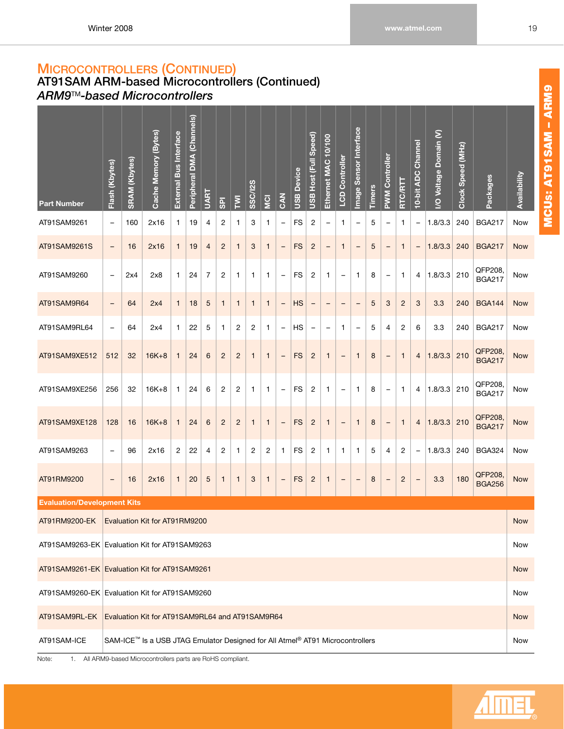## MICROCONTROLLERS (CONTINUED)

### AT91SAM ARM-based Microcontrollers (Continued)

### *ARM9™-based Microcontrollers*

| Part Number | Flash (Kbytes) | SRAM (Kbytes) | Cache Memory (Bytes) | External Bus Interface | Peripheral DMA (Channels) | UART | SPI | TWI | SSC/I2S | MCI | CAN | USB Device | USB Host (Full Speed) | Ethernet MAC 10/100 | LCD Controller | Image Sensor Interface | Timers | PWM Controller | RTC/RTT | 10-bit ADC Channel | I/O Voltage Domain (V) | Clock Speed (MHz) | Packages | Availability |
|---|---|---|---|---|---|---|---|---|---|---|---|---|---|---|---|---|---|---|---|---|---|---|---|---|
| AT91SAM9261 | – | 160 | 2x16 | 1 | 19 | 4 | 2 | 1 | 3 | 1 | – | FS | 2 | – | 1 | – | 5 | – | 1 | – | 1.8/3.3 | 240 | BGA217 | Now |
| AT91SAM9261S | – | 16 | 2x16 | 1 | 19 | 4 | 2 | 1 | 3 | 1 | – | FS | 2 | – | 1 | – | 5 | – | 1 | – | 1.8/3.3 | 240 | BGA217 | Now |
| AT91SAM9260 | – | 2x4 | 2x8 | 1 | 24 | 7 | 2 | 1 | 1 | 1 | – | FS | 2 | 1 | – | 1 | 8 | – | 1 | 4 | 1.8/3.3 | 210 | QFP208, BGA217 | Now |
| AT91SAM9R64 | – | 64 | 2x4 | 1 | 18 | 5 | 1 | 1 | 1 | 1 | – | HS | – | – | – | – | 5 | 3 | 2 | 3 | 3.3 | 240 | BGA144 | Now |
| AT91SAM9RL64 | – | 64 | 2x4 | 1 | 22 | 5 | 1 | 2 | 2 | 1 | – | HS | – | – | 1 | – | 5 | 4 | 2 | 6 | 3.3 | 240 | BGA217 | Now |
| AT91SAM9XE512 | 512 | 32 | 16K+8 | 1 | 24 | 6 | 2 | 2 | 1 | 1 | – | FS | 2 | 1 | – | 1 | 8 | – | 1 | 4 | 1.8/3.3 | 210 | QFP208, BGA217 | Now |
| AT91SAM9XE256 | 256 | 32 | 16K+8 | 1 | 24 | 6 | 2 | 2 | 1 | 1 | – | FS | 2 | 1 | – | 1 | 8 | – | 1 | 4 | 1.8/3.3 | 210 | QFP208, BGA217 | Now |
| AT91SAM9XE128 | 128 | 16 | 16K+8 | 1 | 24 | 6 | 2 | 2 | 1 | 1 | – | FS | 2 | 1 | – | 1 | 8 | – | 1 | 4 | 1.8/3.3 | 210 | QFP208, BGA217 | Now |
| AT91SAM9263 | – | 96 | 2x16 | 2 | 22 | 4 | 2 | 1 | 2 | 2 | 1 | FS | 2 | 1 | 1 | 1 | 5 | 4 | 2 | – | 1.8/3.3 | 240 | BGA324 | Now |
| AT91RM9200 | – | 16 | 2x16 | 1 | 20 | 5 | 1 | 1 | 3 | 1 | – | FS | 2 | 1 | – | – | 8 | – | 2 | – | 3.3 | 180 | QFP208, BGA256 | Now |
| **Evaluation/Development Kits** | | | | | | | | | | | | | | | | | | | | | | | | |
| AT91RM9200-EK | Evaluation Kit for AT91RM9200 | | | | | | | | | | | | | | | | | | | | | | | Now |
| AT91SAM9263-EK | Evaluation Kit for AT91SAM9263 | | | | | | | | | | | | | | | | | | | | | | | Now |
| AT91SAM9261-EK | Evaluation Kit for AT91SAM9261 | | | | | | | | | | | | | | | | | | | | | | | Now |
| AT91SAM9260-EK | Evaluation Kit for AT91SAM9260 | | | | | | | | | | | | | | | | | | | | | | | Now |
| AT91SAM9RL-EK | Evaluation Kit for AT91SAM9RL64 and AT91SAM9R64 | | | | | | | | | | | | | | | | | | | | | | | Now |
| AT91SAM-ICE | SAM-ICE™ Is a USB JTAG Emulator Designed for All Atmel® AT91 Microcontrollers | | | | | | | | | | | | | | | | | | | | | | | Now |

Note: 1. All ARM9-based Microcontrollers parts are RoHS compliant.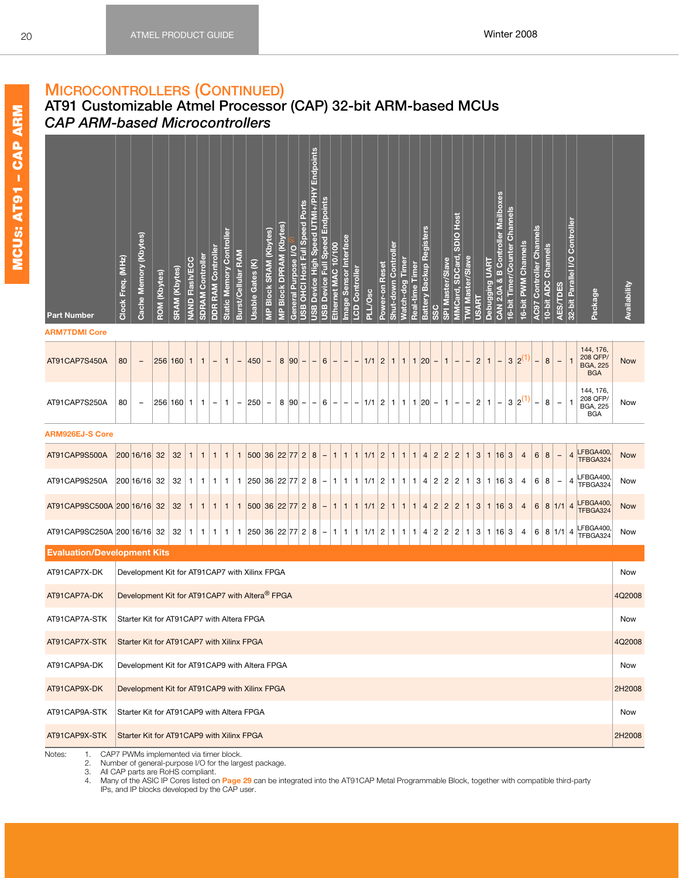# Microcontrollers (Continued)

## AT91 Customizable Atmel Processor (CAP) 32-bit ARM-based MCUs

### *CAP ARM-based Microcontrollers*

| Part Number | Clock Freq. (MHz) | Cache Memory (Kbytes) | ROM (Kbytes) | SRAM (Kbytes) | NAND Flash/ECC | SDRAM Controller | DDR RAM Controller | Static Memory Controller | Burst/Cellular RAM | Usable Gates (K) | MP Block SRAM (Kbytes) | MP Block DPRAM (Kbytes) | General Purpose I/O (2) | USB OHCI Host Full Speed Ports | USB Device High Speed UTMI+/PHY Endpoints | USB Device Full Speed Endpoints | Ethernet MAC 10/100 | Image Sensor Interface | LCD Controller | PLL/Osc | Power-on Reset | Shut-down Controller | Watch-dog Timer | Real-time Timer | Battery Backup Registers | SSC | SPI Master/Slave | MMCard, SDCard, SDIO Host | TWI Master/Slave | USART | Debugging UART | CAN 2.0A & B Controller Mailboxes | 16-bit Timer/Counter Channels | 16-bit PWM Channels | AC97 Controller Channels | 10-bit ADC Channels | AES/TDES | 32-bit Parallel I/O Controller | Package | Availability |
|---|---|---|---|---|---|---|---|---|---|---|---|---|---|---|---|---|---|---|---|---|---|---|---|---|---|---|---|---|---|---|---|---|---|---|---|---|---|---|---|---|
| **ARM7TDMI Core** | | | | | | | | | | | | | | | | | | | | | | | | | | | | | | | | | | | | | | | | |
| AT91CAP7S450A | 80 | – | 256 | 160 | 1 | 1 | – | 1 | – | 450 | – | 8 | 90 | – | – | 6 | – | – | – | 1/1 | 2 | 1 | 1 | 1 | 20 | – | 1 | – | – | 2 | 1 | – | 3 | 2(1) | – | 8 | – | 1 | 144, 176, 208 QFP/ BGA, 225 BGA | Now |
| AT91CAP7S250A | 80 | – | 256 | 160 | 1 | 1 | – | 1 | – | 250 | – | 8 | 90 | – | – | 6 | – | – | – | 1/1 | 2 | 1 | 1 | 1 | 20 | – | 1 | – | – | 2 | 1 | – | 3 | 2(1) | – | 8 | – | 1 | 144, 176, 208 QFP/ BGA, 225 BGA | Now |
| **ARM926EJ-S Core** | | | | | | | | | | | | | | | | | | | | | | | | | | | | | | | | | | | | | | | | |
| AT91CAP9S500A | 200 | 16/16 | 32 | 32 | 1 | 1 | 1 | 1 | 1 | 500 | 36 | 22 | 77 | 2 | 8 | – | 1 | 1 | 1 | 1/1 | 2 | 1 | 1 | 1 | 4 | 2 | 2 | 2 | 1 | 3 | 1 | 16 | 3 | 4 | 6 | 8 | – | 4 | LFBGA400, TFBGA324 | Now |
| AT91CAP9S250A | 200 | 16/16 | 32 | 32 | 1 | 1 | 1 | 1 | 1 | 250 | 36 | 22 | 77 | 2 | 8 | – | 1 | 1 | 1 | 1/1 | 2 | 1 | 1 | 1 | 4 | 2 | 2 | 2 | 1 | 3 | 1 | 16 | 3 | 4 | 6 | 8 | – | 4 | LFBGA400, TFBGA324 | Now |
| AT91CAP9SC500A | 200 | 16/16 | 32 | 32 | 1 | 1 | 1 | 1 | 1 | 500 | 36 | 22 | 77 | 2 | 8 | – | 1 | 1 | 1 | 1/1 | 2 | 1 | 1 | 1 | 4 | 2 | 2 | 2 | 1 | 3 | 1 | 16 | 3 | 4 | 6 | 8 | 1/1 | 4 | LFBGA400, TFBGA324 | Now |
| AT91CAP9SC250A | 200 | 16/16 | 32 | 32 | 1 | 1 | 1 | 1 | 1 | 250 | 36 | 22 | 77 | 2 | 8 | – | 1 | 1 | 1 | 1/1 | 2 | 1 | 1 | 1 | 4 | 2 | 2 | 2 | 1 | 3 | 1 | 16 | 3 | 4 | 6 | 8 | 1/1 | 4 | LFBGA400, TFBGA324 | Now |

| Evaluation/Development Kits | | |
|---|---|---|
| AT91CAP7X-DK | Development Kit for AT91CAP7 with Xilinx FPGA | Now |
| AT91CAP7A-DK | Development Kit for AT91CAP7 with Altera® FPGA | 4Q2008 |
| AT91CAP7A-STK | Starter Kit for AT91CAP7 with Altera FPGA | Now |
| AT91CAP7X-STK | Starter Kit for AT91CAP7 with Xilinx FPGA | 4Q2008 |
| AT91CAP9A-DK | Development Kit for AT91CAP9 with Altera FPGA | Now |
| AT91CAP9X-DK | Development Kit for AT91CAP9 with Xilinx FPGA | 2H2008 |
| AT91CAP9A-STK | Starter Kit for AT91CAP9 with Altera FPGA | Now |
| AT91CAP9X-STK | Starter Kit for AT91CAP9 with Xilinx FPGA | 2H2008 |

Notes:
1. CAP7 PWMs implemented via timer block.
2. Number of general-purpose I/O for the largest package.
3. All CAP parts are RoHS compliant.
4. Many of the ASIC IP Cores listed on **Page 29** can be integrated into the AT91CAP Metal Programmable Block, together with compatible third-party IPs, and IP blocks developed by the CAP user.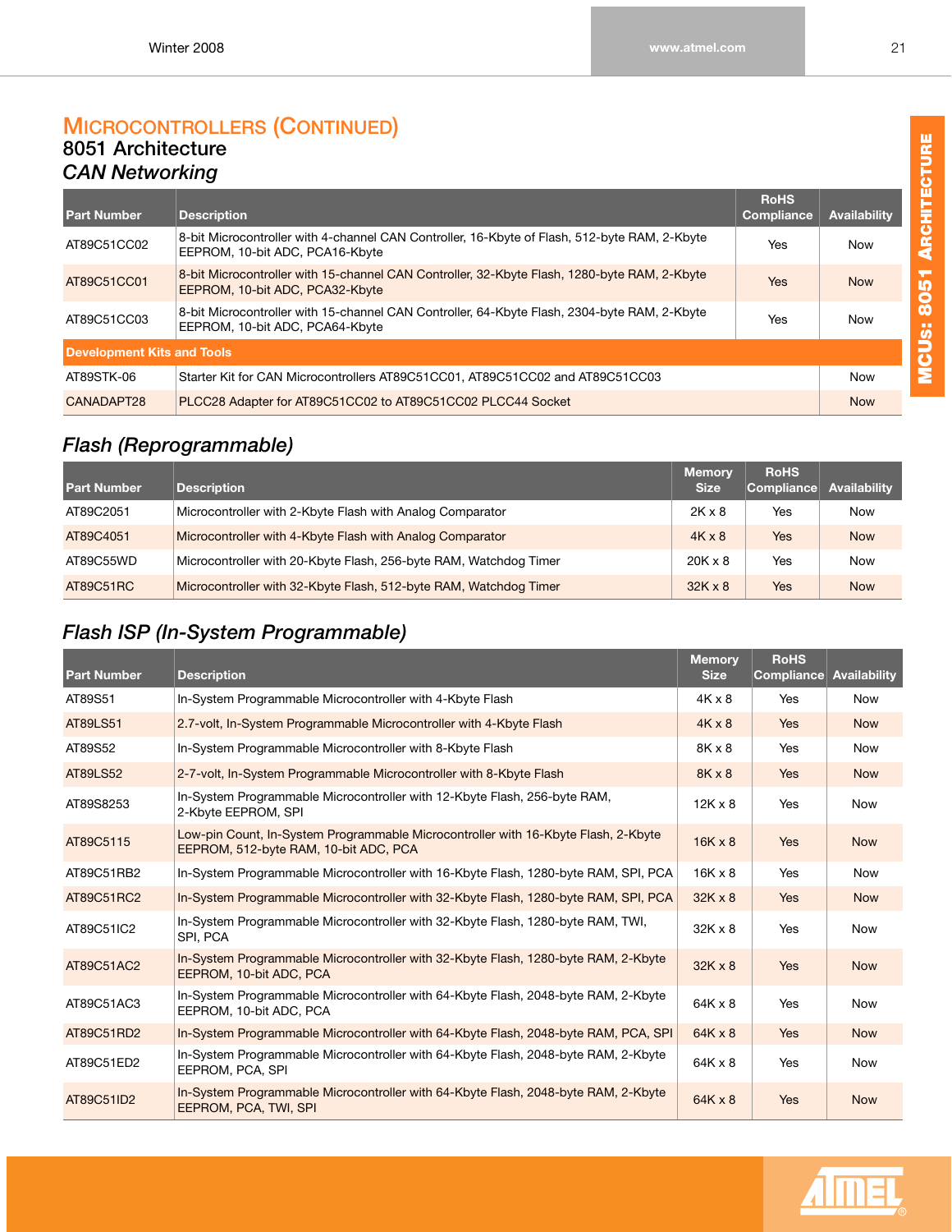## MICROCONTROLLERS (CONTINUED)

### 8051 Architecture

### *CAN Networking*

| Part Number | Description | RoHS Compliance | Availability |
|---|---|---|---|
| AT89C51CC02 | 8-bit Microcontroller with 4-channel CAN Controller, 16-Kbyte of Flash, 512-byte RAM, 2-Kbyte EEPROM, 10-bit ADC, PCA16-Kbyte | Yes | Now |
| AT89C51CC01 | 8-bit Microcontroller with 15-channel CAN Controller, 32-Kbyte Flash, 1280-byte RAM, 2-Kbyte EEPROM, 10-bit ADC, PCA32-Kbyte | Yes | Now |
| AT89C51CC03 | 8-bit Microcontroller with 15-channel CAN Controller, 64-Kbyte Flash, 2304-byte RAM, 2-Kbyte EEPROM, 10-bit ADC, PCA64-Kbyte | Yes | Now |
| **Development Kits and Tools** | | | |
| AT89STK-06 | Starter Kit for CAN Microcontrollers AT89C51CC01, AT89C51CC02 and AT89C51CC03 | | Now |
| CANADAPT28 | PLCC28 Adapter for AT89C51CC02 to AT89C51CC02 PLCC44 Socket | | Now |

### *Flash (Reprogrammable)*

| Part Number | Description | Memory Size | RoHS Compliance | Availability |
|---|---|---|---|---|
| AT89C2051 | Microcontroller with 2-Kbyte Flash with Analog Comparator | 2K x 8 | Yes | Now |
| AT89C4051 | Microcontroller with 4-Kbyte Flash with Analog Comparator | 4K x 8 | Yes | Now |
| AT89C55WD | Microcontroller with 20-Kbyte Flash, 256-byte RAM, Watchdog Timer | 20K x 8 | Yes | Now |
| AT89C51RC | Microcontroller with 32-Kbyte Flash, 512-byte RAM, Watchdog Timer | 32K x 8 | Yes | Now |

### *Flash ISP (In-System Programmable)*

| Part Number | Description | Memory Size | RoHS Compliance | Availability |
|---|---|---|---|---|
| AT89S51 | In-System Programmable Microcontroller with 4-Kbyte Flash | 4K x 8 | Yes | Now |
| AT89LS51 | 2.7-volt, In-System Programmable Microcontroller with 4-Kbyte Flash | 4K x 8 | Yes | Now |
| AT89S52 | In-System Programmable Microcontroller with 8-Kbyte Flash | 8K x 8 | Yes | Now |
| AT89LS52 | 2-7-volt, In-System Programmable Microcontroller with 8-Kbyte Flash | 8K x 8 | Yes | Now |
| AT89S8253 | In-System Programmable Microcontroller with 12-Kbyte Flash, 256-byte RAM, 2-Kbyte EEPROM, SPI | 12K x 8 | Yes | Now |
| AT89C5115 | Low-pin Count, In-System Programmable Microcontroller with 16-Kbyte Flash, 2-Kbyte EEPROM, 512-byte RAM, 10-bit ADC, PCA | 16K x 8 | Yes | Now |
| AT89C51RB2 | In-System Programmable Microcontroller with 16-Kbyte Flash, 1280-byte RAM, SPI, PCA | 16K x 8 | Yes | Now |
| AT89C51RC2 | In-System Programmable Microcontroller with 32-Kbyte Flash, 1280-byte RAM, SPI, PCA | 32K x 8 | Yes | Now |
| AT89C51IC2 | In-System Programmable Microcontroller with 32-Kbyte Flash, 1280-byte RAM, TWI, SPI, PCA | 32K x 8 | Yes | Now |
| AT89C51AC2 | In-System Programmable Microcontroller with 32-Kbyte Flash, 1280-byte RAM, 2-Kbyte EEPROM, 10-bit ADC, PCA | 32K x 8 | Yes | Now |
| AT89C51AC3 | In-System Programmable Microcontroller with 64-Kbyte Flash, 2048-byte RAM, 2-Kbyte EEPROM, 10-bit ADC, PCA | 64K x 8 | Yes | Now |
| AT89C51RD2 | In-System Programmable Microcontroller with 64-Kbyte Flash, 2048-byte RAM, PCA, SPI | 64K x 8 | Yes | Now |
| AT89C51ED2 | In-System Programmable Microcontroller with 64-Kbyte Flash, 2048-byte RAM, 2-Kbyte EEPROM, PCA, SPI | 64K x 8 | Yes | Now |
| AT89C51ID2 | In-System Programmable Microcontroller with 64-Kbyte Flash, 2048-byte RAM, 2-Kbyte EEPROM, PCA, TWI, SPI | 64K x 8 | Yes | Now |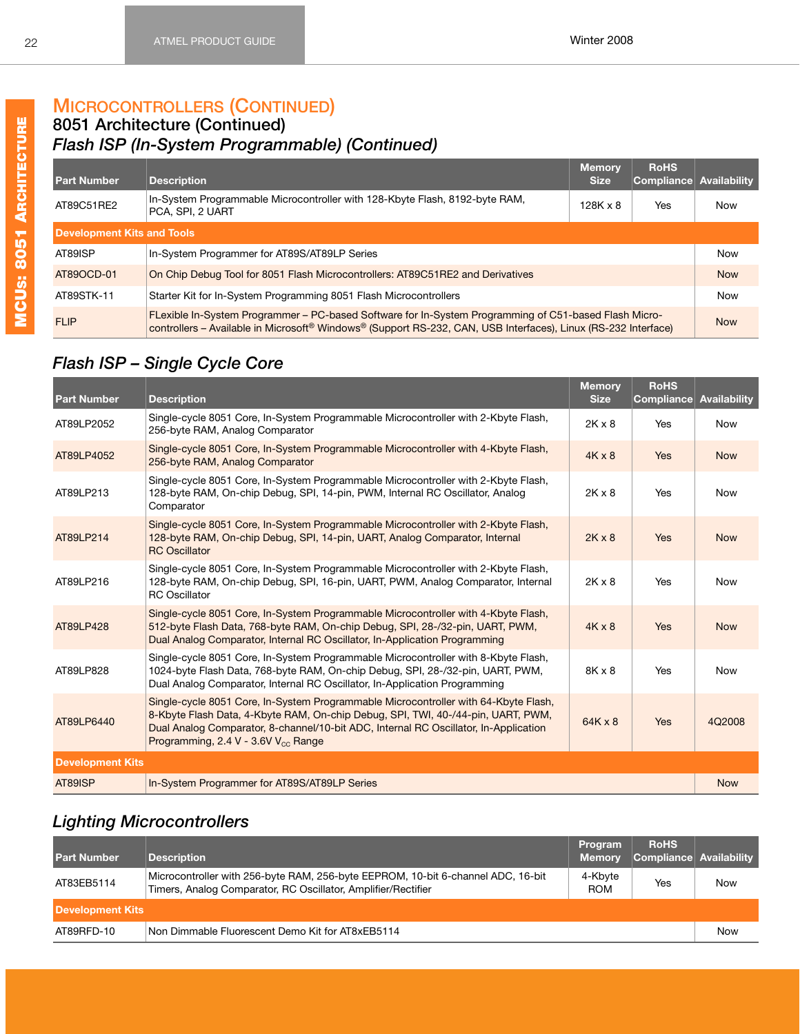## MICROCONTROLLERS (CONTINUED)

### 8051 Architecture (Continued)

### *Flash ISP (In-System Programmable) (Continued)*

| Part Number | Description | Memory Size | RoHS Compliance | Availability |
|---|---|---|---|---|
| AT89C51RE2 | In-System Programmable Microcontroller with 128-Kbyte Flash, 8192-byte RAM, PCA, SPI, 2 UART | 128K x 8 | Yes | Now |
| **Development Kits and Tools** | | | | |
| AT89ISP | In-System Programmer for AT89S/AT89LP Series | | | Now |
| AT89OCD-01 | On Chip Debug Tool for 8051 Flash Microcontrollers: AT89C51RE2 and Derivatives | | | Now |
| AT89STK-11 | Starter Kit for In-System Programming 8051 Flash Microcontrollers | | | Now |
| FLIP | FLexible In-System Programmer – PC-based Software for In-System Programming of C51-based Flash Micro-controllers – Available in Microsoft® Windows® (Support RS-232, CAN, USB Interfaces), Linux (RS-232 Interface) | | | Now |

### *Flash ISP – Single Cycle Core*

| Part Number | Description | Memory Size | RoHS Compliance | Availability |
|---|---|---|---|---|
| AT89LP2052 | Single-cycle 8051 Core, In-System Programmable Microcontroller with 2-Kbyte Flash, 256-byte RAM, Analog Comparator | 2K x 8 | Yes | Now |
| AT89LP4052 | Single-cycle 8051 Core, In-System Programmable Microcontroller with 4-Kbyte Flash, 256-byte RAM, Analog Comparator | 4K x 8 | Yes | Now |
| AT89LP213 | Single-cycle 8051 Core, In-System Programmable Microcontroller with 2-Kbyte Flash, 128-byte RAM, On-chip Debug, SPI, 14-pin, PWM, Internal RC Oscillator, Analog Comparator | 2K x 8 | Yes | Now |
| AT89LP214 | Single-cycle 8051 Core, In-System Programmable Microcontroller with 2-Kbyte Flash, 128-byte RAM, On-chip Debug, SPI, 14-pin, UART, Analog Comparator, Internal RC Oscillator | 2K x 8 | Yes | Now |
| AT89LP216 | Single-cycle 8051 Core, In-System Programmable Microcontroller with 2-Kbyte Flash, 128-byte RAM, On-chip Debug, SPI, 16-pin, UART, PWM, Analog Comparator, Internal RC Oscillator | 2K x 8 | Yes | Now |
| AT89LP428 | Single-cycle 8051 Core, In-System Programmable Microcontroller with 4-Kbyte Flash, 512-byte Flash Data, 768-byte RAM, On-chip Debug, SPI, 28-/32-pin, UART, PWM, Dual Analog Comparator, Internal RC Oscillator, In-Application Programming | 4K x 8 | Yes | Now |
| AT89LP828 | Single-cycle 8051 Core, In-System Programmable Microcontroller with 8-Kbyte Flash, 1024-byte Flash Data, 768-byte RAM, On-chip Debug, SPI, 28-/32-pin, UART, PWM, Dual Analog Comparator, Internal RC Oscillator, In-Application Programming | 8K x 8 | Yes | Now |
| AT89LP6440 | Single-cycle 8051 Core, In-System Programmable Microcontroller with 64-Kbyte Flash, 8-Kbyte Flash Data, 4-Kbyte RAM, On-chip Debug, SPI, TWI, 40-/44-pin, UART, PWM, Dual Analog Comparator, 8-channel/10-bit ADC, Internal RC Oscillator, In-Application Programming, 2.4 V - 3.6V $V_{CC}$ Range | 64K x 8 | Yes | 4Q2008 |
| **Development Kits** | | | | |
| AT89ISP | In-System Programmer for AT89S/AT89LP Series | | | Now |

### *Lighting Microcontrollers*

| Part Number | Description | Program Memory | RoHS Compliance | Availability |
|---|---|---|---|---|
| AT83EB5114 | Microcontroller with 256-byte RAM, 256-byte EEPROM, 10-bit 6-channel ADC, 16-bit Timers, Analog Comparator, RC Oscillator, Amplifier/Rectifier | 4-Kbyte ROM | Yes | Now |
| **Development Kits** | | | | |
| AT89RFD-10 | Non Dimmable Fluorescent Demo Kit for AT8xEB5114 | | | Now |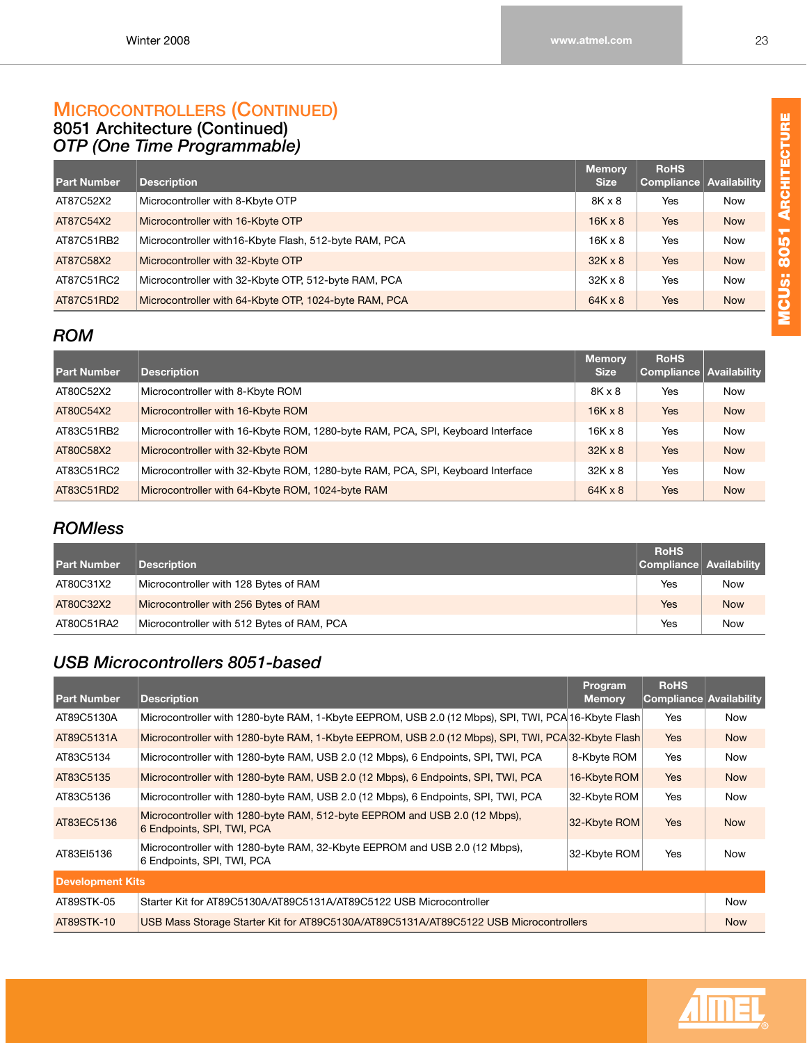# MICROCONTROLLERS (CONTINUED)

## 8051 Architecture (Continued)

### *OTP (One Time Programmable)*

| Part Number | Description | Memory Size | RoHS Compliance | Availability |
|---|---|---|---|---|
| AT87C52X2 | Microcontroller with 8-Kbyte OTP | 8K x 8 | Yes | Now |
| AT87C54X2 | Microcontroller with 16-Kbyte OTP | 16K x 8 | Yes | Now |
| AT87C51RB2 | Microcontroller with16-Kbyte Flash, 512-byte RAM, PCA | 16K x 8 | Yes | Now |
| AT87C58X2 | Microcontroller with 32-Kbyte OTP | 32K x 8 | Yes | Now |
| AT87C51RC2 | Microcontroller with 32-Kbyte OTP, 512-byte RAM, PCA | 32K x 8 | Yes | Now |
| AT87C51RD2 | Microcontroller with 64-Kbyte OTP, 1024-byte RAM, PCA | 64K x 8 | Yes | Now |

### *ROM*

| Part Number | Description | Memory Size | RoHS Compliance | Availability |
|---|---|---|---|---|
| AT80C52X2 | Microcontroller with 8-Kbyte ROM | 8K x 8 | Yes | Now |
| AT80C54X2 | Microcontroller with 16-Kbyte ROM | 16K x 8 | Yes | Now |
| AT83C51RB2 | Microcontroller with 16-Kbyte ROM, 1280-byte RAM, PCA, SPI, Keyboard Interface | 16K x 8 | Yes | Now |
| AT80C58X2 | Microcontroller with 32-Kbyte ROM | 32K x 8 | Yes | Now |
| AT83C51RC2 | Microcontroller with 32-Kbyte ROM, 1280-byte RAM, PCA, SPI, Keyboard Interface | 32K x 8 | Yes | Now |
| AT83C51RD2 | Microcontroller with 64-Kbyte ROM, 1024-byte RAM | 64K x 8 | Yes | Now |

### *ROMless*

| Part Number | Description | RoHS Compliance | Availability |
|---|---|---|---|
| AT80C31X2 | Microcontroller with 128 Bytes of RAM | Yes | Now |
| AT80C32X2 | Microcontroller with 256 Bytes of RAM | Yes | Now |
| AT80C51RA2 | Microcontroller with 512 Bytes of RAM, PCA | Yes | Now |

### *USB Microcontrollers 8051-based*

| Part Number | Description | Program Memory | RoHS Compliance | Availability |
|---|---|---|---|---|
| AT89C5130A | Microcontroller with 1280-byte RAM, 1-Kbyte EEPROM, USB 2.0 (12 Mbps), SPI, TWI, PCA | 16-Kbyte Flash | Yes | Now |
| AT89C5131A | Microcontroller with 1280-byte RAM, 1-Kbyte EEPROM, USB 2.0 (12 Mbps), SPI, TWI, PCA | 32-Kbyte Flash | Yes | Now |
| AT83C5134 | Microcontroller with 1280-byte RAM, USB 2.0 (12 Mbps), 6 Endpoints, SPI, TWI, PCA | 8-Kbyte ROM | Yes | Now |
| AT83C5135 | Microcontroller with 1280-byte RAM, USB 2.0 (12 Mbps), 6 Endpoints, SPI, TWI, PCA | 16-Kbyte ROM | Yes | Now |
| AT83C5136 | Microcontroller with 1280-byte RAM, USB 2.0 (12 Mbps), 6 Endpoints, SPI, TWI, PCA | 32-Kbyte ROM | Yes | Now |
| AT83EC5136 | Microcontroller with 1280-byte RAM, 512-byte EEPROM and USB 2.0 (12 Mbps), 6 Endpoints, SPI, TWI, PCA | 32-Kbyte ROM | Yes | Now |
| AT83EI5136 | Microcontroller with 1280-byte RAM, 32-Kbyte EEPROM and USB 2.0 (12 Mbps), 6 Endpoints, SPI, TWI, PCA | 32-Kbyte ROM | Yes | Now |
| **Development Kits** | | | | |
| AT89STK-05 | Starter Kit for AT89C5130A/AT89C5131A/AT89C5122 USB Microcontroller | | | Now |
| AT89STK-10 | USB Mass Storage Starter Kit for AT89C5130A/AT89C5131A/AT89C5122 USB Microcontrollers | | | Now |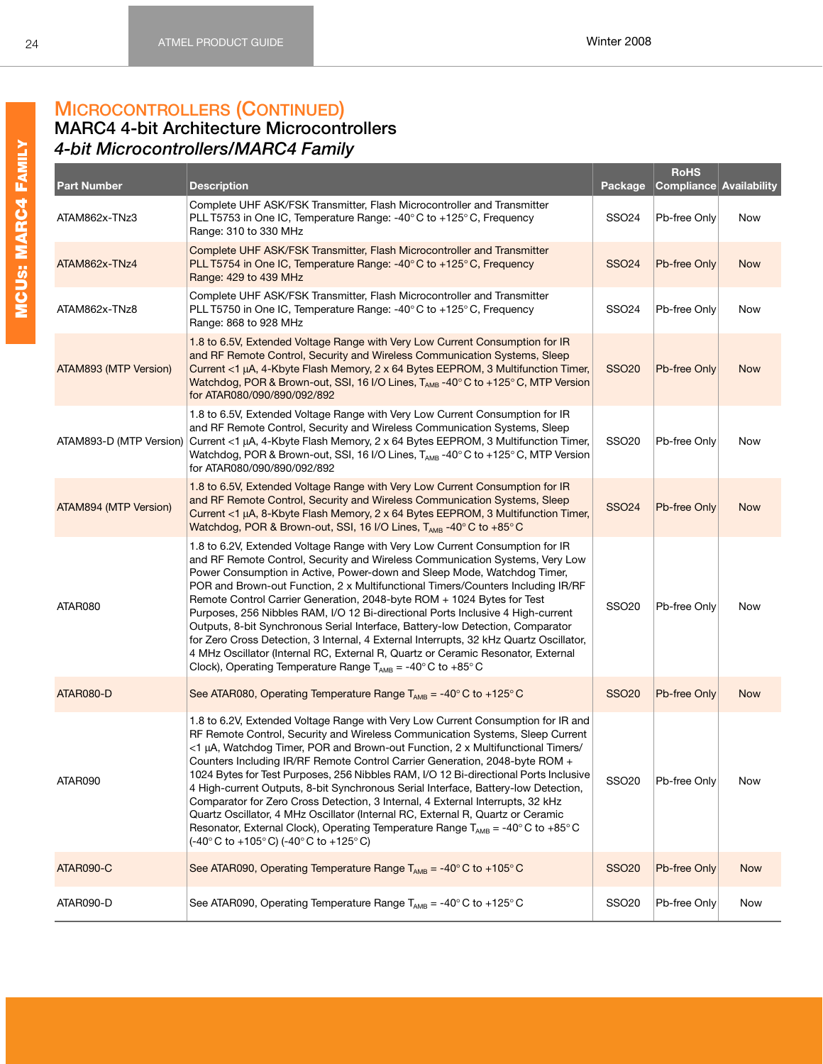# Microcontrollers (Continued)

## MARC4 4-bit Architecture Microcontrollers

### *4-bit Microcontrollers/MARC4 Family*

| Part Number | Description | Package | RoHS Compliance | Availability |
|---|---|---|---|---|
| ATAM862x-TNz3 | Complete UHF ASK/FSK Transmitter, Flash Microcontroller and Transmitter PLL T5753 in One IC, Temperature Range: -40° C to +125° C, Frequency Range: 310 to 330 MHz | SSO24 | Pb-free Only | Now |
| ATAM862x-TNz4 | Complete UHF ASK/FSK Transmitter, Flash Microcontroller and Transmitter PLL T5754 in One IC, Temperature Range: -40° C to +125° C, Frequency Range: 429 to 439 MHz | SSO24 | Pb-free Only | Now |
| ATAM862x-TNz8 | Complete UHF ASK/FSK Transmitter, Flash Microcontroller and Transmitter PLL T5750 in One IC, Temperature Range: -40° C to +125° C, Frequency Range: 868 to 928 MHz | SSO24 | Pb-free Only | Now |
| ATAM893 (MTP Version) | 1.8 to 6.5V, Extended Voltage Range with Very Low Current Consumption for IR and RF Remote Control, Security and Wireless Communication Systems, Sleep Current <1 µA, 4-Kbyte Flash Memory, 2 x 64 Bytes EEPROM, 3 Multifunction Timer, Watchdog, POR & Brown-out, SSI, 16 I/O Lines, $T_{AMB}$ -40° C to +125° C, MTP Version for ATAR080/090/890/092/892 | SSO20 | Pb-free Only | Now |
| ATAM893-D (MTP Version) | 1.8 to 6.5V, Extended Voltage Range with Very Low Current Consumption for IR and RF Remote Control, Security and Wireless Communication Systems, Sleep Current <1 µA, 4-Kbyte Flash Memory, 2 x 64 Bytes EEPROM, 3 Multifunction Timer, Watchdog, POR & Brown-out, SSI, 16 I/O Lines, $T_{AMB}$ -40° C to +125° C, MTP Version for ATAR080/090/890/092/892 | SSO20 | Pb-free Only | Now |
| ATAM894 (MTP Version) | 1.8 to 6.5V, Extended Voltage Range with Very Low Current Consumption for IR and RF Remote Control, Security and Wireless Communication Systems, Sleep Current <1 µA, 8-Kbyte Flash Memory, 2 x 64 Bytes EEPROM, 3 Multifunction Timer, Watchdog, POR & Brown-out, SSI, 16 I/O Lines, $T_{AMB}$ -40° C to +85° C | SSO24 | Pb-free Only | Now |
| ATAR080 | 1.8 to 6.2V, Extended Voltage Range with Very Low Current Consumption for IR and RF Remote Control, Security and Wireless Communication Systems, Very Low Power Consumption in Active, Power-down and Sleep Mode, Watchdog Timer, POR and Brown-out Function, 2 x Multifunctional Timers/Counters Including IR/RF Remote Control Carrier Generation, 2048-byte ROM + 1024 Bytes for Test Purposes, 256 Nibbles RAM, I/O 12 Bi-directional Ports Inclusive 4 High-current Outputs, 8-bit Synchronous Serial Interface, Battery-low Detection, Comparator for Zero Cross Detection, 3 Internal, 4 External Interrupts, 32 kHz Quartz Oscillator, 4 MHz Oscillator (Internal RC, External R, Quartz or Ceramic Resonator, External Clock), Operating Temperature Range $T_{AMB}$ = -40° C to +85° C | SSO20 | Pb-free Only | Now |
| ATAR080-D | See ATAR080, Operating Temperature Range $T_{AMB}$ = -40° C to +125° C | SSO20 | Pb-free Only | Now |
| ATAR090 | 1.8 to 6.2V, Extended Voltage Range with Very Low Current Consumption for IR and RF Remote Control, Security and Wireless Communication Systems, Sleep Current <1 µA, Watchdog Timer, POR and Brown-out Function, 2 x Multifunctional Timers/ Counters Including IR/RF Remote Control Carrier Generation, 2048-byte ROM + 1024 Bytes for Test Purposes, 256 Nibbles RAM, I/O 12 Bi-directional Ports Inclusive 4 High-current Outputs, 8-bit Synchronous Serial Interface, Battery-low Detection, Comparator for Zero Cross Detection, 3 Internal, 4 External Interrupts, 32 kHz Quartz Oscillator, 4 MHz Oscillator (Internal RC, External R, Quartz or Ceramic Resonator, External Clock), Operating Temperature Range $T_{AMB}$ = -40° C to +85° C (-40° C to +105° C) (-40° C to +125° C) | SSO20 | Pb-free Only | Now |
| ATAR090-C | See ATAR090, Operating Temperature Range $T_{AMB}$ = -40° C to +105° C | SSO20 | Pb-free Only | Now |
| ATAR090-D | See ATAR090, Operating Temperature Range $T_{AMB}$ = -40° C to +125° C | SSO20 | Pb-free Only | Now |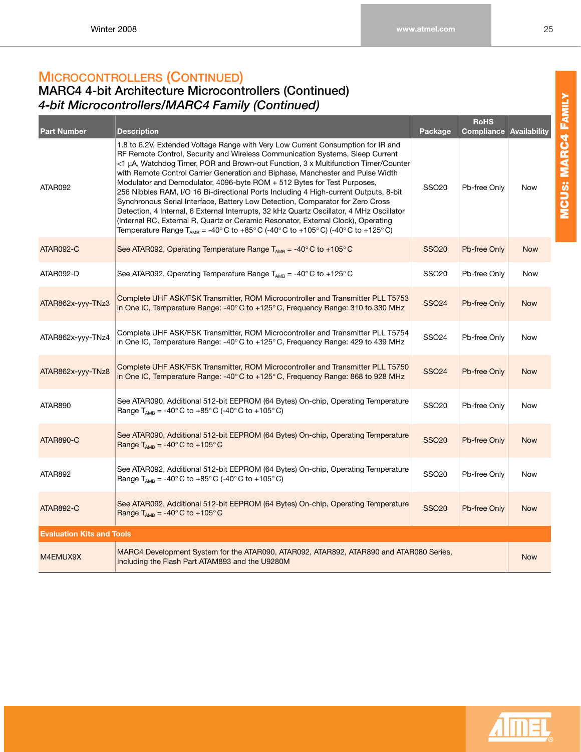## Microcontrollers (Continued)

### MARC4 4-bit Architecture Microcontrollers (Continued)

### *4-bit Microcontrollers/MARC4 Family (Continued)*

| Part Number | Description | Package | RoHS Compliance | Availability |
|---|---|---|---|---|
| ATAR092 | 1.8 to 6.2V, Extended Voltage Range with Very Low Current Consumption for IR and RF Remote Control, Security and Wireless Communication Systems, Sleep Current <1 µA, Watchdog Timer, POR and Brown-out Function, 3 x Multifunction Timer/Counter with Remote Control Carrier Generation and Biphase, Manchester and Pulse Width Modulator and Demodulator, 4096-byte ROM + 512 Bytes for Test Purposes, 256 Nibbles RAM, I/O 16 Bi-directional Ports Including 4 High-current Outputs, 8-bit Synchronous Serial Interface, Battery Low Detection, Comparator for Zero Cross Detection, 4 Internal, 6 External Interrupts, 32 kHz Quartz Oscillator, 4 MHz Oscillator (Internal RC, External R, Quartz or Ceramic Resonator, External Clock), Operating Temperature Range $T_{AMB}$ = -40°C to +85°C (-40°C to +105°C) (-40°C to +125°C) | SSO20 | Pb-free Only | Now |
| ATAR092-C | See ATAR092, Operating Temperature Range $T_{AMB}$ = -40°C to +105°C | SSO20 | Pb-free Only | Now |
| ATAR092-D | See ATAR092, Operating Temperature Range $T_{AMB}$ = -40°C to +125°C | SSO20 | Pb-free Only | Now |
| ATAR862x-yyy-TNz3 | Complete UHF ASK/FSK Transmitter, ROM Microcontroller and Transmitter PLL T5753 in One IC, Temperature Range: -40°C to +125°C, Frequency Range: 310 to 330 MHz | SSO24 | Pb-free Only | Now |
| ATAR862x-yyy-TNz4 | Complete UHF ASK/FSK Transmitter, ROM Microcontroller and Transmitter PLL T5754 in One IC, Temperature Range: -40°C to +125°C, Frequency Range: 429 to 439 MHz | SSO24 | Pb-free Only | Now |
| ATAR862x-yyy-TNz8 | Complete UHF ASK/FSK Transmitter, ROM Microcontroller and Transmitter PLL T5750 in One IC, Temperature Range: -40°C to +125°C, Frequency Range: 868 to 928 MHz | SSO24 | Pb-free Only | Now |
| ATAR890 | See ATAR090, Additional 512-bit EEPROM (64 Bytes) On-chip, Operating Temperature Range $T_{AMB}$ = -40°C to +85°C (-40°C to +105°C) | SSO20 | Pb-free Only | Now |
| ATAR890-C | See ATAR090, Additional 512-bit EEPROM (64 Bytes) On-chip, Operating Temperature Range $T_{AMB}$ = -40°C to +105°C | SSO20 | Pb-free Only | Now |
| ATAR892 | See ATAR092, Additional 512-bit EEPROM (64 Bytes) On-chip, Operating Temperature Range $T_{AMB}$ = -40°C to +85°C (-40°C to +105°C) | SSO20 | Pb-free Only | Now |
| ATAR892-C | See ATAR092, Additional 512-bit EEPROM (64 Bytes) On-chip, Operating Temperature Range $T_{AMB}$ = -40°C to +105°C | SSO20 | Pb-free Only | Now |
| **Evaluation Kits and Tools** | | | | |
| M4EMUX9X | MARC4 Development System for the ATAR090, ATAR092, ATAR892, ATAR890 and ATAR080 Series, Including the Flash Part ATAM893 and the U9280M | | | Now |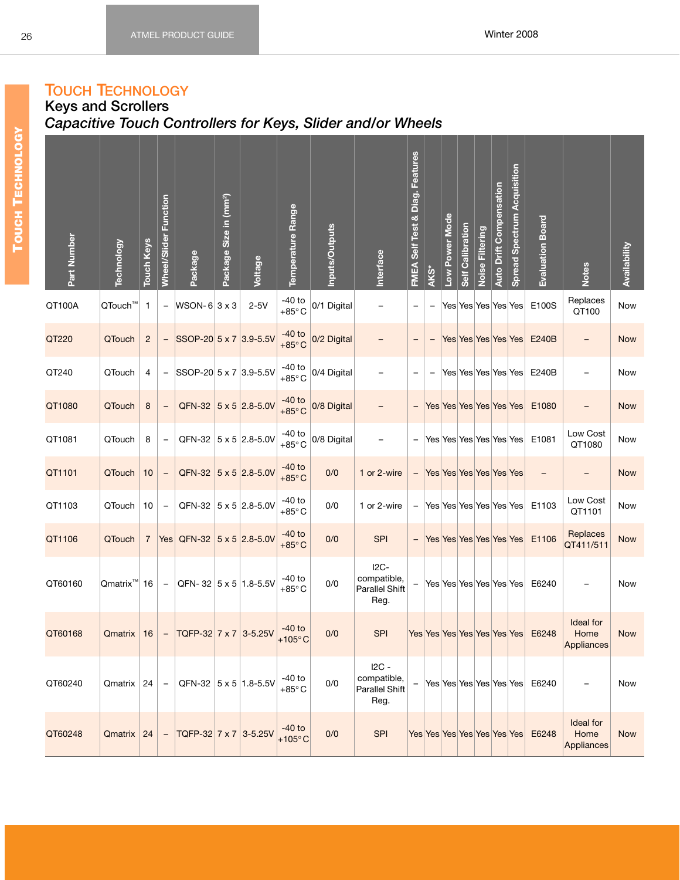# Touch Technology

## Keys and Scrollers

### *Capacitive Touch Controllers for Keys, Slider and/or Wheels*

| Part Number | Technology | Touch Keys | Wheel/Slider Function | Package | Package Size in (mm²) | Voltage | Temperature Range | Inputs/Outputs | Interface | FMEA Self Test & Diag. Features | AKS* | Low Power Mode | Self Calibration | Noise Filtering | Auto Drift Compensation | Spread Spectrum Acquisition | Evaluation Board | Notes | Availability |
|---|---|---|---|---|---|---|---|---|---|---|---|---|---|---|---|---|---|---|---|
| QT100A | QTouch™ | 1 | – | WSON-6 | 3 x 3 | 2-5V | -40 to +85° C | 0/1 Digital | – | – | – | Yes | Yes | Yes | Yes | Yes | E100S | Replaces QT100 | Now |
| QT220 | QTouch | 2 | – | SSOP-20 | 5 x 7 | 3.9-5.5V | -40 to +85° C | 0/2 Digital | – | – | – | Yes | Yes | Yes | Yes | Yes | E240B | – | Now |
| QT240 | QTouch | 4 | – | SSOP-20 | 5 x 7 | 3.9-5.5V | -40 to +85° C | 0/4 Digital | – | – | – | Yes | Yes | Yes | Yes | Yes | E240B | – | Now |
| QT1080 | QTouch | 8 | – | QFN-32 | 5 x 5 | 2.8-5.0V | -40 to +85° C | 0/8 Digital | – | – | Yes | Yes | Yes | Yes | Yes | Yes | E1080 | – | Now |
| QT1081 | QTouch | 8 | – | QFN-32 | 5 x 5 | 2.8-5.0V | -40 to +85° C | 0/8 Digital | – | – | Yes | Yes | Yes | Yes | Yes | Yes | E1081 | Low Cost QT1080 | Now |
| QT1101 | QTouch | 10 | – | QFN-32 | 5 x 5 | 2.8-5.0V | -40 to +85° C | 0/0 | 1 or 2-wire | – | Yes | Yes | Yes | Yes | Yes | Yes | – | – | Now |
| QT1103 | QTouch | 10 | – | QFN-32 | 5 x 5 | 2.8-5.0V | -40 to +85° C | 0/0 | 1 or 2-wire | – | Yes | Yes | Yes | Yes | Yes | Yes | E1103 | Low Cost QT1101 | Now |
| QT1106 | QTouch | 7 | Yes | QFN-32 | 5 x 5 | 2.8-5.0V | -40 to +85° C | 0/0 | SPI | – | Yes | Yes | Yes | Yes | Yes | Yes | E1106 | Replaces QT411/511 | Now |
| QT60160 | Qmatrix™ | 16 | – | QFN- 32 | 5 x 5 | 1.8-5.5V | -40 to +85° C | 0/0 | I2C-compatible, Parallel Shift Reg. | – | Yes | Yes | Yes | Yes | Yes | Yes | E6240 | – | Now |
| QT60168 | Qmatrix | 16 | – | TQFP-32 | 7 x 7 | 3-5.25V | -40 to +105° C | 0/0 | SPI | Yes | Yes | Yes | Yes | Yes | Yes | Yes | E6248 | Ideal for Home Appliances | Now |
| QT60240 | Qmatrix | 24 | – | QFN-32 | 5 x 5 | 1.8-5.5V | -40 to +85° C | 0/0 | I2C - compatible, Parallel Shift Reg. | – | Yes | Yes | Yes | Yes | Yes | Yes | E6240 | – | Now |
| QT60248 | Qmatrix | 24 | – | TQFP-32 | 7 x 7 | 3-5.25V | -40 to +105° C | 0/0 | SPI | Yes | Yes | Yes | Yes | Yes | Yes | Yes | E6248 | Ideal for Home Appliances | Now |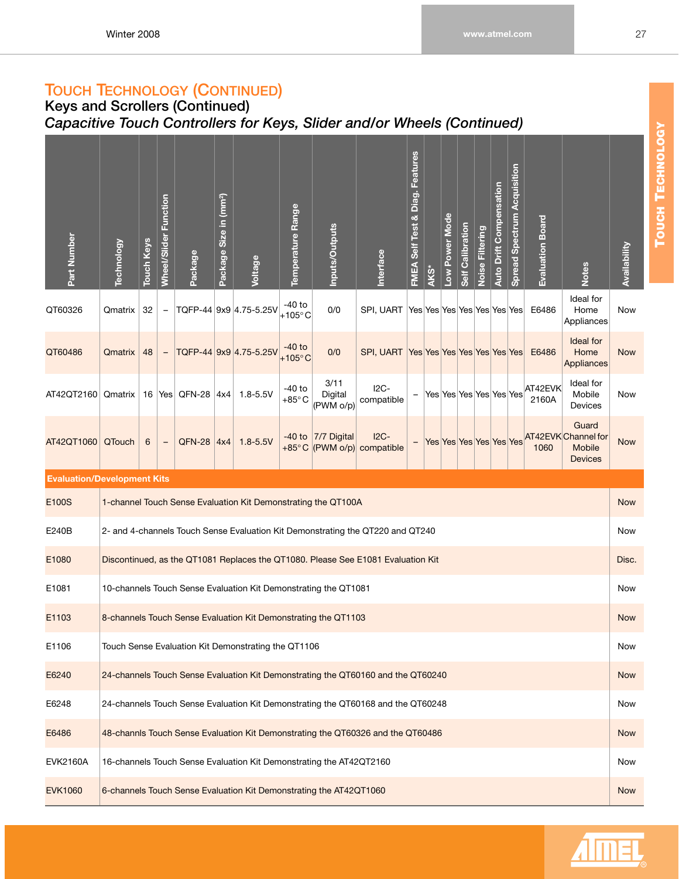# Touch Technology (Continued)

## Keys and Scrollers (Continued)

### *Capacitive Touch Controllers for Keys, Slider and/or Wheels (Continued)*

| Part Number | Technology | Touch Keys | Wheel/Slider Function | Package | Package Size in (mm²) | Voltage | Temperature Range | Inputs/Outputs | Interface | FMEA Self Test & Diag. Features | AKS* | Low Power Mode | Self Calibration | Noise Filtering | Auto Drift Compensation | Spread Spectrum Acquisition | Evaluation Board | Notes | Availability |
|---|---|---|---|---|---|---|---|---|---|---|---|---|---|---|---|---|---|---|---|
| QT60326 | Qmatrix | 32 | – | TQFP-44 | 9x9 | 4.75-5.25V | -40 to +105°C | 0/0 | SPI, UART | Yes | Yes | Yes | Yes | Yes | Yes | Yes | E6486 | Ideal for Home Appliances | Now |
| QT60486 | Qmatrix | 48 | – | TQFP-44 | 9x9 | 4.75-5.25V | -40 to +105°C | 0/0 | SPI, UART | Yes | Yes | Yes | Yes | Yes | Yes | Yes | E6486 | Ideal for Home Appliances | Now |
| AT42QT2160 | Qmatrix | 16 | Yes | QFN-28 | 4x4 | 1.8-5.5V | -40 to +85°C | 3/11 Digital (PWM o/p) | I2C-compatible | – | Yes | Yes | Yes | Yes | Yes | Yes | AT42EVK 2160A | Ideal for Mobile Devices | Now |
| AT42QT1060 | QTouch | 6 | – | QFN-28 | 4x4 | 1.8-5.5V | -40 to +85°C | 7/7 Digital (PWM o/p) | I2C-compatible | – | Yes | Yes | Yes | Yes | Yes | Yes | AT42EVK 1060 | Guard Channel for Mobile Devices | Now |

| Evaluation/Development Kits | | |
|---|---|---|
| E100S | 1-channel Touch Sense Evaluation Kit Demonstrating the QT100A | Now |
| E240B | 2- and 4-channels Touch Sense Evaluation Kit Demonstrating the QT220 and QT240 | Now |
| E1080 | Discontinued, as the QT1081 Replaces the QT1080. Please See E1081 Evaluation Kit | Disc. |
| E1081 | 10-channels Touch Sense Evaluation Kit Demonstrating the QT1081 | Now |
| E1103 | 8-channels Touch Sense Evaluation Kit Demonstrating the QT1103 | Now |
| E1106 | Touch Sense Evaluation Kit Demonstrating the QT1106 | Now |
| E6240 | 24-channels Touch Sense Evaluation Kit Demonstrating the QT60160 and the QT60240 | Now |
| E6248 | 24-channels Touch Sense Evaluation Kit Demonstrating the QT60168 and the QT60248 | Now |
| E6486 | 48-channls Touch Sense Evaluation Kit Demonstrating the QT60326 and the QT60486 | Now |
| EVK2160A | 16-channels Touch Sense Evaluation Kit Demonstrating the AT42QT2160 | Now |
| EVK1060 | 6-channels Touch Sense Evaluation Kit Demonstrating the AT42QT1060 | Now |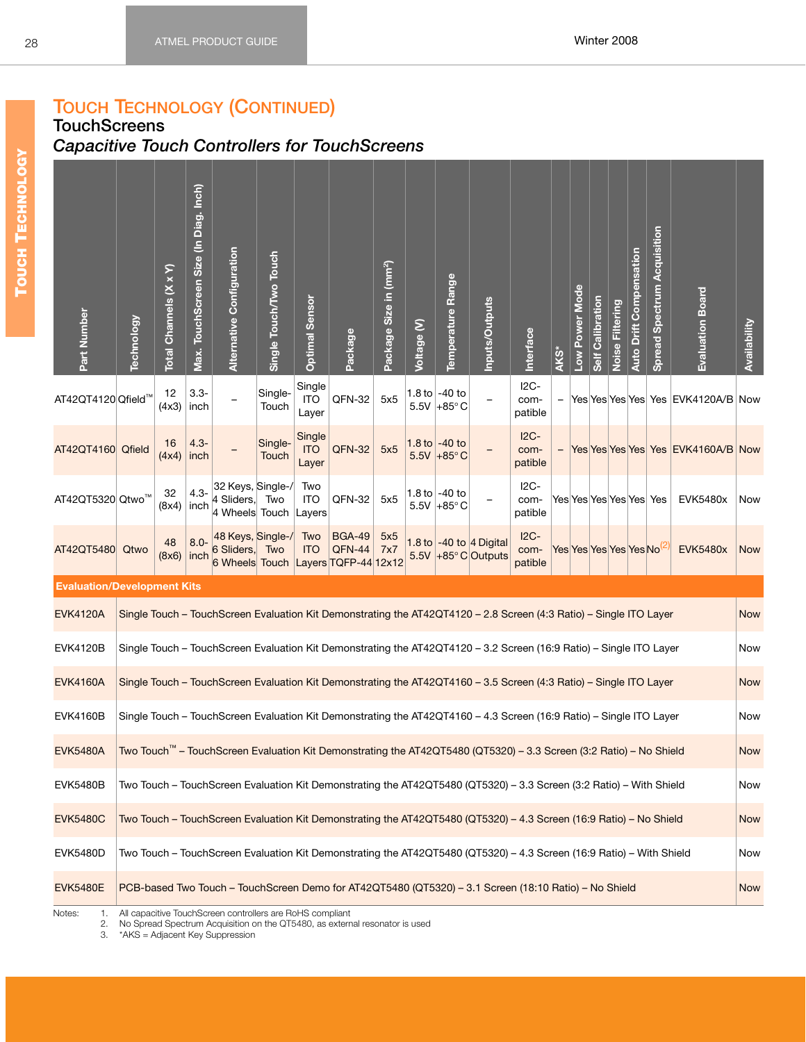## TOUCH TECHNOLOGY (CONTINUED)

### TouchScreens

*Capacitive Touch Controllers for TouchScreens*

| Part Number | Technology | Total Channels (X x Y) | Max. TouchScreen Size (In Diag. Inch) | Alternative Configuration | Single Touch/Two Touch | Optimal Sensor | Package | Package Size in (mm²) | Voltage (V) | Temperature Range | Inputs/Outputs | Interface | AKS* | Low Power Mode | Self Calibration | Noise Filtering | Auto Drift Compensation | Spread Spectrum Acquisition | Evaluation Board | Availability |
|---|---|---|---|---|---|---|---|---|---|---|---|---|---|---|---|---|---|---|---|---|
| AT42QT4120 | Qfield™ | 12 (4x3) | 3.3-inch | – | Single-Touch | Single ITO Layer | QFN-32 | 5x5 | 1.8 to 5.5V | -40 to +85° C | – | I2C-compatible | – | Yes | Yes | Yes | Yes | Yes | EVK4120A/B | Now |
| AT42QT4160 | Qfield | 16 (4x4) | 4.3-inch | – | Single-Touch | Single ITO Layer | QFN-32 | 5x5 | 1.8 to 5.5V | -40 to +85° C | – | I2C-compatible | – | Yes | Yes | Yes | Yes | Yes | EVK4160A/B | Now |
| AT42QT5320 | Qtwo™ | 32 (8x4) | 4.3-inch | 32 Keys, 4 Sliders, 4 Wheels | Single-/Two Touch | Two ITO Layers | QFN-32 | 5x5 | 1.8 to 5.5V | -40 to +85° C | – | I2C-compatible | Yes | Yes | Yes | Yes | Yes | Yes | EVK5480x | Now |
| AT42QT5480 | Qtwo | 48 (8x6) | 8.0-inch | 48 Keys, 6 Sliders, 6 Wheels | Single-/Two Touch | Two ITO Layers | BGA-49 QFN-44 TQFP-44 | 5x5 7x7 12x12 | 1.8 to 5.5V | -40 to +85° C | 4 Digital Outputs | I2C-compatible | Yes | Yes | Yes | Yes | Yes | No[2] | EVK5480x | Now |

| Evaluation/Development Kits | | |
|---|---|---|
| EVK4120A | Single Touch – TouchScreen Evaluation Kit Demonstrating the AT42QT4120 – 2.8 Screen (4:3 Ratio) – Single ITO Layer | Now |
| EVK4120B | Single Touch – TouchScreen Evaluation Kit Demonstrating the AT42QT4120 – 3.2 Screen (16:9 Ratio) – Single ITO Layer | Now |
| EVK4160A | Single Touch – TouchScreen Evaluation Kit Demonstrating the AT42QT4160 – 3.5 Screen (4:3 Ratio) – Single ITO Layer | Now |
| EVK4160B | Single Touch – TouchScreen Evaluation Kit Demonstrating the AT42QT4160 – 4.3 Screen (16:9 Ratio) – Single ITO Layer | Now |
| EVK5480A | Two Touch™ – TouchScreen Evaluation Kit Demonstrating the AT42QT5480 (QT5320) – 3.3 Screen (3:2 Ratio) – No Shield | Now |
| EVK5480B | Two Touch – TouchScreen Evaluation Kit Demonstrating the AT42QT5480 (QT5320) – 3.3 Screen (3:2 Ratio) – With Shield | Now |
| EVK5480C | Two Touch – TouchScreen Evaluation Kit Demonstrating the AT42QT5480 (QT5320) – 4.3 Screen (16:9 Ratio) – No Shield | Now |
| EVK5480D | Two Touch – TouchScreen Evaluation Kit Demonstrating the AT42QT5480 (QT5320) – 4.3 Screen (16:9 Ratio) – With Shield | Now |
| EVK5480E | PCB-based Two Touch – TouchScreen Demo for AT42QT5480 (QT5320) – 3.1 Screen (18:10 Ratio) – No Shield | Now |

Notes:
1. All capacitive TouchScreen controllers are RoHS compliant
2. No Spread Spectrum Acquisition on the QT5480, as external resonator is used
3. *AKS = Adjacent Key Suppression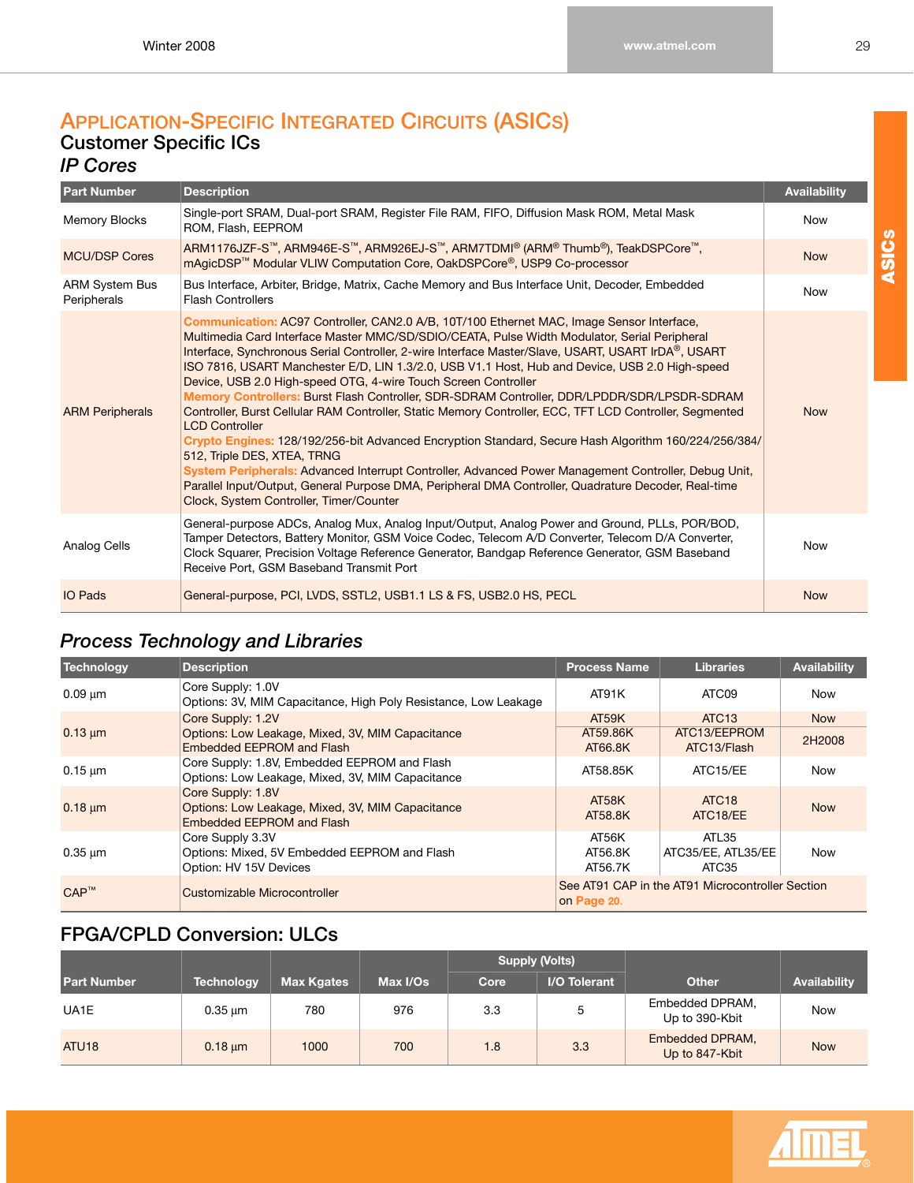# Application-Specific Integrated Circuits (ASICs)

## Customer Specific ICs

### *IP Cores*

| Part Number | Description | Availability |
|---|---|---|
| Memory Blocks | Single-port SRAM, Dual-port SRAM, Register File RAM, FIFO, Diffusion Mask ROM, Metal Mask ROM, Flash, EEPROM | Now |
| MCU/DSP Cores | ARM1176JZF-S™, ARM946E-S™, ARM926EJ-S™, ARM7TDMI® (ARM® Thumb®), TeakDSPCore™, mAgicDSP™ Modular VLIW Computation Core, OakDSPCore®, USP9 Co-processor | Now |
| ARM System Bus Peripherals | Bus Interface, Arbiter, Bridge, Matrix, Cache Memory and Bus Interface Unit, Decoder, Embedded Flash Controllers | Now |
| ARM Peripherals | **Communication:** AC97 Controller, CAN2.0 A/B, 10T/100 Ethernet MAC, Image Sensor Interface, Multimedia Card Interface Master MMC/SD/SDIO/CEATA, Pulse Width Modulator, Serial Peripheral Interface, Synchronous Serial Controller, 2-wire Interface Master/Slave, USART, USART IrDA®, USART ISO 7816, USART Manchester E/D, LIN 1.3/2.0, USB V1.1 Host, Hub and Device, USB 2.0 High-speed Device, USB 2.0 High-speed OTG, 4-wire Touch Screen Controller **Memory Controllers:** Burst Flash Controller, SDR-SDRAM Controller, DDR/LPDDR/SDR/LPSDR-SDRAM Controller, Burst Cellular RAM Controller, Static Memory Controller, ECC, TFT LCD Controller, Segmented LCD Controller **Crypto Engines:** 128/192/256-bit Advanced Encryption Standard, Secure Hash Algorithm 160/224/256/384/512, Triple DES, XTEA, TRNG **System Peripherals:** Advanced Interrupt Controller, Advanced Power Management Controller, Debug Unit, Parallel Input/Output, General Purpose DMA, Peripheral DMA Controller, Quadrature Decoder, Real-time Clock, System Controller, Timer/Counter | Now |
| Analog Cells | General-purpose ADCs, Analog Mux, Analog Input/Output, Analog Power and Ground, PLLs, POR/BOD, Tamper Detectors, Battery Monitor, GSM Voice Codec, Telecom A/D Converter, Telecom D/A Converter, Clock Squarer, Precision Voltage Reference Generator, Bandgap Reference Generator, GSM Baseband Receive Port, GSM Baseband Transmit Port | Now |
| IO Pads | General-purpose, PCI, LVDS, SSTL2, USB1.1 LS & FS, USB2.0 HS, PECL | Now |

### *Process Technology and Libraries*

| Technology | Description | Process Name | Libraries | Availability |
|---|---|---|---|---|
| 0.09 µm | Core Supply: 1.0V Options: 3V, MIM Capacitance, High Poly Resistance, Low Leakage | AT91K | ATC09 | Now |
| 0.13 µm | Core Supply: 1.2V Options: Low Leakage, Mixed, 3V, MIM Capacitance Embedded EEPROM and Flash | AT59K | ATC13 | Now |
| | | AT59.86K AT66.8K | ATC13/EEPROM ATC13/Flash | 2H2008 |
| 0.15 µm | Core Supply: 1.8V, Embedded EEPROM and Flash Options: Low Leakage, Mixed, 3V, MIM Capacitance | AT58.85K | ATC15/EE | Now |
| 0.18 µm | Core Supply: 1.8V Options: Low Leakage, Mixed, 3V, MIM Capacitance Embedded EEPROM and Flash | AT58K AT58.8K | ATC18 ATC18/EE | Now |
| 0.35 µm | Core Supply 3.3V Options: Mixed, 5V Embedded EEPROM and Flash Option: HV 15V Devices | AT56K AT56.8K AT56.7K | ATL35 ATC35/EE, ATL35/EE ATC35 | Now |
| CAP™ | Customizable Microcontroller | See AT91 CAP in the AT91 Microcontroller Section on Page 20. | | |

## FPGA/CPLD Conversion: ULCs

| Part Number | Technology | Max Kgates | Max I/Os | Supply (Volts) | | Other | Availability |
|---|---|---|---|---|---|---|---|
| | | | | Core | I/O Tolerant | | |
| UA1E | 0.35 µm | 780 | 976 | 3.3 | 5 | Embedded DPRAM, Up to 390-Kbit | Now |
| ATU18 | 0.18 µm | 1000 | 700 | 1.8 | 3.3 | Embedded DPRAM, Up to 847-Kbit | Now |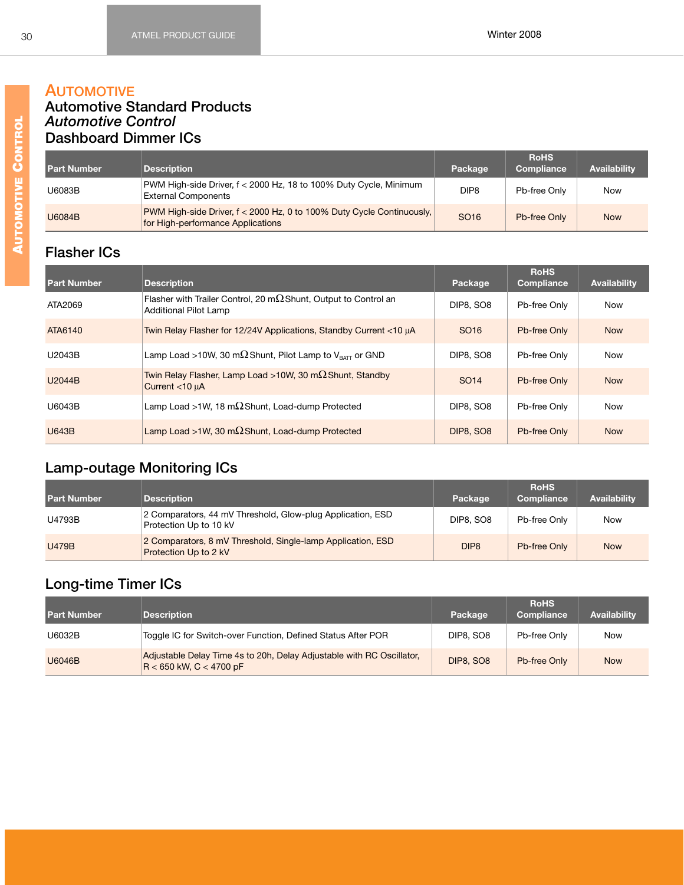# Automotive

## Automotive Standard Products

### *Automotive Control*

### Dashboard Dimmer ICs

| Part Number | Description | Package | RoHS Compliance | Availability |
|---|---|---|---|---|
| U6083B | PWM High-side Driver, f < 2000 Hz, 18 to 100% Duty Cycle, Minimum External Components | DIP8 | Pb-free Only | Now |
| U6084B | PWM High-side Driver, f < 2000 Hz, 0 to 100% Duty Cycle Continuously, for High-performance Applications | SO16 | Pb-free Only | Now |

### Flasher ICs

| Part Number | Description | Package | RoHS Compliance | Availability |
|---|---|---|---|---|
| ATA2069 | Flasher with Trailer Control, 20 mΩ Shunt, Output to Control an Additional Pilot Lamp | DIP8, SO8 | Pb-free Only | Now |
| ATA6140 | Twin Relay Flasher for 12/24V Applications, Standby Current <10 µA | SO16 | Pb-free Only | Now |
| U2043B | Lamp Load >10W, 30 mΩ Shunt, Pilot Lamp to $V_{BATT}$ or GND | DIP8, SO8 | Pb-free Only | Now |
| U2044B | Twin Relay Flasher, Lamp Load >10W, 30 mΩ Shunt, Standby Current <10 µA | SO14 | Pb-free Only | Now |
| U6043B | Lamp Load >1W, 18 mΩ Shunt, Load-dump Protected | DIP8, SO8 | Pb-free Only | Now |
| U643B | Lamp Load >1W, 30 mΩ Shunt, Load-dump Protected | DIP8, SO8 | Pb-free Only | Now |

### Lamp-outage Monitoring ICs

| Part Number | Description | Package | RoHS Compliance | Availability |
|---|---|---|---|---|
| U4793B | 2 Comparators, 44 mV Threshold, Glow-plug Application, ESD Protection Up to 10 kV | DIP8, SO8 | Pb-free Only | Now |
| U479B | 2 Comparators, 8 mV Threshold, Single-lamp Application, ESD Protection Up to 2 kV | DIP8 | Pb-free Only | Now |

### Long-time Timer ICs

| Part Number | Description | Package | RoHS Compliance | Availability |
|---|---|---|---|---|
| U6032B | Toggle IC for Switch-over Function, Defined Status After POR | DIP8, SO8 | Pb-free Only | Now |
| U6046B | Adjustable Delay Time 4s to 20h, Delay Adjustable with RC Oscillator, R < 650 kW, C < 4700 pF | DIP8, SO8 | Pb-free Only | Now |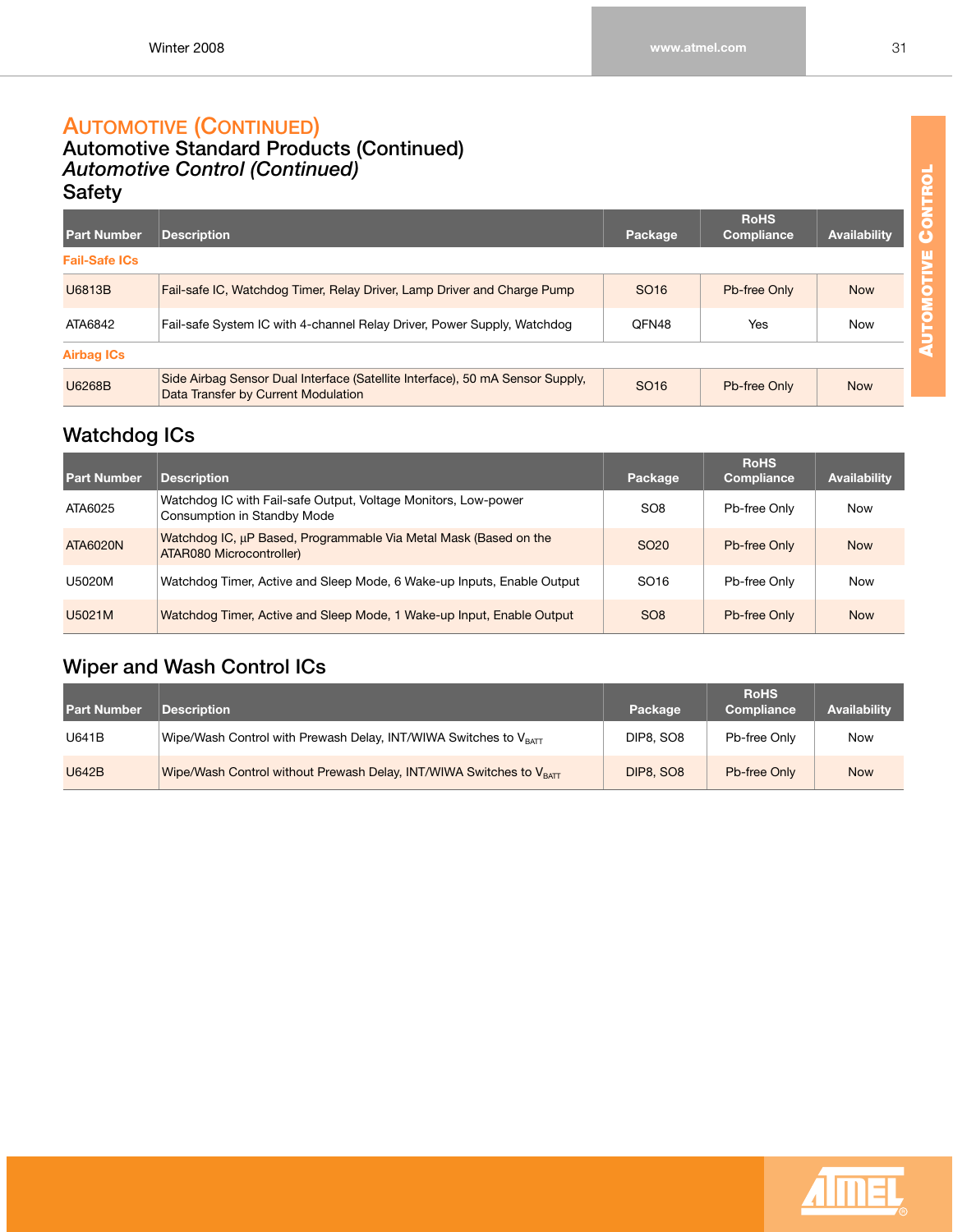# AUTOMOTIVE (CONTINUED)

## Automotive Standard Products (Continued)

### *Automotive Control (Continued)*

### Safety

| Part Number | Description | Package | RoHS Compliance | Availability |
|---|---|---|---|---|
| **Fail-Safe ICs** | | | | |
| U6813B | Fail-safe IC, Watchdog Timer, Relay Driver, Lamp Driver and Charge Pump | SO16 | Pb-free Only | Now |
| ATA6842 | Fail-safe System IC with 4-channel Relay Driver, Power Supply, Watchdog | QFN48 | Yes | Now |
| **Airbag ICs** | | | | |
| U6268B | Side Airbag Sensor Dual Interface (Satellite Interface), 50 mA Sensor Supply, Data Transfer by Current Modulation | SO16 | Pb-free Only | Now |

### Watchdog ICs

| Part Number | Description | Package | RoHS Compliance | Availability |
|---|---|---|---|---|
| ATA6025 | Watchdog IC with Fail-safe Output, Voltage Monitors, Low-power Consumption in Standby Mode | SO8 | Pb-free Only | Now |
| ATA6020N | Watchdog IC, µP Based, Programmable Via Metal Mask (Based on the ATAR080 Microcontroller) | SO20 | Pb-free Only | Now |
| U5020M | Watchdog Timer, Active and Sleep Mode, 6 Wake-up Inputs, Enable Output | SO16 | Pb-free Only | Now |
| U5021M | Watchdog Timer, Active and Sleep Mode, 1 Wake-up Input, Enable Output | SO8 | Pb-free Only | Now |

### Wiper and Wash Control ICs

| Part Number | Description | Package | RoHS Compliance | Availability |
|---|---|---|---|---|
| U641B | Wipe/Wash Control with Prewash Delay, INT/WIWA Switches to $V_{BATT}$ | DIP8, SO8 | Pb-free Only | Now |
| U642B | Wipe/Wash Control without Prewash Delay, INT/WIWA Switches to $V_{BATT}$ | DIP8, SO8 | Pb-free Only | Now |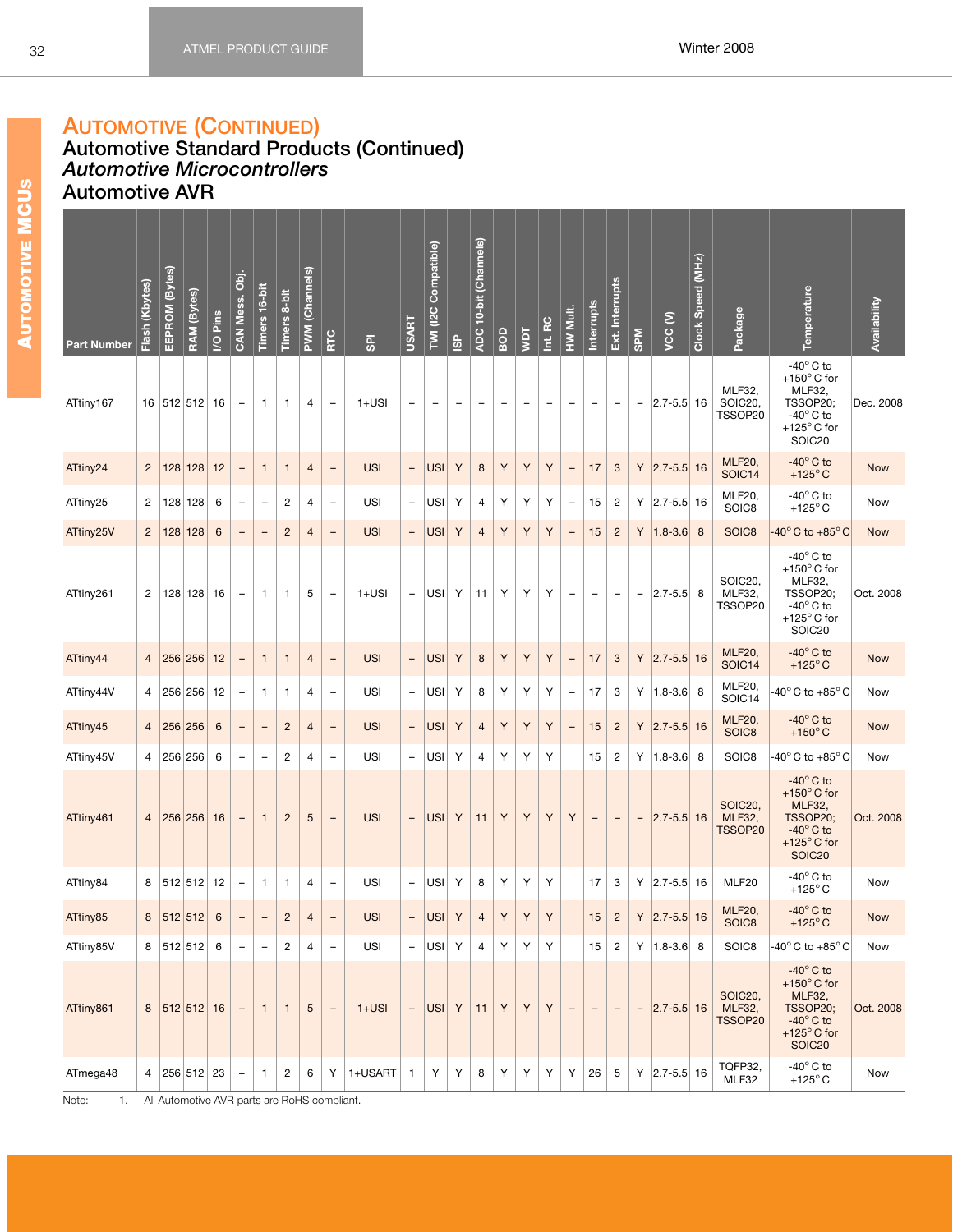# Automotive (Continued)

## Automotive Standard Products (Continued)

### *Automotive Microcontrollers*

### Automotive AVR

| Part Number | Flash (Kbytes) | EEPROM (Bytes) | RAM (Bytes) | I/O Pins | CAN Mess. Obj. | Timers 16-bit | Timers 8-bit | PWM (Channels) | RTC | SPI | USART | TWI (I2C Compatible) | ISP | ADC 10-bit (Channels) | BOD | WDT | Int. RC | HW Mult. | Interrupts | Ext. Interrupts | SPM | VCC (V) | Clock Speed (MHz) | Package | Temperature | Availability |
|---|---|---|---|---|---|---|---|---|---|---|---|---|---|---|---|---|---|---|---|---|---|---|---|---|---|---|
| ATtiny167 | 16 | 512 | 512 | 16 | – | 1 | 1 | 4 | – | 1+USI | – | – | – | – | – | – | – | – | – | – | – | 2.7-5.5 | 16 | MLF32, SOIC20, TSSOP20 | -40° C to +150° C for MLF32, TSSOP20; -40° C to +125° C for SOIC20 | Dec. 2008 |
| ATtiny24 | 2 | 128 | 128 | 12 | – | 1 | 1 | 4 | – | USI | – | USI | Y | 8 | Y | Y | Y | – | 17 | 3 | Y | 2.7-5.5 | 16 | MLF20, SOIC14 | -40° C to +125° C | Now |
| ATtiny25 | 2 | 128 | 128 | 6 | – | – | 2 | 4 | – | USI | – | USI | Y | 4 | Y | Y | Y | – | 15 | 2 | Y | 2.7-5.5 | 16 | MLF20, SOIC8 | -40° C to +125° C | Now |
| ATtiny25V | 2 | 128 | 128 | 6 | – | – | 2 | 4 | – | USI | – | USI | Y | 4 | Y | Y | Y | – | 15 | 2 | Y | 1.8-3.6 | 8 | SOIC8 | -40° C to +85° C | Now |
| ATtiny261 | 2 | 128 | 128 | 16 | – | 1 | 1 | 5 | – | 1+USI | – | USI | Y | 11 | Y | Y | Y | – | – | – | – | 2.7-5.5 | 8 | SOIC20, MLF32, TSSOP20 | -40° C to +150° C for MLF32, TSSOP20; -40° C to +125° C for SOIC20 | Oct. 2008 |
| ATtiny44 | 4 | 256 | 256 | 12 | – | 1 | 1 | 4 | – | USI | – | USI | Y | 8 | Y | Y | Y | – | 17 | 3 | Y | 2.7-5.5 | 16 | MLF20, SOIC14 | -40° C to +125° C | Now |
| ATtiny44V | 4 | 256 | 256 | 12 | – | 1 | 1 | 4 | – | USI | – | USI | Y | 8 | Y | Y | Y | – | 17 | 3 | Y | 1.8-3.6 | 8 | MLF20, SOIC14 | -40° C to +85° C | Now |
| ATtiny45 | 4 | 256 | 256 | 6 | – | – | 2 | 4 | – | USI | – | USI | Y | 4 | Y | Y | Y | – | 15 | 2 | Y | 2.7-5.5 | 16 | MLF20, SOIC8 | -40° C to +150° C | Now |
| ATtiny45V | 4 | 256 | 256 | 6 | – | – | 2 | 4 | – | USI | – | USI | Y | 4 | Y | Y | Y | | 15 | 2 | Y | 1.8-3.6 | 8 | SOIC8 | -40° C to +85° C | Now |
| ATtiny461 | 4 | 256 | 256 | 16 | – | 1 | 2 | 5 | – | USI | – | USI | Y | 11 | Y | Y | Y | Y | – | – | – | 2.7-5.5 | 16 | SOIC20, MLF32, TSSOP20 | -40° C to +150° C for MLF32, TSSOP20; -40° C to +125° C for SOIC20 | Oct. 2008 |
| ATtiny84 | 8 | 512 | 512 | 12 | – | 1 | 1 | 4 | – | USI | – | USI | Y | 8 | Y | Y | Y | | 17 | 3 | Y | 2.7-5.5 | 16 | MLF20 | -40° C to +125° C | Now |
| ATtiny85 | 8 | 512 | 512 | 6 | – | – | 2 | 4 | – | USI | – | USI | Y | 4 | Y | Y | Y | | 15 | 2 | Y | 2.7-5.5 | 16 | MLF20, SOIC8 | -40° C to +125° C | Now |
| ATtiny85V | 8 | 512 | 512 | 6 | – | – | 2 | 4 | – | USI | – | USI | Y | 4 | Y | Y | Y | | 15 | 2 | Y | 1.8-3.6 | 8 | SOIC8 | -40° C to +85° C | Now |
| ATtiny861 | 8 | 512 | 512 | 16 | – | 1 | 1 | 5 | – | 1+USI | – | USI | Y | 11 | Y | Y | Y | – | – | – | – | 2.7-5.5 | 16 | SOIC20, MLF32, TSSOP20 | -40° C to +150° C for MLF32, TSSOP20; -40° C to +125° C for SOIC20 | Oct. 2008 |
| ATmega48 | 4 | 256 | 512 | 23 | – | 1 | 2 | 6 | Y | 1+USART | 1 | Y | Y | 8 | Y | Y | Y | Y | 26 | 5 | Y | 2.7-5.5 | 16 | TQFP32, MLF32 | -40° C to +125° C | Now |

Note: 1. All Automotive AVR parts are RoHS compliant.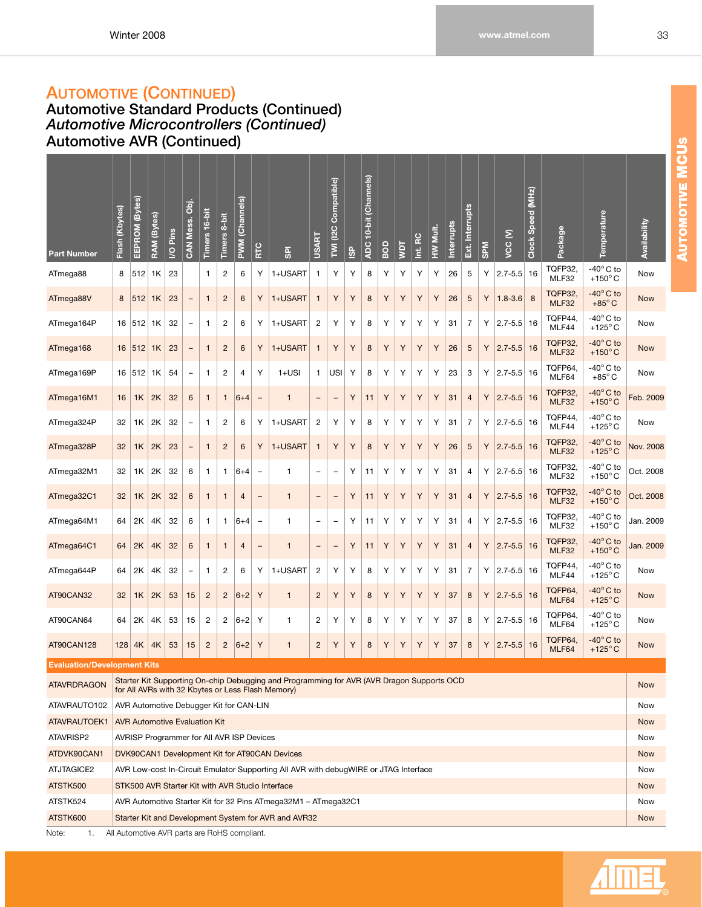## Automotive (Continued)

### Automotive Standard Products (Continued)

#### *Automotive Microcontrollers (Continued)*

#### Automotive AVR (Continued)

| Part Number | Flash (Kbytes) | EEPROM (Bytes) | RAM (Bytes) | I/O Pins | CAN Mess. Obj. | Timers 16-bit | Timers 8-bit | PWM (Channels) | RTC | SPI | USART | TWI (I2C Compatible) | ISP | ADC 10-bit (Channels) | BOD | WDT | Int. RC | HW Mult. | Interrupts | Ext. Interrupts | SPM | VCC (V) | Clock Speed (MHz) | Package | Temperature | Availability |
|---|---|---|---|---|---|---|---|---|---|---|---|---|---|---|---|---|---|---|---|---|---|---|---|---|---|---|
| ATmega88 | 8 | 512 | 1K | 23 | | 1 | 2 | 6 | Y | 1+USART | 1 | Y | Y | 8 | Y | Y | Y | Y | 26 | 5 | Y | 2.7-5.5 | 16 | TQFP32, MLF32 | -40° C to +150° C | Now |
| ATmega88V | 8 | 512 | 1K | 23 | – | 1 | 2 | 6 | Y | 1+USART | 1 | Y | Y | 8 | Y | Y | Y | Y | 26 | 5 | Y | 1.8-3.6 | 8 | TQFP32, MLF32 | -40° C to +85° C | Now |
| ATmega164P | 16 | 512 | 1K | 32 | – | 1 | 2 | 6 | Y | 1+USART | 2 | Y | Y | 8 | Y | Y | Y | Y | 31 | 7 | Y | 2.7-5.5 | 16 | TQFP44, MLF44 | -40° C to +125° C | Now |
| ATmega168 | 16 | 512 | 1K | 23 | – | 1 | 2 | 6 | Y | 1+USART | 1 | Y | Y | 8 | Y | Y | Y | Y | 26 | 5 | Y | 2.7-5.5 | 16 | TQFP32, MLF32 | -40° C to +150° C | Now |
| ATmega169P | 16 | 512 | 1K | 54 | – | 1 | 2 | 4 | Y | 1+USI | 1 | USI | Y | 8 | Y | Y | Y | Y | 23 | 3 | Y | 2.7-5.5 | 16 | TQFP64, MLF64 | -40° C to +85° C | Now |
| ATmega16M1 | 16 | 1K | 2K | 32 | 6 | 1 | 1 | 6+4 | – | 1 | – | – | Y | 11 | Y | Y | Y | Y | 31 | 4 | Y | 2.7-5.5 | 16 | TQFP32, MLF32 | -40° C to +150° C | Feb. 2009 |
| ATmega324P | 32 | 1K | 2K | 32 | – | 1 | 2 | 6 | Y | 1+USART | 2 | Y | Y | 8 | Y | Y | Y | Y | 31 | 7 | Y | 2.7-5.5 | 16 | TQFP44, MLF44 | -40° C to +125° C | Now |
| ATmega328P | 32 | 1K | 2K | 23 | – | 1 | 2 | 6 | Y | 1+USART | 1 | Y | Y | 8 | Y | Y | Y | Y | 26 | 5 | Y | 2.7-5.5 | 16 | TQFP32, MLF32 | -40° C to +125° C | Nov. 2008 |
| ATmega32M1 | 32 | 1K | 2K | 32 | 6 | 1 | 1 | 6+4 | – | 1 | – | – | Y | 11 | Y | Y | Y | Y | 31 | 4 | Y | 2.7-5.5 | 16 | TQFP32, MLF32 | -40° C to +150° C | Oct. 2008 |
| ATmega32C1 | 32 | 1K | 2K | 32 | 6 | 1 | 1 | 4 | – | 1 | – | – | Y | 11 | Y | Y | Y | Y | 31 | 4 | Y | 2.7-5.5 | 16 | TQFP32, MLF32 | -40° C to +150° C | Oct. 2008 |
| ATmega64M1 | 64 | 2K | 4K | 32 | 6 | 1 | 1 | 6+4 | – | 1 | – | – | Y | 11 | Y | Y | Y | Y | 31 | 4 | Y | 2.7-5.5 | 16 | TQFP32, MLF32 | -40° C to +150° C | Jan. 2009 |
| ATmega64C1 | 64 | 2K | 4K | 32 | 6 | 1 | 1 | 4 | – | 1 | – | – | Y | 11 | Y | Y | Y | Y | 31 | 4 | Y | 2.7-5.5 | 16 | TQFP32, MLF32 | -40° C to +150° C | Jan. 2009 |
| ATmega644P | 64 | 2K | 4K | 32 | – | 1 | 2 | 6 | Y | 1+USART | 2 | Y | Y | 8 | Y | Y | Y | Y | 31 | 7 | Y | 2.7-5.5 | 16 | TQFP44, MLF44 | -40° C to +125° C | Now |
| AT90CAN32 | 32 | 1K | 2K | 53 | 15 | 2 | 2 | 6+2 | Y | 1 | 2 | Y | Y | 8 | Y | Y | Y | Y | 37 | 8 | Y | 2.7-5.5 | 16 | TQFP64, MLF64 | -40° C to +125° C | Now |
| AT90CAN64 | 64 | 2K | 4K | 53 | 15 | 2 | 2 | 6+2 | Y | 1 | 2 | Y | Y | 8 | Y | Y | Y | Y | 37 | 8 | Y | 2.7-5.5 | 16 | TQFP64, MLF64 | -40° C to +125° C | Now |
| AT90CAN128 | 128 | 4K | 4K | 53 | 15 | 2 | 2 | 6+2 | Y | 1 | 2 | Y | Y | 8 | Y | Y | Y | Y | 37 | 8 | Y | 2.7-5.5 | 16 | TQFP64, MLF64 | -40° C to +125° C | Now |

**Evaluation/Development Kits**

| Part Number | Description | Availability |
|---|---|---|
| ATAVRDRAGON | Starter Kit Supporting On-chip Debugging and Programming for AVR (AVR Dragon Supports OCD for All AVRs with 32 Kbytes or Less Flash Memory) | Now |
| ATAVRAUTO102 | AVR Automotive Debugger Kit for CAN-LIN | Now |
| ATAVRAUTOEK1 | AVR Automotive Evaluation Kit | Now |
| ATAVRISP2 | AVRISP Programmer for All AVR ISP Devices | Now |
| ATDVK90CAN1 | DVK90CAN1 Development Kit for AT90CAN Devices | Now |
| ATJTAGICE2 | AVR Low-cost In-Circuit Emulator Supporting All AVR with debugWIRE or JTAG Interface | Now |
| ATSTK500 | STK500 AVR Starter Kit with AVR Studio Interface | Now |
| ATSTK524 | AVR Automotive Starter Kit for 32 Pins ATmega32M1 – ATmega32C1 | Now |
| ATSTK600 | Starter Kit and Development System for AVR and AVR32 | Now |

Note: 1. All Automotive AVR parts are RoHS compliant.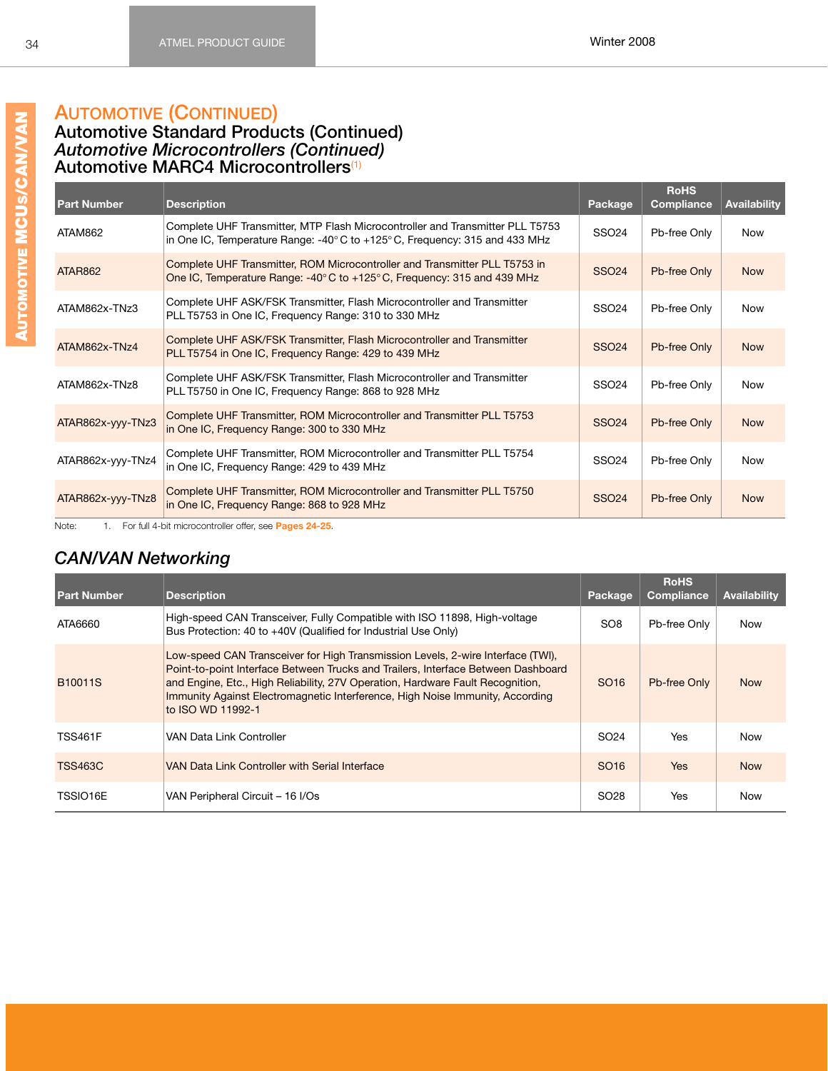# Automotive (Continued)

## Automotive Standard Products (Continued)

### *Automotive Microcontrollers (Continued)*

### Automotive MARC4 Microcontrollers[1]

| Part Number | Description | Package | RoHS Compliance | Availability |
|---|---|---|---|---|
| ATAM862 | Complete UHF Transmitter, MTP Flash Microcontroller and Transmitter PLL T5753 in One IC, Temperature Range: -40° C to +125° C, Frequency: 315 and 433 MHz | SSO24 | Pb-free Only | Now |
| ATAR862 | Complete UHF Transmitter, ROM Microcontroller and Transmitter PLL T5753 in One IC, Temperature Range: -40° C to +125° C, Frequency: 315 and 439 MHz | SSO24 | Pb-free Only | Now |
| ATAM862x-TNz3 | Complete UHF ASK/FSK Transmitter, Flash Microcontroller and Transmitter PLL T5753 in One IC, Frequency Range: 310 to 330 MHz | SSO24 | Pb-free Only | Now |
| ATAM862x-TNz4 | Complete UHF ASK/FSK Transmitter, Flash Microcontroller and Transmitter PLL T5754 in One IC, Frequency Range: 429 to 439 MHz | SSO24 | Pb-free Only | Now |
| ATAM862x-TNz8 | Complete UHF ASK/FSK Transmitter, Flash Microcontroller and Transmitter PLL T5750 in One IC, Frequency Range: 868 to 928 MHz | SSO24 | Pb-free Only | Now |
| ATAR862x-yyy-TNz3 | Complete UHF Transmitter, ROM Microcontroller and Transmitter PLL T5753 in One IC, Frequency Range: 300 to 330 MHz | SSO24 | Pb-free Only | Now |
| ATAR862x-yyy-TNz4 | Complete UHF Transmitter, ROM Microcontroller and Transmitter PLL T5754 in One IC, Frequency Range: 429 to 439 MHz | SSO24 | Pb-free Only | Now |
| ATAR862x-yyy-TNz8 | Complete UHF Transmitter, ROM Microcontroller and Transmitter PLL T5750 in One IC, Frequency Range: 868 to 928 MHz | SSO24 | Pb-free Only | Now |

Note: 1. For full 4-bit microcontroller offer, see **Pages 24-25**.

### *CAN/VAN Networking*

| Part Number | Description | Package | RoHS Compliance | Availability |
|---|---|---|---|---|
| ATA6660 | High-speed CAN Transceiver, Fully Compatible with ISO 11898, High-voltage Bus Protection: 40 to +40V (Qualified for Industrial Use Only) | SO8 | Pb-free Only | Now |
| B10011S | Low-speed CAN Transceiver for High Transmission Levels, 2-wire Interface (TWI), Point-to-point Interface Between Trucks and Trailers, Interface Between Dashboard and Engine, Etc., High Reliability, 27V Operation, Hardware Fault Recognition, Immunity Against Electromagnetic Interference, High Noise Immunity, According to ISO WD 11992-1 | SO16 | Pb-free Only | Now |
| TSS461F | VAN Data Link Controller | SO24 | Yes | Now |
| TSS463C | VAN Data Link Controller with Serial Interface | SO16 | Yes | Now |
| TSSIO16E | VAN Peripheral Circuit – 16 I/Os | SO28 | Yes | Now |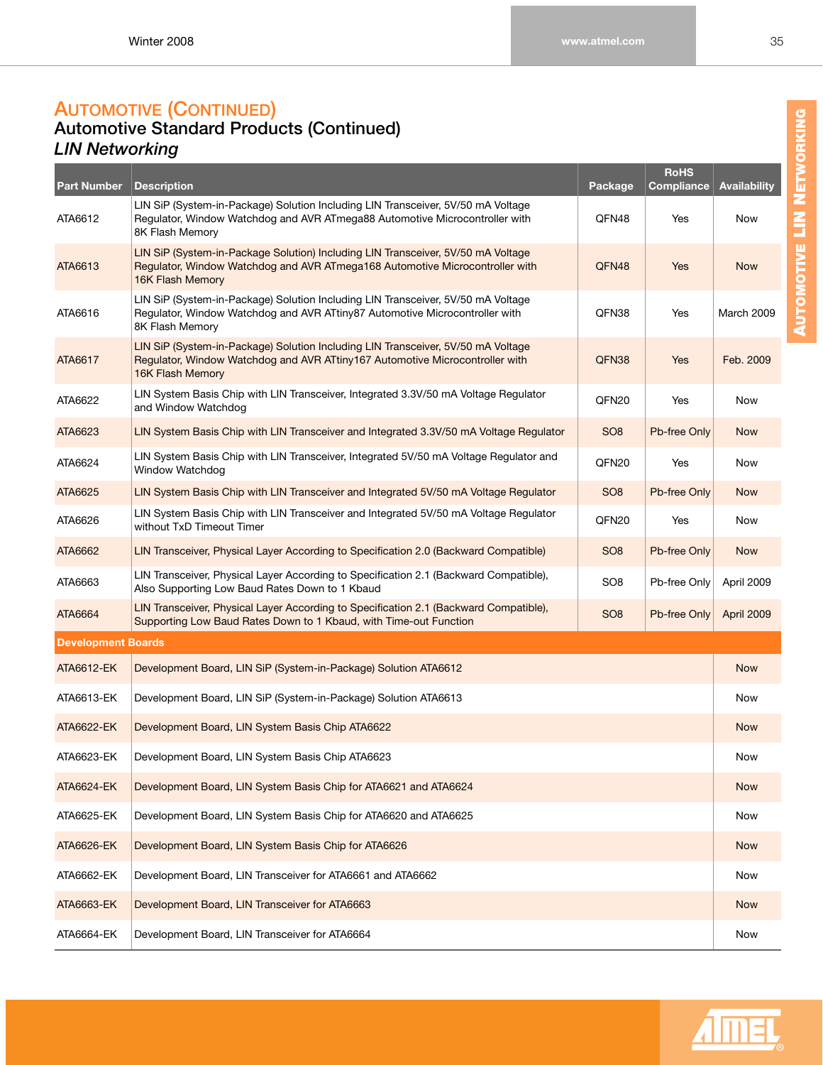# Automotive (Continued)

## Automotive Standard Products (Continued)

### *LIN Networking*

| Part Number | Description | Package | RoHS Compliance | Availability |
|---|---|---|---|---|
| ATA6612 | LIN SiP (System-in-Package) Solution Including LIN Transceiver, 5V/50 mA Voltage Regulator, Window Watchdog and AVR ATmega88 Automotive Microcontroller with 8K Flash Memory | QFN48 | Yes | Now |
| ATA6613 | LIN SiP (System-in-Package Solution) Including LIN Transceiver, 5V/50 mA Voltage Regulator, Window Watchdog and AVR ATmega168 Automotive Microcontroller with 16K Flash Memory | QFN48 | Yes | Now |
| ATA6616 | LIN SiP (System-in-Package) Solution Including LIN Transceiver, 5V/50 mA Voltage Regulator, Window Watchdog and AVR ATtiny87 Automotive Microcontroller with 8K Flash Memory | QFN38 | Yes | March 2009 |
| ATA6617 | LIN SiP (System-in-Package) Solution Including LIN Transceiver, 5V/50 mA Voltage Regulator, Window Watchdog and AVR ATtiny167 Automotive Microcontroller with 16K Flash Memory | QFN38 | Yes | Feb. 2009 |
| ATA6622 | LIN System Basis Chip with LIN Transceiver, Integrated 3.3V/50 mA Voltage Regulator and Window Watchdog | QFN20 | Yes | Now |
| ATA6623 | LIN System Basis Chip with LIN Transceiver and Integrated 3.3V/50 mA Voltage Regulator | SO8 | Pb-free Only | Now |
| ATA6624 | LIN System Basis Chip with LIN Transceiver, Integrated 5V/50 mA Voltage Regulator and Window Watchdog | QFN20 | Yes | Now |
| ATA6625 | LIN System Basis Chip with LIN Transceiver and Integrated 5V/50 mA Voltage Regulator | SO8 | Pb-free Only | Now |
| ATA6626 | LIN System Basis Chip with LIN Transceiver and Integrated 5V/50 mA Voltage Regulator without TxD Timeout Timer | QFN20 | Yes | Now |
| ATA6662 | LIN Transceiver, Physical Layer According to Specification 2.0 (Backward Compatible) | SO8 | Pb-free Only | Now |
| ATA6663 | LIN Transceiver, Physical Layer According to Specification 2.1 (Backward Compatible), Also Supporting Low Baud Rates Down to 1 Kbaud | SO8 | Pb-free Only | April 2009 |
| ATA6664 | LIN Transceiver, Physical Layer According to Specification 2.1 (Backward Compatible), Supporting Low Baud Rates Down to 1 Kbaud, with Time-out Function | SO8 | Pb-free Only | April 2009 |
| **Development Boards** | | | | |
| ATA6612-EK | Development Board, LIN SiP (System-in-Package) Solution ATA6612 | | | Now |
| ATA6613-EK | Development Board, LIN SiP (System-in-Package) Solution ATA6613 | | | Now |
| ATA6622-EK | Development Board, LIN System Basis Chip ATA6622 | | | Now |
| ATA6623-EK | Development Board, LIN System Basis Chip ATA6623 | | | Now |
| ATA6624-EK | Development Board, LIN System Basis Chip for ATA6621 and ATA6624 | | | Now |
| ATA6625-EK | Development Board, LIN System Basis Chip for ATA6620 and ATA6625 | | | Now |
| ATA6626-EK | Development Board, LIN System Basis Chip for ATA6626 | | | Now |
| ATA6662-EK | Development Board, LIN Transceiver for ATA6661 and ATA6662 | | | Now |
| ATA6663-EK | Development Board, LIN Transceiver for ATA6663 | | | Now |
| ATA6664-EK | Development Board, LIN Transceiver for ATA6664 | | | Now |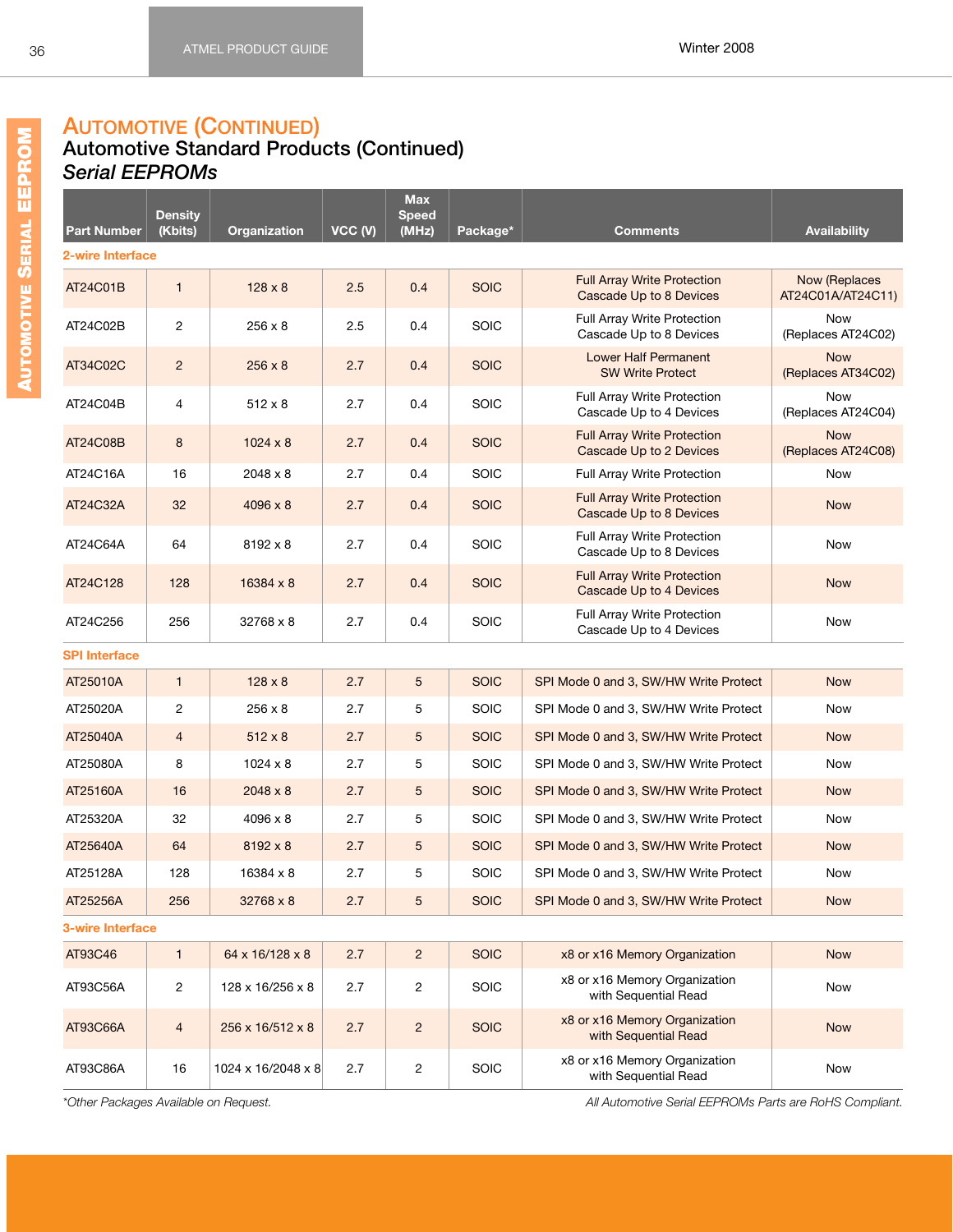# Automotive (Continued)

## Automotive Standard Products (Continued)

### *Serial EEPROMs*

| Part Number | Density (Kbits) | Organization | VCC (V) | Max Speed (MHz) | Package* | Comments | Availability |
|---|---|---|---|---|---|---|---|
| **2-wire Interface** | | | | | | | |
| AT24C01B | 1 | 128 x 8 | 2.5 | 0.4 | SOIC | Full Array Write Protection Cascade Up to 8 Devices | Now (Replaces AT24C01A/AT24C11) |
| AT24C02B | 2 | 256 x 8 | 2.5 | 0.4 | SOIC | Full Array Write Protection Cascade Up to 8 Devices | Now (Replaces AT24C02) |
| AT34C02C | 2 | 256 x 8 | 2.7 | 0.4 | SOIC | Lower Half Permanent SW Write Protect | Now (Replaces AT34C02) |
| AT24C04B | 4 | 512 x 8 | 2.7 | 0.4 | SOIC | Full Array Write Protection Cascade Up to 4 Devices | Now (Replaces AT24C04) |
| AT24C08B | 8 | 1024 x 8 | 2.7 | 0.4 | SOIC | Full Array Write Protection Cascade Up to 2 Devices | Now (Replaces AT24C08) |
| AT24C16A | 16 | 2048 x 8 | 2.7 | 0.4 | SOIC | Full Array Write Protection | Now |
| AT24C32A | 32 | 4096 x 8 | 2.7 | 0.4 | SOIC | Full Array Write Protection Cascade Up to 8 Devices | Now |
| AT24C64A | 64 | 8192 x 8 | 2.7 | 0.4 | SOIC | Full Array Write Protection Cascade Up to 8 Devices | Now |
| AT24C128 | 128 | 16384 x 8 | 2.7 | 0.4 | SOIC | Full Array Write Protection Cascade Up to 4 Devices | Now |
| AT24C256 | 256 | 32768 x 8 | 2.7 | 0.4 | SOIC | Full Array Write Protection Cascade Up to 4 Devices | Now |
| **SPI Interface** | | | | | | | |
| AT25010A | 1 | 128 x 8 | 2.7 | 5 | SOIC | SPI Mode 0 and 3, SW/HW Write Protect | Now |
| AT25020A | 2 | 256 x 8 | 2.7 | 5 | SOIC | SPI Mode 0 and 3, SW/HW Write Protect | Now |
| AT25040A | 4 | 512 x 8 | 2.7 | 5 | SOIC | SPI Mode 0 and 3, SW/HW Write Protect | Now |
| AT25080A | 8 | 1024 x 8 | 2.7 | 5 | SOIC | SPI Mode 0 and 3, SW/HW Write Protect | Now |
| AT25160A | 16 | 2048 x 8 | 2.7 | 5 | SOIC | SPI Mode 0 and 3, SW/HW Write Protect | Now |
| AT25320A | 32 | 4096 x 8 | 2.7 | 5 | SOIC | SPI Mode 0 and 3, SW/HW Write Protect | Now |
| AT25640A | 64 | 8192 x 8 | 2.7 | 5 | SOIC | SPI Mode 0 and 3, SW/HW Write Protect | Now |
| AT25128A | 128 | 16384 x 8 | 2.7 | 5 | SOIC | SPI Mode 0 and 3, SW/HW Write Protect | Now |
| AT25256A | 256 | 32768 x 8 | 2.7 | 5 | SOIC | SPI Mode 0 and 3, SW/HW Write Protect | Now |
| **3-wire Interface** | | | | | | | |
| AT93C46 | 1 | 64 x 16/128 x 8 | 2.7 | 2 | SOIC | x8 or x16 Memory Organization | Now |
| AT93C56A | 2 | 128 x 16/256 x 8 | 2.7 | 2 | SOIC | x8 or x16 Memory Organization with Sequential Read | Now |
| AT93C66A | 4 | 256 x 16/512 x 8 | 2.7 | 2 | SOIC | x8 or x16 Memory Organization with Sequential Read | Now |
| AT93C86A | 16 | 1024 x 16/2048 x 8 | 2.7 | 2 | SOIC | x8 or x16 Memory Organization with Sequential Read | Now |

*\*Other Packages Available on Request.*

*All Automotive Serial EEPROMs Parts are RoHS Compliant.*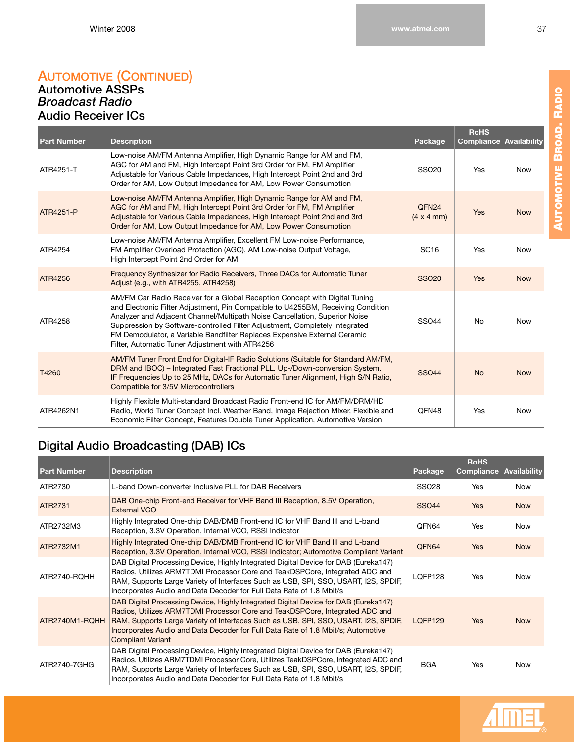## Automotive (Continued)

### Automotive ASSPs

### *Broadcast Radio*

### Audio Receiver ICs

| Part Number | Description | Package | RoHS Compliance | Availability |
|---|---|---|---|---|
| ATR4251-T | Low-noise AM/FM Antenna Amplifier, High Dynamic Range for AM and FM, AGC for AM and FM, High Intercept Point 3rd Order for FM, FM Amplifier Adjustable for Various Cable Impedances, High Intercept Point 2nd and 3rd Order for AM, Low Output Impedance for AM, Low Power Consumption | SSO20 | Yes | Now |
| ATR4251-P | Low-noise AM/FM Antenna Amplifier, High Dynamic Range for AM and FM, AGC for AM and FM, High Intercept Point 3rd Order for FM, FM Amplifier Adjustable for Various Cable Impedances, High Intercept Point 2nd and 3rd Order for AM, Low Output Impedance for AM, Low Power Consumption | QFN24 (4 x 4 mm) | Yes | Now |
| ATR4254 | Low-noise AM/FM Antenna Amplifier, Excellent FM Low-noise Performance, FM Amplifier Overload Protection (AGC), AM Low-noise Output Voltage, High Intercept Point 2nd Order for AM | SO16 | Yes | Now |
| ATR4256 | Frequency Synthesizer for Radio Receivers, Three DACs for Automatic Tuner Adjust (e.g., with ATR4255, ATR4258) | SSO20 | Yes | Now |
| ATR4258 | AM/FM Car Radio Receiver for a Global Reception Concept with Digital Tuning and Electronic Filter Adjustment, Pin Compatible to U4255BM, Receiving Condition Analyzer and Adjacent Channel/Multipath Noise Cancellation, Superior Noise Suppression by Software-controlled Filter Adjustment, Completely Integrated FM Demodulator, a Variable Bandfilter Replaces Expensive External Ceramic Filter, Automatic Tuner Adjustment with ATR4256 | SSO44 | No | Now |
| T4260 | AM/FM Tuner Front End for Digital-IF Radio Solutions (Suitable for Standard AM/FM, DRM and IBOC) – Integrated Fast Fractional PLL, Up-/Down-conversion System, IF Frequencies Up to 25 MHz, DACs for Automatic Tuner Alignment, High S/N Ratio, Compatible for 3/5V Microcontrollers | SSO44 | No | Now |
| ATR4262N1 | Highly Flexible Multi-standard Broadcast Radio Front-end IC for AM/FM/DRM/HD Radio, World Tuner Concept Incl. Weather Band, Image Rejection Mixer, Flexible and Economic Filter Concept, Features Double Tuner Application, Automotive Version | QFN48 | Yes | Now |

### Digital Audio Broadcasting (DAB) ICs

| Part Number | Description | Package | RoHS Compliance | Availability |
|---|---|---|---|---|
| ATR2730 | L-band Down-converter Inclusive PLL for DAB Receivers | SSO28 | Yes | Now |
| ATR2731 | DAB One-chip Front-end Receiver for VHF Band III Reception, 8.5V Operation, External VCO | SSO44 | Yes | Now |
| ATR2732M3 | Highly Integrated One-chip DAB/DMB Front-end IC for VHF Band III and L-band Reception, 3.3V Operation, Internal VCO, RSSI Indicator | QFN64 | Yes | Now |
| ATR2732M1 | Highly Integrated One-chip DAB/DMB Front-end IC for VHF Band III and L-band Reception, 3.3V Operation, Internal VCO, RSSI Indicator; Automotive Compliant Variant | QFN64 | Yes | Now |
| ATR2740-RQHH | DAB Digital Processing Device, Highly Integrated Digital Device for DAB (Eureka147) Radios, Utilizes ARM7TDMI Processor Core and TeakDSPCore, Integrated ADC and RAM, Supports Large Variety of Interfaces Such as USB, SPI, SSO, USART, I2S, SPDIF, Incorporates Audio and Data Decoder for Full Data Rate of 1.8 Mbit/s | LQFP128 | Yes | Now |
| ATR2740M1-RQHH | DAB Digital Processing Device, Highly Integrated Digital Device for DAB (Eureka147) Radios, Utilizes ARM7TDMI Processor Core and TeakDSPCore, Integrated ADC and RAM, Supports Large Variety of Interfaces Such as USB, SPI, SSO, USART, I2S, SPDIF, Incorporates Audio and Data Decoder for Full Data Rate of 1.8 Mbit/s; Automotive Compliant Variant | LQFP129 | Yes | Now |
| ATR2740-7GHG | DAB Digital Processing Device, Highly Integrated Digital Device for DAB (Eureka147) Radios, Utilizes ARM7TDMI Processor Core, Utilizes TeakDSPCore, Integrated ADC and RAM, Supports Large Variety of Interfaces Such as USB, SPI, SSO, USART, I2S, SPDIF, Incorporates Audio and Data Decoder for Full Data Rate of 1.8 Mbit/s | BGA | Yes | Now |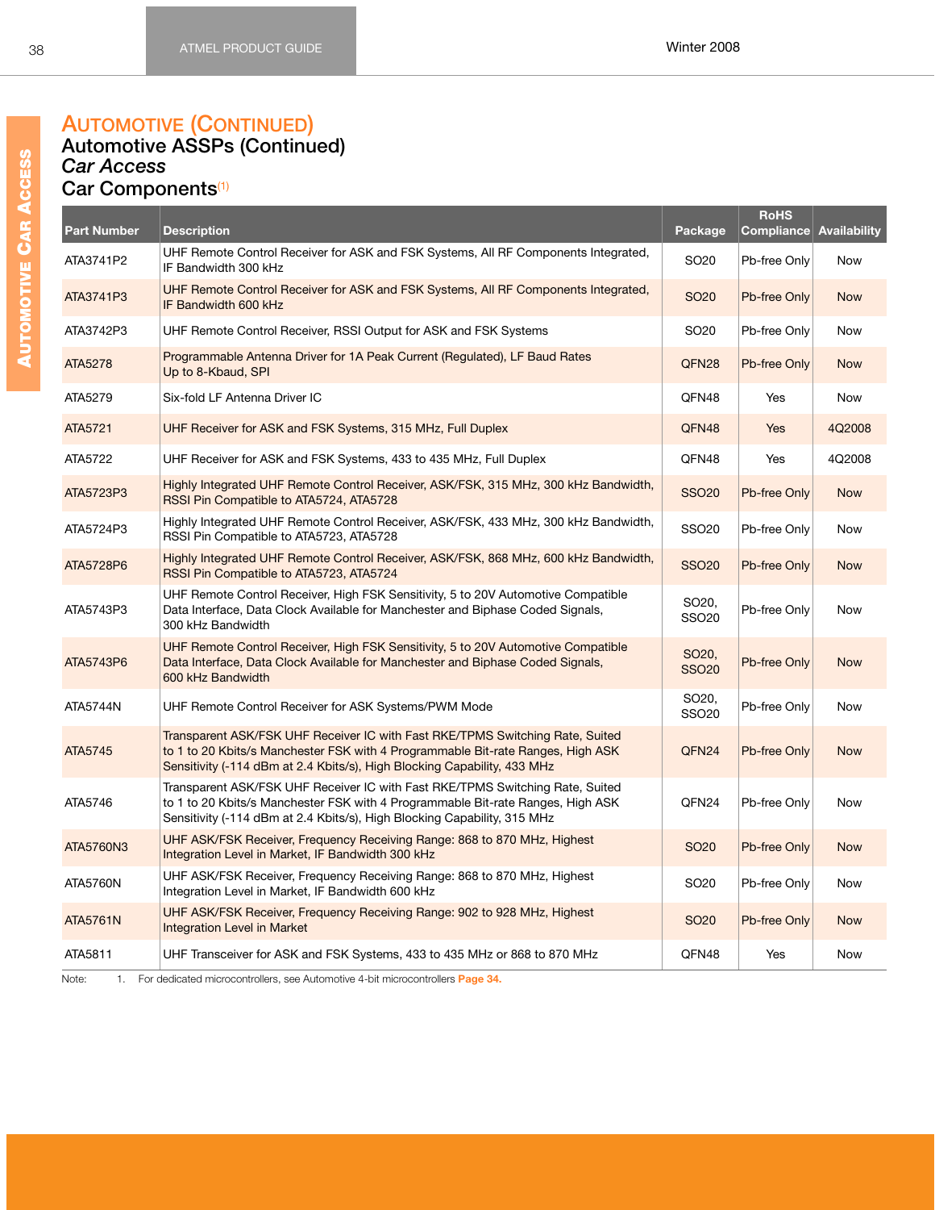# AUTOMOTIVE (CONTINUED)

## Automotive ASSPs (Continued)

### *Car Access*

### Car Components[1]

| Part Number | Description | Package | RoHS Compliance | Availability |
|---|---|---|---|---|
| ATA3741P2 | UHF Remote Control Receiver for ASK and FSK Systems, All RF Components Integrated, IF Bandwidth 300 kHz | SO20 | Pb-free Only | Now |
| ATA3741P3 | UHF Remote Control Receiver for ASK and FSK Systems, All RF Components Integrated, IF Bandwidth 600 kHz | SO20 | Pb-free Only | Now |
| ATA3742P3 | UHF Remote Control Receiver, RSSI Output for ASK and FSK Systems | SO20 | Pb-free Only | Now |
| ATA5278 | Programmable Antenna Driver for 1A Peak Current (Regulated), LF Baud Rates Up to 8-Kbaud, SPI | QFN28 | Pb-free Only | Now |
| ATA5279 | Six-fold LF Antenna Driver IC | QFN48 | Yes | Now |
| ATA5721 | UHF Receiver for ASK and FSK Systems, 315 MHz, Full Duplex | QFN48 | Yes | 4Q2008 |
| ATA5722 | UHF Receiver for ASK and FSK Systems, 433 to 435 MHz, Full Duplex | QFN48 | Yes | 4Q2008 |
| ATA5723P3 | Highly Integrated UHF Remote Control Receiver, ASK/FSK, 315 MHz, 300 kHz Bandwidth, RSSI Pin Compatible to ATA5724, ATA5728 | SSO20 | Pb-free Only | Now |
| ATA5724P3 | Highly Integrated UHF Remote Control Receiver, ASK/FSK, 433 MHz, 300 kHz Bandwidth, RSSI Pin Compatible to ATA5723, ATA5728 | SSO20 | Pb-free Only | Now |
| ATA5728P6 | Highly Integrated UHF Remote Control Receiver, ASK/FSK, 868 MHz, 600 kHz Bandwidth, RSSI Pin Compatible to ATA5723, ATA5724 | SSO20 | Pb-free Only | Now |
| ATA5743P3 | UHF Remote Control Receiver, High FSK Sensitivity, 5 to 20V Automotive Compatible Data Interface, Data Clock Available for Manchester and Biphase Coded Signals, 300 kHz Bandwidth | SO20, SSO20 | Pb-free Only | Now |
| ATA5743P6 | UHF Remote Control Receiver, High FSK Sensitivity, 5 to 20V Automotive Compatible Data Interface, Data Clock Available for Manchester and Biphase Coded Signals, 600 kHz Bandwidth | SO20, SSO20 | Pb-free Only | Now |
| ATA5744N | UHF Remote Control Receiver for ASK Systems/PWM Mode | SO20, SSO20 | Pb-free Only | Now |
| ATA5745 | Transparent ASK/FSK UHF Receiver IC with Fast RKE/TPMS Switching Rate, Suited to 1 to 20 Kbits/s Manchester FSK with 4 Programmable Bit-rate Ranges, High ASK Sensitivity (-114 dBm at 2.4 Kbits/s), High Blocking Capability, 433 MHz | QFN24 | Pb-free Only | Now |
| ATA5746 | Transparent ASK/FSK UHF Receiver IC with Fast RKE/TPMS Switching Rate, Suited to 1 to 20 Kbits/s Manchester FSK with 4 Programmable Bit-rate Ranges, High ASK Sensitivity (-114 dBm at 2.4 Kbits/s), High Blocking Capability, 315 MHz | QFN24 | Pb-free Only | Now |
| ATA5760N3 | UHF ASK/FSK Receiver, Frequency Receiving Range: 868 to 870 MHz, Highest Integration Level in Market, IF Bandwidth 300 kHz | SO20 | Pb-free Only | Now |
| ATA5760N | UHF ASK/FSK Receiver, Frequency Receiving Range: 868 to 870 MHz, Highest Integration Level in Market, IF Bandwidth 600 kHz | SO20 | Pb-free Only | Now |
| ATA5761N | UHF ASK/FSK Receiver, Frequency Receiving Range: 902 to 928 MHz, Highest Integration Level in Market | SO20 | Pb-free Only | Now |
| ATA5811 | UHF Transceiver for ASK and FSK Systems, 433 to 435 MHz or 868 to 870 MHz | QFN48 | Yes | Now |

Note: 1. For dedicated microcontrollers, see Automotive 4-bit microcontrollers **Page 34.**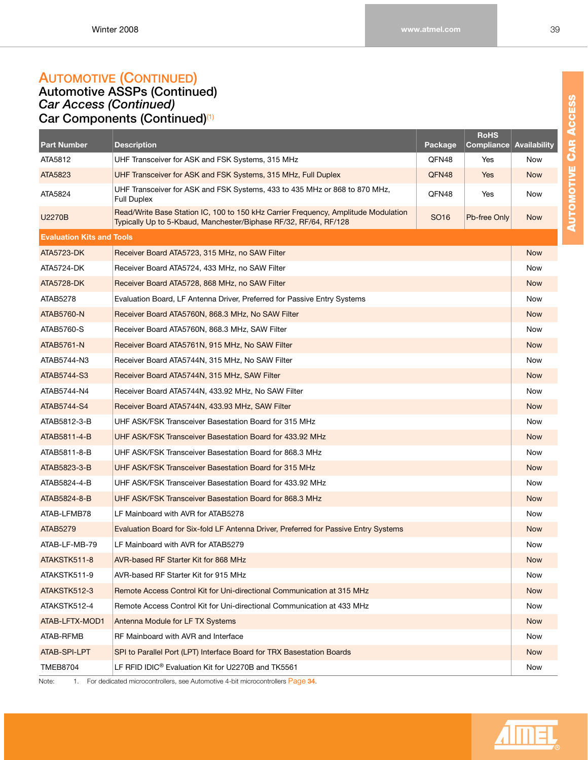# Automotive (Continued)

## Automotive ASSPs (Continued)

### *Car Access (Continued)*

### Car Components (Continued)[(1)]

| Part Number | Description | Package | RoHS Compliance | Availability |
|---|---|---|---|---|
| ATA5812 | UHF Transceiver for ASK and FSK Systems, 315 MHz | QFN48 | Yes | Now |
| ATA5823 | UHF Transceiver for ASK and FSK Systems, 315 MHz, Full Duplex | QFN48 | Yes | Now |
| ATA5824 | UHF Transceiver for ASK and FSK Systems, 433 to 435 MHz or 868 to 870 MHz, Full Duplex | QFN48 | Yes | Now |
| U2270B | Read/Write Base Station IC, 100 to 150 kHz Carrier Frequency, Amplitude Modulation Typically Up to 5-Kbaud, Manchester/Biphase RF/32, RF/64, RF/128 | SO16 | Pb-free Only | Now |
| **Evaluation Kits and Tools** | | | | |
| ATA5723-DK | Receiver Board ATA5723, 315 MHz, no SAW Filter | | | Now |
| ATA5724-DK | Receiver Board ATA5724, 433 MHz, no SAW Filter | | | Now |
| ATA5728-DK | Receiver Board ATA5728, 868 MHz, no SAW Filter | | | Now |
| ATAB5278 | Evaluation Board, LF Antenna Driver, Preferred for Passive Entry Systems | | | Now |
| ATAB5760-N | Receiver Board ATA5760N, 868.3 MHz, No SAW Filter | | | Now |
| ATAB5760-S | Receiver Board ATA5760N, 868.3 MHz, SAW Filter | | | Now |
| ATAB5761-N | Receiver Board ATA5761N, 915 MHz, No SAW Filter | | | Now |
| ATAB5744-N3 | Receiver Board ATA5744N, 315 MHz, No SAW Filter | | | Now |
| ATAB5744-S3 | Receiver Board ATA5744N, 315 MHz, SAW Filter | | | Now |
| ATAB5744-N4 | Receiver Board ATA5744N, 433.92 MHz, No SAW Filter | | | Now |
| ATAB5744-S4 | Receiver Board ATA5744N, 433.93 MHz, SAW Filter | | | Now |
| ATAB5812-3-B | UHF ASK/FSK Transceiver Basestation Board for 315 MHz | | | Now |
| ATAB5811-4-B | UHF ASK/FSK Transceiver Basestation Board for 433.92 MHz | | | Now |
| ATAB5811-8-B | UHF ASK/FSK Transceiver Basestation Board for 868.3 MHz | | | Now |
| ATAB5823-3-B | UHF ASK/FSK Transceiver Basestation Board for 315 MHz | | | Now |
| ATAB5824-4-B | UHF ASK/FSK Transceiver Basestation Board for 433.92 MHz | | | Now |
| ATAB5824-8-B | UHF ASK/FSK Transceiver Basestation Board for 868.3 MHz | | | Now |
| ATAB-LFMB78 | LF Mainboard with AVR for ATAB5278 | | | Now |
| ATAB5279 | Evaluation Board for Six-fold LF Antenna Driver, Preferred for Passive Entry Systems | | | Now |
| ATAB-LF-MB-79 | LF Mainboard with AVR for ATAB5279 | | | Now |
| ATAKSTK511-8 | AVR-based RF Starter Kit for 868 MHz | | | Now |
| ATAKSTK511-9 | AVR-based RF Starter Kit for 915 MHz | | | Now |
| ATAKSTK512-3 | Remote Access Control Kit for Uni-directional Communication at 315 MHz | | | Now |
| ATAKSTK512-4 | Remote Access Control Kit for Uni-directional Communication at 433 MHz | | | Now |
| ATAB-LFTX-MOD1 | Antenna Module for LF TX Systems | | | Now |
| ATAB-RFMB | RF Mainboard with AVR and Interface | | | Now |
| ATAB-SPI-LPT | SPI to Parallel Port (LPT) Interface Board for TRX Basestation Boards | | | Now |
| TMEB8704 | LF RFID IDIC® Evaluation Kit for U2270B and TK5561 | | | Now |

Note: 1. For dedicated microcontrollers, see Automotive 4-bit microcontrollers Page 34.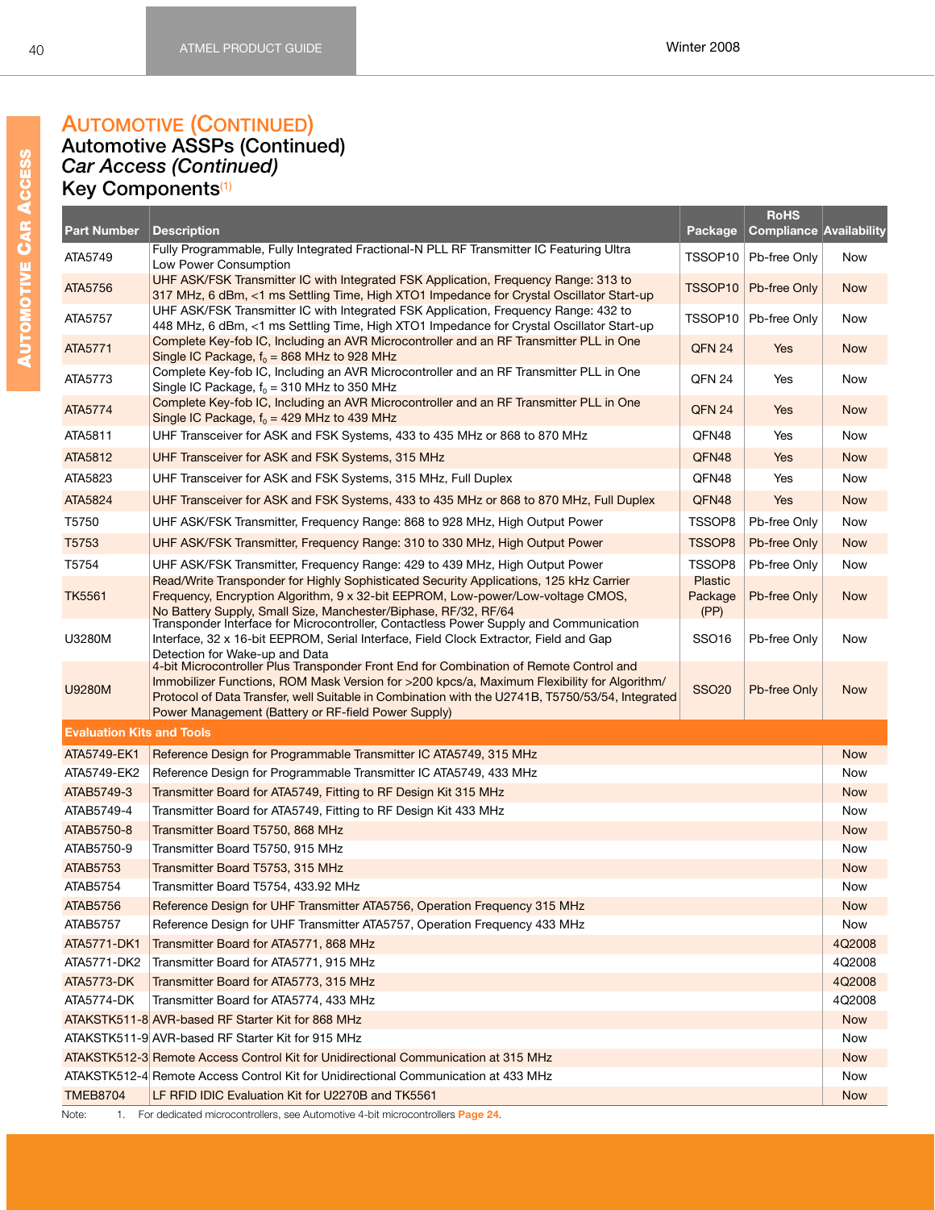# Automotive (Continued)

## Automotive ASSPs (Continued)

### *Car Access (Continued)*

### Key Components[1]

| Part Number | Description | Package | RoHS Compliance | Availability |
|---|---|---|---|---|
| ATA5749 | Fully Programmable, Fully Integrated Fractional-N PLL RF Transmitter IC Featuring Ultra Low Power Consumption | TSSOP10 | Pb-free Only | Now |
| ATA5756 | UHF ASK/FSK Transmitter IC with Integrated FSK Application, Frequency Range: 313 to 317 MHz, 6 dBm, <1 ms Settling Time, High XTO1 Impedance for Crystal Oscillator Start-up | TSSOP10 | Pb-free Only | Now |
| ATA5757 | UHF ASK/FSK Transmitter IC with Integrated FSK Application, Frequency Range: 432 to 448 MHz, 6 dBm, <1 ms Settling Time, High XTO1 Impedance for Crystal Oscillator Start-up | TSSOP10 | Pb-free Only | Now |
| ATA5771 | Complete Key-fob IC, Including an AVR Microcontroller and an RF Transmitter PLL in One Single IC Package, $f_0$ = 868 MHz to 928 MHz | QFN 24 | Yes | Now |
| ATA5773 | Complete Key-fob IC, Including an AVR Microcontroller and an RF Transmitter PLL in One Single IC Package, $f_0$ = 310 MHz to 350 MHz | QFN 24 | Yes | Now |
| ATA5774 | Complete Key-fob IC, Including an AVR Microcontroller and an RF Transmitter PLL in One Single IC Package, $f_0$ = 429 MHz to 439 MHz | QFN 24 | Yes | Now |
| ATA5811 | UHF Transceiver for ASK and FSK Systems, 433 to 435 MHz or 868 to 870 MHz | QFN48 | Yes | Now |
| ATA5812 | UHF Transceiver for ASK and FSK Systems, 315 MHz | QFN48 | Yes | Now |
| ATA5823 | UHF Transceiver for ASK and FSK Systems, 315 MHz, Full Duplex | QFN48 | Yes | Now |
| ATA5824 | UHF Transceiver for ASK and FSK Systems, 433 to 435 MHz or 868 to 870 MHz, Full Duplex | QFN48 | Yes | Now |
| T5750 | UHF ASK/FSK Transmitter, Frequency Range: 868 to 928 MHz, High Output Power | TSSOP8 | Pb-free Only | Now |
| T5753 | UHF ASK/FSK Transmitter, Frequency Range: 310 to 330 MHz, High Output Power | TSSOP8 | Pb-free Only | Now |
| T5754 | UHF ASK/FSK Transmitter, Frequency Range: 429 to 439 MHz, High Output Power | TSSOP8 | Pb-free Only | Now |
| TK5561 | Read/Write Transponder for Highly Sophisticated Security Applications, 125 kHz Carrier Frequency, Encryption Algorithm, 9 x 32-bit EEPROM, Low-power/Low-voltage CMOS, No Battery Supply, Small Size, Manchester/Biphase, RF/32, RF/64 | Plastic Package (PP) | Pb-free Only | Now |
| U3280M | Transponder Interface for Microcontroller, Contactless Power Supply and Communication Interface, 32 x 16-bit EEPROM, Serial Interface, Field Clock Extractor, Field and Gap Detection for Wake-up and Data | SSO16 | Pb-free Only | Now |
| U9280M | 4-bit Microcontroller Plus Transponder Front End for Combination of Remote Control and Immobilizer Functions, ROM Mask Version for >200 kpcs/a, Maximum Flexibility for Algorithm/Protocol of Data Transfer, well Suitable in Combination with the U2741B, T5750/53/54, Integrated Power Management (Battery or RF-field Power Supply) | SSO20 | Pb-free Only | Now |
| **Evaluation Kits and Tools** | | | | |
| ATA5749-EK1 | Reference Design for Programmable Transmitter IC ATA5749, 315 MHz | | | Now |
| ATA5749-EK2 | Reference Design for Programmable Transmitter IC ATA5749, 433 MHz | | | Now |
| ATAB5749-3 | Transmitter Board for ATA5749, Fitting to RF Design Kit 315 MHz | | | Now |
| ATAB5749-4 | Transmitter Board for ATA5749, Fitting to RF Design Kit 433 MHz | | | Now |
| ATAB5750-8 | Transmitter Board T5750, 868 MHz | | | Now |
| ATAB5750-9 | Transmitter Board T5750, 915 MHz | | | Now |
| ATAB5753 | Transmitter Board T5753, 315 MHz | | | Now |
| ATAB5754 | Transmitter Board T5754, 433.92 MHz | | | Now |
| ATAB5756 | Reference Design for UHF Transmitter ATA5756, Operation Frequency 315 MHz | | | Now |
| ATAB5757 | Reference Design for UHF Transmitter ATA5757, Operation Frequency 433 MHz | | | Now |
| ATA5771-DK1 | Transmitter Board for ATA5771, 868 MHz | | | 4Q2008 |
| ATA5771-DK2 | Transmitter Board for ATA5771, 915 MHz | | | 4Q2008 |
| ATA5773-DK | Transmitter Board for ATA5773, 315 MHz | | | 4Q2008 |
| ATA5774-DK | Transmitter Board for ATA5774, 433 MHz | | | 4Q2008 |
| ATAKSTK511-8 | AVR-based RF Starter Kit for 868 MHz | | | Now |
| ATAKSTK511-9 | AVR-based RF Starter Kit for 915 MHz | | | Now |
| ATAKSTK512-3 | Remote Access Control Kit for Unidirectional Communication at 315 MHz | | | Now |
| ATAKSTK512-4 | Remote Access Control Kit for Unidirectional Communication at 433 MHz | | | Now |
| TMEB8704 | LF RFID IDIC Evaluation Kit for U2270B and TK5561 | | | Now |

Note: 1. For dedicated microcontrollers, see Automotive 4-bit microcontrollers **Page 24**.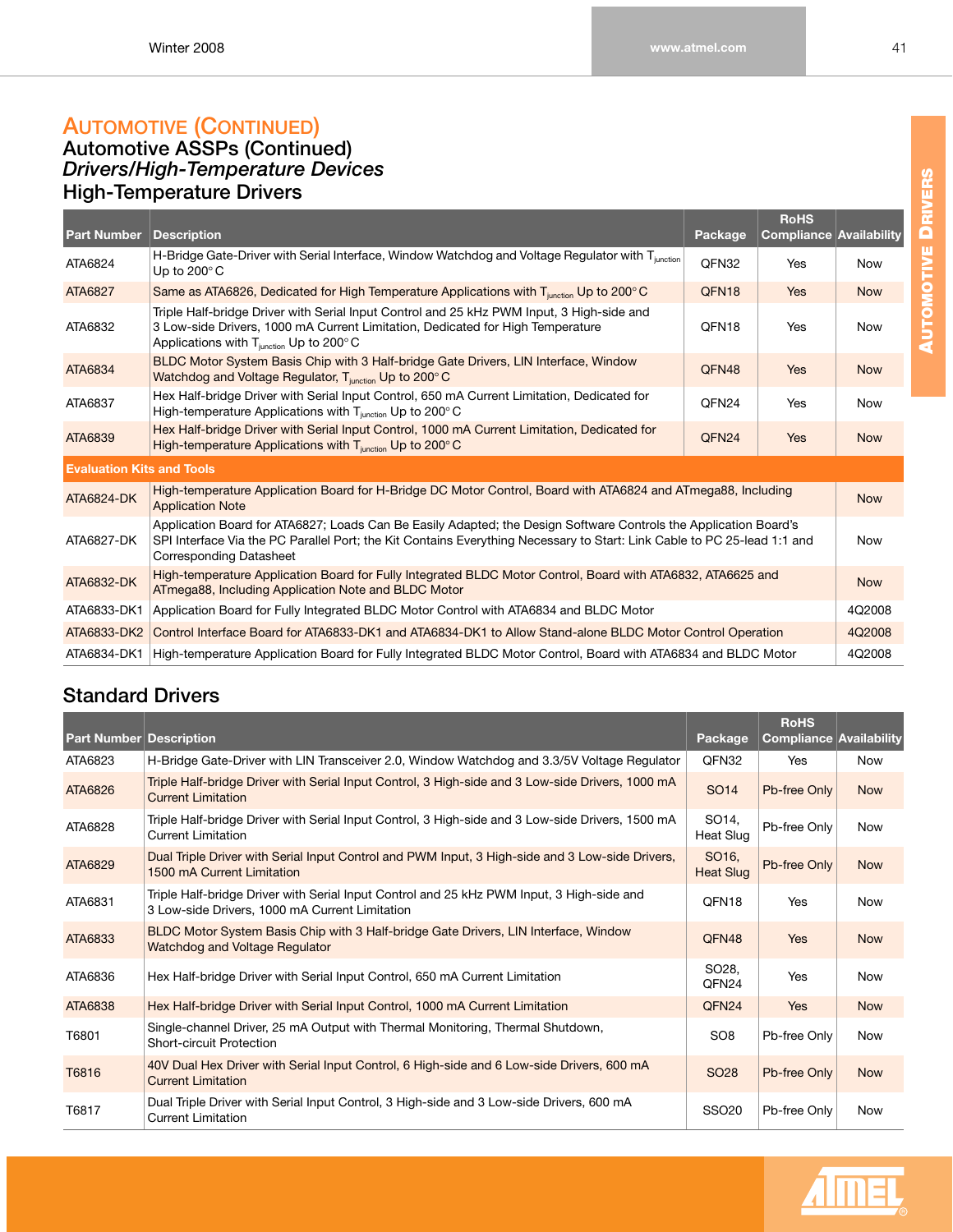## Automotive (Continued)

### Automotive ASSPs (Continued)

### *Drivers/High-Temperature Devices*

### High-Temperature Drivers

| Part Number | Description | Package | RoHS Compliance | Availability |
|---|---|---|---|---|
| ATA6824 | H-Bridge Gate-Driver with Serial Interface, Window Watchdog and Voltage Regulator with $T_{junction}$ Up to 200° C | QFN32 | Yes | Now |
| ATA6827 | Same as ATA6826, Dedicated for High Temperature Applications with $T_{junction}$ Up to 200° C | QFN18 | Yes | Now |
| ATA6832 | Triple Half-bridge Driver with Serial Input Control and 25 kHz PWM Input, 3 High-side and 3 Low-side Drivers, 1000 mA Current Limitation, Dedicated for High Temperature Applications with $T_{junction}$ Up to 200° C | QFN18 | Yes | Now |
| ATA6834 | BLDC Motor System Basis Chip with 3 Half-bridge Gate Drivers, LIN Interface, Window Watchdog and Voltage Regulator, $T_{junction}$ Up to 200° C | QFN48 | Yes | Now |
| ATA6837 | Hex Half-bridge Driver with Serial Input Control, 650 mA Current Limitation, Dedicated for High-temperature Applications with $T_{junction}$ Up to 200° C | QFN24 | Yes | Now |
| ATA6839 | Hex Half-bridge Driver with Serial Input Control, 1000 mA Current Limitation, Dedicated for High-temperature Applications with $T_{junction}$ Up to 200° C | QFN24 | Yes | Now |
| **Evaluation Kits and Tools** | | | | |
| ATA6824-DK | High-temperature Application Board for H-Bridge DC Motor Control, Board with ATA6824 and ATmega88, Including Application Note | | | Now |
| ATA6827-DK | Application Board for ATA6827; Loads Can Be Easily Adapted; the Design Software Controls the Application Board's SPI Interface Via the PC Parallel Port; the Kit Contains Everything Necessary to Start: Link Cable to PC 25-lead 1:1 and Corresponding Datasheet | | | Now |
| ATA6832-DK | High-temperature Application Board for Fully Integrated BLDC Motor Control, Board with ATA6832, ATA6625 and ATmega88, Including Application Note and BLDC Motor | | | Now |
| ATA6833-DK1 | Application Board for Fully Integrated BLDC Motor Control with ATA6834 and BLDC Motor | | | 4Q2008 |
| ATA6833-DK2 | Control Interface Board for ATA6833-DK1 and ATA6834-DK1 to Allow Stand-alone BLDC Motor Control Operation | | | 4Q2008 |
| ATA6834-DK1 | High-temperature Application Board for Fully Integrated BLDC Motor Control, Board with ATA6834 and BLDC Motor | | | 4Q2008 |

### Standard Drivers

| Part Number | Description | Package | RoHS Compliance | Availability |
|---|---|---|---|---|
| ATA6823 | H-Bridge Gate-Driver with LIN Transceiver 2.0, Window Watchdog and 3.3/5V Voltage Regulator | QFN32 | Yes | Now |
| ATA6826 | Triple Half-bridge Driver with Serial Input Control, 3 High-side and 3 Low-side Drivers, 1000 mA Current Limitation | SO14 | Pb-free Only | Now |
| ATA6828 | Triple Half-bridge Driver with Serial Input Control, 3 High-side and 3 Low-side Drivers, 1500 mA Current Limitation | SO14, Heat Slug | Pb-free Only | Now |
| ATA6829 | Dual Triple Driver with Serial Input Control and PWM Input, 3 High-side and 3 Low-side Drivers, 1500 mA Current Limitation | SO16, Heat Slug | Pb-free Only | Now |
| ATA6831 | Triple Half-bridge Driver with Serial Input Control and 25 kHz PWM Input, 3 High-side and 3 Low-side Drivers, 1000 mA Current Limitation | QFN18 | Yes | Now |
| ATA6833 | BLDC Motor System Basis Chip with 3 Half-bridge Gate Drivers, LIN Interface, Window Watchdog and Voltage Regulator | QFN48 | Yes | Now |
| ATA6836 | Hex Half-bridge Driver with Serial Input Control, 650 mA Current Limitation | SO28, QFN24 | Yes | Now |
| ATA6838 | Hex Half-bridge Driver with Serial Input Control, 1000 mA Current Limitation | QFN24 | Yes | Now |
| T6801 | Single-channel Driver, 25 mA Output with Thermal Monitoring, Thermal Shutdown, Short-circuit Protection | SO8 | Pb-free Only | Now |
| T6816 | 40V Dual Hex Driver with Serial Input Control, 6 High-side and 6 Low-side Drivers, 600 mA Current Limitation | SO28 | Pb-free Only | Now |
| T6817 | Dual Triple Driver with Serial Input Control, 3 High-side and 3 Low-side Drivers, 600 mA Current Limitation | SSO20 | Pb-free Only | Now |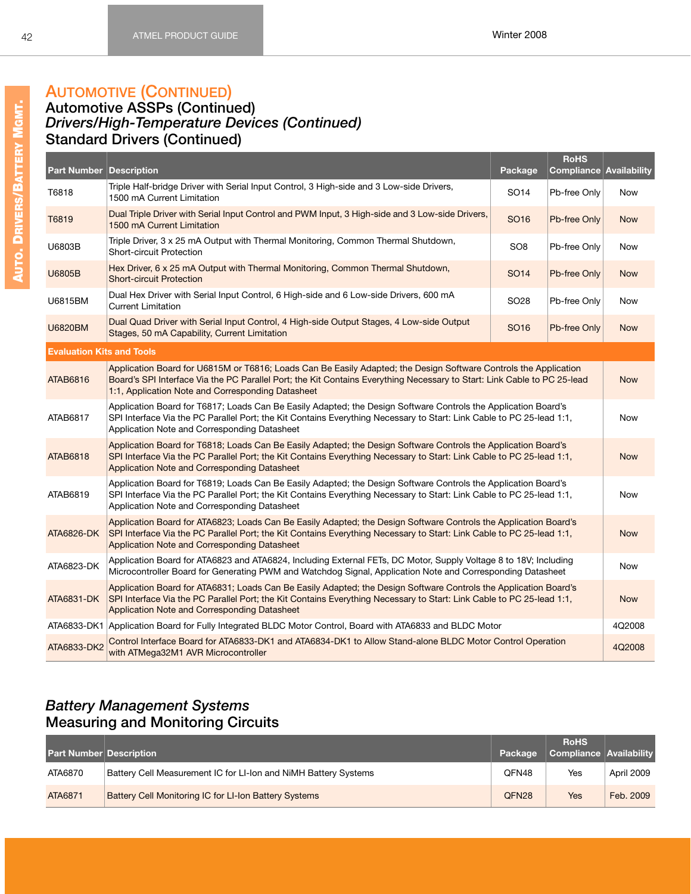## Automotive (Continued)

### Automotive ASSPs (Continued)

### *Drivers/High-Temperature Devices (Continued)*

### Standard Drivers (Continued)

| Part Number | Description | Package | RoHS Compliance | Availability |
|---|---|---|---|---|
| T6818 | Triple Half-bridge Driver with Serial Input Control, 3 High-side and 3 Low-side Drivers, 1500 mA Current Limitation | SO14 | Pb-free Only | Now |
| T6819 | Dual Triple Driver with Serial Input Control and PWM Input, 3 High-side and 3 Low-side Drivers, 1500 mA Current Limitation | SO16 | Pb-free Only | Now |
| U6803B | Triple Driver, 3 x 25 mA Output with Thermal Monitoring, Common Thermal Shutdown, Short-circuit Protection | SO8 | Pb-free Only | Now |
| U6805B | Hex Driver, 6 x 25 mA Output with Thermal Monitoring, Common Thermal Shutdown, Short-circuit Protection | SO14 | Pb-free Only | Now |
| U6815BM | Dual Hex Driver with Serial Input Control, 6 High-side and 6 Low-side Drivers, 600 mA Current Limitation | SO28 | Pb-free Only | Now |
| U6820BM | Dual Quad Driver with Serial Input Control, 4 High-side Output Stages, 4 Low-side Output Stages, 50 mA Capability, Current Limitation | SO16 | Pb-free Only | Now |
| **Evaluation Kits and Tools** | | | | |
| ATAB6816 | Application Board for U6815M or T6816; Loads Can Be Easily Adapted; the Design Software Controls the Application Board's SPI Interface Via the PC Parallel Port; the Kit Contains Everything Necessary to Start: Link Cable to PC 25-lead 1:1, Application Note and Corresponding Datasheet | | | Now |
| ATAB6817 | Application Board for T6817; Loads Can Be Easily Adapted; the Design Software Controls the Application Board's SPI Interface Via the PC Parallel Port; the Kit Contains Everything Necessary to Start: Link Cable to PC 25-lead 1:1, Application Note and Corresponding Datasheet | | | Now |
| ATAB6818 | Application Board for T6818; Loads Can Be Easily Adapted; the Design Software Controls the Application Board's SPI Interface Via the PC Parallel Port; the Kit Contains Everything Necessary to Start: Link Cable to PC 25-lead 1:1, Application Note and Corresponding Datasheet | | | Now |
| ATAB6819 | Application Board for T6819; Loads Can Be Easily Adapted; the Design Software Controls the Application Board's SPI Interface Via the PC Parallel Port; the Kit Contains Everything Necessary to Start: Link Cable to PC 25-lead 1:1, Application Note and Corresponding Datasheet | | | Now |
| ATA6826-DK | Application Board for ATA6823; Loads Can Be Easily Adapted; the Design Software Controls the Application Board's SPI Interface Via the PC Parallel Port; the Kit Contains Everything Necessary to Start: Link Cable to PC 25-lead 1:1, Application Note and Corresponding Datasheet | | | Now |
| ATA6823-DK | Application Board for ATA6823 and ATA6824, Including External FETs, DC Motor, Supply Voltage 8 to 18V; Including Microcontroller Board for Generating PWM and Watchdog Signal, Application Note and Corresponding Datasheet | | | Now |
| ATA6831-DK | Application Board for ATA6831; Loads Can Be Easily Adapted; the Design Software Controls the Application Board's SPI Interface Via the PC Parallel Port; the Kit Contains Everything Necessary to Start: Link Cable to PC 25-lead 1:1, Application Note and Corresponding Datasheet | | | Now |
| ATA6833-DK1 | Application Board for Fully Integrated BLDC Motor Control, Board with ATA6833 and BLDC Motor | | | 4Q2008 |
| ATA6833-DK2 | Control Interface Board for ATA6833-DK1 and ATA6834-DK1 to Allow Stand-alone BLDC Motor Control Operation with ATMega32M1 AVR Microcontroller | | | 4Q2008 |

### *Battery Management Systems*

### Measuring and Monitoring Circuits

| Part Number | Description | Package | RoHS Compliance | Availability |
|---|---|---|---|---|
| ATA6870 | Battery Cell Measurement IC for LI-Ion and NiMH Battery Systems | QFN48 | Yes | April 2009 |
| ATA6871 | Battery Cell Monitoring IC for LI-Ion Battery Systems | QFN28 | Yes | Feb. 2009 |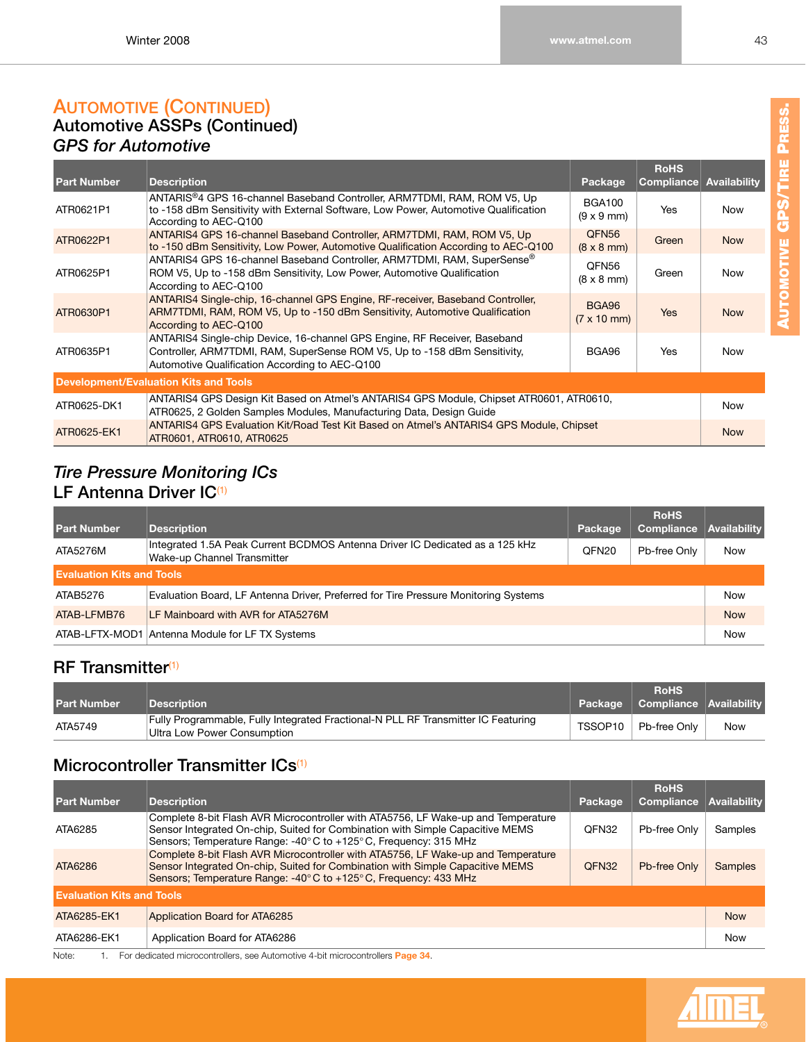# Automotive (Continued)

## Automotive ASSPs (Continued)

### *GPS for Automotive*

| Part Number | Description | Package | RoHS Compliance | Availability |
|---|---|---|---|---|
| ATR0621P1 | ANTARIS®4 GPS 16-channel Baseband Controller, ARM7TDMI, RAM, ROM V5, Up to -158 dBm Sensitivity with External Software, Low Power, Automotive Qualification According to AEC-Q100 | BGA100 (9 x 9 mm) | Yes | Now |
| ATR0622P1 | ANTARIS4 GPS 16-channel Baseband Controller, ARM7TDMI, RAM, ROM V5, Up to -150 dBm Sensitivity, Low Power, Automotive Qualification According to AEC-Q100 | QFN56 (8 x 8 mm) | Green | Now |
| ATR0625P1 | ANTARIS4 GPS 16-channel Baseband Controller, ARM7TDMI, RAM, SuperSense® ROM V5, Up to -158 dBm Sensitivity, Low Power, Automotive Qualification According to AEC-Q100 | QFN56 (8 x 8 mm) | Green | Now |
| ATR0630P1 | ANTARIS4 Single-chip, 16-channel GPS Engine, RF-receiver, Baseband Controller, ARM7TDMI, RAM, ROM V5, Up to -150 dBm Sensitivity, Automotive Qualification According to AEC-Q100 | BGA96 (7 x 10 mm) | Yes | Now |
| ATR0635P1 | ANTARIS4 Single-chip Device, 16-channel GPS Engine, RF Receiver, Baseband Controller, ARM7TDMI, RAM, SuperSense ROM V5, Up to -158 dBm Sensitivity, Automotive Qualification According to AEC-Q100 | BGA96 | Yes | Now |
| **Development/Evaluation Kits and Tools** | | | | |
| ATR0625-DK1 | ANTARIS4 GPS Design Kit Based on Atmel's ANTARIS4 GPS Module, Chipset ATR0601, ATR0610, ATR0625, 2 Golden Samples Modules, Manufacturing Data, Design Guide | | | Now |
| ATR0625-EK1 | ANTARIS4 GPS Evaluation Kit/Road Test Kit Based on Atmel's ANTARIS4 GPS Module, Chipset ATR0601, ATR0610, ATR0625 | | | Now |

### *Tire Pressure Monitoring ICs*

## LF Antenna Driver IC[1]

| Part Number | Description | Package | RoHS Compliance | Availability |
|---|---|---|---|---|
| ATA5276M | Integrated 1.5A Peak Current BCDMOS Antenna Driver IC Dedicated as a 125 kHz Wake-up Channel Transmitter | QFN20 | Pb-free Only | Now |
| **Evaluation Kits and Tools** | | | | |
| ATAB5276 | Evaluation Board, LF Antenna Driver, Preferred for Tire Pressure Monitoring Systems | | | Now |
| ATAB-LFMB76 | LF Mainboard with AVR for ATA5276M | | | Now |
| ATAB-LFTX-MOD1 | Antenna Module for LF TX Systems | | | Now |

## RF Transmitter[1]

| Part Number | Description | Package | RoHS Compliance | Availability |
|---|---|---|---|---|
| ATA5749 | Fully Programmable, Fully Integrated Fractional-N PLL RF Transmitter IC Featuring Ultra Low Power Consumption | TSSOP10 | Pb-free Only | Now |

## Microcontroller Transmitter ICs[1]

| Part Number | Description | Package | RoHS Compliance | Availability |
|---|---|---|---|---|
| ATA6285 | Complete 8-bit Flash AVR Microcontroller with ATA5756, LF Wake-up and Temperature Sensor Integrated On-chip, Suited for Combination with Simple Capacitive MEMS Sensors; Temperature Range: -40°C to +125°C, Frequency: 315 MHz | QFN32 | Pb-free Only | Samples |
| ATA6286 | Complete 8-bit Flash AVR Microcontroller with ATA5756, LF Wake-up and Temperature Sensor Integrated On-chip, Suited for Combination with Simple Capacitive MEMS Sensors; Temperature Range: -40°C to +125°C, Frequency: 433 MHz | QFN32 | Pb-free Only | Samples |
| **Evaluation Kits and Tools** | | | | |
| ATA6285-EK1 | Application Board for ATA6285 | | | Now |
| ATA6286-EK1 | Application Board for ATA6286 | | | Now |

Note: 1. For dedicated microcontrollers, see Automotive 4-bit microcontrollers Page 34.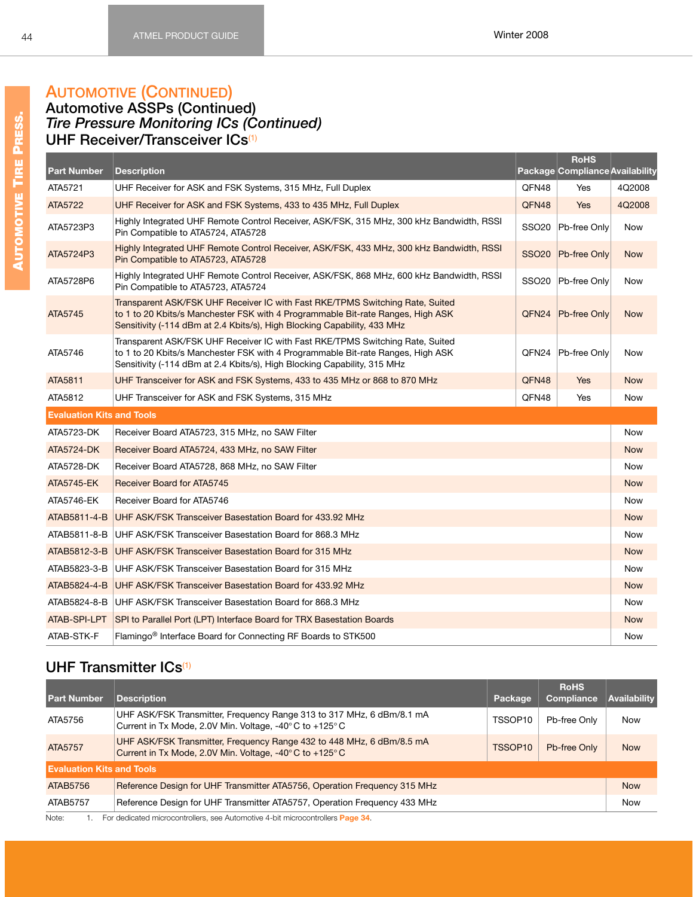# Automotive (Continued)

## Automotive ASSPs (Continued)

### *Tire Pressure Monitoring ICs (Continued)*

### UHF Receiver/Transceiver ICs[1]

| Part Number | Description | Package | RoHS Compliance | Availability |
|---|---|---|---|---|
| ATA5721 | UHF Receiver for ASK and FSK Systems, 315 MHz, Full Duplex | QFN48 | Yes | 4Q2008 |
| ATA5722 | UHF Receiver for ASK and FSK Systems, 433 to 435 MHz, Full Duplex | QFN48 | Yes | 4Q2008 |
| ATA5723P3 | Highly Integrated UHF Remote Control Receiver, ASK/FSK, 315 MHz, 300 kHz Bandwidth, RSSI Pin Compatible to ATA5724, ATA5728 | SSO20 | Pb-free Only | Now |
| ATA5724P3 | Highly Integrated UHF Remote Control Receiver, ASK/FSK, 433 MHz, 300 kHz Bandwidth, RSSI Pin Compatible to ATA5723, ATA5728 | SSO20 | Pb-free Only | Now |
| ATA5728P6 | Highly Integrated UHF Remote Control Receiver, ASK/FSK, 868 MHz, 600 kHz Bandwidth, RSSI Pin Compatible to ATA5723, ATA5724 | SSO20 | Pb-free Only | Now |
| ATA5745 | Transparent ASK/FSK UHF Receiver IC with Fast RKE/TPMS Switching Rate, Suited to 1 to 20 Kbits/s Manchester FSK with 4 Programmable Bit-rate Ranges, High ASK Sensitivity (-114 dBm at 2.4 Kbits/s), High Blocking Capability, 433 MHz | QFN24 | Pb-free Only | Now |
| ATA5746 | Transparent ASK/FSK UHF Receiver IC with Fast RKE/TPMS Switching Rate, Suited to 1 to 20 Kbits/s Manchester FSK with 4 Programmable Bit-rate Ranges, High ASK Sensitivity (-114 dBm at 2.4 Kbits/s), High Blocking Capability, 315 MHz | QFN24 | Pb-free Only | Now |
| ATA5811 | UHF Transceiver for ASK and FSK Systems, 433 to 435 MHz or 868 to 870 MHz | QFN48 | Yes | Now |
| ATA5812 | UHF Transceiver for ASK and FSK Systems, 315 MHz | QFN48 | Yes | Now |
| **Evaluation Kits and Tools** | | | | |
| ATA5723-DK | Receiver Board ATA5723, 315 MHz, no SAW Filter | | | Now |
| ATA5724-DK | Receiver Board ATA5724, 433 MHz, no SAW Filter | | | Now |
| ATA5728-DK | Receiver Board ATA5728, 868 MHz, no SAW Filter | | | Now |
| ATA5745-EK | Receiver Board for ATA5745 | | | Now |
| ATA5746-EK | Receiver Board for ATA5746 | | | Now |
| ATAB5811-4-B | UHF ASK/FSK Transceiver Basestation Board for 433.92 MHz | | | Now |
| ATAB5811-8-B | UHF ASK/FSK Transceiver Basestation Board for 868.3 MHz | | | Now |
| ATAB5812-3-B | UHF ASK/FSK Transceiver Basestation Board for 315 MHz | | | Now |
| ATAB5823-3-B | UHF ASK/FSK Transceiver Basestation Board for 315 MHz | | | Now |
| ATAB5824-4-B | UHF ASK/FSK Transceiver Basestation Board for 433.92 MHz | | | Now |
| ATAB5824-8-B | UHF ASK/FSK Transceiver Basestation Board for 868.3 MHz | | | Now |
| ATAB-SPI-LPT | SPI to Parallel Port (LPT) Interface Board for TRX Basestation Boards | | | Now |
| ATAB-STK-F | Flamingo® Interface Board for Connecting RF Boards to STK500 | | | Now |

### UHF Transmitter ICs[1]

| Part Number | Description | Package | RoHS Compliance | Availability |
|---|---|---|---|---|
| ATA5756 | UHF ASK/FSK Transmitter, Frequency Range 313 to 317 MHz, 6 dBm/8.1 mA Current in Tx Mode, 2.0V Min. Voltage, -40° C to +125° C | TSSOP10 | Pb-free Only | Now |
| ATA5757 | UHF ASK/FSK Transmitter, Frequency Range 432 to 448 MHz, 6 dBm/8.5 mA Current in Tx Mode, 2.0V Min. Voltage, -40° C to +125° C | TSSOP10 | Pb-free Only | Now |
| **Evaluation Kits and Tools** | | | | |
| ATAB5756 | Reference Design for UHF Transmitter ATA5756, Operation Frequency 315 MHz | | | Now |
| ATAB5757 | Reference Design for UHF Transmitter ATA5757, Operation Frequency 433 MHz | | | Now |

Note: 1. For dedicated microcontrollers, see Automotive 4-bit microcontrollers Page 34.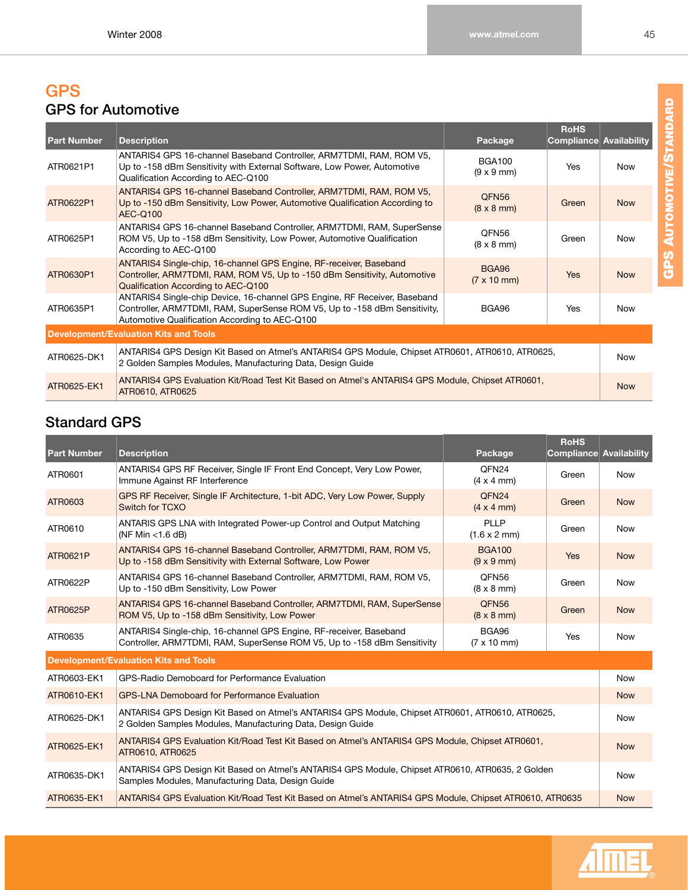# GPS

## GPS for Automotive

| Part Number | Description | Package | RoHS Compliance | Availability |
|---|---|---|---|---|
| ATR0621P1 | ANTARIS4 GPS 16-channel Baseband Controller, ARM7TDMI, RAM, ROM V5, Up to -158 dBm Sensitivity with External Software, Low Power, Automotive Qualification According to AEC-Q100 | BGA100 (9 x 9 mm) | Yes | Now |
| ATR0622P1 | ANTARIS4 GPS 16-channel Baseband Controller, ARM7TDMI, RAM, ROM V5, Up to -150 dBm Sensitivity, Low Power, Automotive Qualification According to AEC-Q100 | QFN56 (8 x 8 mm) | Green | Now |
| ATR0625P1 | ANTARIS4 GPS 16-channel Baseband Controller, ARM7TDMI, RAM, SuperSense ROM V5, Up to -158 dBm Sensitivity, Low Power, Automotive Qualification According to AEC-Q100 | QFN56 (8 x 8 mm) | Green | Now |
| ATR0630P1 | ANTARIS4 Single-chip, 16-channel GPS Engine, RF-receiver, Baseband Controller, ARM7TDMI, RAM, ROM V5, Up to -150 dBm Sensitivity, Automotive Qualification According to AEC-Q100 | BGA96 (7 x 10 mm) | Yes | Now |
| ATR0635P1 | ANTARIS4 Single-chip Device, 16-channel GPS Engine, RF Receiver, Baseband Controller, ARM7TDMI, RAM, SuperSense ROM V5, Up to -158 dBm Sensitivity, Automotive Qualification According to AEC-Q100 | BGA96 | Yes | Now |
| **Development/Evaluation Kits and Tools** | | | | |
| ATR0625-DK1 | ANTARIS4 GPS Design Kit Based on Atmel's ANTARIS4 GPS Module, Chipset ATR0601, ATR0610, ATR0625, 2 Golden Samples Modules, Manufacturing Data, Design Guide | | | Now |
| ATR0625-EK1 | ANTARIS4 GPS Evaluation Kit/Road Test Kit Based on Atmel's ANTARIS4 GPS Module, Chipset ATR0601, ATR0610, ATR0625 | | | Now |

## Standard GPS

| Part Number | Description | Package | RoHS Compliance | Availability |
|---|---|---|---|---|
| ATR0601 | ANTARIS4 GPS RF Receiver, Single IF Front End Concept, Very Low Power, Immune Against RF Interference | QFN24 (4 x 4 mm) | Green | Now |
| ATR0603 | GPS RF Receiver, Single IF Architecture, 1-bit ADC, Very Low Power, Supply Switch for TCXO | QFN24 (4 x 4 mm) | Green | Now |
| ATR0610 | ANTARIS GPS LNA with Integrated Power-up Control and Output Matching (NF Min <1.6 dB) | PLLP (1.6 x 2 mm) | Green | Now |
| ATR0621P | ANTARIS4 GPS 16-channel Baseband Controller, ARM7TDMI, RAM, ROM V5, Up to -158 dBm Sensitivity with External Software, Low Power | BGA100 (9 x 9 mm) | Yes | Now |
| ATR0622P | ANTARIS4 GPS 16-channel Baseband Controller, ARM7TDMI, RAM, ROM V5, Up to -150 dBm Sensitivity, Low Power | QFN56 (8 x 8 mm) | Green | Now |
| ATR0625P | ANTARIS4 GPS 16-channel Baseband Controller, ARM7TDMI, RAM, SuperSense ROM V5, Up to -158 dBm Sensitivity, Low Power | QFN56 (8 x 8 mm) | Green | Now |
| ATR0635 | ANTARIS4 Single-chip, 16-channel GPS Engine, RF-receiver, Baseband Controller, ARM7TDMI, RAM, SuperSense ROM V5, Up to -158 dBm Sensitivity | BGA96 (7 x 10 mm) | Yes | Now |
| **Development/Evaluation Kits and Tools** | | | | |
| ATR0603-EK1 | GPS-Radio Demoboard for Performance Evaluation | | | Now |
| ATR0610-EK1 | GPS-LNA Demoboard for Performance Evaluation | | | Now |
| ATR0625-DK1 | ANTARIS4 GPS Design Kit Based on Atmel's ANTARIS4 GPS Module, Chipset ATR0601, ATR0610, ATR0625, 2 Golden Samples Modules, Manufacturing Data, Design Guide | | | Now |
| ATR0625-EK1 | ANTARIS4 GPS Evaluation Kit/Road Test Kit Based on Atmel's ANTARIS4 GPS Module, Chipset ATR0601, ATR0610, ATR0625 | | | Now |
| ATR0635-DK1 | ANTARIS4 GPS Design Kit Based on Atmel's ANTARIS4 GPS Module, Chipset ATR0610, ATR0635, 2 Golden Samples Modules, Manufacturing Data, Design Guide | | | Now |
| ATR0635-EK1 | ANTARIS4 GPS Evaluation Kit/Road Test Kit Based on Atmel's ANTARIS4 GPS Module, Chipset ATR0610, ATR0635 | | | Now |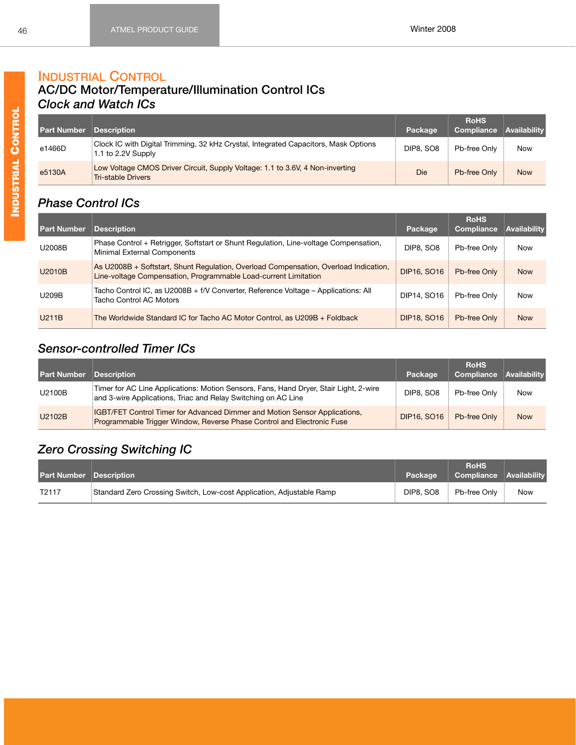# Industrial Control

## AC/DC Motor/Temperature/Illumination Control ICs

### *Clock and Watch ICs*

| Part Number | Description | Package | RoHS Compliance | Availability |
|---|---|---|---|---|
| e1466D | Clock IC with Digital Trimming, 32 kHz Crystal, Integrated Capacitors, Mask Options 1.1 to 2.2V Supply | DIP8, SO8 | Pb-free Only | Now |
| e5130A | Low Voltage CMOS Driver Circuit, Supply Voltage: 1.1 to 3.6V, 4 Non-inverting Tri-stable Drivers | Die | Pb-free Only | Now |

### *Phase Control ICs*

| Part Number | Description | Package | RoHS Compliance | Availability |
|---|---|---|---|---|
| U2008B | Phase Control + Retrigger, Softstart or Shunt Regulation, Line-voltage Compensation, Minimal External Components | DIP8, SO8 | Pb-free Only | Now |
| U2010B | As U2008B + Softstart, Shunt Regulation, Overload Compensation, Overload Indication, Line-voltage Compensation, Programmable Load-current Limitation | DIP16, SO16 | Pb-free Only | Now |
| U209B | Tacho Control IC, as U2008B + f/V Converter, Reference Voltage – Applications: All Tacho Control AC Motors | DIP14, SO16 | Pb-free Only | Now |
| U211B | The Worldwide Standard IC for Tacho AC Motor Control, as U209B + Foldback | DIP18, SO16 | Pb-free Only | Now |

### *Sensor-controlled Timer ICs*

| Part Number | Description | Package | RoHS Compliance | Availability |
|---|---|---|---|---|
| U2100B | Timer for AC Line Applications: Motion Sensors, Fans, Hand Dryer, Stair Light, 2-wire and 3-wire Applications, Triac and Relay Switching on AC Line | DIP8, SO8 | Pb-free Only | Now |
| U2102B | IGBT/FET Control Timer for Advanced Dimmer and Motion Sensor Applications, Programmable Trigger Window, Reverse Phase Control and Electronic Fuse | DIP16, SO16 | Pb-free Only | Now |

### *Zero Crossing Switching IC*

| Part Number | Description | Package | RoHS Compliance | Availability |
|---|---|---|---|---|
| T2117 | Standard Zero Crossing Switch, Low-cost Application, Adjustable Ramp | DIP8, SO8 | Pb-free Only | Now |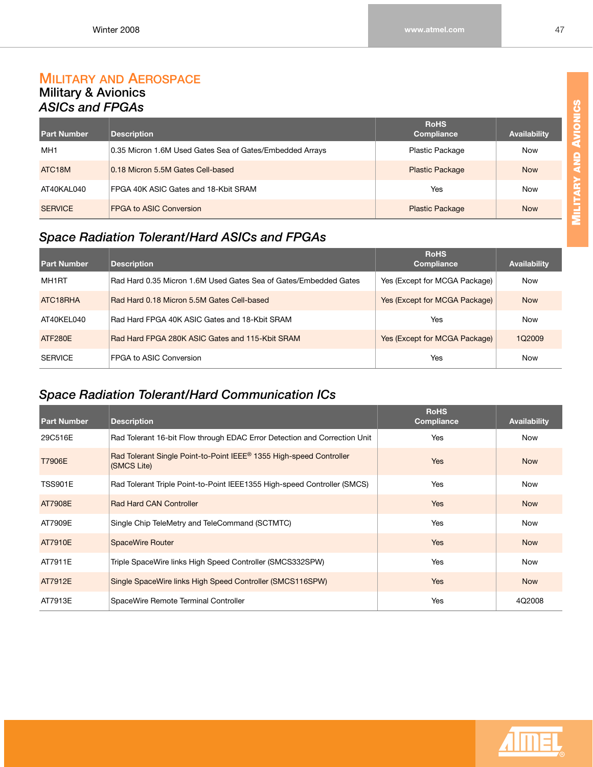# Military and Aerospace

## Military & Avionics

### *ASICs and FPGAs*

| Part Number | Description | RoHS Compliance | Availability |
|---|---|---|---|
| MH1 | 0.35 Micron 1.6M Used Gates Sea of Gates/Embedded Arrays | Plastic Package | Now |
| ATC18M | 0.18 Micron 5.5M Gates Cell-based | Plastic Package | Now |
| AT40KAL040 | FPGA 40K ASIC Gates and 18-Kbit SRAM | Yes | Now |
| SERVICE | FPGA to ASIC Conversion | Plastic Package | Now |

### *Space Radiation Tolerant/Hard ASICs and FPGAs*

| Part Number | Description | RoHS Compliance | Availability |
|---|---|---|---|
| MH1RT | Rad Hard 0.35 Micron 1.6M Used Gates Sea of Gates/Embedded Gates | Yes (Except for MCGA Package) | Now |
| ATC18RHA | Rad Hard 0.18 Micron 5.5M Gates Cell-based | Yes (Except for MCGA Package) | Now |
| AT40KEL040 | Rad Hard FPGA 40K ASIC Gates and 18-Kbit SRAM | Yes | Now |
| ATF280E | Rad Hard FPGA 280K ASIC Gates and 115-Kbit SRAM | Yes (Except for MCGA Package) | 1Q2009 |
| SERVICE | FPGA to ASIC Conversion | Yes | Now |

### *Space Radiation Tolerant/Hard Communication ICs*

| Part Number | Description | RoHS Compliance | Availability |
|---|---|---|---|
| 29C516E | Rad Tolerant 16-bit Flow through EDAC Error Detection and Correction Unit | Yes | Now |
| T7906E | Rad Tolerant Single Point-to-Point IEEE® 1355 High-speed Controller (SMCS Lite) | Yes | Now |
| TSS901E | Rad Tolerant Triple Point-to-Point IEEE1355 High-speed Controller (SMCS) | Yes | Now |
| AT7908E | Rad Hard CAN Controller | Yes | Now |
| AT7909E | Single Chip TeleMetry and TeleCommand (SCTMTC) | Yes | Now |
| AT7910E | SpaceWire Router | Yes | Now |
| AT7911E | Triple SpaceWire links High Speed Controller (SMCS332SPW) | Yes | Now |
| AT7912E | Single SpaceWire links High Speed Controller (SMCS116SPW) | Yes | Now |
| AT7913E | SpaceWire Remote Terminal Controller | Yes | 4Q2008 |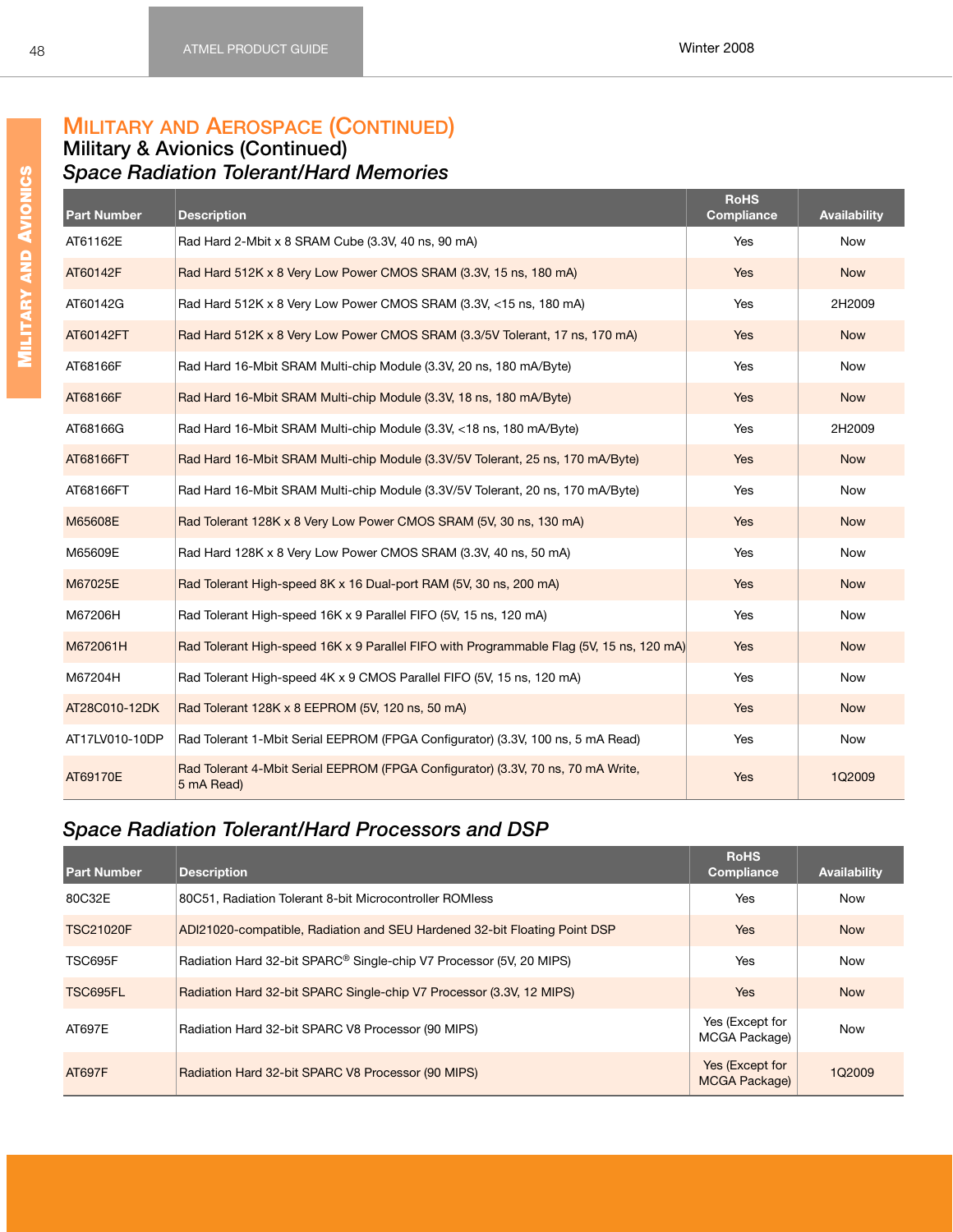# Military and Aerospace (Continued)

## Military & Avionics (Continued)

### *Space Radiation Tolerant/Hard Memories*

| Part Number | Description | RoHS Compliance | Availability |
|---|---|---|---|
| AT61162E | Rad Hard 2-Mbit x 8 SRAM Cube (3.3V, 40 ns, 90 mA) | Yes | Now |
| AT60142F | Rad Hard 512K x 8 Very Low Power CMOS SRAM (3.3V, 15 ns, 180 mA) | Yes | Now |
| AT60142G | Rad Hard 512K x 8 Very Low Power CMOS SRAM (3.3V, <15 ns, 180 mA) | Yes | 2H2009 |
| AT60142FT | Rad Hard 512K x 8 Very Low Power CMOS SRAM (3.3/5V Tolerant, 17 ns, 170 mA) | Yes | Now |
| AT68166F | Rad Hard 16-Mbit SRAM Multi-chip Module (3.3V, 20 ns, 180 mA/Byte) | Yes | Now |
| AT68166F | Rad Hard 16-Mbit SRAM Multi-chip Module (3.3V, 18 ns, 180 mA/Byte) | Yes | Now |
| AT68166G | Rad Hard 16-Mbit SRAM Multi-chip Module (3.3V, <18 ns, 180 mA/Byte) | Yes | 2H2009 |
| AT68166FT | Rad Hard 16-Mbit SRAM Multi-chip Module (3.3V/5V Tolerant, 25 ns, 170 mA/Byte) | Yes | Now |
| AT68166FT | Rad Hard 16-Mbit SRAM Multi-chip Module (3.3V/5V Tolerant, 20 ns, 170 mA/Byte) | Yes | Now |
| M65608E | Rad Tolerant 128K x 8 Very Low Power CMOS SRAM (5V, 30 ns, 130 mA) | Yes | Now |
| M65609E | Rad Hard 128K x 8 Very Low Power CMOS SRAM (3.3V, 40 ns, 50 mA) | Yes | Now |
| M67025E | Rad Tolerant High-speed 8K x 16 Dual-port RAM (5V, 30 ns, 200 mA) | Yes | Now |
| M67206H | Rad Tolerant High-speed 16K x 9 Parallel FIFO (5V, 15 ns, 120 mA) | Yes | Now |
| M672061H | Rad Tolerant High-speed 16K x 9 Parallel FIFO with Programmable Flag (5V, 15 ns, 120 mA) | Yes | Now |
| M67204H | Rad Tolerant High-speed 4K x 9 CMOS Parallel FIFO (5V, 15 ns, 120 mA) | Yes | Now |
| AT28C010-12DK | Rad Tolerant 128K x 8 EEPROM (5V, 120 ns, 50 mA) | Yes | Now |
| AT17LV010-10DP | Rad Tolerant 1-Mbit Serial EEPROM (FPGA Configurator) (3.3V, 100 ns, 5 mA Read) | Yes | Now |
| AT69170E | Rad Tolerant 4-Mbit Serial EEPROM (FPGA Configurator) (3.3V, 70 ns, 70 mA Write, 5 mA Read) | Yes | 1Q2009 |

### *Space Radiation Tolerant/Hard Processors and DSP*

| Part Number | Description | RoHS Compliance | Availability |
|---|---|---|---|
| 80C32E | 80C51, Radiation Tolerant 8-bit Microcontroller ROMless | Yes | Now |
| TSC21020F | ADI21020-compatible, Radiation and SEU Hardened 32-bit Floating Point DSP | Yes | Now |
| TSC695F | Radiation Hard 32-bit SPARC® Single-chip V7 Processor (5V, 20 MIPS) | Yes | Now |
| TSC695FL | Radiation Hard 32-bit SPARC Single-chip V7 Processor (3.3V, 12 MIPS) | Yes | Now |
| AT697E | Radiation Hard 32-bit SPARC V8 Processor (90 MIPS) | Yes (Except for MCGA Package) | Now |
| AT697F | Radiation Hard 32-bit SPARC V8 Processor (90 MIPS) | Yes (Except for MCGA Package) | 1Q2009 |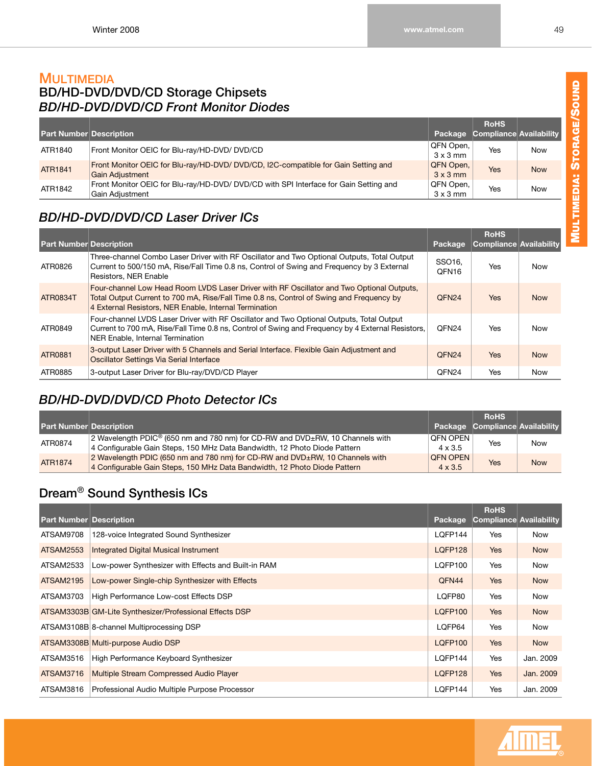# Multimedia

## BD/HD-DVD/DVD/CD Storage Chipsets

### *BD/HD-DVD/DVD/CD Front Monitor Diodes*

| Part Number | Description | Package | RoHS Compliance | Availability |
|---|---|---|---|---|
| ATR1840 | Front Monitor OEIC for Blu-ray/HD-DVD/ DVD/CD | QFN Open, 3 x 3 mm | Yes | Now |
| ATR1841 | Front Monitor OEIC for Blu-ray/HD-DVD/ DVD/CD, I2C-compatible for Gain Setting and Gain Adjustment | QFN Open, 3 x 3 mm | Yes | Now |
| ATR1842 | Front Monitor OEIC for Blu-ray/HD-DVD/ DVD/CD with SPI Interface for Gain Setting and Gain Adjustment | QFN Open, 3 x 3 mm | Yes | Now |

### *BD/HD-DVD/DVD/CD Laser Driver ICs*

| Part Number | Description | Package | RoHS Compliance | Availability |
|---|---|---|---|---|
| ATR0826 | Three-channel Combo Laser Driver with RF Oscillator and Two Optional Outputs, Total Output Current to 500/150 mA, Rise/Fall Time 0.8 ns, Control of Swing and Frequency by 3 External Resistors, NER Enable | SSO16, QFN16 | Yes | Now |
| ATR0834T | Four-channel Low Head Room LVDS Laser Driver with RF Oscillator and Two Optional Outputs, Total Output Current to 700 mA, Rise/Fall Time 0.8 ns, Control of Swing and Frequency by 4 External Resistors, NER Enable, Internal Termination | QFN24 | Yes | Now |
| ATR0849 | Four-channel LVDS Laser Driver with RF Oscillator and Two Optional Outputs, Total Output Current to 700 mA, Rise/Fall Time 0.8 ns, Control of Swing and Frequency by 4 External Resistors, NER Enable, Internal Termination | QFN24 | Yes | Now |
| ATR0881 | 3-output Laser Driver with 5 Channels and Serial Interface. Flexible Gain Adjustment and Oscillator Settings Via Serial Interface | QFN24 | Yes | Now |
| ATR0885 | 3-output Laser Driver for Blu-ray/DVD/CD Player | QFN24 | Yes | Now |

### *BD/HD-DVD/DVD/CD Photo Detector ICs*

| Part Number | Description | Package | RoHS Compliance | Availability |
|---|---|---|---|---|
| ATR0874 | 2 Wavelength PDIC® (650 nm and 780 nm) for CD-RW and DVD±RW, 10 Channels with 4 Configurable Gain Steps, 150 MHz Data Bandwidth, 12 Photo Diode Pattern | QFN OPEN 4 x 3.5 | Yes | Now |
| ATR1874 | 2 Wavelength PDIC (650 nm and 780 nm) for CD-RW and DVD±RW, 10 Channels with 4 Configurable Gain Steps, 150 MHz Data Bandwidth, 12 Photo Diode Pattern | QFN OPEN 4 x 3.5 | Yes | Now |

## Dream® Sound Synthesis ICs

| Part Number | Description | Package | RoHS Compliance | Availability |
|---|---|---|---|---|
| ATSAM9708 | 128-voice Integrated Sound Synthesizer | LQFP144 | Yes | Now |
| ATSAM2553 | Integrated Digital Musical Instrument | LQFP128 | Yes | Now |
| ATSAM2533 | Low-power Synthesizer with Effects and Built-in RAM | LQFP100 | Yes | Now |
| ATSAM2195 | Low-power Single-chip Synthesizer with Effects | QFN44 | Yes | Now |
| ATSAM3703 | High Performance Low-cost Effects DSP | LQFP80 | Yes | Now |
| ATSAM3303B | GM-Lite Synthesizer/Professional Effects DSP | LQFP100 | Yes | Now |
| ATSAM3108B | 8-channel Multiprocessing DSP | LQFP64 | Yes | Now |
| ATSAM3308B | Multi-purpose Audio DSP | LQFP100 | Yes | Now |
| ATSAM3516 | High Performance Keyboard Synthesizer | LQFP144 | Yes | Jan. 2009 |
| ATSAM3716 | Multiple Stream Compressed Audio Player | LQFP128 | Yes | Jan. 2009 |
| ATSAM3816 | Professional Audio Multiple Purpose Processor | LQFP144 | Yes | Jan. 2009 |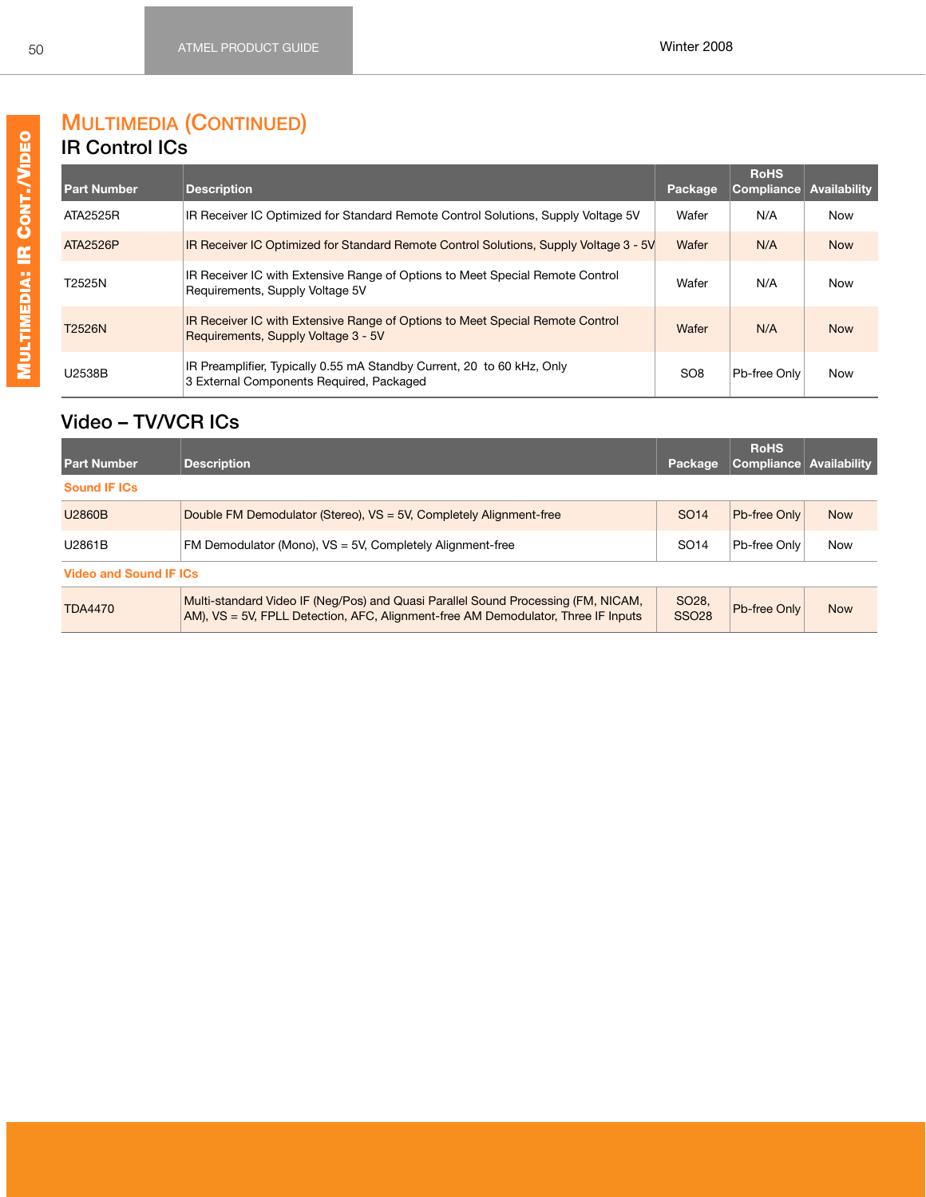# Multimedia (Continued)

## IR Control ICs

| Part Number | Description | Package | RoHS Compliance | Availability |
|---|---|---|---|---|
| ATA2525R | IR Receiver IC Optimized for Standard Remote Control Solutions, Supply Voltage 5V | Wafer | N/A | Now |
| ATA2526P | IR Receiver IC Optimized for Standard Remote Control Solutions, Supply Voltage 3 - 5V | Wafer | N/A | Now |
| T2525N | IR Receiver IC with Extensive Range of Options to Meet Special Remote Control Requirements, Supply Voltage 5V | Wafer | N/A | Now |
| T2526N | IR Receiver IC with Extensive Range of Options to Meet Special Remote Control Requirements, Supply Voltage 3 - 5V | Wafer | N/A | Now |
| U2538B | IR Preamplifier, Typically 0.55 mA Standby Current, 20 to 60 kHz, Only 3 External Components Required, Packaged | SO8 | Pb-free Only | Now |

## Video – TV/VCR ICs

| Part Number | Description | Package | RoHS Compliance | Availability |
|---|---|---|---|---|
| **Sound IF ICs** | | | | |
| U2860B | Double FM Demodulator (Stereo), VS = 5V, Completely Alignment-free | SO14 | Pb-free Only | Now |
| U2861B | FM Demodulator (Mono), VS = 5V, Completely Alignment-free | SO14 | Pb-free Only | Now |
| **Video and Sound IF ICs** | | | | |
| TDA4470 | Multi-standard Video IF (Neg/Pos) and Quasi Parallel Sound Processing (FM, NICAM, AM), VS = 5V, FPLL Detection, AFC, Alignment-free AM Demodulator, Three IF Inputs | SO28, SSO28 | Pb-free Only | Now |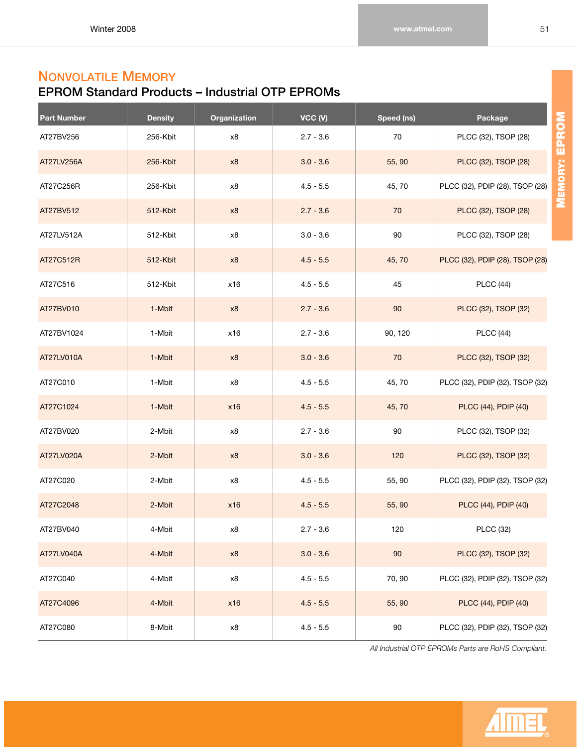## Nonvolatile Memory

### EPROM Standard Products – Industrial OTP EPROMs

| Part Number | Density | Organization | VCC (V) | Speed (ns) | Package |
|---|---|---|---|---|---|
| AT27BV256 | 256-Kbit | x8 | 2.7 - 3.6 | 70 | PLCC (32), TSOP (28) |
| AT27LV256A | 256-Kbit | x8 | 3.0 - 3.6 | 55, 90 | PLCC (32), TSOP (28) |
| AT27C256R | 256-Kbit | x8 | 4.5 - 5.5 | 45, 70 | PLCC (32), PDIP (28), TSOP (28) |
| AT27BV512 | 512-Kbit | x8 | 2.7 - 3.6 | 70 | PLCC (32), TSOP (28) |
| AT27LV512A | 512-Kbit | x8 | 3.0 - 3.6 | 90 | PLCC (32), TSOP (28) |
| AT27C512R | 512-Kbit | x8 | 4.5 - 5.5 | 45, 70 | PLCC (32), PDIP (28), TSOP (28) |
| AT27C516 | 512-Kbit | x16 | 4.5 - 5.5 | 45 | PLCC (44) |
| AT27BV010 | 1-Mbit | x8 | 2.7 - 3.6 | 90 | PLCC (32), TSOP (32) |
| AT27BV1024 | 1-Mbit | x16 | 2.7 - 3.6 | 90, 120 | PLCC (44) |
| AT27LV010A | 1-Mbit | x8 | 3.0 - 3.6 | 70 | PLCC (32), TSOP (32) |
| AT27C010 | 1-Mbit | x8 | 4.5 - 5.5 | 45, 70 | PLCC (32), PDIP (32), TSOP (32) |
| AT27C1024 | 1-Mbit | x16 | 4.5 - 5.5 | 45, 70 | PLCC (44), PDIP (40) |
| AT27BV020 | 2-Mbit | x8 | 2.7 - 3.6 | 90 | PLCC (32), TSOP (32) |
| AT27LV020A | 2-Mbit | x8 | 3.0 - 3.6 | 120 | PLCC (32), TSOP (32) |
| AT27C020 | 2-Mbit | x8 | 4.5 - 5.5 | 55, 90 | PLCC (32), PDIP (32), TSOP (32) |
| AT27C2048 | 2-Mbit | x16 | 4.5 - 5.5 | 55, 90 | PLCC (44), PDIP (40) |
| AT27BV040 | 4-Mbit | x8 | 2.7 - 3.6 | 120 | PLCC (32) |
| AT27LV040A | 4-Mbit | x8 | 3.0 - 3.6 | 90 | PLCC (32), TSOP (32) |
| AT27C040 | 4-Mbit | x8 | 4.5 - 5.5 | 70, 90 | PLCC (32), PDIP (32), TSOP (32) |
| AT27C4096 | 4-Mbit | x16 | 4.5 - 5.5 | 55, 90 | PLCC (44), PDIP (40) |
| AT27C080 | 8-Mbit | x8 | 4.5 - 5.5 | 90 | PLCC (32), PDIP (32), TSOP (32) |

*All Industrial OTP EPROMs Parts are RoHS Compliant.*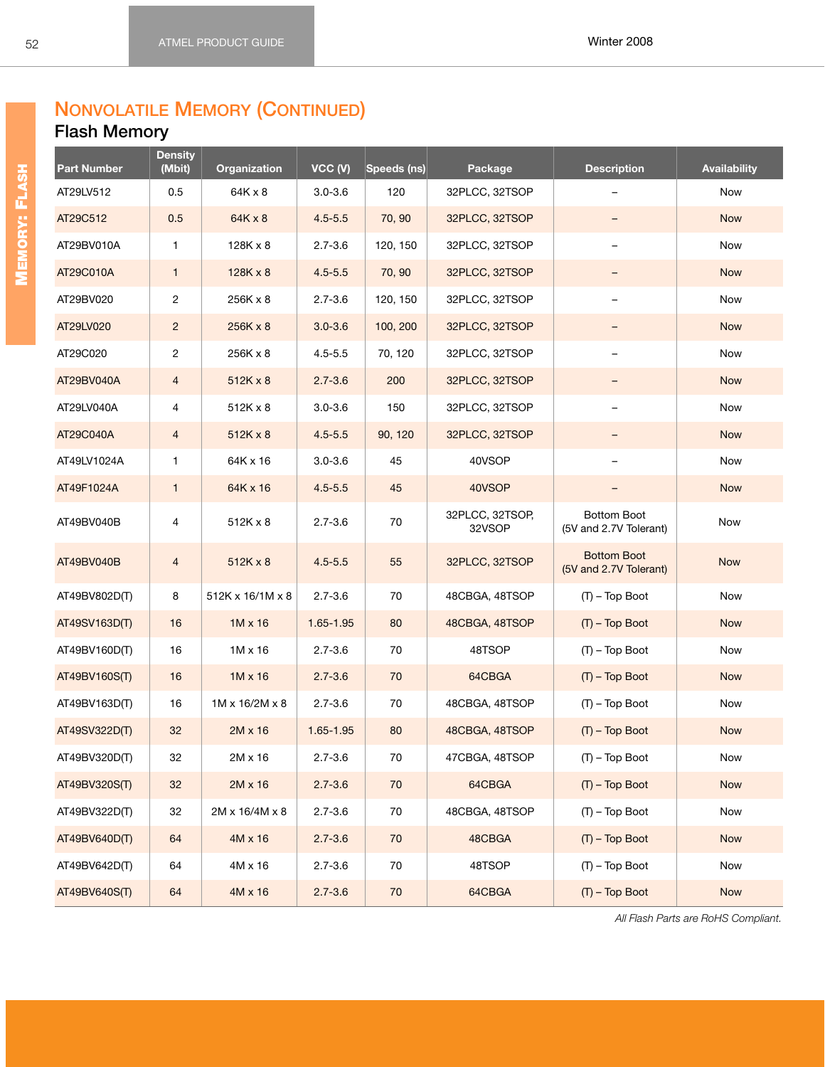## Nonvolatile Memory (Continued)

### Flash Memory

| Part Number | Density (Mbit) | Organization | VCC (V) | Speeds (ns) | Package | Description | Availability |
|---|---|---|---|---|---|---|---|
| AT29LV512 | 0.5 | 64K x 8 | 3.0-3.6 | 120 | 32PLCC, 32TSOP | – | Now |
| AT29C512 | 0.5 | 64K x 8 | 4.5-5.5 | 70, 90 | 32PLCC, 32TSOP | – | Now |
| AT29BV010A | 1 | 128K x 8 | 2.7-3.6 | 120, 150 | 32PLCC, 32TSOP | – | Now |
| AT29C010A | 1 | 128K x 8 | 4.5-5.5 | 70, 90 | 32PLCC, 32TSOP | – | Now |
| AT29BV020 | 2 | 256K x 8 | 2.7-3.6 | 120, 150 | 32PLCC, 32TSOP | – | Now |
| AT29LV020 | 2 | 256K x 8 | 3.0-3.6 | 100, 200 | 32PLCC, 32TSOP | – | Now |
| AT29C020 | 2 | 256K x 8 | 4.5-5.5 | 70, 120 | 32PLCC, 32TSOP | – | Now |
| AT29BV040A | 4 | 512K x 8 | 2.7-3.6 | 200 | 32PLCC, 32TSOP | – | Now |
| AT29LV040A | 4 | 512K x 8 | 3.0-3.6 | 150 | 32PLCC, 32TSOP | – | Now |
| AT29C040A | 4 | 512K x 8 | 4.5-5.5 | 90, 120 | 32PLCC, 32TSOP | – | Now |
| AT49LV1024A | 1 | 64K x 16 | 3.0-3.6 | 45 | 40VSOP | – | Now |
| AT49F1024A | 1 | 64K x 16 | 4.5-5.5 | 45 | 40VSOP | – | Now |
| AT49BV040B | 4 | 512K x 8 | 2.7-3.6 | 70 | 32PLCC, 32TSOP, 32VSOP | Bottom Boot (5V and 2.7V Tolerant) | Now |
| AT49BV040B | 4 | 512K x 8 | 4.5-5.5 | 55 | 32PLCC, 32TSOP | Bottom Boot (5V and 2.7V Tolerant) | Now |
| AT49BV802D(T) | 8 | 512K x 16/1M x 8 | 2.7-3.6 | 70 | 48CBGA, 48TSOP | (T) – Top Boot | Now |
| AT49SV163D(T) | 16 | 1M x 16 | 1.65-1.95 | 80 | 48CBGA, 48TSOP | (T) – Top Boot | Now |
| AT49BV160D(T) | 16 | 1M x 16 | 2.7-3.6 | 70 | 48TSOP | (T) – Top Boot | Now |
| AT49BV160S(T) | 16 | 1M x 16 | 2.7-3.6 | 70 | 64CBGA | (T) – Top Boot | Now |
| AT49BV163D(T) | 16 | 1M x 16/2M x 8 | 2.7-3.6 | 70 | 48CBGA, 48TSOP | (T) – Top Boot | Now |
| AT49SV322D(T) | 32 | 2M x 16 | 1.65-1.95 | 80 | 48CBGA, 48TSOP | (T) – Top Boot | Now |
| AT49BV320D(T) | 32 | 2M x 16 | 2.7-3.6 | 70 | 47CBGA, 48TSOP | (T) – Top Boot | Now |
| AT49BV320S(T) | 32 | 2M x 16 | 2.7-3.6 | 70 | 64CBGA | (T) – Top Boot | Now |
| AT49BV322D(T) | 32 | 2M x 16/4M x 8 | 2.7-3.6 | 70 | 48CBGA, 48TSOP | (T) – Top Boot | Now |
| AT49BV640D(T) | 64 | 4M x 16 | 2.7-3.6 | 70 | 48CBGA | (T) – Top Boot | Now |
| AT49BV642D(T) | 64 | 4M x 16 | 2.7-3.6 | 70 | 48TSOP | (T) – Top Boot | Now |
| AT49BV640S(T) | 64 | 4M x 16 | 2.7-3.6 | 70 | 64CBGA | (T) – Top Boot | Now |

*All Flash Parts are RoHS Compliant.*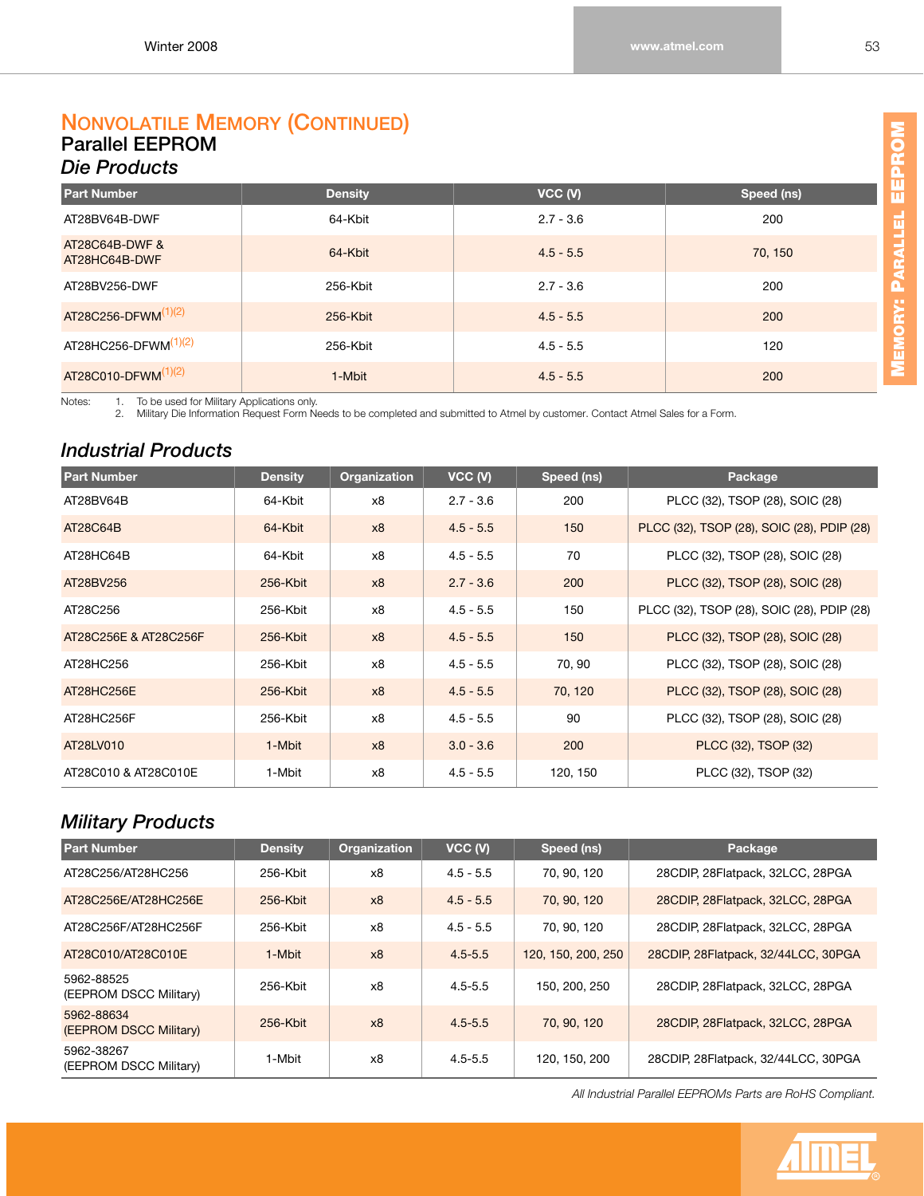# Nonvolatile Memory (Continued)

## Parallel EEPROM

### *Die Products*

| Part Number | Density | VCC (V) | Speed (ns) |
|---|---|---|---|
| AT28BV64B-DWF | 64-Kbit | 2.7 - 3.6 | 200 |
| AT28C64B-DWF & AT28HC64B-DWF | 64-Kbit | 4.5 - 5.5 | 70, 150 |
| AT28BV256-DWF | 256-Kbit | 2.7 - 3.6 | 200 |
| AT28C256-DFWM(1)(2) | 256-Kbit | 4.5 - 5.5 | 200 |
| AT28HC256-DFWM(1)(2) | 256-Kbit | 4.5 - 5.5 | 120 |
| AT28C010-DFWM(1)(2) | 1-Mbit | 4.5 - 5.5 | 200 |

Notes:
1. To be used for Military Applications only.
2. Military Die Information Request Form Needs to be completed and submitted to Atmel by customer. Contact Atmel Sales for a Form.

### *Industrial Products*

| Part Number | Density | Organization | VCC (V) | Speed (ns) | Package |
|---|---|---|---|---|---|
| AT28BV64B | 64-Kbit | x8 | 2.7 - 3.6 | 200 | PLCC (32), TSOP (28), SOIC (28) |
| AT28C64B | 64-Kbit | x8 | 4.5 - 5.5 | 150 | PLCC (32), TSOP (28), SOIC (28), PDIP (28) |
| AT28HC64B | 64-Kbit | x8 | 4.5 - 5.5 | 70 | PLCC (32), TSOP (28), SOIC (28) |
| AT28BV256 | 256-Kbit | x8 | 2.7 - 3.6 | 200 | PLCC (32), TSOP (28), SOIC (28) |
| AT28C256 | 256-Kbit | x8 | 4.5 - 5.5 | 150 | PLCC (32), TSOP (28), SOIC (28), PDIP (28) |
| AT28C256E & AT28C256F | 256-Kbit | x8 | 4.5 - 5.5 | 150 | PLCC (32), TSOP (28), SOIC (28) |
| AT28HC256 | 256-Kbit | x8 | 4.5 - 5.5 | 70, 90 | PLCC (32), TSOP (28), SOIC (28) |
| AT28HC256E | 256-Kbit | x8 | 4.5 - 5.5 | 70, 120 | PLCC (32), TSOP (28), SOIC (28) |
| AT28HC256F | 256-Kbit | x8 | 4.5 - 5.5 | 90 | PLCC (32), TSOP (28), SOIC (28) |
| AT28LV010 | 1-Mbit | x8 | 3.0 - 3.6 | 200 | PLCC (32), TSOP (32) |
| AT28C010 & AT28C010E | 1-Mbit | x8 | 4.5 - 5.5 | 120, 150 | PLCC (32), TSOP (32) |

### *Military Products*

| Part Number | Density | Organization | VCC (V) | Speed (ns) | Package |
|---|---|---|---|---|---|
| AT28C256/AT28HC256 | 256-Kbit | x8 | 4.5 - 5.5 | 70, 90, 120 | 28CDIP, 28Flatpack, 32LCC, 28PGA |
| AT28C256E/AT28HC256E | 256-Kbit | x8 | 4.5 - 5.5 | 70, 90, 120 | 28CDIP, 28Flatpack, 32LCC, 28PGA |
| AT28C256F/AT28HC256F | 256-Kbit | x8 | 4.5 - 5.5 | 70, 90, 120 | 28CDIP, 28Flatpack, 32LCC, 28PGA |
| AT28C010/AT28C010E | 1-Mbit | x8 | 4.5-5.5 | 120, 150, 200, 250 | 28CDIP, 28Flatpack, 32/44LCC, 30PGA |
| 5962-88525 (EEPROM DSCC Military) | 256-Kbit | x8 | 4.5-5.5 | 150, 200, 250 | 28CDIP, 28Flatpack, 32LCC, 28PGA |
| 5962-88634 (EEPROM DSCC Military) | 256-Kbit | x8 | 4.5-5.5 | 70, 90, 120 | 28CDIP, 28Flatpack, 32LCC, 28PGA |
| 5962-38267 (EEPROM DSCC Military) | 1-Mbit | x8 | 4.5-5.5 | 120, 150, 200 | 28CDIP, 28Flatpack, 32/44LCC, 30PGA |

*All Industrial Parallel EEPROMs Parts are RoHS Compliant.*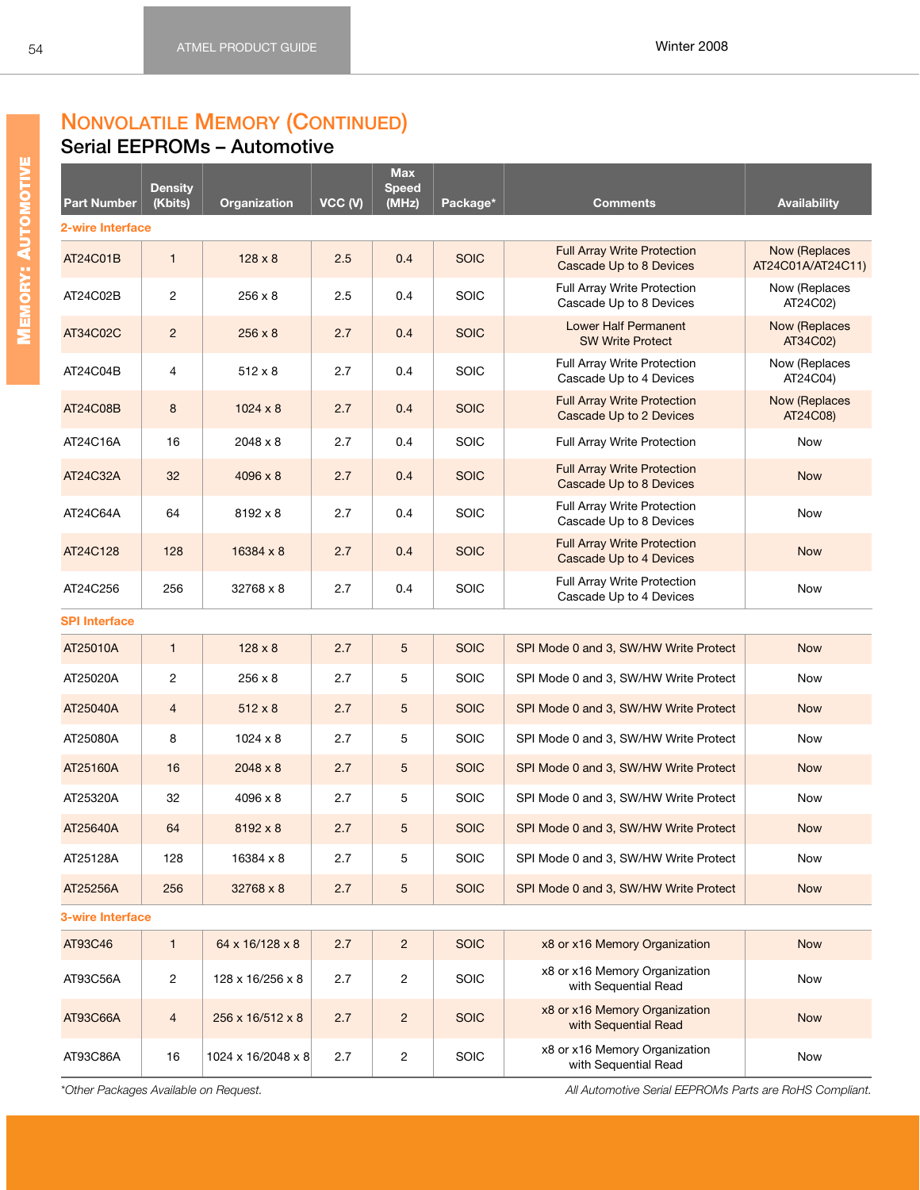## Nonvolatile Memory (Continued)

### Serial EEPROMs – Automotive

| Part Number | Density (Kbits) | Organization | VCC (V) | Max Speed (MHz) | Package* | Comments | Availability |
|---|---|---|---|---|---|---|---|
| **2-wire Interface** | | | | | | | |
| AT24C01B | 1 | 128 x 8 | 2.5 | 0.4 | SOIC | Full Array Write Protection Cascade Up to 8 Devices | Now (Replaces AT24C01A/AT24C11) |
| AT24C02B | 2 | 256 x 8 | 2.5 | 0.4 | SOIC | Full Array Write Protection Cascade Up to 8 Devices | Now (Replaces AT24C02) |
| AT34C02C | 2 | 256 x 8 | 2.7 | 0.4 | SOIC | Lower Half Permanent SW Write Protect | Now (Replaces AT34C02) |
| AT24C04B | 4 | 512 x 8 | 2.7 | 0.4 | SOIC | Full Array Write Protection Cascade Up to 4 Devices | Now (Replaces AT24C04) |
| AT24C08B | 8 | 1024 x 8 | 2.7 | 0.4 | SOIC | Full Array Write Protection Cascade Up to 2 Devices | Now (Replaces AT24C08) |
| AT24C16A | 16 | 2048 x 8 | 2.7 | 0.4 | SOIC | Full Array Write Protection | Now |
| AT24C32A | 32 | 4096 x 8 | 2.7 | 0.4 | SOIC | Full Array Write Protection Cascade Up to 8 Devices | Now |
| AT24C64A | 64 | 8192 x 8 | 2.7 | 0.4 | SOIC | Full Array Write Protection Cascade Up to 8 Devices | Now |
| AT24C128 | 128 | 16384 x 8 | 2.7 | 0.4 | SOIC | Full Array Write Protection Cascade Up to 4 Devices | Now |
| AT24C256 | 256 | 32768 x 8 | 2.7 | 0.4 | SOIC | Full Array Write Protection Cascade Up to 4 Devices | Now |
| **SPI Interface** | | | | | | | |
| AT25010A | 1 | 128 x 8 | 2.7 | 5 | SOIC | SPI Mode 0 and 3, SW/HW Write Protect | Now |
| AT25020A | 2 | 256 x 8 | 2.7 | 5 | SOIC | SPI Mode 0 and 3, SW/HW Write Protect | Now |
| AT25040A | 4 | 512 x 8 | 2.7 | 5 | SOIC | SPI Mode 0 and 3, SW/HW Write Protect | Now |
| AT25080A | 8 | 1024 x 8 | 2.7 | 5 | SOIC | SPI Mode 0 and 3, SW/HW Write Protect | Now |
| AT25160A | 16 | 2048 x 8 | 2.7 | 5 | SOIC | SPI Mode 0 and 3, SW/HW Write Protect | Now |
| AT25320A | 32 | 4096 x 8 | 2.7 | 5 | SOIC | SPI Mode 0 and 3, SW/HW Write Protect | Now |
| AT25640A | 64 | 8192 x 8 | 2.7 | 5 | SOIC | SPI Mode 0 and 3, SW/HW Write Protect | Now |
| AT25128A | 128 | 16384 x 8 | 2.7 | 5 | SOIC | SPI Mode 0 and 3, SW/HW Write Protect | Now |
| AT25256A | 256 | 32768 x 8 | 2.7 | 5 | SOIC | SPI Mode 0 and 3, SW/HW Write Protect | Now |
| **3-wire Interface** | | | | | | | |
| AT93C46 | 1 | 64 x 16/128 x 8 | 2.7 | 2 | SOIC | x8 or x16 Memory Organization | Now |
| AT93C56A | 2 | 128 x 16/256 x 8 | 2.7 | 2 | SOIC | x8 or x16 Memory Organization with Sequential Read | Now |
| AT93C66A | 4 | 256 x 16/512 x 8 | 2.7 | 2 | SOIC | x8 or x16 Memory Organization with Sequential Read | Now |
| AT93C86A | 16 | 1024 x 16/2048 x 8 | 2.7 | 2 | SOIC | x8 or x16 Memory Organization with Sequential Read | Now |

*Other Packages Available on Request.*

*All Automotive Serial EEPROMs Parts are RoHS Compliant.*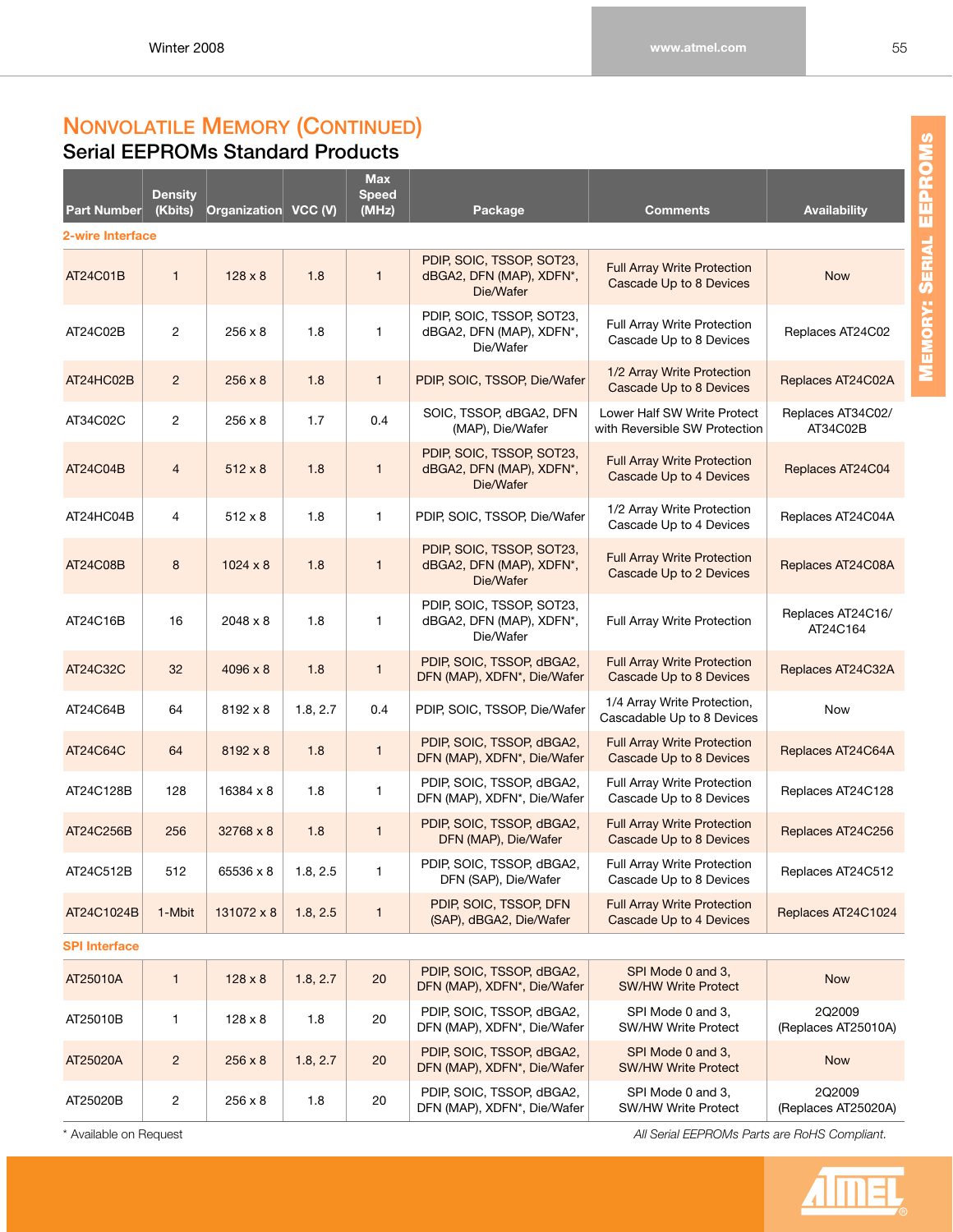# Nonvolatile Memory (Continued)

## Serial EEPROMs Standard Products

| Part Number | Density (Kbits) | Organization | VCC (V) | Max Speed (MHz) | Package | Comments | Availability |
|---|---|---|---|---|---|---|---|
| **2-wire Interface** | | | | | | | |
| AT24C01B | 1 | 128 x 8 | 1.8 | 1 | PDIP, SOIC, TSSOP, SOT23, dBGA2, DFN (MAP), XDFN*, Die/Wafer | Full Array Write Protection Cascade Up to 8 Devices | Now |
| AT24C02B | 2 | 256 x 8 | 1.8 | 1 | PDIP, SOIC, TSSOP, SOT23, dBGA2, DFN (MAP), XDFN*, Die/Wafer | Full Array Write Protection Cascade Up to 8 Devices | Replaces AT24C02 |
| AT24HC02B | 2 | 256 x 8 | 1.8 | 1 | PDIP, SOIC, TSSOP, Die/Wafer | 1/2 Array Write Protection Cascade Up to 8 Devices | Replaces AT24C02A |
| AT34C02C | 2 | 256 x 8 | 1.7 | 0.4 | SOIC, TSSOP, dBGA2, DFN (MAP), Die/Wafer | Lower Half SW Write Protect with Reversible SW Protection | Replaces AT34C02/ AT34C02B |
| AT24C04B | 4 | 512 x 8 | 1.8 | 1 | PDIP, SOIC, TSSOP, SOT23, dBGA2, DFN (MAP), XDFN*, Die/Wafer | Full Array Write Protection Cascade Up to 4 Devices | Replaces AT24C04 |
| AT24HC04B | 4 | 512 x 8 | 1.8 | 1 | PDIP, SOIC, TSSOP, Die/Wafer | 1/2 Array Write Protection Cascade Up to 4 Devices | Replaces AT24C04A |
| AT24C08B | 8 | 1024 x 8 | 1.8 | 1 | PDIP, SOIC, TSSOP, SOT23, dBGA2, DFN (MAP), XDFN*, Die/Wafer | Full Array Write Protection Cascade Up to 2 Devices | Replaces AT24C08A |
| AT24C16B | 16 | 2048 x 8 | 1.8 | 1 | PDIP, SOIC, TSSOP, SOT23, dBGA2, DFN (MAP), XDFN*, Die/Wafer | Full Array Write Protection | Replaces AT24C16/ AT24C164 |
| AT24C32C | 32 | 4096 x 8 | 1.8 | 1 | PDIP, SOIC, TSSOP, dBGA2, DFN (MAP), XDFN*, Die/Wafer | Full Array Write Protection Cascade Up to 8 Devices | Replaces AT24C32A |
| AT24C64B | 64 | 8192 x 8 | 1.8, 2.7 | 0.4 | PDIP, SOIC, TSSOP, Die/Wafer | 1/4 Array Write Protection, Cascadable Up to 8 Devices | Now |
| AT24C64C | 64 | 8192 x 8 | 1.8 | 1 | PDIP, SOIC, TSSOP, dBGA2, DFN (MAP), XDFN*, Die/Wafer | Full Array Write Protection Cascade Up to 8 Devices | Replaces AT24C64A |
| AT24C128B | 128 | 16384 x 8 | 1.8 | 1 | PDIP, SOIC, TSSOP, dBGA2, DFN (MAP), XDFN*, Die/Wafer | Full Array Write Protection Cascade Up to 8 Devices | Replaces AT24C128 |
| AT24C256B | 256 | 32768 x 8 | 1.8 | 1 | PDIP, SOIC, TSSOP, dBGA2, DFN (MAP), Die/Wafer | Full Array Write Protection Cascade Up to 8 Devices | Replaces AT24C256 |
| AT24C512B | 512 | 65536 x 8 | 1.8, 2.5 | 1 | PDIP, SOIC, TSSOP, dBGA2, DFN (SAP), Die/Wafer | Full Array Write Protection Cascade Up to 8 Devices | Replaces AT24C512 |
| AT24C1024B | 1-Mbit | 131072 x 8 | 1.8, 2.5 | 1 | PDIP, SOIC, TSSOP, DFN (SAP), dBGA2, Die/Wafer | Full Array Write Protection Cascade Up to 4 Devices | Replaces AT24C1024 |
| **SPI Interface** | | | | | | | |
| AT25010A | 1 | 128 x 8 | 1.8, 2.7 | 20 | PDIP, SOIC, TSSOP, dBGA2, DFN (MAP), XDFN*, Die/Wafer | SPI Mode 0 and 3, SW/HW Write Protect | Now |
| AT25010B | 1 | 128 x 8 | 1.8 | 20 | PDIP, SOIC, TSSOP, dBGA2, DFN (MAP), XDFN*, Die/Wafer | SPI Mode 0 and 3, SW/HW Write Protect | 2Q2009 (Replaces AT25010A) |
| AT25020A | 2 | 256 x 8 | 1.8, 2.7 | 20 | PDIP, SOIC, TSSOP, dBGA2, DFN (MAP), XDFN*, Die/Wafer | SPI Mode 0 and 3, SW/HW Write Protect | Now |
| AT25020B | 2 | 256 x 8 | 1.8 | 20 | PDIP, SOIC, TSSOP, dBGA2, DFN (MAP), XDFN*, Die/Wafer | SPI Mode 0 and 3, SW/HW Write Protect | 2Q2009 (Replaces AT25020A) |

* Available on Request

*All Serial EEPROMs Parts are RoHS Compliant.*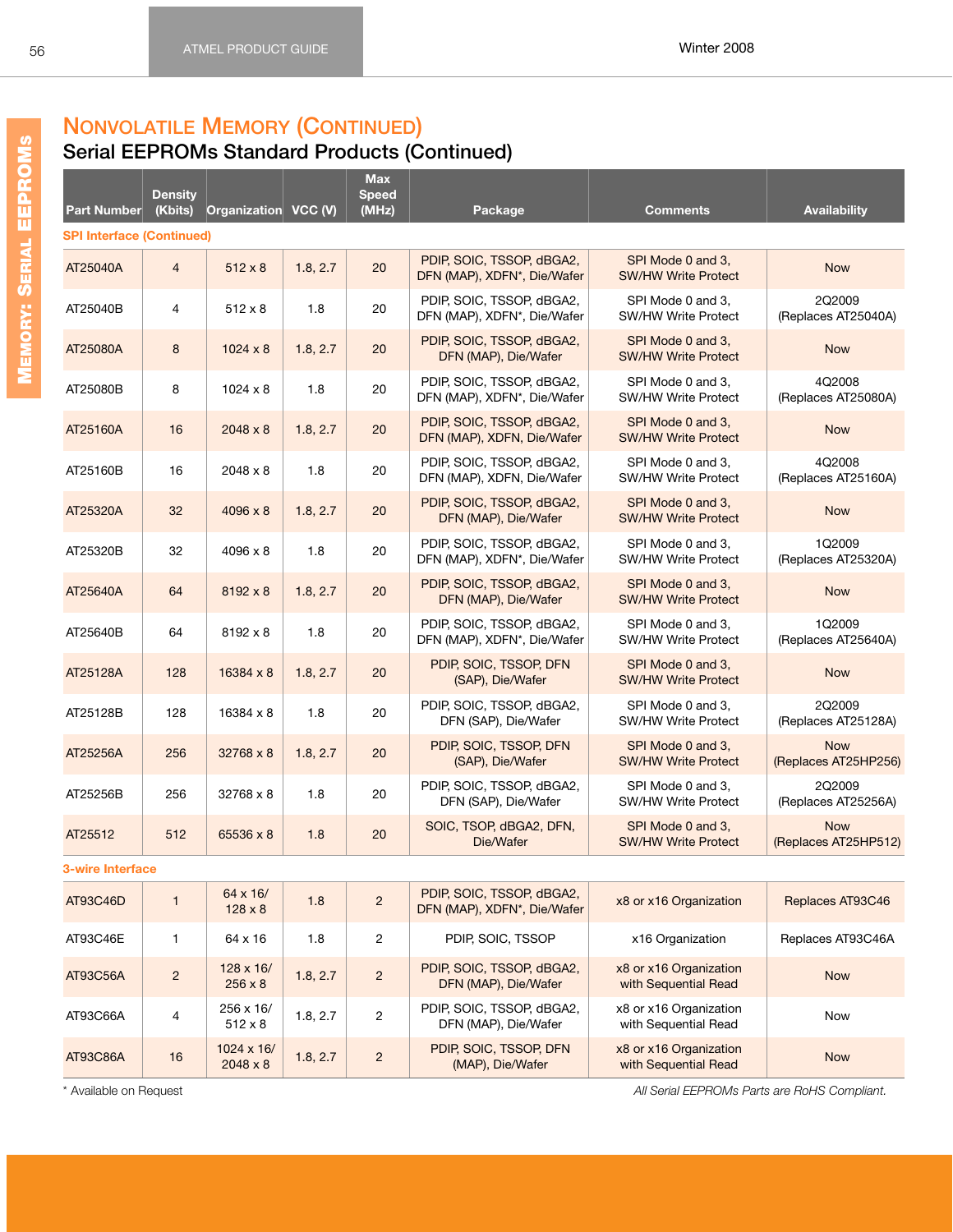## Nonvolatile Memory (Continued)

### Serial EEPROMs Standard Products (Continued)

| Part Number | Density (Kbits) | Organization | VCC (V) | Max Speed (MHz) | Package | Comments | Availability |
|---|---|---|---|---|---|---|---|
| **SPI Interface (Continued)** | | | | | | | |
| AT25040A | 4 | 512 x 8 | 1.8, 2.7 | 20 | PDIP, SOIC, TSSOP, dBGA2, DFN (MAP), XDFN*, Die/Wafer | SPI Mode 0 and 3, SW/HW Write Protect | Now |
| AT25040B | 4 | 512 x 8 | 1.8 | 20 | PDIP, SOIC, TSSOP, dBGA2, DFN (MAP), XDFN*, Die/Wafer | SPI Mode 0 and 3, SW/HW Write Protect | 2Q2009 (Replaces AT25040A) |
| AT25080A | 8 | 1024 x 8 | 1.8, 2.7 | 20 | PDIP, SOIC, TSSOP, dBGA2, DFN (MAP), Die/Wafer | SPI Mode 0 and 3, SW/HW Write Protect | Now |
| AT25080B | 8 | 1024 x 8 | 1.8 | 20 | PDIP, SOIC, TSSOP, dBGA2, DFN (MAP), XDFN*, Die/Wafer | SPI Mode 0 and 3, SW/HW Write Protect | 4Q2008 (Replaces AT25080A) |
| AT25160A | 16 | 2048 x 8 | 1.8, 2.7 | 20 | PDIP, SOIC, TSSOP, dBGA2, DFN (MAP), XDFN, Die/Wafer | SPI Mode 0 and 3, SW/HW Write Protect | Now |
| AT25160B | 16 | 2048 x 8 | 1.8 | 20 | PDIP, SOIC, TSSOP, dBGA2, DFN (MAP), XDFN, Die/Wafer | SPI Mode 0 and 3, SW/HW Write Protect | 4Q2008 (Replaces AT25160A) |
| AT25320A | 32 | 4096 x 8 | 1.8, 2.7 | 20 | PDIP, SOIC, TSSOP, dBGA2, DFN (MAP), Die/Wafer | SPI Mode 0 and 3, SW/HW Write Protect | Now |
| AT25320B | 32 | 4096 x 8 | 1.8 | 20 | PDIP, SOIC, TSSOP, dBGA2, DFN (MAP), XDFN*, Die/Wafer | SPI Mode 0 and 3, SW/HW Write Protect | 1Q2009 (Replaces AT25320A) |
| AT25640A | 64 | 8192 x 8 | 1.8, 2.7 | 20 | PDIP, SOIC, TSSOP, dBGA2, DFN (MAP), Die/Wafer | SPI Mode 0 and 3, SW/HW Write Protect | Now |
| AT25640B | 64 | 8192 x 8 | 1.8 | 20 | PDIP, SOIC, TSSOP, dBGA2, DFN (MAP), XDFN*, Die/Wafer | SPI Mode 0 and 3, SW/HW Write Protect | 1Q2009 (Replaces AT25640A) |
| AT25128A | 128 | 16384 x 8 | 1.8, 2.7 | 20 | PDIP, SOIC, TSSOP, DFN (SAP), Die/Wafer | SPI Mode 0 and 3, SW/HW Write Protect | Now |
| AT25128B | 128 | 16384 x 8 | 1.8 | 20 | PDIP, SOIC, TSSOP, dBGA2, DFN (SAP), Die/Wafer | SPI Mode 0 and 3, SW/HW Write Protect | 2Q2009 (Replaces AT25128A) |
| AT25256A | 256 | 32768 x 8 | 1.8, 2.7 | 20 | PDIP, SOIC, TSSOP, DFN (SAP), Die/Wafer | SPI Mode 0 and 3, SW/HW Write Protect | Now (Replaces AT25HP256) |
| AT25256B | 256 | 32768 x 8 | 1.8 | 20 | PDIP, SOIC, TSSOP, dBGA2, DFN (SAP), Die/Wafer | SPI Mode 0 and 3, SW/HW Write Protect | 2Q2009 (Replaces AT25256A) |
| AT25512 | 512 | 65536 x 8 | 1.8 | 20 | SOIC, TSOP, dBGA2, DFN, Die/Wafer | SPI Mode 0 and 3, SW/HW Write Protect | Now (Replaces AT25HP512) |
| **3-wire Interface** | | | | | | | |
| AT93C46D | 1 | 64 x 16/ 128 x 8 | 1.8 | 2 | PDIP, SOIC, TSSOP, dBGA2, DFN (MAP), XDFN*, Die/Wafer | x8 or x16 Organization | Replaces AT93C46 |
| AT93C46E | 1 | 64 x 16 | 1.8 | 2 | PDIP, SOIC, TSSOP | x16 Organization | Replaces AT93C46A |
| AT93C56A | 2 | 128 x 16/ 256 x 8 | 1.8, 2.7 | 2 | PDIP, SOIC, TSSOP, dBGA2, DFN (MAP), Die/Wafer | x8 or x16 Organization with Sequential Read | Now |
| AT93C66A | 4 | 256 x 16/ 512 x 8 | 1.8, 2.7 | 2 | PDIP, SOIC, TSSOP, dBGA2, DFN (MAP), Die/Wafer | x8 or x16 Organization with Sequential Read | Now |
| AT93C86A | 16 | 1024 x 16/ 2048 x 8 | 1.8, 2.7 | 2 | PDIP, SOIC, TSSOP, DFN (MAP), Die/Wafer | x8 or x16 Organization with Sequential Read | Now |

\* Available on Request

*All Serial EEPROMs Parts are RoHS Compliant.*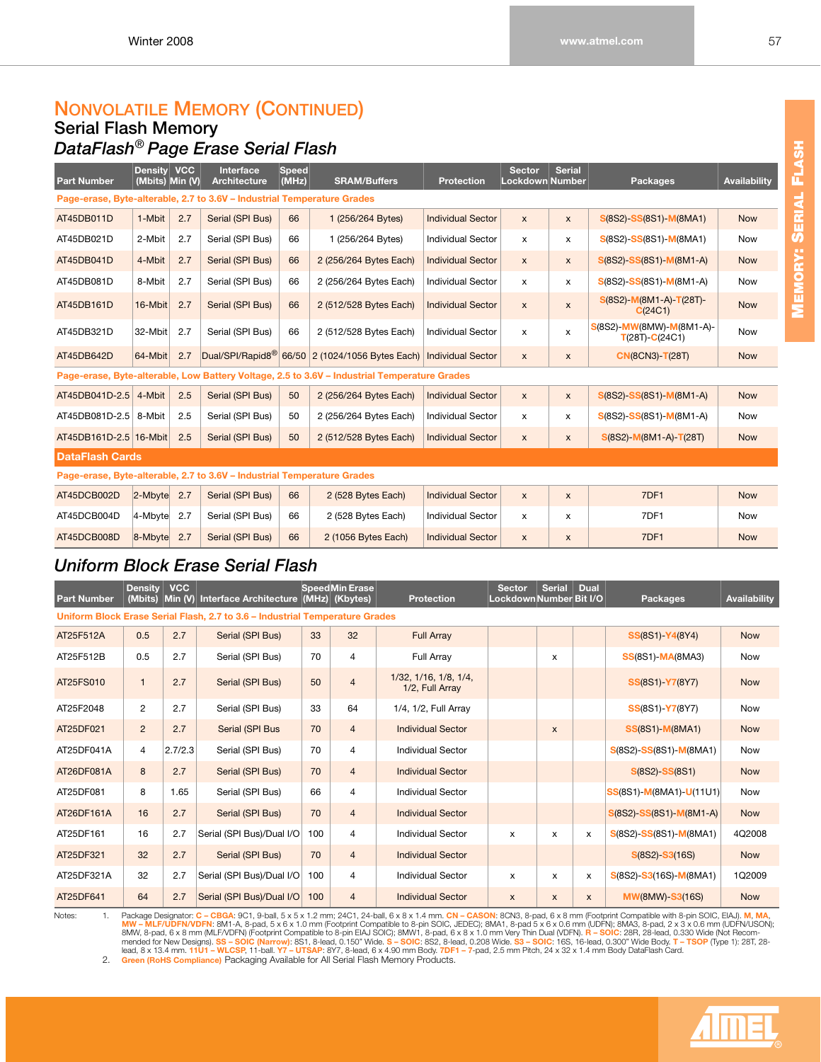## Nonvolatile Memory (Continued)

### Serial Flash Memory

### *DataFlash® Page Erase Serial Flash*

| Part Number | Density (Mbits) | VCC Min (V) | Interface Architecture | Speed (MHz) | SRAM/Buffers | Protection | Sector Lockdown | Serial Number | Packages | Availability |
|---|---|---|---|---|---|---|---|---|---|---|
| **Page-erase, Byte-alterable, 2.7 to 3.6V – Industrial Temperature Grades** | | | | | | | | | | |
| AT45DB011D | 1-Mbit | 2.7 | Serial (SPI Bus) | 66 | 1 (256/264 Bytes) | Individual Sector | x | x | S(8S2)-SS(8S1)-M(8MA1) | Now |
| AT45DB021D | 2-Mbit | 2.7 | Serial (SPI Bus) | 66 | 1 (256/264 Bytes) | Individual Sector | x | x | S(8S2)-SS(8S1)-M(8MA1) | Now |
| AT45DB041D | 4-Mbit | 2.7 | Serial (SPI Bus) | 66 | 2 (256/264 Bytes Each) | Individual Sector | x | x | S(8S2)-SS(8S1)-M(8M1-A) | Now |
| AT45DB081D | 8-Mbit | 2.7 | Serial (SPI Bus) | 66 | 2 (256/264 Bytes Each) | Individual Sector | x | x | S(8S2)-SS(8S1)-M(8M1-A) | Now |
| AT45DB161D | 16-Mbit | 2.7 | Serial (SPI Bus) | 66 | 2 (512/528 Bytes Each) | Individual Sector | x | x | S(8S2)-M(8M1-A)-T(28T)-C(24C1) | Now |
| AT45DB321D | 32-Mbit | 2.7 | Serial (SPI Bus) | 66 | 2 (512/528 Bytes Each) | Individual Sector | x | x | S(8S2)-MW(8MW)-M(8M1-A)-T(28T)-C(24C1) | Now |
| AT45DB642D | 64-Mbit | 2.7 | Dual/SPI/Rapid8® | 66/50 | 2 (1024/1056 Bytes Each) | Individual Sector | x | x | CN(8CN3)-T(28T) | Now |
| **Page-erase, Byte-alterable, Low Battery Voltage, 2.5 to 3.6V – Industrial Temperature Grades** | | | | | | | | | | |
| AT45DB041D-2.5 | 4-Mbit | 2.5 | Serial (SPI Bus) | 50 | 2 (256/264 Bytes Each) | Individual Sector | x | x | S(8S2)-SS(8S1)-M(8M1-A) | Now |
| AT45DB081D-2.5 | 8-Mbit | 2.5 | Serial (SPI Bus) | 50 | 2 (256/264 Bytes Each) | Individual Sector | x | x | S(8S2)-SS(8S1)-M(8M1-A) | Now |
| AT45DB161D-2.5 | 16-Mbit | 2.5 | Serial (SPI Bus) | 50 | 2 (512/528 Bytes Each) | Individual Sector | x | x | S(8S2)-M(8M1-A)-T(28T) | Now |
| **DataFlash Cards** | | | | | | | | | | |
| **Page-erase, Byte-alterable, 2.7 to 3.6V – Industrial Temperature Grades** | | | | | | | | | | |
| AT45DCB002D | 2-Mbyte | 2.7 | Serial (SPI Bus) | 66 | 2 (528 Bytes Each) | Individual Sector | x | x | 7DF1 | Now |
| AT45DCB004D | 4-Mbyte | 2.7 | Serial (SPI Bus) | 66 | 2 (528 Bytes Each) | Individual Sector | x | x | 7DF1 | Now |
| AT45DCB008D | 8-Mbyte | 2.7 | Serial (SPI Bus) | 66 | 2 (1056 Bytes Each) | Individual Sector | x | x | 7DF1 | Now |

### *Uniform Block Erase Serial Flash*

| Part Number | Density (Mbits) | VCC Min (V) | Interface Architecture | Speed (MHz) | Min Erase (Kbytes) | Protection | Sector Lockdown | Serial Number | Dual Bit I/O | Packages | Availability |
|---|---|---|---|---|---|---|---|---|---|---|---|
| **Uniform Block Erase Serial Flash, 2.7 to 3.6 – Industrial Temperature Grades** | | | | | | | | | | | |
| AT25F512A | 0.5 | 2.7 | Serial (SPI Bus) | 33 | 32 | Full Array | | | | SS(8S1)-Y4(8Y4) | Now |
| AT25F512B | 0.5 | 2.7 | Serial (SPI Bus) | 70 | 4 | Full Array | | x | | SS(8S1)-MA(8MA3) | Now |
| AT25FS010 | 1 | 2.7 | Serial (SPI Bus) | 50 | 4 | 1/32, 1/16, 1/8, 1/4, 1/2, Full Array | | | | SS(8S1)-Y7(8Y7) | Now |
| AT25F2048 | 2 | 2.7 | Serial (SPI Bus) | 33 | 64 | 1/4, 1/2, Full Array | | | | SS(8S1)-Y7(8Y7) | Now |
| AT25DF021 | 2 | 2.7 | Serial (SPI Bus | 70 | 4 | Individual Sector | | x | | SS(8S1)-M(8MA1) | Now |
| AT25DF041A | 4 | 2.7/2.3 | Serial (SPI Bus) | 70 | 4 | Individual Sector | | | | S(8S2)-SS(8S1)-M(8MA1) | Now |
| AT26DF081A | 8 | 2.7 | Serial (SPI Bus) | 70 | 4 | Individual Sector | | | | S(8S2)-SS(8S1) | Now |
| AT25DF081 | 8 | 1.65 | Serial (SPI Bus) | 66 | 4 | Individual Sector | | | | SS(8S1)-M(8MA1)-U(11U1) | Now |
| AT26DF161A | 16 | 2.7 | Serial (SPI Bus) | 70 | 4 | Individual Sector | | | | S(8S2)-SS(8S1)-M(8M1-A) | Now |
| AT25DF161 | 16 | 2.7 | Serial (SPI Bus)/Dual I/O | 100 | 4 | Individual Sector | x | x | x | S(8S2)-SS(8S1)-M(8MA1) | 4Q2008 |
| AT25DF321 | 32 | 2.7 | Serial (SPI Bus) | 70 | 4 | Individual Sector | | | | S(8S2)-S3(16S) | Now |
| AT25DF321A | 32 | 2.7 | Serial (SPI Bus)/Dual I/O | 100 | 4 | Individual Sector | x | x | x | S(8S2)-S3(16S)-M(8MA1) | 1Q2009 |
| AT25DF641 | 64 | 2.7 | Serial (SPI Bus)/Dual I/O | 100 | 4 | Individual Sector | x | x | x | MW(8MW)-S3(16S) | Now |

Notes:

1. Package Designator: **C – CBGA**: 9C1, 9-ball, 5 x 5 x 1.2 mm; 24C1, 24-ball, 6 x 8 x 1.4 mm. **CN – CASON**: 8CN3, 8-pad, 6 x 8 mm (Footprint Compatible with 8-pin SOIC, EIAJ). **M, MA, MW – MLF/UDFN/VDFN**: 8M1-A, 8-pad, 5 x 6 x 1.0 mm (Footprint Compatible to 8-pin SOIC, JEDEC); 8MA1, 8-pad 5 x 6 x 0.6 mm (UDFN); 8MA3, 8-pad, 2 x 3 x 0.6 mm (UDFN/USON); 8MW, 8-pad, 6 x 8 mm (MLF/VDFN) (Footprint Compatible to 8-pin EIAJ SOIC); 8MW1, 8-pad, 6 x 8 x 1.0 mm Very Thin Dual (VDFN). **R – SOIC**: 28R, 28-lead, 0.330 Wide (Not Recommended for New Designs). **SS – SOIC (Narrow)**: 8S1, 8-lead, 0.150" Wide. **S – SOIC**: 8S2, 8-lead, 0.208 Wide. **S3 – SOIC**: 16S, 16-lead, 0.300" Wide Body. **T – TSOP** (Type 1): 28T, 28-lead, 8 x 13.4 mm. **11U1 – WLCSP**, 11-ball. **Y7 – UTSAP**: 8Y7, 8-lead, 6 x 4.90 mm Body. **7DF1 – 7**-pad, 2.5 mm Pitch, 24 x 32 x 1.4 mm Body DataFlash Card.
2. **Green (RoHS Compliance)** Packaging Available for All Serial Flash Memory Products.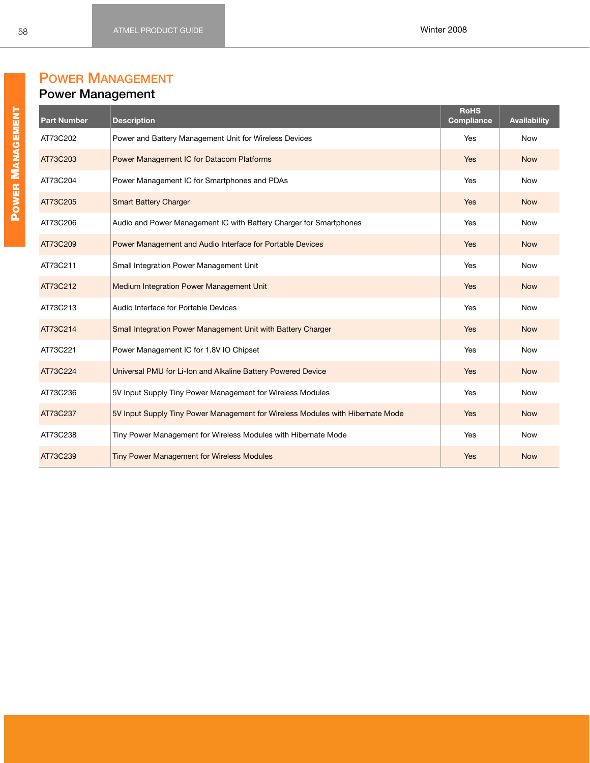# Power Management

## Power Management

| Part Number | Description | RoHS Compliance | Availability |
|---|---|---|---|
| AT73C202 | Power and Battery Management Unit for Wireless Devices | Yes | Now |
| AT73C203 | Power Management IC for Datacom Platforms | Yes | Now |
| AT73C204 | Power Management IC for Smartphones and PDAs | Yes | Now |
| AT73C205 | Smart Battery Charger | Yes | Now |
| AT73C206 | Audio and Power Management IC with Battery Charger for Smartphones | Yes | Now |
| AT73C209 | Power Management and Audio Interface for Portable Devices | Yes | Now |
| AT73C211 | Small Integration Power Management Unit | Yes | Now |
| AT73C212 | Medium Integration Power Management Unit | Yes | Now |
| AT73C213 | Audio Interface for Portable Devices | Yes | Now |
| AT73C214 | Small Integration Power Management Unit with Battery Charger | Yes | Now |
| AT73C221 | Power Management IC for 1.8V IO Chipset | Yes | Now |
| AT73C224 | Universal PMU for Li-Ion and Alkaline Battery Powered Device | Yes | Now |
| AT73C236 | 5V Input Supply Tiny Power Management for Wireless Modules | Yes | Now |
| AT73C237 | 5V Input Supply Tiny Power Management for Wireless Modules with Hibernate Mode | Yes | Now |
| AT73C238 | Tiny Power Management for Wireless Modules with Hibernate Mode | Yes | Now |
| AT73C239 | Tiny Power Management for Wireless Modules | Yes | Now |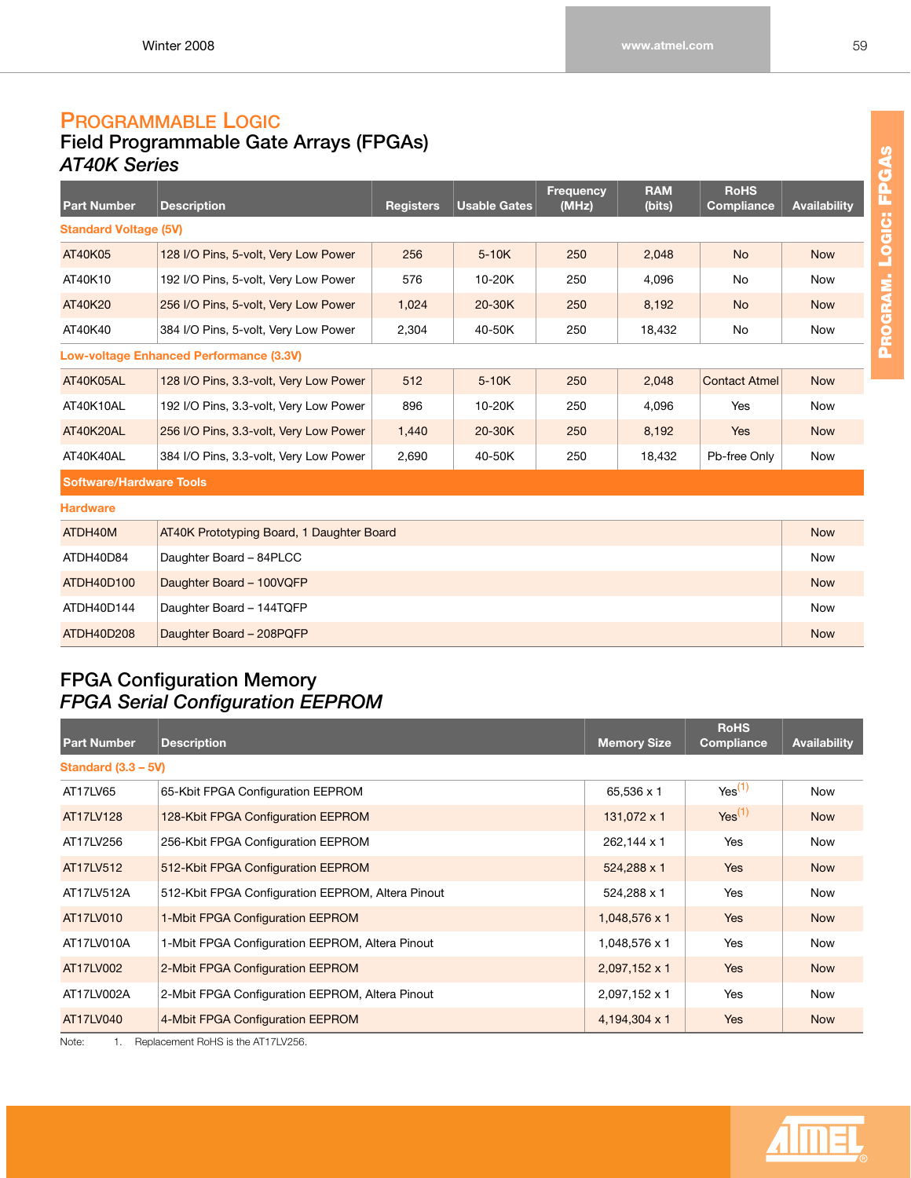# PROGRAMMABLE LOGIC

## Field Programmable Gate Arrays (FPGAs)

### *AT40K Series*

| Part Number | Description | Registers | Usable Gates | Frequency (MHz) | RAM (bits) | RoHS Compliance | Availability |
|---|---|---|---|---|---|---|---|
| **Standard Voltage (5V)** | | | | | | | |
| AT40K05 | 128 I/O Pins, 5-volt, Very Low Power | 256 | 5-10K | 250 | 2,048 | No | Now |
| AT40K10 | 192 I/O Pins, 5-volt, Very Low Power | 576 | 10-20K | 250 | 4,096 | No | Now |
| AT40K20 | 256 I/O Pins, 5-volt, Very Low Power | 1,024 | 20-30K | 250 | 8,192 | No | Now |
| AT40K40 | 384 I/O Pins, 5-volt, Very Low Power | 2,304 | 40-50K | 250 | 18,432 | No | Now |
| **Low-voltage Enhanced Performance (3.3V)** | | | | | | | |
| AT40K05AL | 128 I/O Pins, 3.3-volt, Very Low Power | 512 | 5-10K | 250 | 2,048 | Contact Atmel | Now |
| AT40K10AL | 192 I/O Pins, 3.3-volt, Very Low Power | 896 | 10-20K | 250 | 4,096 | Yes | Now |
| AT40K20AL | 256 I/O Pins, 3.3-volt, Very Low Power | 1,440 | 20-30K | 250 | 8,192 | Yes | Now |
| AT40K40AL | 384 I/O Pins, 3.3-volt, Very Low Power | 2,690 | 40-50K | 250 | 18,432 | Pb-free Only | Now |

**Software/Hardware Tools**

| Part Number | Description | Availability |
|---|---|---|
| **Hardware** | | |
| ATDH40M | AT40K Prototyping Board, 1 Daughter Board | Now |
| ATDH40D84 | Daughter Board – 84PLCC | Now |
| ATDH40D100 | Daughter Board – 100VQFP | Now |
| ATDH40D144 | Daughter Board – 144TQFP | Now |
| ATDH40D208 | Daughter Board – 208PQFP | Now |

## FPGA Configuration Memory

### *FPGA Serial Configuration EEPROM*

| Part Number | Description | Memory Size | RoHS Compliance | Availability |
|---|---|---|---|---|
| **Standard (3.3 – 5V)** | | | | |
| AT17LV65 | 65-Kbit FPGA Configuration EEPROM | 65,536 x 1 | Yes[1] | Now |
| AT17LV128 | 128-Kbit FPGA Configuration EEPROM | 131,072 x 1 | Yes[1] | Now |
| AT17LV256 | 256-Kbit FPGA Configuration EEPROM | 262,144 x 1 | Yes | Now |
| AT17LV512 | 512-Kbit FPGA Configuration EEPROM | 524,288 x 1 | Yes | Now |
| AT17LV512A | 512-Kbit FPGA Configuration EEPROM, Altera Pinout | 524,288 x 1 | Yes | Now |
| AT17LV010 | 1-Mbit FPGA Configuration EEPROM | 1,048,576 x 1 | Yes | Now |
| AT17LV010A | 1-Mbit FPGA Configuration EEPROM, Altera Pinout | 1,048,576 x 1 | Yes | Now |
| AT17LV002 | 2-Mbit FPGA Configuration EEPROM | 2,097,152 x 1 | Yes | Now |
| AT17LV002A | 2-Mbit FPGA Configuration EEPROM, Altera Pinout | 2,097,152 x 1 | Yes | Now |
| AT17LV040 | 4-Mbit FPGA Configuration EEPROM | 4,194,304 x 1 | Yes | Now |

Note: 1. Replacement RoHS is the AT17LV256.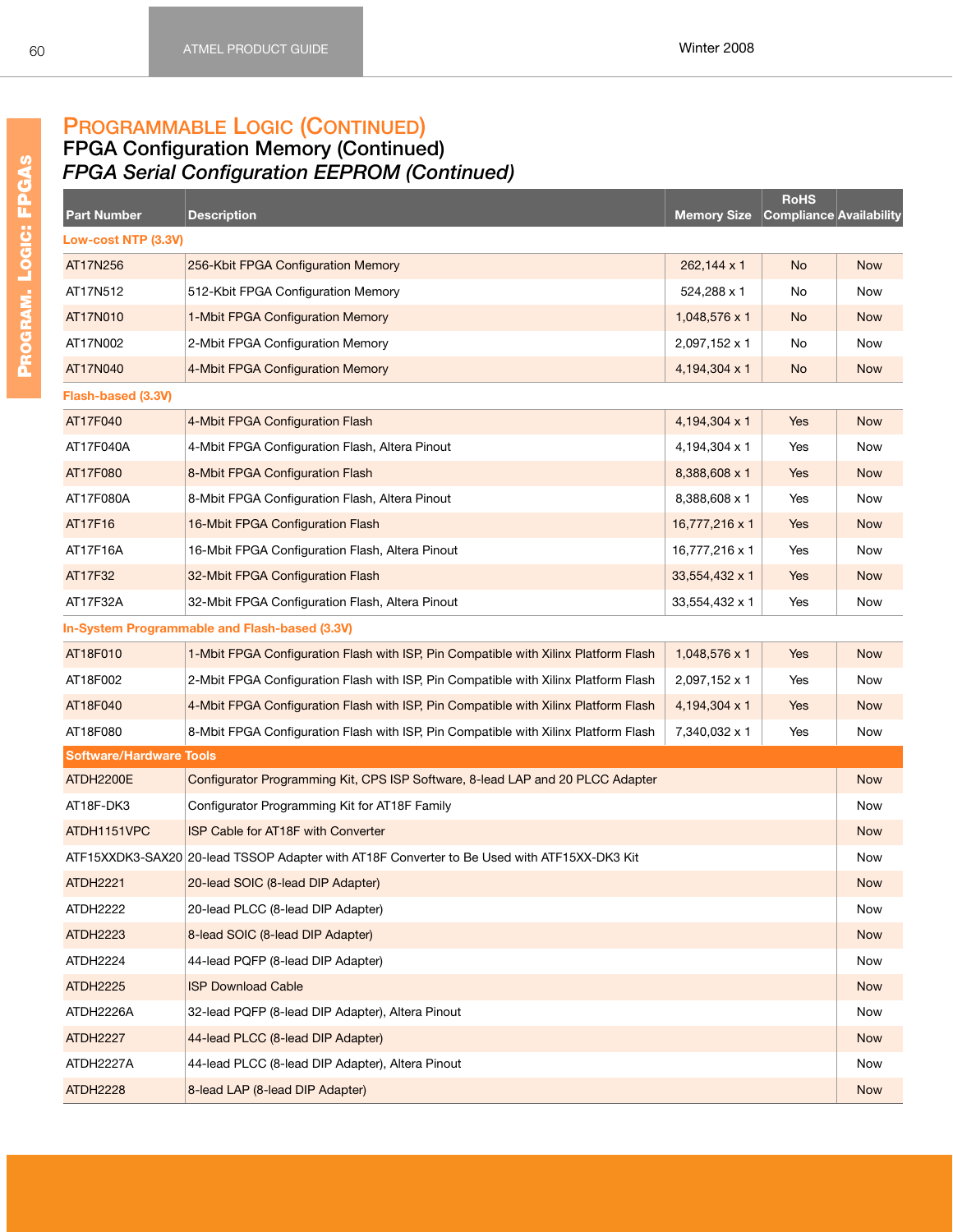# Programmable Logic (Continued)

## FPGA Configuration Memory (Continued)

### *FPGA Serial Configuration EEPROM (Continued)*

| Part Number | Description | Memory Size | RoHS Compliance | Availability |
|---|---|---|---|---|
| **Low-cost NTP (3.3V)** | | | | |
| AT17N256 | 256-Kbit FPGA Configuration Memory | 262,144 x 1 | No | Now |
| AT17N512 | 512-Kbit FPGA Configuration Memory | 524,288 x 1 | No | Now |
| AT17N010 | 1-Mbit FPGA Configuration Memory | 1,048,576 x 1 | No | Now |
| AT17N002 | 2-Mbit FPGA Configuration Memory | 2,097,152 x 1 | No | Now |
| AT17N040 | 4-Mbit FPGA Configuration Memory | 4,194,304 x 1 | No | Now |
| **Flash-based (3.3V)** | | | | |
| AT17F040 | 4-Mbit FPGA Configuration Flash | 4,194,304 x 1 | Yes | Now |
| AT17F040A | 4-Mbit FPGA Configuration Flash, Altera Pinout | 4,194,304 x 1 | Yes | Now |
| AT17F080 | 8-Mbit FPGA Configuration Flash | 8,388,608 x 1 | Yes | Now |
| AT17F080A | 8-Mbit FPGA Configuration Flash, Altera Pinout | 8,388,608 x 1 | Yes | Now |
| AT17F16 | 16-Mbit FPGA Configuration Flash | 16,777,216 x 1 | Yes | Now |
| AT17F16A | 16-Mbit FPGA Configuration Flash, Altera Pinout | 16,777,216 x 1 | Yes | Now |
| AT17F32 | 32-Mbit FPGA Configuration Flash | 33,554,432 x 1 | Yes | Now |
| AT17F32A | 32-Mbit FPGA Configuration Flash, Altera Pinout | 33,554,432 x 1 | Yes | Now |
| **In-System Programmable and Flash-based (3.3V)** | | | | |
| AT18F010 | 1-Mbit FPGA Configuration Flash with ISP, Pin Compatible with Xilinx Platform Flash | 1,048,576 x 1 | Yes | Now |
| AT18F002 | 2-Mbit FPGA Configuration Flash with ISP, Pin Compatible with Xilinx Platform Flash | 2,097,152 x 1 | Yes | Now |
| AT18F040 | 4-Mbit FPGA Configuration Flash with ISP, Pin Compatible with Xilinx Platform Flash | 4,194,304 x 1 | Yes | Now |
| AT18F080 | 8-Mbit FPGA Configuration Flash with ISP, Pin Compatible with Xilinx Platform Flash | 7,340,032 x 1 | Yes | Now |
| **Software/Hardware Tools** | | | | |
| ATDH2200E | Configurator Programming Kit, CPS ISP Software, 8-lead LAP and 20 PLCC Adapter | | | Now |
| AT18F-DK3 | Configurator Programming Kit for AT18F Family | | | Now |
| ATDH1151VPC | ISP Cable for AT18F with Converter | | | Now |
| ATF15XXDK3-SAX20 | 20-lead TSSOP Adapter with AT18F Converter to Be Used with ATF15XX-DK3 Kit | | | Now |
| ATDH2221 | 20-lead SOIC (8-lead DIP Adapter) | | | Now |
| ATDH2222 | 20-lead PLCC (8-lead DIP Adapter) | | | Now |
| ATDH2223 | 8-lead SOIC (8-lead DIP Adapter) | | | Now |
| ATDH2224 | 44-lead PQFP (8-lead DIP Adapter) | | | Now |
| ATDH2225 | ISP Download Cable | | | Now |
| ATDH2226A | 32-lead PQFP (8-lead DIP Adapter), Altera Pinout | | | Now |
| ATDH2227 | 44-lead PLCC (8-lead DIP Adapter) | | | Now |
| ATDH2227A | 44-lead PLCC (8-lead DIP Adapter), Altera Pinout | | | Now |
| ATDH2228 | 8-lead LAP (8-lead DIP Adapter) | | | Now |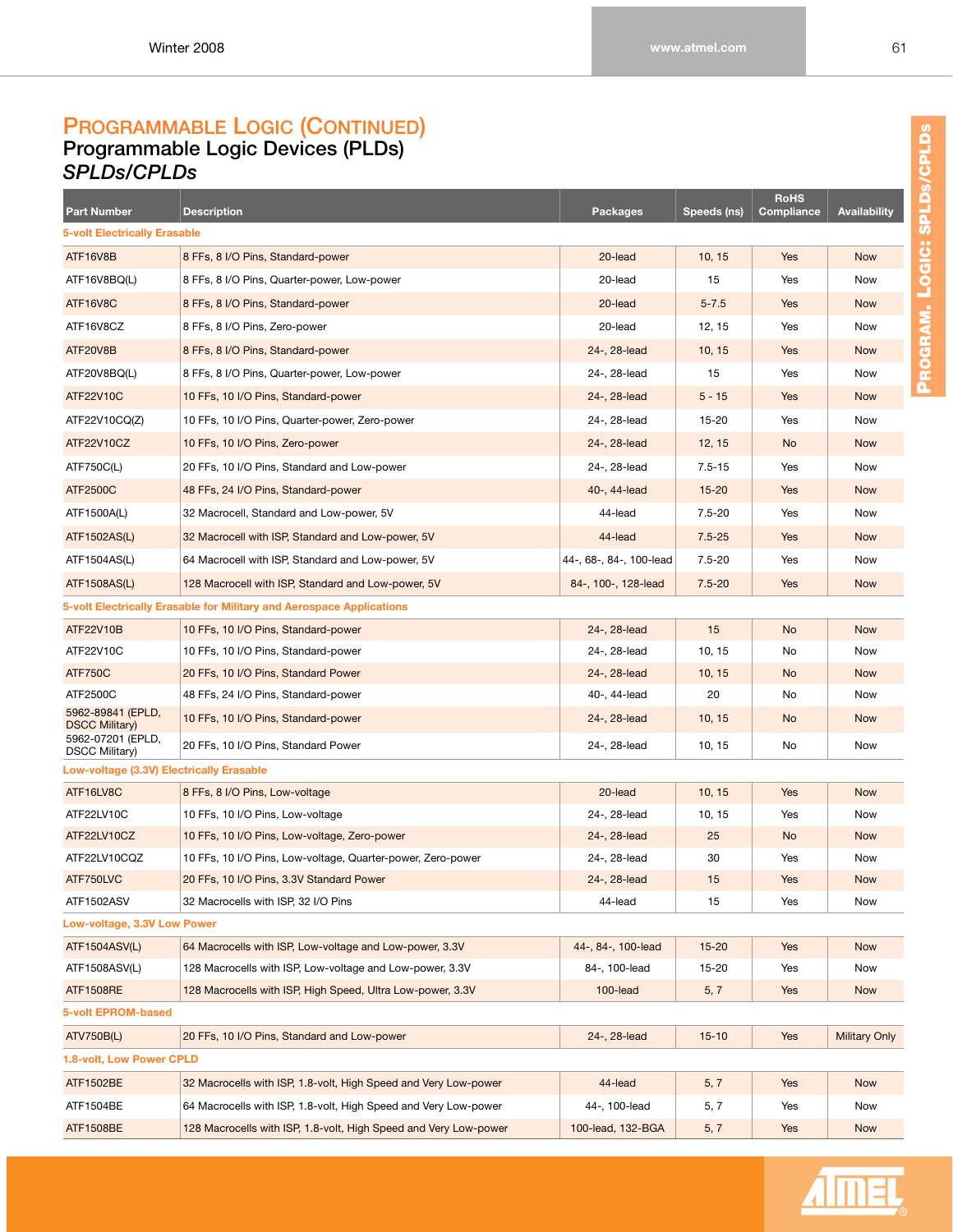# Programmable Logic (Continued)

## Programmable Logic Devices (PLDs)

### *SPLDs/CPLDs*

| Part Number | Description | Packages | Speeds (ns) | RoHS Compliance | Availability |
|---|---|---|---|---|---|
| **5-volt Electrically Erasable** | | | | | |
| ATF16V8B | 8 FFs, 8 I/O Pins, Standard-power | 20-lead | 10, 15 | Yes | Now |
| ATF16V8BQ(L) | 8 FFs, 8 I/O Pins, Quarter-power, Low-power | 20-lead | 15 | Yes | Now |
| ATF16V8C | 8 FFs, 8 I/O Pins, Standard-power | 20-lead | 5-7.5 | Yes | Now |
| ATF16V8CZ | 8 FFs, 8 I/O Pins, Zero-power | 20-lead | 12, 15 | Yes | Now |
| ATF20V8B | 8 FFs, 8 I/O Pins, Standard-power | 24-, 28-lead | 10, 15 | Yes | Now |
| ATF20V8BQ(L) | 8 FFs, 8 I/O Pins, Quarter-power, Low-power | 24-, 28-lead | 15 | Yes | Now |
| ATF22V10C | 10 FFs, 10 I/O Pins, Standard-power | 24-, 28-lead | 5 - 15 | Yes | Now |
| ATF22V10CQ(Z) | 10 FFs, 10 I/O Pins, Quarter-power, Zero-power | 24-, 28-lead | 15-20 | Yes | Now |
| ATF22V10CZ | 10 FFs, 10 I/O Pins, Zero-power | 24-, 28-lead | 12, 15 | No | Now |
| ATF750C(L) | 20 FFs, 10 I/O Pins, Standard and Low-power | 24-, 28-lead | 7.5-15 | Yes | Now |
| ATF2500C | 48 FFs, 24 I/O Pins, Standard-power | 40-, 44-lead | 15-20 | Yes | Now |
| ATF1500A(L) | 32 Macrocell, Standard and Low-power, 5V | 44-lead | 7.5-20 | Yes | Now |
| ATF1502AS(L) | 32 Macrocell with ISP, Standard and Low-power, 5V | 44-lead | 7.5-25 | Yes | Now |
| ATF1504AS(L) | 64 Macrocell with ISP, Standard and Low-power, 5V | 44-, 68-, 84-, 100-lead | 7.5-20 | Yes | Now |
| ATF1508AS(L) | 128 Macrocell with ISP, Standard and Low-power, 5V | 84-, 100-, 128-lead | 7.5-20 | Yes | Now |
| **5-volt Electrically Erasable for Military and Aerospace Applications** | | | | | |
| ATF22V10B | 10 FFs, 10 I/O Pins, Standard-power | 24-, 28-lead | 15 | No | Now |
| ATF22V10C | 10 FFs, 10 I/O Pins, Standard-power | 24-, 28-lead | 10, 15 | No | Now |
| ATF750C | 20 FFs, 10 I/O Pins, Standard Power | 24-, 28-lead | 10, 15 | No | Now |
| ATF2500C | 48 FFs, 24 I/O Pins, Standard-power | 40-, 44-lead | 20 | No | Now |
| 5962-89841 (EPLD, DSCC Military) | 10 FFs, 10 I/O Pins, Standard-power | 24-, 28-lead | 10, 15 | No | Now |
| 5962-07201 (EPLD, DSCC Military) | 20 FFs, 10 I/O Pins, Standard Power | 24-, 28-lead | 10, 15 | No | Now |
| **Low-voltage (3.3V) Electrically Erasable** | | | | | |
| ATF16LV8C | 8 FFs, 8 I/O Pins, Low-voltage | 20-lead | 10, 15 | Yes | Now |
| ATF22LV10C | 10 FFs, 10 I/O Pins, Low-voltage | 24-, 28-lead | 10, 15 | Yes | Now |
| ATF22LV10CZ | 10 FFs, 10 I/O Pins, Low-voltage, Zero-power | 24-, 28-lead | 25 | No | Now |
| ATF22LV10CQZ | 10 FFs, 10 I/O Pins, Low-voltage, Quarter-power, Zero-power | 24-, 28-lead | 30 | Yes | Now |
| ATF750LVC | 20 FFs, 10 I/O Pins, 3.3V Standard Power | 24-, 28-lead | 15 | Yes | Now |
| ATF1502ASV | 32 Macrocells with ISP, 32 I/O Pins | 44-lead | 15 | Yes | Now |
| **Low-voltage, 3.3V Low Power** | | | | | |
| ATF1504ASV(L) | 64 Macrocells with ISP, Low-voltage and Low-power, 3.3V | 44-, 84-, 100-lead | 15-20 | Yes | Now |
| ATF1508ASV(L) | 128 Macrocells with ISP, Low-voltage and Low-power, 3.3V | 84-, 100-lead | 15-20 | Yes | Now |
| ATF1508RE | 128 Macrocells with ISP, High Speed, Ultra Low-power, 3.3V | 100-lead | 5, 7 | Yes | Now |
| **5-volt EPROM-based** | | | | | |
| ATV750B(L) | 20 FFs, 10 I/O Pins, Standard and Low-power | 24-, 28-lead | 15-10 | Yes | Military Only |
| **1.8-volt, Low Power CPLD** | | | | | |
| ATF1502BE | 32 Macrocells with ISP, 1.8-volt, High Speed and Very Low-power | 44-lead | 5, 7 | Yes | Now |
| ATF1504BE | 64 Macrocells with ISP, 1.8-volt, High Speed and Very Low-power | 44-, 100-lead | 5, 7 | Yes | Now |
| ATF1508BE | 128 Macrocells with ISP, 1.8-volt, High Speed and Very Low-power | 100-lead, 132-BGA | 5, 7 | Yes | Now |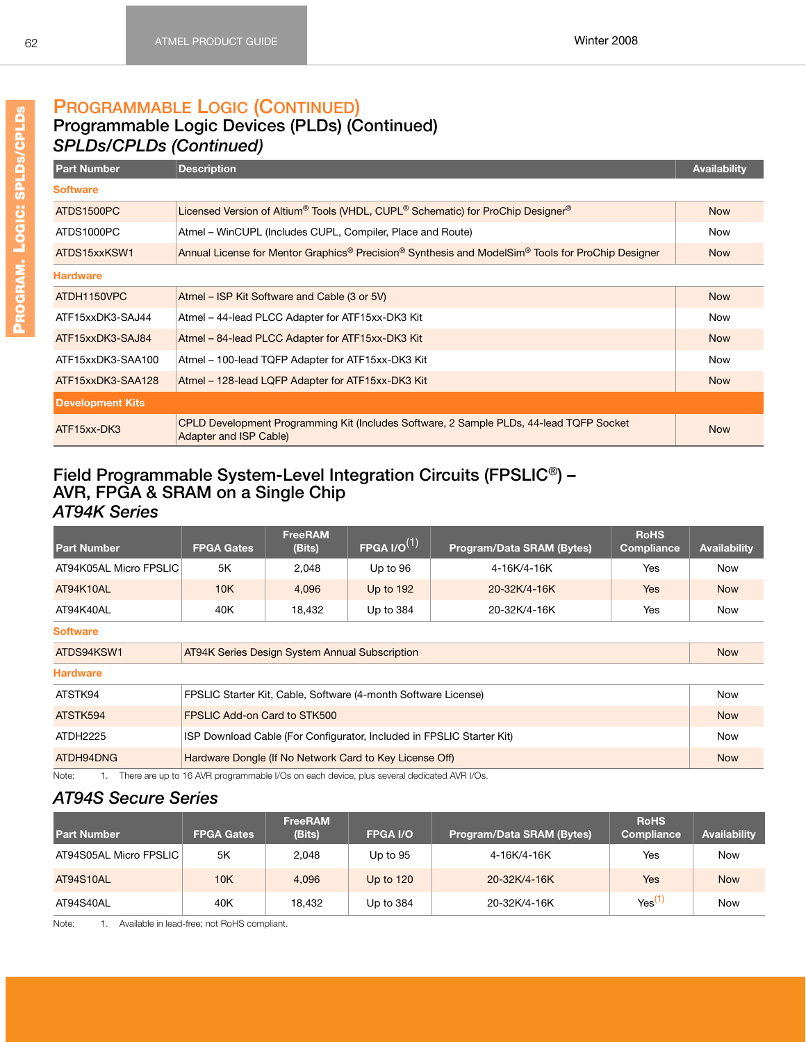# Programmable Logic (Continued)

## Programmable Logic Devices (PLDs) (Continued)

### *SPLDs/CPLDs (Continued)*

| Part Number | Description | Availability |
|---|---|---|
| **Software** | | |
| ATDS1500PC | Licensed Version of Altium® Tools (VHDL, CUPL® Schematic) for ProChip Designer® | Now |
| ATDS1000PC | Atmel – WinCUPL (Includes CUPL, Compiler, Place and Route) | Now |
| ATDS15xxKSW1 | Annual License for Mentor Graphics® Precision® Synthesis and ModelSim® Tools for ProChip Designer | Now |
| **Hardware** | | |
| ATDH1150VPC | Atmel – ISP Kit Software and Cable (3 or 5V) | Now |
| ATF15xxDK3-SAJ44 | Atmel – 44-lead PLCC Adapter for ATF15xx-DK3 Kit | Now |
| ATF15xxDK3-SAJ84 | Atmel – 84-lead PLCC Adapter for ATF15xx-DK3 Kit | Now |
| ATF15xxDK3-SAA100 | Atmel – 100-lead TQFP Adapter for ATF15xx-DK3 Kit | Now |
| ATF15xxDK3-SAA128 | Atmel – 128-lead LQFP Adapter for ATF15xx-DK3 Kit | Now |
| **Development Kits** | | |
| ATF15xx-DK3 | CPLD Development Programming Kit (Includes Software, 2 Sample PLDs, 44-lead TQFP Socket Adapter and ISP Cable) | Now |

## Field Programmable System-Level Integration Circuits (FPSLIC®) – AVR, FPGA & SRAM on a Single Chip

### *AT94K Series*

| Part Number | FPGA Gates | FreeRAM (Bits) | FPGA I/O[1] | Program/Data SRAM (Bytes) | RoHS Compliance | Availability |
|---|---|---|---|---|---|---|
| AT94K05AL Micro FPSLIC | 5K | 2,048 | Up to 96 | 4-16K/4-16K | Yes | Now |
| AT94K10AL | 10K | 4,096 | Up to 192 | 20-32K/4-16K | Yes | Now |
| AT94K40AL | 40K | 18,432 | Up to 384 | 20-32K/4-16K | Yes | Now |

| Part Number | Description | Availability |
|---|---|---|
| **Software** | | |
| ATDS94KSW1 | AT94K Series Design System Annual Subscription | Now |
| **Hardware** | | |
| ATSTK94 | FPSLIC Starter Kit, Cable, Software (4-month Software License) | Now |
| ATSTK594 | FPSLIC Add-on Card to STK500 | Now |
| ATDH2225 | ISP Download Cable (For Configurator, Included in FPSLIC Starter Kit) | Now |
| ATDH94DNG | Hardware Dongle (If No Network Card to Key License Off) | Now |

Note: 1. There are up to 16 AVR programmable I/Os on each device, plus several dedicated AVR I/Os.

### *AT94S Secure Series*

| Part Number | FPGA Gates | FreeRAM (Bits) | FPGA I/O | Program/Data SRAM (Bytes) | RoHS Compliance | Availability |
|---|---|---|---|---|---|---|
| AT94S05AL Micro FPSLIC | 5K | 2,048 | Up to 95 | 4-16K/4-16K | Yes | Now |
| AT94S10AL | 10K | 4,096 | Up to 120 | 20-32K/4-16K | Yes | Now |
| AT94S40AL | 40K | 18,432 | Up to 384 | 20-32K/4-16K | Yes[1] | Now |

Note: 1. Available in lead-free; not RoHS compliant.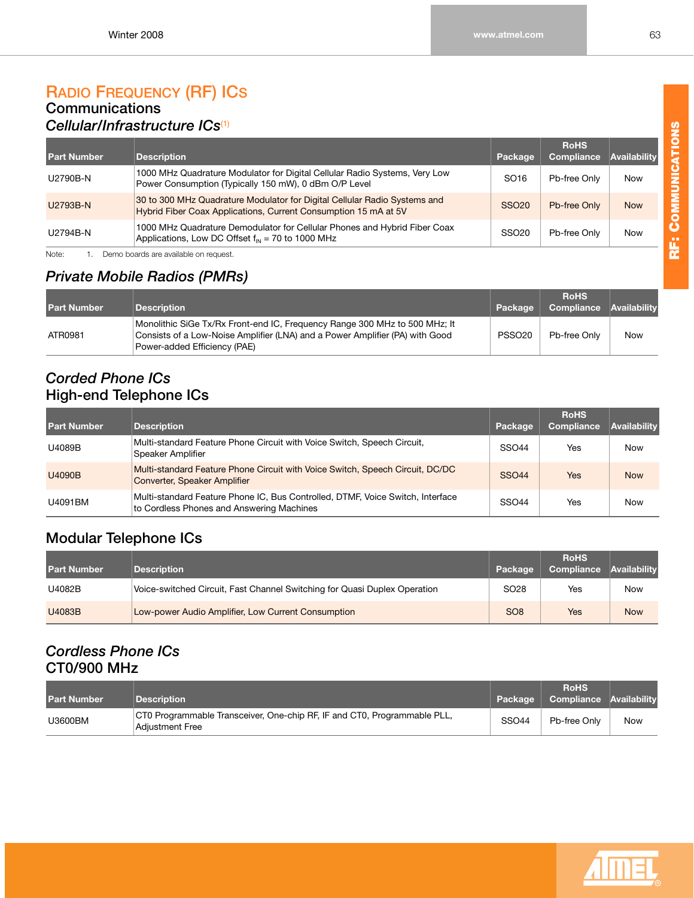# Radio Frequency (RF) ICs

## Communications

### *Cellular/Infrastructure ICs*[1]

| Part Number | Description | Package | RoHS Compliance | Availability |
|---|---|---|---|---|
| U2790B-N | 1000 MHz Quadrature Modulator for Digital Cellular Radio Systems, Very Low Power Consumption (Typically 150 mW), 0 dBm O/P Level | SO16 | Pb-free Only | Now |
| U2793B-N | 30 to 300 MHz Quadrature Modulator for Digital Cellular Radio Systems and Hybrid Fiber Coax Applications, Current Consumption 15 mA at 5V | SSO20 | Pb-free Only | Now |
| U2794B-N | 1000 MHz Quadrature Demodulator for Cellular Phones and Hybrid Fiber Coax Applications, Low DC Offset $f_{IN}$ = 70 to 1000 MHz | SSO20 | Pb-free Only | Now |

Note: 1. Demo boards are available on request.

### *Private Mobile Radios (PMRs)*

| Part Number | Description | Package | RoHS Compliance | Availability |
|---|---|---|---|---|
| ATR0981 | Monolithic SiGe Tx/Rx Front-end IC, Frequency Range 300 MHz to 500 MHz; It Consists of a Low-Noise Amplifier (LNA) and a Power Amplifier (PA) with Good Power-added Efficiency (PAE) | PSSO20 | Pb-free Only | Now |

### *Corded Phone ICs*

### High-end Telephone ICs

| Part Number | Description | Package | RoHS Compliance | Availability |
|---|---|---|---|---|
| U4089B | Multi-standard Feature Phone Circuit with Voice Switch, Speech Circuit, Speaker Amplifier | SSO44 | Yes | Now |
| U4090B | Multi-standard Feature Phone Circuit with Voice Switch, Speech Circuit, DC/DC Converter, Speaker Amplifier | SSO44 | Yes | Now |
| U4091BM | Multi-standard Feature Phone IC, Bus Controlled, DTMF, Voice Switch, Interface to Cordless Phones and Answering Machines | SSO44 | Yes | Now |

### Modular Telephone ICs

| Part Number | Description | Package | RoHS Compliance | Availability |
|---|---|---|---|---|
| U4082B | Voice-switched Circuit, Fast Channel Switching for Quasi Duplex Operation | SO28 | Yes | Now |
| U4083B | Low-power Audio Amplifier, Low Current Consumption | SO8 | Yes | Now |

### *Cordless Phone ICs*

### CT0/900 MHz

| Part Number | Description | Package | RoHS Compliance | Availability |
|---|---|---|---|---|
| U3600BM | CT0 Programmable Transceiver, One-chip RF, IF and CT0, Programmable PLL, Adjustment Free | SSO44 | Pb-free Only | Now |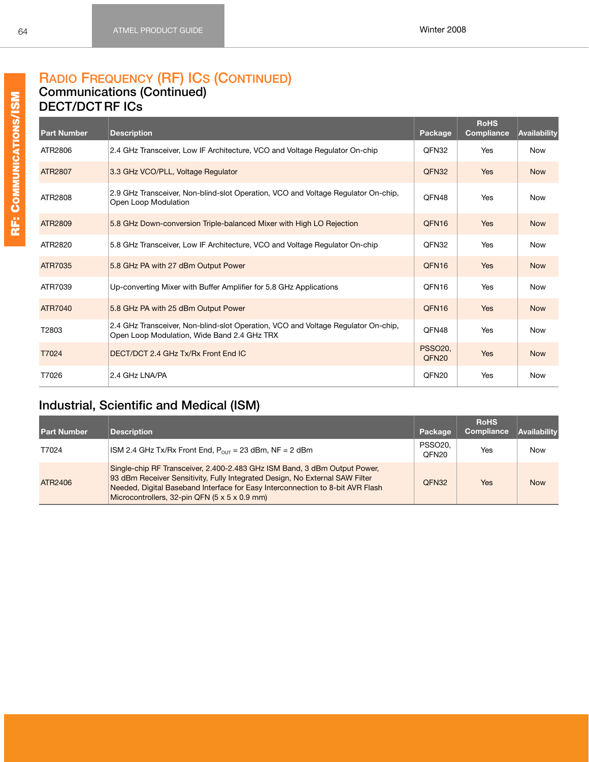# Radio Frequency (RF) ICs (Continued)

## Communications (Continued)

### DECT/DCT RF ICs

| Part Number | Description | Package | RoHS Compliance | Availability |
|---|---|---|---|---|
| ATR2806 | 2.4 GHz Transceiver, Low IF Architecture, VCO and Voltage Regulator On-chip | QFN32 | Yes | Now |
| ATR2807 | 3.3 GHz VCO/PLL, Voltage Regulator | QFN32 | Yes | Now |
| ATR2808 | 2.9 GHz Transceiver, Non-blind-slot Operation, VCO and Voltage Regulator On-chip, Open Loop Modulation | QFN48 | Yes | Now |
| ATR2809 | 5.8 GHz Down-conversion Triple-balanced Mixer with High LO Rejection | QFN16 | Yes | Now |
| ATR2820 | 5.8 GHz Transceiver, Low IF Architecture, VCO and Voltage Regulator On-chip | QFN32 | Yes | Now |
| ATR7035 | 5.8 GHz PA with 27 dBm Output Power | QFN16 | Yes | Now |
| ATR7039 | Up-converting Mixer with Buffer Amplifier for 5.8 GHz Applications | QFN16 | Yes | Now |
| ATR7040 | 5.8 GHz PA with 25 dBm Output Power | QFN16 | Yes | Now |
| T2803 | 2.4 GHz Transceiver, Non-blind-slot Operation, VCO and Voltage Regulator On-chip, Open Loop Modulation, Wide Band 2.4 GHz TRX | QFN48 | Yes | Now |
| T7024 | DECT/DCT 2.4 GHz Tx/Rx Front End IC | PSSO20, QFN20 | Yes | Now |
| T7026 | 2.4 GHz LNA/PA | QFN20 | Yes | Now |

## Industrial, Scientific and Medical (ISM)

| Part Number | Description | Package | RoHS Compliance | Availability |
|---|---|---|---|---|
| T7024 | ISM 2.4 GHz Tx/Rx Front End, $P_{OUT}$ = 23 dBm, NF = 2 dBm | PSSO20, QFN20 | Yes | Now |
| ATR2406 | Single-chip RF Transceiver, 2.400-2.483 GHz ISM Band, 3 dBm Output Power, 93 dBm Receiver Sensitivity, Fully Integrated Design, No External SAW Filter Needed, Digital Baseband Interface for Easy Interconnection to 8-bit AVR Flash Microcontrollers, 32-pin QFN (5 x 5 x 0.9 mm) | QFN32 | Yes | Now |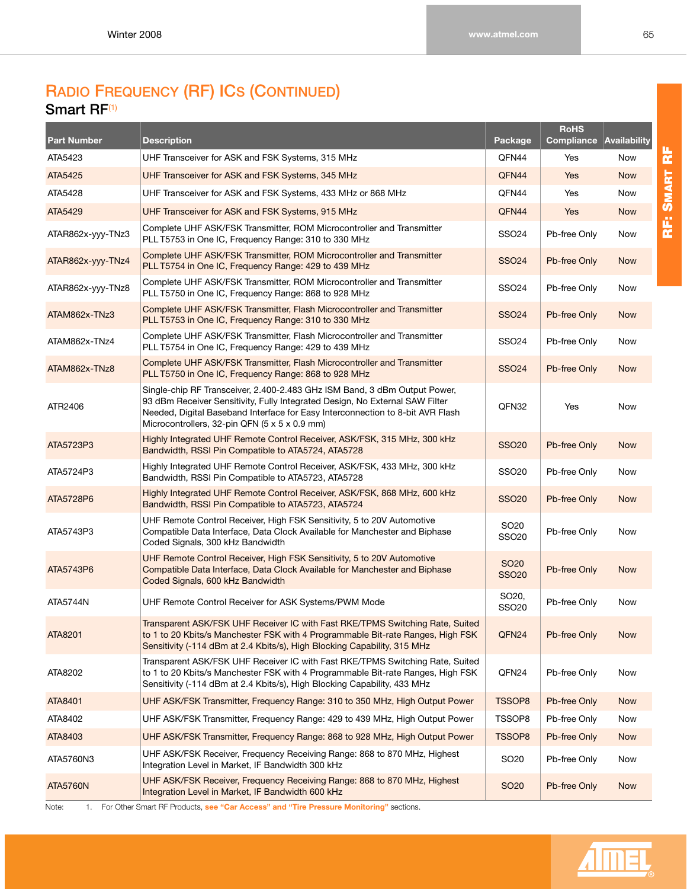## Radio Frequency (RF) ICs (Continued)

### Smart RF[1]

| Part Number | Description | Package | RoHS Compliance | Availability |
|---|---|---|---|---|
| ATA5423 | UHF Transceiver for ASK and FSK Systems, 315 MHz | QFN44 | Yes | Now |
| ATA5425 | UHF Transceiver for ASK and FSK Systems, 345 MHz | QFN44 | Yes | Now |
| ATA5428 | UHF Transceiver for ASK and FSK Systems, 433 MHz or 868 MHz | QFN44 | Yes | Now |
| ATA5429 | UHF Transceiver for ASK and FSK Systems, 915 MHz | QFN44 | Yes | Now |
| ATAR862x-yyy-TNz3 | Complete UHF ASK/FSK Transmitter, ROM Microcontroller and Transmitter PLL T5753 in One IC, Frequency Range: 310 to 330 MHz | SSO24 | Pb-free Only | Now |
| ATAR862x-yyy-TNz4 | Complete UHF ASK/FSK Transmitter, ROM Microcontroller and Transmitter PLL T5754 in One IC, Frequency Range: 429 to 439 MHz | SSO24 | Pb-free Only | Now |
| ATAR862x-yyy-TNz8 | Complete UHF ASK/FSK Transmitter, ROM Microcontroller and Transmitter PLL T5750 in One IC, Frequency Range: 868 to 928 MHz | SSO24 | Pb-free Only | Now |
| ATAM862x-TNz3 | Complete UHF ASK/FSK Transmitter, Flash Microcontroller and Transmitter PLL T5753 in One IC, Frequency Range: 310 to 330 MHz | SSO24 | Pb-free Only | Now |
| ATAM862x-TNz4 | Complete UHF ASK/FSK Transmitter, Flash Microcontroller and Transmitter PLL T5754 in One IC, Frequency Range: 429 to 439 MHz | SSO24 | Pb-free Only | Now |
| ATAM862x-TNz8 | Complete UHF ASK/FSK Transmitter, Flash Microcontroller and Transmitter PLL T5750 in One IC, Frequency Range: 868 to 928 MHz | SSO24 | Pb-free Only | Now |
| ATR2406 | Single-chip RF Transceiver, 2.400-2.483 GHz ISM Band, 3 dBm Output Power, 93 dBm Receiver Sensitivity, Fully Integrated Design, No External SAW Filter Needed, Digital Baseband Interface for Easy Interconnection to 8-bit AVR Flash Microcontrollers, 32-pin QFN (5 x 5 x 0.9 mm) | QFN32 | Yes | Now |
| ATA5723P3 | Highly Integrated UHF Remote Control Receiver, ASK/FSK, 315 MHz, 300 kHz Bandwidth, RSSI Pin Compatible to ATA5724, ATA5728 | SSO20 | Pb-free Only | Now |
| ATA5724P3 | Highly Integrated UHF Remote Control Receiver, ASK/FSK, 433 MHz, 300 kHz Bandwidth, RSSI Pin Compatible to ATA5723, ATA5728 | SSO20 | Pb-free Only | Now |
| ATA5728P6 | Highly Integrated UHF Remote Control Receiver, ASK/FSK, 868 MHz, 600 kHz Bandwidth, RSSI Pin Compatible to ATA5723, ATA5724 | SSO20 | Pb-free Only | Now |
| ATA5743P3 | UHF Remote Control Receiver, High FSK Sensitivity, 5 to 20V Automotive Compatible Data Interface, Data Clock Available for Manchester and Biphase Coded Signals, 300 kHz Bandwidth | SO20 SSO20 | Pb-free Only | Now |
| ATA5743P6 | UHF Remote Control Receiver, High FSK Sensitivity, 5 to 20V Automotive Compatible Data Interface, Data Clock Available for Manchester and Biphase Coded Signals, 600 kHz Bandwidth | SO20 SSO20 | Pb-free Only | Now |
| ATA5744N | UHF Remote Control Receiver for ASK Systems/PWM Mode | SO20, SSO20 | Pb-free Only | Now |
| ATA8201 | Transparent ASK/FSK UHF Receiver IC with Fast RKE/TPMS Switching Rate, Suited to 1 to 20 Kbits/s Manchester FSK with 4 Programmable Bit-rate Ranges, High FSK Sensitivity (-114 dBm at 2.4 Kbits/s), High Blocking Capability, 315 MHz | QFN24 | Pb-free Only | Now |
| ATA8202 | Transparent ASK/FSK UHF Receiver IC with Fast RKE/TPMS Switching Rate, Suited to 1 to 20 Kbits/s Manchester FSK with 4 Programmable Bit-rate Ranges, High FSK Sensitivity (-114 dBm at 2.4 Kbits/s), High Blocking Capability, 433 MHz | QFN24 | Pb-free Only | Now |
| ATA8401 | UHF ASK/FSK Transmitter, Frequency Range: 310 to 350 MHz, High Output Power | TSSOP8 | Pb-free Only | Now |
| ATA8402 | UHF ASK/FSK Transmitter, Frequency Range: 429 to 439 MHz, High Output Power | TSSOP8 | Pb-free Only | Now |
| ATA8403 | UHF ASK/FSK Transmitter, Frequency Range: 868 to 928 MHz, High Output Power | TSSOP8 | Pb-free Only | Now |
| ATA5760N3 | UHF ASK/FSK Receiver, Frequency Receiving Range: 868 to 870 MHz, Highest Integration Level in Market, IF Bandwidth 300 kHz | SO20 | Pb-free Only | Now |
| ATA5760N | UHF ASK/FSK Receiver, Frequency Receiving Range: 868 to 870 MHz, Highest Integration Level in Market, IF Bandwidth 600 kHz | SO20 | Pb-free Only | Now |

Note: 1. For Other Smart RF Products, **see "Car Access" and "Tire Pressure Monitoring"** sections.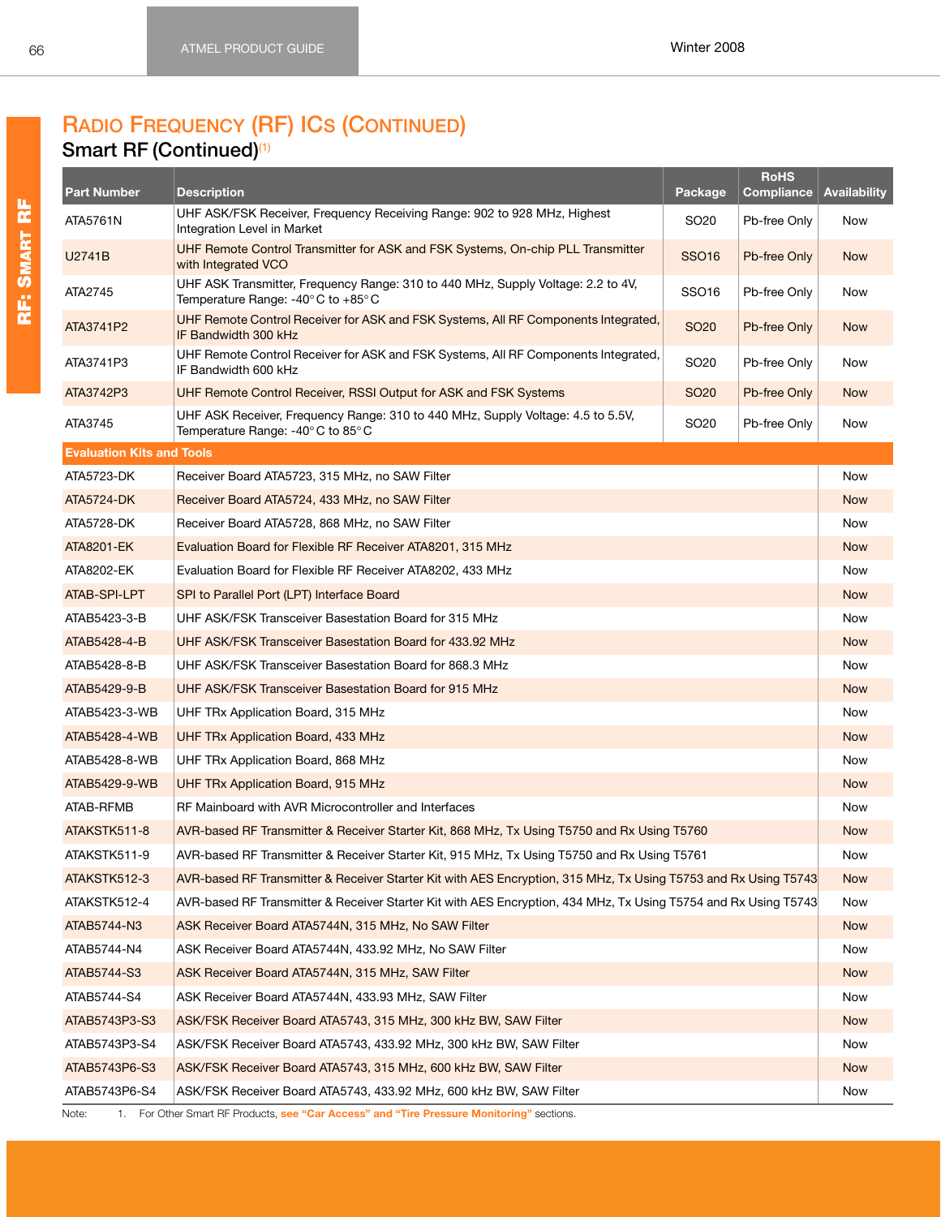## Radio Frequency (RF) ICs (Continued)

### Smart RF (Continued)[1]

| Part Number | Description | Package | RoHS Compliance | Availability |
|---|---|---|---|---|
| ATA5761N | UHF ASK/FSK Receiver, Frequency Receiving Range: 902 to 928 MHz, Highest Integration Level in Market | SO20 | Pb-free Only | Now |
| U2741B | UHF Remote Control Transmitter for ASK and FSK Systems, On-chip PLL Transmitter with Integrated VCO | SSO16 | Pb-free Only | Now |
| ATA2745 | UHF ASK Transmitter, Frequency Range: 310 to 440 MHz, Supply Voltage: 2.2 to 4V, Temperature Range: -40° C to +85° C | SSO16 | Pb-free Only | Now |
| ATA3741P2 | UHF Remote Control Receiver for ASK and FSK Systems, All RF Components Integrated, IF Bandwidth 300 kHz | SO20 | Pb-free Only | Now |
| ATA3741P3 | UHF Remote Control Receiver for ASK and FSK Systems, All RF Components Integrated, IF Bandwidth 600 kHz | SO20 | Pb-free Only | Now |
| ATA3742P3 | UHF Remote Control Receiver, RSSI Output for ASK and FSK Systems | SO20 | Pb-free Only | Now |
| ATA3745 | UHF ASK Receiver, Frequency Range: 310 to 440 MHz, Supply Voltage: 4.5 to 5.5V, Temperature Range: -40° C to 85° C | SO20 | Pb-free Only | Now |
| **Evaluation Kits and Tools** | | | | |
| ATA5723-DK | Receiver Board ATA5723, 315 MHz, no SAW Filter | | | Now |
| ATA5724-DK | Receiver Board ATA5724, 433 MHz, no SAW Filter | | | Now |
| ATA5728-DK | Receiver Board ATA5728, 868 MHz, no SAW Filter | | | Now |
| ATA8201-EK | Evaluation Board for Flexible RF Receiver ATA8201, 315 MHz | | | Now |
| ATA8202-EK | Evaluation Board for Flexible RF Receiver ATA8202, 433 MHz | | | Now |
| ATAB-SPI-LPT | SPI to Parallel Port (LPT) Interface Board | | | Now |
| ATAB5423-3-B | UHF ASK/FSK Transceiver Basestation Board for 315 MHz | | | Now |
| ATAB5428-4-B | UHF ASK/FSK Transceiver Basestation Board for 433.92 MHz | | | Now |
| ATAB5428-8-B | UHF ASK/FSK Transceiver Basestation Board for 868.3 MHz | | | Now |
| ATAB5429-9-B | UHF ASK/FSK Transceiver Basestation Board for 915 MHz | | | Now |
| ATAB5423-3-WB | UHF TRx Application Board, 315 MHz | | | Now |
| ATAB5428-4-WB | UHF TRx Application Board, 433 MHz | | | Now |
| ATAB5428-8-WB | UHF TRx Application Board, 868 MHz | | | Now |
| ATAB5429-9-WB | UHF TRx Application Board, 915 MHz | | | Now |
| ATAB-RFMB | RF Mainboard with AVR Microcontroller and Interfaces | | | Now |
| ATAKSTK511-8 | AVR-based RF Transmitter & Receiver Starter Kit, 868 MHz, Tx Using T5750 and Rx Using T5760 | | | Now |
| ATAKSTK511-9 | AVR-based RF Transmitter & Receiver Starter Kit, 915 MHz, Tx Using T5750 and Rx Using T5761 | | | Now |
| ATAKSTK512-3 | AVR-based RF Transmitter & Receiver Starter Kit with AES Encryption, 315 MHz, Tx Using T5753 and Rx Using T5743 | | | Now |
| ATAKSTK512-4 | AVR-based RF Transmitter & Receiver Starter Kit with AES Encryption, 434 MHz, Tx Using T5754 and Rx Using T5743 | | | Now |
| ATAB5744-N3 | ASK Receiver Board ATA5744N, 315 MHz, No SAW Filter | | | Now |
| ATAB5744-N4 | ASK Receiver Board ATA5744N, 433.92 MHz, No SAW Filter | | | Now |
| ATAB5744-S3 | ASK Receiver Board ATA5744N, 315 MHz, SAW Filter | | | Now |
| ATAB5744-S4 | ASK Receiver Board ATA5744N, 433.93 MHz, SAW Filter | | | Now |
| ATAB5743P3-S3 | ASK/FSK Receiver Board ATA5743, 315 MHz, 300 kHz BW, SAW Filter | | | Now |
| ATAB5743P3-S4 | ASK/FSK Receiver Board ATA5743, 433.92 MHz, 300 kHz BW, SAW Filter | | | Now |
| ATAB5743P6-S3 | ASK/FSK Receiver Board ATA5743, 315 MHz, 600 kHz BW, SAW Filter | | | Now |
| ATAB5743P6-S4 | ASK/FSK Receiver Board ATA5743, 433.92 MHz, 600 kHz BW, SAW Filter | | | Now |

Note: 1. For Other Smart RF Products, see "Car Access" and "Tire Pressure Monitoring" sections.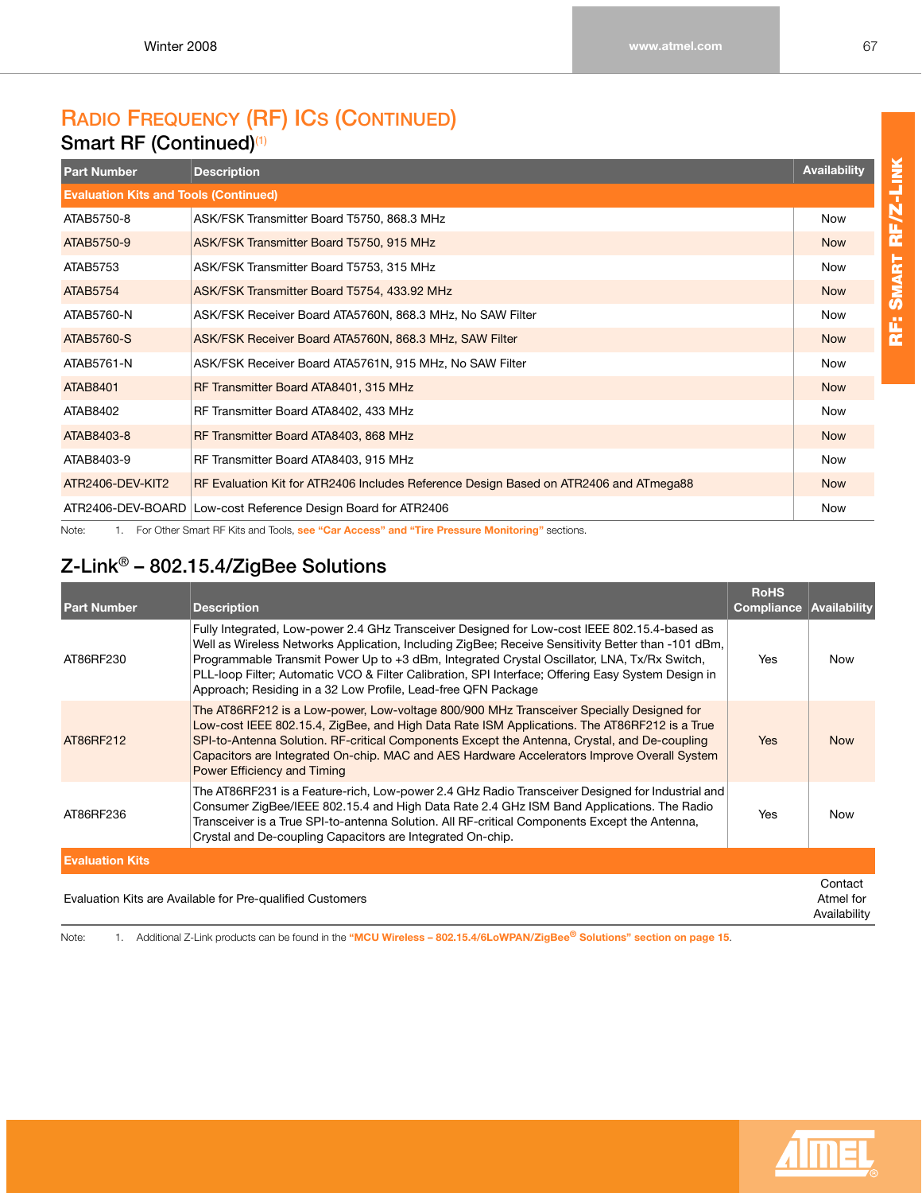# Radio Frequency (RF) ICs (Continued)

## Smart RF (Continued)[1]

| Part Number | Description | Availability |
|---|---|---|
| **Evaluation Kits and Tools (Continued)** | | |
| ATAB5750-8 | ASK/FSK Transmitter Board T5750, 868.3 MHz | Now |
| ATAB5750-9 | ASK/FSK Transmitter Board T5750, 915 MHz | Now |
| ATAB5753 | ASK/FSK Transmitter Board T5753, 315 MHz | Now |
| ATAB5754 | ASK/FSK Transmitter Board T5754, 433.92 MHz | Now |
| ATAB5760-N | ASK/FSK Receiver Board ATA5760N, 868.3 MHz, No SAW Filter | Now |
| ATAB5760-S | ASK/FSK Receiver Board ATA5760N, 868.3 MHz, SAW Filter | Now |
| ATAB5761-N | ASK/FSK Receiver Board ATA5761N, 915 MHz, No SAW Filter | Now |
| ATAB8401 | RF Transmitter Board ATA8401, 315 MHz | Now |
| ATAB8402 | RF Transmitter Board ATA8402, 433 MHz | Now |
| ATAB8403-8 | RF Transmitter Board ATA8403, 868 MHz | Now |
| ATAB8403-9 | RF Transmitter Board ATA8403, 915 MHz | Now |
| ATR2406-DEV-KIT2 | RF Evaluation Kit for ATR2406 Includes Reference Design Based on ATR2406 and ATmega88 | Now |
| ATR2406-DEV-BOARD | Low-cost Reference Design Board for ATR2406 | Now |

Note: 1. For Other Smart RF Kits and Tools, **see "Car Access" and "Tire Pressure Monitoring"** sections.

## Z-Link® – 802.15.4/ZigBee Solutions

| Part Number | Description | RoHS Compliance | Availability |
|---|---|---|---|
| AT86RF230 | Fully Integrated, Low-power 2.4 GHz Transceiver Designed for Low-cost IEEE 802.15.4-based as Well as Wireless Networks Application, Including ZigBee; Receive Sensitivity Better than -101 dBm, Programmable Transmit Power Up to +3 dBm, Integrated Crystal Oscillator, LNA, Tx/Rx Switch, PLL-loop Filter; Automatic VCO & Filter Calibration, SPI Interface; Offering Easy System Design in Approach; Residing in a 32 Low Profile, Lead-free QFN Package | Yes | Now |
| AT86RF212 | The AT86RF212 is a Low-power, Low-voltage 800/900 MHz Transceiver Specially Designed for Low-cost IEEE 802.15.4, ZigBee, and High Data Rate ISM Applications. The AT86RF212 is a True SPI-to-Antenna Solution. RF-critical Components Except the Antenna, Crystal, and De-coupling Capacitors are Integrated On-chip. MAC and AES Hardware Accelerators Improve Overall System Power Efficiency and Timing | Yes | Now |
| AT86RF236 | The AT86RF231 is a Feature-rich, Low-power 2.4 GHz Radio Transceiver Designed for Industrial and Consumer ZigBee/IEEE 802.15.4 and High Data Rate 2.4 GHz ISM Band Applications. The Radio Transceiver is a True SPI-to-antenna Solution. All RF-critical Components Except the Antenna, Crystal and De-coupling Capacitors are Integrated On-chip. | Yes | Now |
| **Evaluation Kits** | | | |
| Evaluation Kits are Available for Pre-qualified Customers | | | Contact Atmel for Availability |

Note: 1. Additional Z-Link products can be found in the **"MCU Wireless – 802.15.4/6LoWPAN/ZigBee® Solutions" section on page 15**.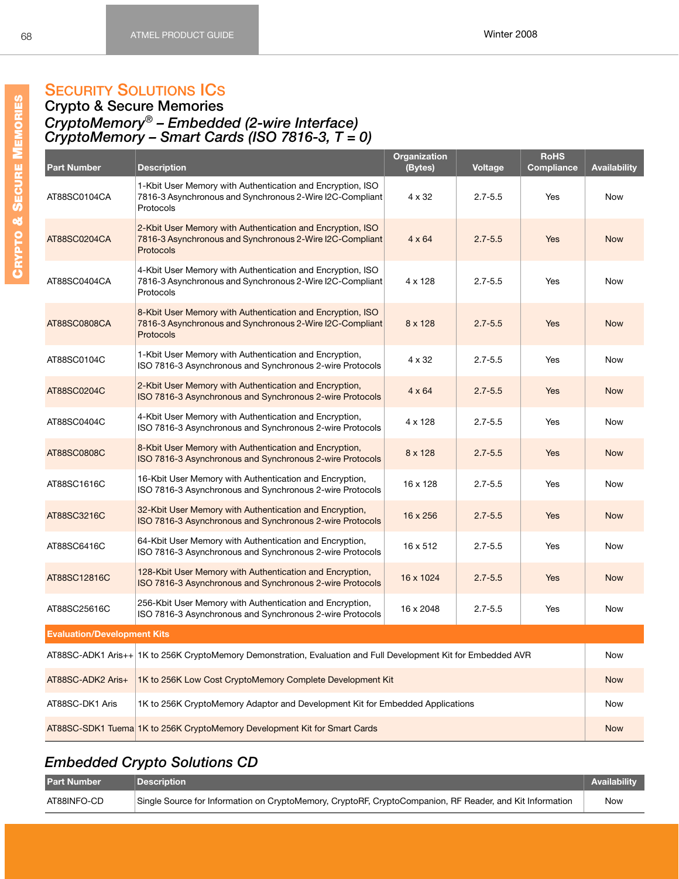# Security Solutions ICs

## Crypto & Secure Memories

### *CryptoMemory® – Embedded (2-wire Interface)*
### *CryptoMemory – Smart Cards (ISO 7816-3, T = 0)*

| Part Number | Description | Organization (Bytes) | Voltage | RoHS Compliance | Availability |
|---|---|---|---|---|---|
| AT88SC0104CA | 1-Kbit User Memory with Authentication and Encryption, ISO 7816-3 Asynchronous and Synchronous 2-Wire I2C-Compliant Protocols | 4 x 32 | 2.7-5.5 | Yes | Now |
| AT88SC0204CA | 2-Kbit User Memory with Authentication and Encryption, ISO 7816-3 Asynchronous and Synchronous 2-Wire I2C-Compliant Protocols | 4 x 64 | 2.7-5.5 | Yes | Now |
| AT88SC0404CA | 4-Kbit User Memory with Authentication and Encryption, ISO 7816-3 Asynchronous and Synchronous 2-Wire I2C-Compliant Protocols | 4 x 128 | 2.7-5.5 | Yes | Now |
| AT88SC0808CA | 8-Kbit User Memory with Authentication and Encryption, ISO 7816-3 Asynchronous and Synchronous 2-Wire I2C-Compliant Protocols | 8 x 128 | 2.7-5.5 | Yes | Now |
| AT88SC0104C | 1-Kbit User Memory with Authentication and Encryption, ISO 7816-3 Asynchronous and Synchronous 2-wire Protocols | 4 x 32 | 2.7-5.5 | Yes | Now |
| AT88SC0204C | 2-Kbit User Memory with Authentication and Encryption, ISO 7816-3 Asynchronous and Synchronous 2-wire Protocols | 4 x 64 | 2.7-5.5 | Yes | Now |
| AT88SC0404C | 4-Kbit User Memory with Authentication and Encryption, ISO 7816-3 Asynchronous and Synchronous 2-wire Protocols | 4 x 128 | 2.7-5.5 | Yes | Now |
| AT88SC0808C | 8-Kbit User Memory with Authentication and Encryption, ISO 7816-3 Asynchronous and Synchronous 2-wire Protocols | 8 x 128 | 2.7-5.5 | Yes | Now |
| AT88SC1616C | 16-Kbit User Memory with Authentication and Encryption, ISO 7816-3 Asynchronous and Synchronous 2-wire Protocols | 16 x 128 | 2.7-5.5 | Yes | Now |
| AT88SC3216C | 32-Kbit User Memory with Authentication and Encryption, ISO 7816-3 Asynchronous and Synchronous 2-wire Protocols | 16 x 256 | 2.7-5.5 | Yes | Now |
| AT88SC6416C | 64-Kbit User Memory with Authentication and Encryption, ISO 7816-3 Asynchronous and Synchronous 2-wire Protocols | 16 x 512 | 2.7-5.5 | Yes | Now |
| AT88SC12816C | 128-Kbit User Memory with Authentication and Encryption, ISO 7816-3 Asynchronous and Synchronous 2-wire Protocols | 16 x 1024 | 2.7-5.5 | Yes | Now |
| AT88SC25616C | 256-Kbit User Memory with Authentication and Encryption, ISO 7816-3 Asynchronous and Synchronous 2-wire Protocols | 16 x 2048 | 2.7-5.5 | Yes | Now |
| **Evaluation/Development Kits** | | | | | |
| AT88SC-ADK1 Aris++ | 1K to 256K CryptoMemory Demonstration, Evaluation and Full Development Kit for Embedded AVR | | | | Now |
| AT88SC-ADK2 Aris+ | 1K to 256K Low Cost CryptoMemory Complete Development Kit | | | | Now |
| AT88SC-DK1 Aris | 1K to 256K CryptoMemory Adaptor and Development Kit for Embedded Applications | | | | Now |
| AT88SC-SDK1 Tuema | 1K to 256K CryptoMemory Development Kit for Smart Cards | | | | Now |

### *Embedded Crypto Solutions CD*

| Part Number | Description | Availability |
|---|---|---|
| AT88INFO-CD | Single Source for Information on CryptoMemory, CryptoRF, CryptoCompanion, RF Reader, and Kit Information | Now |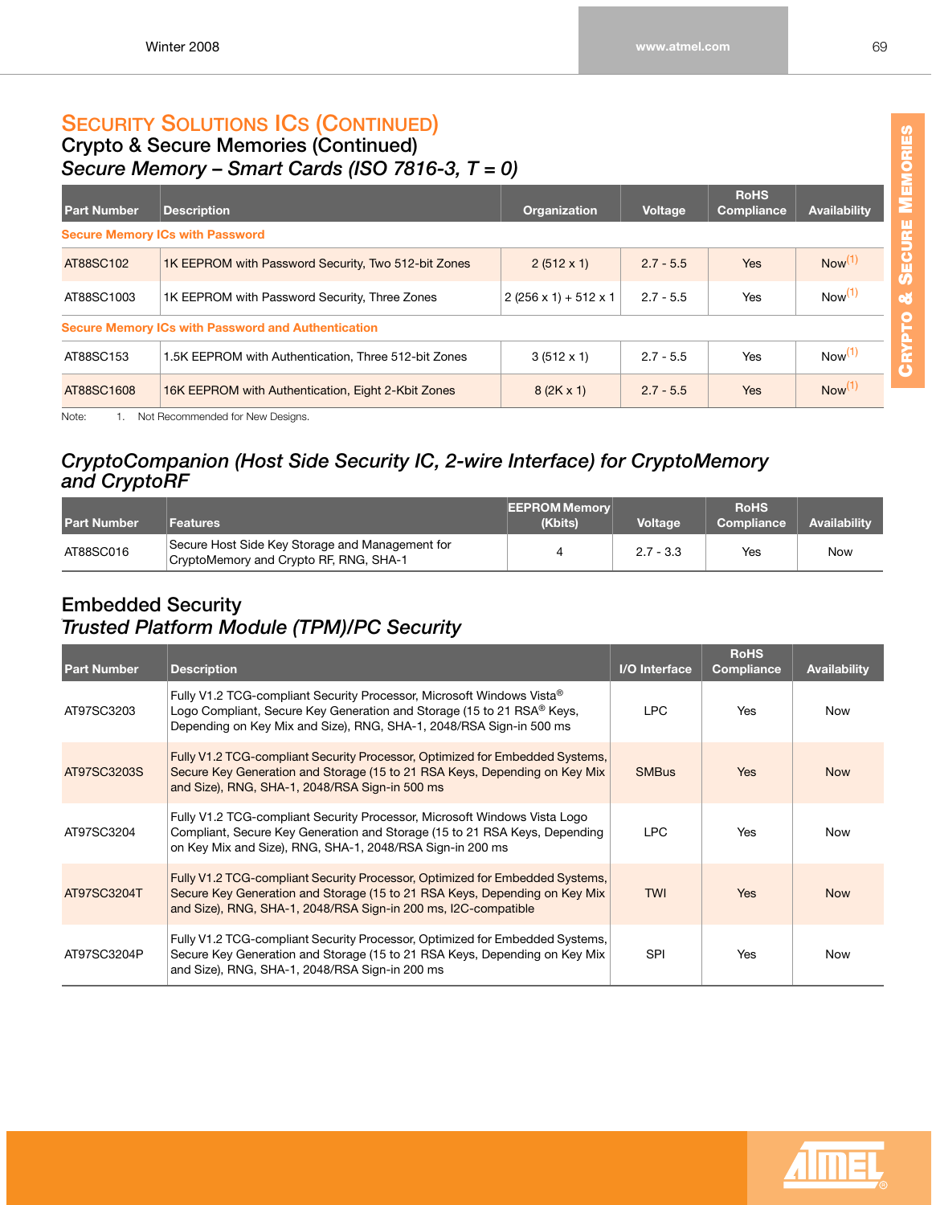## SECURITY SOLUTIONS ICs (CONTINUED)

### Crypto & Secure Memories (Continued)

### *Secure Memory – Smart Cards (ISO 7816-3, T = 0)*

| Part Number | Description | Organization | Voltage | RoHS Compliance | Availability |
|---|---|---|---|---|---|
| **Secure Memory ICs with Password** | | | | | |
| AT88SC102 | 1K EEPROM with Password Security, Two 512-bit Zones | 2 (512 x 1) | 2.7 - 5.5 | Yes | Now[1] |
| AT88SC1003 | 1K EEPROM with Password Security, Three Zones | 2 (256 x 1) + 512 x 1 | 2.7 - 5.5 | Yes | Now[1] |
| **Secure Memory ICs with Password and Authentication** | | | | | |
| AT88SC153 | 1.5K EEPROM with Authentication, Three 512-bit Zones | 3 (512 x 1) | 2.7 - 5.5 | Yes | Now[1] |
| AT88SC1608 | 16K EEPROM with Authentication, Eight 2-Kbit Zones | 8 (2K x 1) | 2.7 - 5.5 | Yes | Now[1] |

Note: 1. Not Recommended for New Designs.

### *CryptoCompanion (Host Side Security IC, 2-wire Interface) for CryptoMemory and CryptoRF*

| Part Number | Features | EEPROM Memory (Kbits) | Voltage | RoHS Compliance | Availability |
|---|---|---|---|---|---|
| AT88SC016 | Secure Host Side Key Storage and Management for CryptoMemory and Crypto RF, RNG, SHA-1 | 4 | 2.7 - 3.3 | Yes | Now |

### Embedded Security

### *Trusted Platform Module (TPM)/PC Security*

| Part Number | Description | I/O Interface | RoHS Compliance | Availability |
|---|---|---|---|---|
| AT97SC3203 | Fully V1.2 TCG-compliant Security Processor, Microsoft Windows Vista® Logo Compliant, Secure Key Generation and Storage (15 to 21 RSA® Keys, Depending on Key Mix and Size), RNG, SHA-1, 2048/RSA Sign-in 500 ms | LPC | Yes | Now |
| AT97SC3203S | Fully V1.2 TCG-compliant Security Processor, Optimized for Embedded Systems, Secure Key Generation and Storage (15 to 21 RSA Keys, Depending on Key Mix and Size), RNG, SHA-1, 2048/RSA Sign-in 500 ms | SMBus | Yes | Now |
| AT97SC3204 | Fully V1.2 TCG-compliant Security Processor, Microsoft Windows Vista Logo Compliant, Secure Key Generation and Storage (15 to 21 RSA Keys, Depending on Key Mix and Size), RNG, SHA-1, 2048/RSA Sign-in 200 ms | LPC | Yes | Now |
| AT97SC3204T | Fully V1.2 TCG-compliant Security Processor, Optimized for Embedded Systems, Secure Key Generation and Storage (15 to 21 RSA Keys, Depending on Key Mix and Size), RNG, SHA-1, 2048/RSA Sign-in 200 ms, I2C-compatible | TWI | Yes | Now |
| AT97SC3204P | Fully V1.2 TCG-compliant Security Processor, Optimized for Embedded Systems, Secure Key Generation and Storage (15 to 21 RSA Keys, Depending on Key Mix and Size), RNG, SHA-1, 2048/RSA Sign-in 200 ms | SPI | Yes | Now |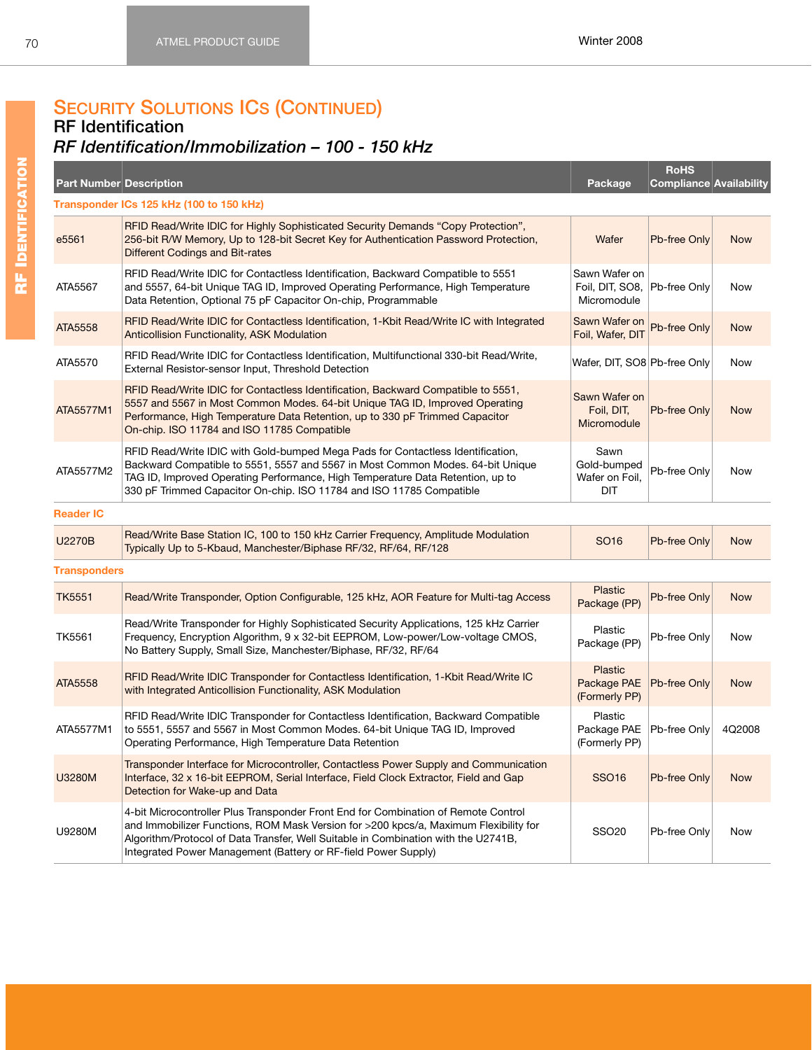## Security Solutions ICs (Continued)

### RF Identification

### *RF Identification/Immobilization – 100 - 150 kHz*

| Part Number | Description | Package | RoHS Compliance | Availability |
|---|---|---|---|---|
| **Transponder ICs 125 kHz (100 to 150 kHz)** | | | | |
| e5561 | RFID Read/Write IDIC for Highly Sophisticated Security Demands “Copy Protection”, 256-bit R/W Memory, Up to 128-bit Secret Key for Authentication Password Protection, Different Codings and Bit-rates | Wafer | Pb-free Only | Now |
| ATA5567 | RFID Read/Write IDIC for Contactless Identification, Backward Compatible to 5551 and 5557, 64-bit Unique TAG ID, Improved Operating Performance, High Temperature Data Retention, Optional 75 pF Capacitor On-chip, Programmable | Sawn Wafer on Foil, DIT, SO8, Micromodule | Pb-free Only | Now |
| ATA5558 | RFID Read/Write IDIC for Contactless Identification, 1-Kbit Read/Write IC with Integrated Anticollision Functionality, ASK Modulation | Sawn Wafer on Foil, Wafer, DIT | Pb-free Only | Now |
| ATA5570 | RFID Read/Write IDIC for Contactless Identification, Multifunctional 330-bit Read/Write, External Resistor-sensor Input, Threshold Detection | Wafer, DIT, SO8 | Pb-free Only | Now |
| ATA5577M1 | RFID Read/Write IDIC for Contactless Identification, Backward Compatible to 5551, 5557 and 5567 in Most Common Modes. 64-bit Unique TAG ID, Improved Operating Performance, High Temperature Data Retention, up to 330 pF Trimmed Capacitor On-chip. ISO 11784 and ISO 11785 Compatible | Sawn Wafer on Foil, DIT, Micromodule | Pb-free Only | Now |
| ATA5577M2 | RFID Read/Write IDIC with Gold-bumped Mega Pads for Contactless Identification, Backward Compatible to 5551, 5557 and 5567 in Most Common Modes. 64-bit Unique TAG ID, Improved Operating Performance, High Temperature Data Retention, up to 330 pF Trimmed Capacitor On-chip. ISO 11784 and ISO 11785 Compatible | Sawn Gold-bumped Wafer on Foil, DIT | Pb-free Only | Now |
| **Reader IC** | | | | |
| U2270B | Read/Write Base Station IC, 100 to 150 kHz Carrier Frequency, Amplitude Modulation Typically Up to 5-Kbaud, Manchester/Biphase RF/32, RF/64, RF/128 | SO16 | Pb-free Only | Now |
| **Transponders** | | | | |
| TK5551 | Read/Write Transponder, Option Configurable, 125 kHz, AOR Feature for Multi-tag Access | Plastic Package (PP) | Pb-free Only | Now |
| TK5561 | Read/Write Transponder for Highly Sophisticated Security Applications, 125 kHz Carrier Frequency, Encryption Algorithm, 9 x 32-bit EEPROM, Low-power/Low-voltage CMOS, No Battery Supply, Small Size, Manchester/Biphase, RF/32, RF/64 | Plastic Package (PP) | Pb-free Only | Now |
| ATA5558 | RFID Read/Write IDIC Transponder for Contactless Identification, 1-Kbit Read/Write IC with Integrated Anticollision Functionality, ASK Modulation | Plastic Package PAE (Formerly PP) | Pb-free Only | Now |
| ATA5577M1 | RFID Read/Write IDIC Transponder for Contactless Identification, Backward Compatible to 5551, 5557 and 5567 in Most Common Modes. 64-bit Unique TAG ID, Improved Operating Performance, High Temperature Data Retention | Plastic Package PAE (Formerly PP) | Pb-free Only | 4Q2008 |
| U3280M | Transponder Interface for Microcontroller, Contactless Power Supply and Communication Interface, 32 x 16-bit EEPROM, Serial Interface, Field Clock Extractor, Field and Gap Detection for Wake-up and Data | SSO16 | Pb-free Only | Now |
| U9280M | 4-bit Microcontroller Plus Transponder Front End for Combination of Remote Control and Immobilizer Functions, ROM Mask Version for >200 kpcs/a, Maximum Flexibility for Algorithm/Protocol of Data Transfer, Well Suitable in Combination with the U2741B, Integrated Power Management (Battery or RF-field Power Supply) | SSO20 | Pb-free Only | Now |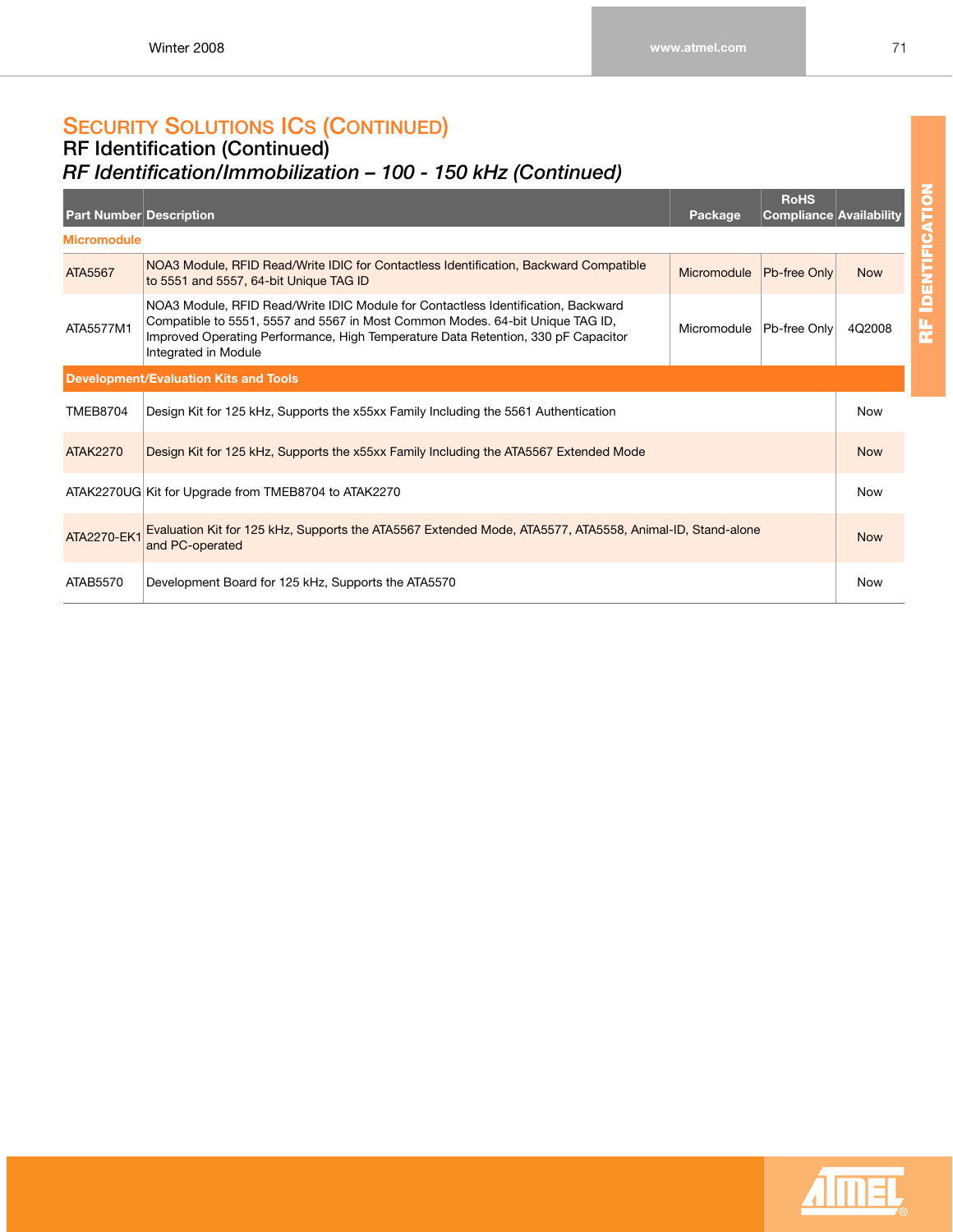# Security Solutions ICs (Continued)

## RF Identification (Continued)

### *RF Identification/Immobilization – 100 - 150 kHz (Continued)*

| Part Number | Description | Package | RoHS Compliance | Availability |
|---|---|---|---|---|
| **Micromodule** | | | | |
| ATA5567 | NOA3 Module, RFID Read/Write IDIC for Contactless Identification, Backward Compatible to 5551 and 5557, 64-bit Unique TAG ID | Micromodule | Pb-free Only | Now |
| ATA5577M1 | NOA3 Module, RFID Read/Write IDIC Module for Contactless Identification, Backward Compatible to 5551, 5557 and 5567 in Most Common Modes. 64-bit Unique TAG ID, Improved Operating Performance, High Temperature Data Retention, 330 pF Capacitor Integrated in Module | Micromodule | Pb-free Only | 4Q2008 |
| **Development/Evaluation Kits and Tools** | | | | |
| TMEB8704 | Design Kit for 125 kHz, Supports the x55xx Family Including the 5561 Authentication | | | Now |
| ATAK2270 | Design Kit for 125 kHz, Supports the x55xx Family Including the ATA5567 Extended Mode | | | Now |
| ATAK2270UG | Kit for Upgrade from TMEB8704 to ATAK2270 | | | Now |
| ATA2270-EK1 | Evaluation Kit for 125 kHz, Supports the ATA5567 Extended Mode, ATA5577, ATA5558, Animal-ID, Stand-alone and PC-operated | | | Now |
| ATAB5570 | Development Board for 125 kHz, Supports the ATA5570 | | | Now |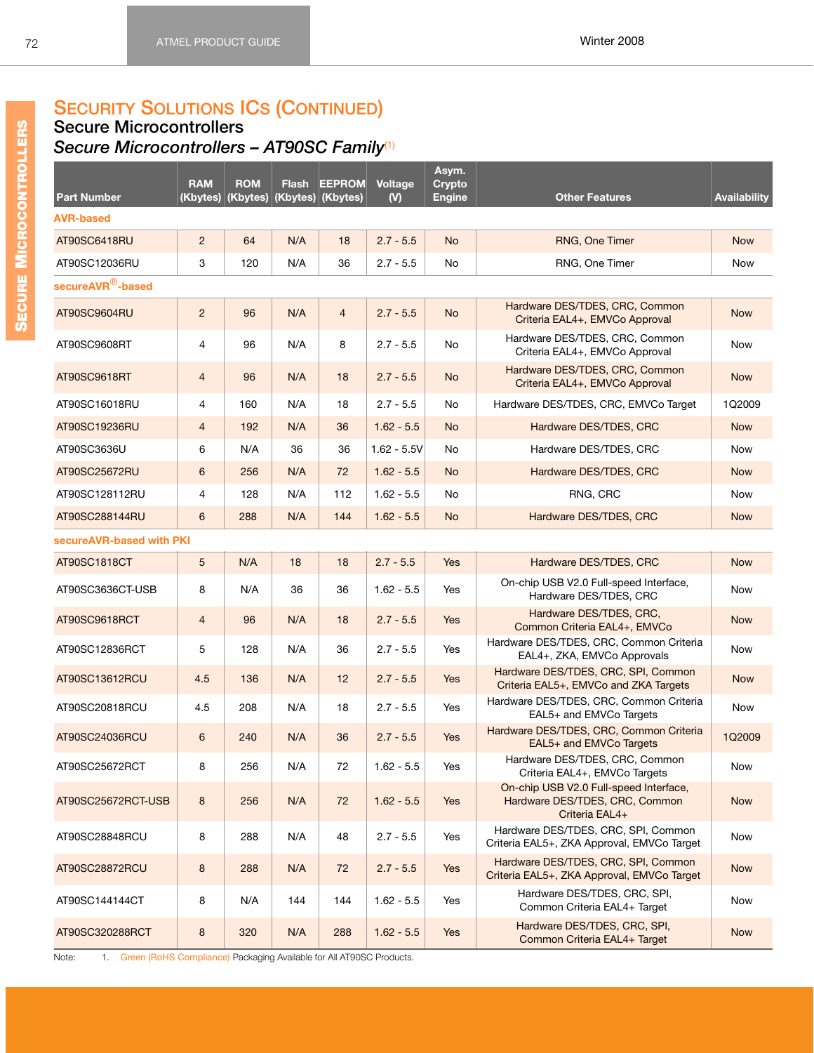# Security Solutions ICs (Continued)

## Secure Microcontrollers

### *Secure Microcontrollers – AT90SC Family*[1]

| Part Number | RAM (Kbytes) | ROM (Kbytes) | Flash (Kbytes) | EEPROM (Kbytes) | Voltage (V) | Asym. Crypto Engine | Other Features | Availability |
|---|---|---|---|---|---|---|---|---|
| **AVR-based** | | | | | | | | |
| AT90SC6418RU | 2 | 64 | N/A | 18 | 2.7 - 5.5 | No | RNG, One Timer | Now |
| AT90SC12036RU | 3 | 120 | N/A | 36 | 2.7 - 5.5 | No | RNG, One Timer | Now |
| **secureAVR®-based** | | | | | | | | |
| AT90SC9604RU | 2 | 96 | N/A | 4 | 2.7 - 5.5 | No | Hardware DES/TDES, CRC, Common Criteria EAL4+, EMVCo Approval | Now |
| AT90SC9608RT | 4 | 96 | N/A | 8 | 2.7 - 5.5 | No | Hardware DES/TDES, CRC, Common Criteria EAL4+, EMVCo Approval | Now |
| AT90SC9618RT | 4 | 96 | N/A | 18 | 2.7 - 5.5 | No | Hardware DES/TDES, CRC, Common Criteria EAL4+, EMVCo Approval | Now |
| AT90SC16018RU | 4 | 160 | N/A | 18 | 2.7 - 5.5 | No | Hardware DES/TDES, CRC, EMVCo Target | 1Q2009 |
| AT90SC19236RU | 4 | 192 | N/A | 36 | 1.62 - 5.5 | No | Hardware DES/TDES, CRC | Now |
| AT90SC3636U | 6 | N/A | 36 | 36 | 1.62 - 5.5V | No | Hardware DES/TDES, CRC | Now |
| AT90SC25672RU | 6 | 256 | N/A | 72 | 1.62 - 5.5 | No | Hardware DES/TDES, CRC | Now |
| AT90SC128112RU | 4 | 128 | N/A | 112 | 1.62 - 5.5 | No | RNG, CRC | Now |
| AT90SC288144RU | 6 | 288 | N/A | 144 | 1.62 - 5.5 | No | Hardware DES/TDES, CRC | Now |
| **secureAVR-based with PKI** | | | | | | | | |
| AT90SC1818CT | 5 | N/A | 18 | 18 | 2.7 - 5.5 | Yes | Hardware DES/TDES, CRC | Now |
| AT90SC3636CT-USB | 8 | N/A | 36 | 36 | 1.62 - 5.5 | Yes | On-chip USB V2.0 Full-speed Interface, Hardware DES/TDES, CRC | Now |
| AT90SC9618RCT | 4 | 96 | N/A | 18 | 2.7 - 5.5 | Yes | Hardware DES/TDES, CRC, Common Criteria EAL4+, EMVCo | Now |
| AT90SC12836RCT | 5 | 128 | N/A | 36 | 2.7 - 5.5 | Yes | Hardware DES/TDES, CRC, Common Criteria EAL4+, ZKA, EMVCo Approvals | Now |
| AT90SC13612RCU | 4.5 | 136 | N/A | 12 | 2.7 - 5.5 | Yes | Hardware DES/TDES, CRC, SPI, Common Criteria EAL5+, EMVCo and ZKA Targets | Now |
| AT90SC20818RCU | 4.5 | 208 | N/A | 18 | 2.7 - 5.5 | Yes | Hardware DES/TDES, CRC, Common Criteria EAL5+ and EMVCo Targets | Now |
| AT90SC24036RCU | 6 | 240 | N/A | 36 | 2.7 - 5.5 | Yes | Hardware DES/TDES, CRC, Common Criteria EAL5+ and EMVCo Targets | 1Q2009 |
| AT90SC25672RCT | 8 | 256 | N/A | 72 | 1.62 - 5.5 | Yes | Hardware DES/TDES, CRC, Common Criteria EAL4+, EMVCo Targets | Now |
| AT90SC25672RCT-USB | 8 | 256 | N/A | 72 | 1.62 - 5.5 | Yes | On-chip USB V2.0 Full-speed Interface, Hardware DES/TDES, CRC, Common Criteria EAL4+ | Now |
| AT90SC28848RCU | 8 | 288 | N/A | 48 | 2.7 - 5.5 | Yes | Hardware DES/TDES, CRC, SPI, Common Criteria EAL5+, ZKA Approval, EMVCo Target | Now |
| AT90SC28872RCU | 8 | 288 | N/A | 72 | 2.7 - 5.5 | Yes | Hardware DES/TDES, CRC, SPI, Common Criteria EAL5+, ZKA Approval, EMVCo Target | Now |
| AT90SC144144CT | 8 | N/A | 144 | 144 | 1.62 - 5.5 | Yes | Hardware DES/TDES, CRC, SPI, Common Criteria EAL4+ Target | Now |
| AT90SC320288RCT | 8 | 320 | N/A | 288 | 1.62 - 5.5 | Yes | Hardware DES/TDES, CRC, SPI, Common Criteria EAL4+ Target | Now |

Note: 1. Green (RoHS Compliance) Packaging Available for All AT90SC Products.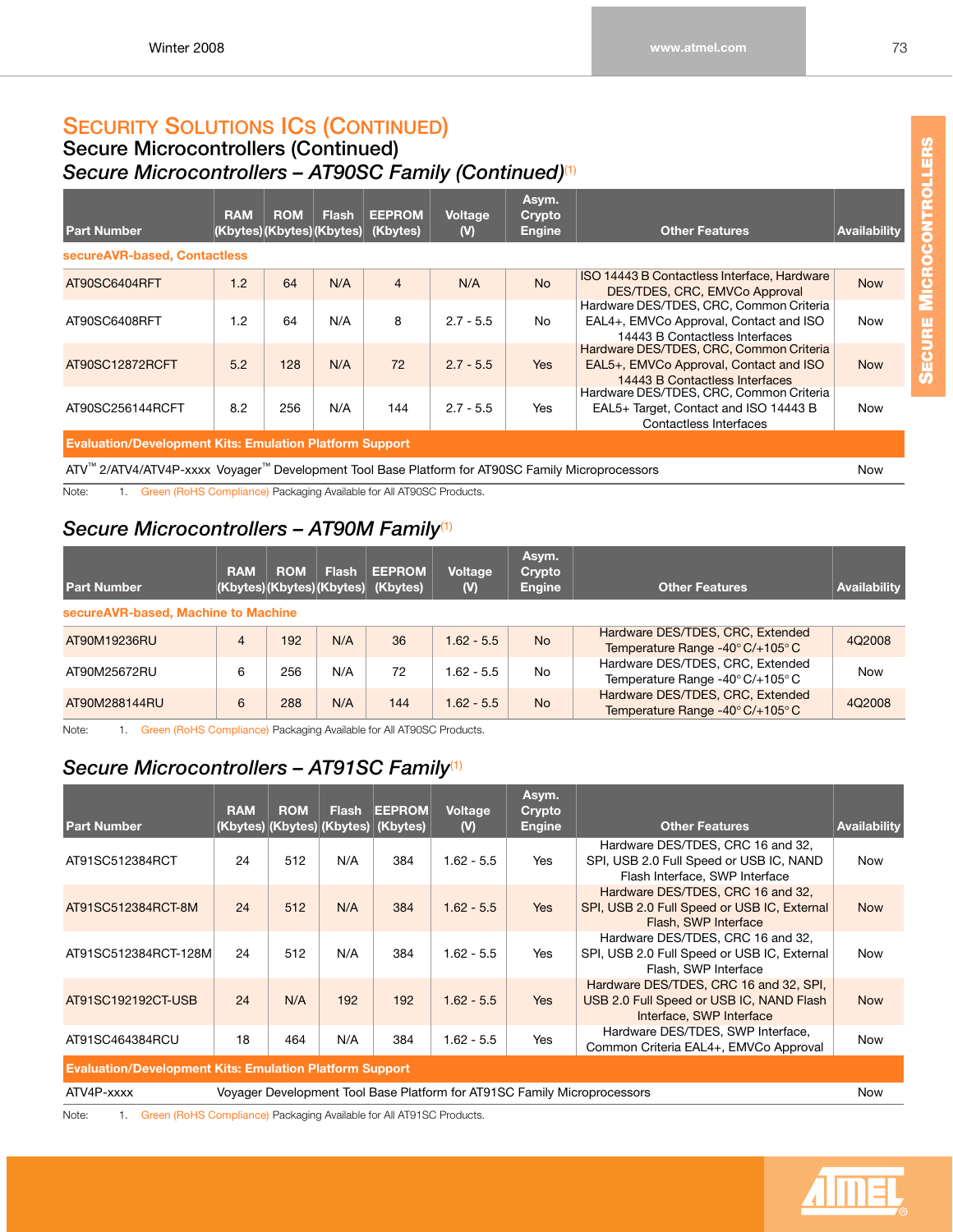# Security Solutions ICs (Continued)

## Secure Microcontrollers (Continued)

### *Secure Microcontrollers – AT90SC Family (Continued)*[1]

| Part Number | RAM (Kbytes) | ROM (Kbytes) | Flash (Kbytes) | EEPROM (Kbytes) | Voltage (V) | Asym. Crypto Engine | Other Features | Availability |
|---|---|---|---|---|---|---|---|---|
| **secureAVR-based, Contactless** | | | | | | | | |
| AT90SC6404RFT | 1.2 | 64 | N/A | 4 | N/A | No | ISO 14443 B Contactless Interface, Hardware DES/TDES, CRC, EMVCo Approval | Now |
| AT90SC6408RFT | 1.2 | 64 | N/A | 8 | 2.7 - 5.5 | No | Hardware DES/TDES, CRC, Common Criteria EAL4+, EMVCo Approval, Contact and ISO 14443 B Contactless Interfaces | Now |
| AT90SC12872RCFT | 5.2 | 128 | N/A | 72 | 2.7 - 5.5 | Yes | Hardware DES/TDES, CRC, Common Criteria EAL5+, EMVCo Approval, Contact and ISO 14443 B Contactless Interfaces | Now |
| AT90SC256144RCFT | 8.2 | 256 | N/A | 144 | 2.7 - 5.5 | Yes | Hardware DES/TDES, CRC, Common Criteria EAL5+ Target, Contact and ISO 14443 B Contactless Interfaces | Now |
| **Evaluation/Development Kits: Emulation Platform Support** | | | | | | | | |
| ATV™ 2/ATV4/ATV4P-xxxx Voyager™ Development Tool Base Platform for AT90SC Family Microprocessors | | | | | | | | Now |

Note: 1. Green (RoHS Compliance) Packaging Available for All AT90SC Products.

### *Secure Microcontrollers – AT90M Family*[1]

| Part Number | RAM (Kbytes) | ROM (Kbytes) | Flash (Kbytes) | EEPROM (Kbytes) | Voltage (V) | Asym. Crypto Engine | Other Features | Availability |
|---|---|---|---|---|---|---|---|---|
| **secureAVR-based, Machine to Machine** | | | | | | | | |
| AT90M19236RU | 4 | 192 | N/A | 36 | 1.62 - 5.5 | No | Hardware DES/TDES, CRC, Extended Temperature Range -40° C/+105° C | 4Q2008 |
| AT90M25672RU | 6 | 256 | N/A | 72 | 1.62 - 5.5 | No | Hardware DES/TDES, CRC, Extended Temperature Range -40° C/+105° C | Now |
| AT90M288144RU | 6 | 288 | N/A | 144 | 1.62 - 5.5 | No | Hardware DES/TDES, CRC, Extended Temperature Range -40° C/+105° C | 4Q2008 |

Note: 1. Green (RoHS Compliance) Packaging Available for All AT90SC Products.

### *Secure Microcontrollers – AT91SC Family*[1]

| Part Number | RAM (Kbytes) | ROM (Kbytes) | Flash (Kbytes) | EEPROM (Kbytes) | Voltage (V) | Asym. Crypto Engine | Other Features | Availability |
|---|---|---|---|---|---|---|---|---|
| AT91SC512384RCT | 24 | 512 | N/A | 384 | 1.62 - 5.5 | Yes | Hardware DES/TDES, CRC 16 and 32, SPI, USB 2.0 Full Speed or USB IC, NAND Flash Interface, SWP Interface | Now |
| AT91SC512384RCT-8M | 24 | 512 | N/A | 384 | 1.62 - 5.5 | Yes | Hardware DES/TDES, CRC 16 and 32, SPI, USB 2.0 Full Speed or USB IC, External Flash, SWP Interface | Now |
| AT91SC512384RCT-128M | 24 | 512 | N/A | 384 | 1.62 - 5.5 | Yes | Hardware DES/TDES, CRC 16 and 32, SPI, USB 2.0 Full Speed or USB IC, External Flash, SWP Interface | Now |
| AT91SC192192CT-USB | 24 | N/A | 192 | 192 | 1.62 - 5.5 | Yes | Hardware DES/TDES, CRC 16 and 32, SPI, USB 2.0 Full Speed or USB IC, NAND Flash Interface, SWP Interface | Now |
| AT91SC464384RCU | 18 | 464 | N/A | 384 | 1.62 - 5.5 | Yes | Hardware DES/TDES, SWP Interface, Common Criteria EAL4+, EMVCo Approval | Now |
| **Evaluation/Development Kits: Emulation Platform Support** | | | | | | | | |
| ATV4P-xxxx | Voyager Development Tool Base Platform for AT91SC Family Microprocessors | | | | | | | Now |

Note: 1. Green (RoHS Compliance) Packaging Available for All AT91SC Products.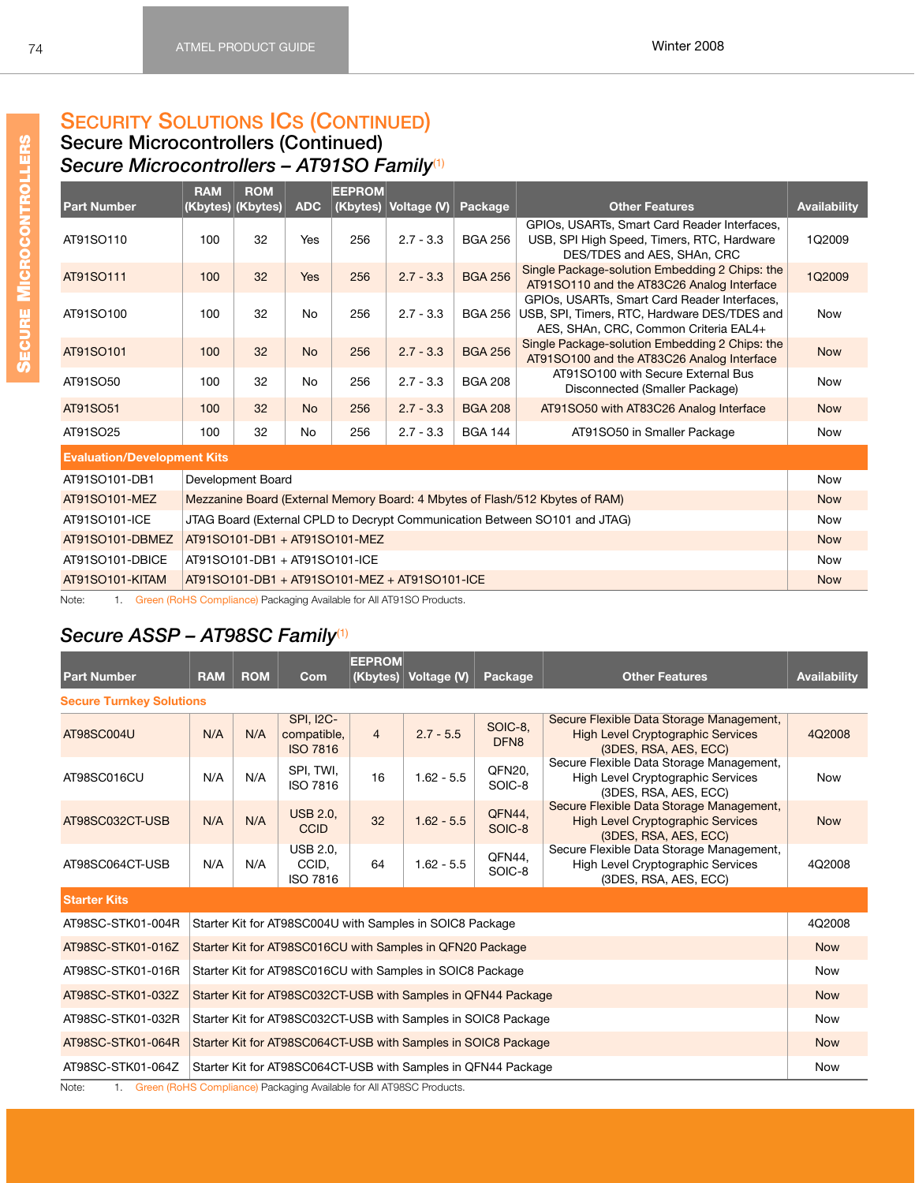## Security Solutions ICs (Continued)

### Secure Microcontrollers (Continued)

### *Secure Microcontrollers – AT91SO Family*[1]

| Part Number | RAM (Kbytes) | ROM (Kbytes) | ADC | EEPROM (Kbytes) | Voltage (V) | Package | Other Features | Availability |
|---|---|---|---|---|---|---|---|---|
| AT91SO110 | 100 | 32 | Yes | 256 | 2.7 - 3.3 | BGA 256 | GPIOs, USARTs, Smart Card Reader Interfaces, USB, SPI High Speed, Timers, RTC, Hardware DES/TDES and AES, SHAn, CRC | 1Q2009 |
| AT91SO111 | 100 | 32 | Yes | 256 | 2.7 - 3.3 | BGA 256 | Single Package-solution Embedding 2 Chips: the AT91SO110 and the AT83C26 Analog Interface | 1Q2009 |
| AT91SO100 | 100 | 32 | No | 256 | 2.7 - 3.3 | BGA 256 | GPIOs, USARTs, Smart Card Reader Interfaces, USB, SPI, Timers, RTC, Hardware DES/TDES and AES, SHAn, CRC, Common Criteria EAL4+ | Now |
| AT91SO101 | 100 | 32 | No | 256 | 2.7 - 3.3 | BGA 256 | Single Package-solution Embedding 2 Chips: the AT91SO100 and the AT83C26 Analog Interface | Now |
| AT91SO50 | 100 | 32 | No | 256 | 2.7 - 3.3 | BGA 208 | AT91SO100 with Secure External Bus Disconnected (Smaller Package) | Now |
| AT91SO51 | 100 | 32 | No | 256 | 2.7 - 3.3 | BGA 208 | AT91SO50 with AT83C26 Analog Interface | Now |
| AT91SO25 | 100 | 32 | No | 256 | 2.7 - 3.3 | BGA 144 | AT91SO50 in Smaller Package | Now |
| **Evaluation/Development Kits** | | | | | | | | |
| AT91SO101-DB1 | Development Board | | | | | | | Now |
| AT91SO101-MEZ | Mezzanine Board (External Memory Board: 4 Mbytes of Flash/512 Kbytes of RAM) | | | | | | | Now |
| AT91SO101-ICE | JTAG Board (External CPLD to Decrypt Communication Between SO101 and JTAG) | | | | | | | Now |
| AT91SO101-DBMEZ | AT91SO101-DB1 + AT91SO101-MEZ | | | | | | | Now |
| AT91SO101-DBICE | AT91SO101-DB1 + AT91SO101-ICE | | | | | | | Now |
| AT91SO101-KITAM | AT91SO101-DB1 + AT91SO101-MEZ + AT91SO101-ICE | | | | | | | Now |

Note: 1. Green (RoHS Compliance) Packaging Available for All AT91SO Products.

### *Secure ASSP – AT98SC Family*[1]

| Part Number | RAM | ROM | Com | EEPROM (Kbytes) | Voltage (V) | Package | Other Features | Availability |
|---|---|---|---|---|---|---|---|---|
| **Secure Turnkey Solutions** | | | | | | | | |
| AT98SC004U | N/A | N/A | SPI, I2C-compatible, ISO 7816 | 4 | 2.7 - 5.5 | SOIC-8, DFN8 | Secure Flexible Data Storage Management, High Level Cryptographic Services (3DES, RSA, AES, ECC) | 4Q2008 |
| AT98SC016CU | N/A | N/A | SPI, TWI, ISO 7816 | 16 | 1.62 - 5.5 | QFN20, SOIC-8 | Secure Flexible Data Storage Management, High Level Cryptographic Services (3DES, RSA, AES, ECC) | Now |
| AT98SC032CT-USB | N/A | N/A | USB 2.0, CCID | 32 | 1.62 - 5.5 | QFN44, SOIC-8 | Secure Flexible Data Storage Management, High Level Cryptographic Services (3DES, RSA, AES, ECC) | Now |
| AT98SC064CT-USB | N/A | N/A | USB 2.0, CCID, ISO 7816 | 64 | 1.62 - 5.5 | QFN44, SOIC-8 | Secure Flexible Data Storage Management, High Level Cryptographic Services (3DES, RSA, AES, ECC) | 4Q2008 |
| **Starter Kits** | | | | | | | | |
| AT98SC-STK01-004R | Starter Kit for AT98SC004U with Samples in SOIC8 Package | | | | | | | 4Q2008 |
| AT98SC-STK01-016Z | Starter Kit for AT98SC016CU with Samples in QFN20 Package | | | | | | | Now |
| AT98SC-STK01-016R | Starter Kit for AT98SC016CU with Samples in SOIC8 Package | | | | | | | Now |
| AT98SC-STK01-032Z | Starter Kit for AT98SC032CT-USB with Samples in QFN44 Package | | | | | | | Now |
| AT98SC-STK01-032R | Starter Kit for AT98SC032CT-USB with Samples in SOIC8 Package | | | | | | | Now |
| AT98SC-STK01-064R | Starter Kit for AT98SC064CT-USB with Samples in SOIC8 Package | | | | | | | Now |
| AT98SC-STK01-064Z | Starter Kit for AT98SC064CT-USB with Samples in QFN44 Package | | | | | | | Now |

Note: 1. Green (RoHS Compliance) Packaging Available for All AT98SC Products.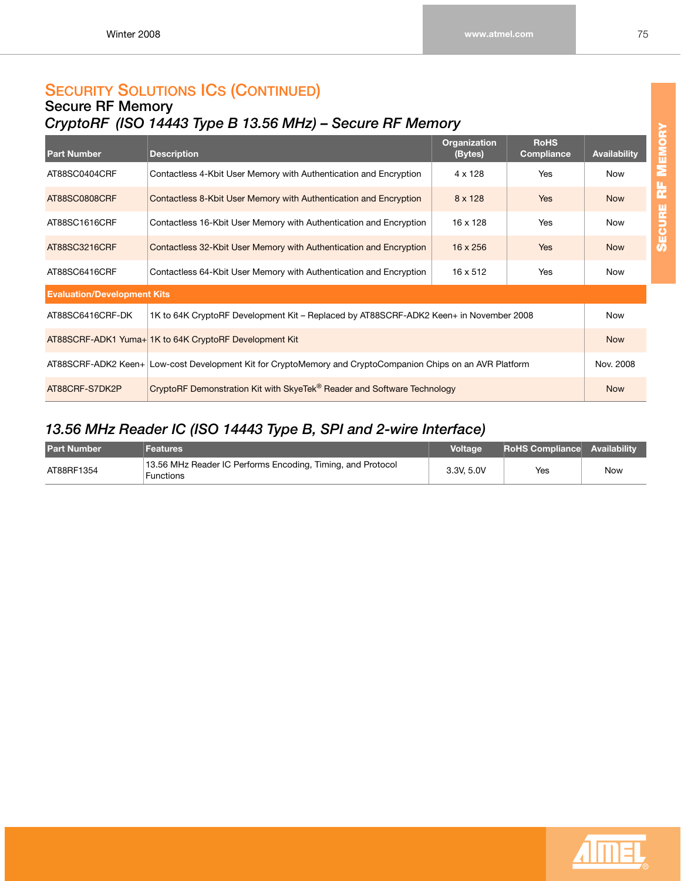## Security Solutions ICs (Continued)

### Secure RF Memory

### *CryptoRF (ISO 14443 Type B 13.56 MHz) – Secure RF Memory*

| Part Number | Description | Organization (Bytes) | RoHS Compliance | Availability |
|---|---|---|---|---|
| AT88SC0404CRF | Contactless 4-Kbit User Memory with Authentication and Encryption | 4 x 128 | Yes | Now |
| AT88SC0808CRF | Contactless 8-Kbit User Memory with Authentication and Encryption | 8 x 128 | Yes | Now |
| AT88SC1616CRF | Contactless 16-Kbit User Memory with Authentication and Encryption | 16 x 128 | Yes | Now |
| AT88SC3216CRF | Contactless 32-Kbit User Memory with Authentication and Encryption | 16 x 256 | Yes | Now |
| AT88SC6416CRF | Contactless 64-Kbit User Memory with Authentication and Encryption | 16 x 512 | Yes | Now |
| **Evaluation/Development Kits** | | | | |
| AT88SC6416CRF-DK | 1K to 64K CryptoRF Development Kit – Replaced by AT88SCRF-ADK2 Keen+ in November 2008 | | | Now |
| AT88SCRF-ADK1 Yuma+ | 1K to 64K CryptoRF Development Kit | | | Now |
| AT88SCRF-ADK2 Keen+ | Low-cost Development Kit for CryptoMemory and CryptoCompanion Chips on an AVR Platform | | | Nov. 2008 |
| AT88CRF-S7DK2P | CryptoRF Demonstration Kit with SkyeTek® Reader and Software Technology | | | Now |

### *13.56 MHz Reader IC (ISO 14443 Type B, SPI and 2-wire Interface)*

| Part Number | Features | Voltage | RoHS Compliance | Availability |
|---|---|---|---|---|
| AT88RF1354 | 13.56 MHz Reader IC Performs Encoding, Timing, and Protocol Functions | 3.3V, 5.0V | Yes | Now |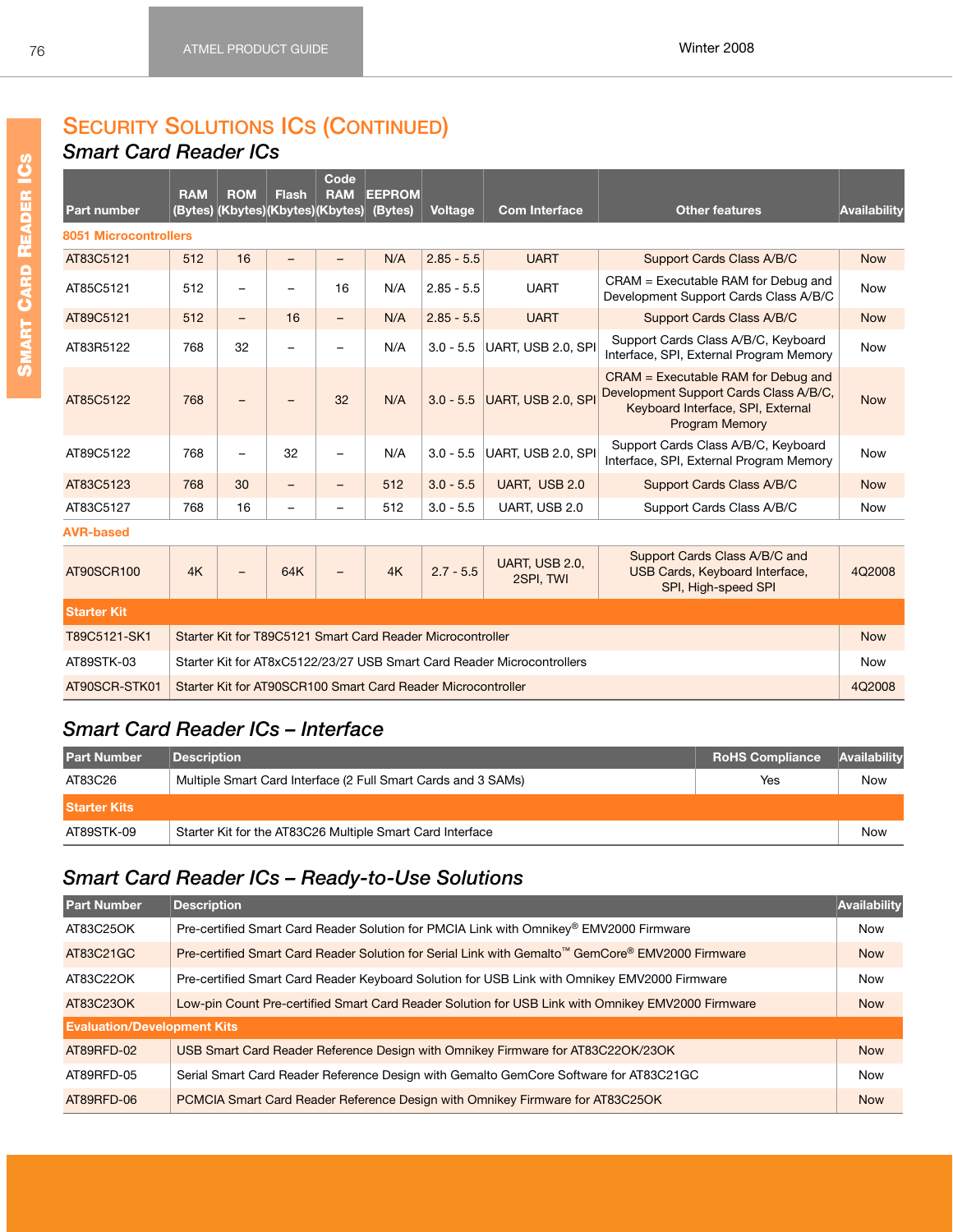# Security Solutions ICs (Continued)

## Smart Card Reader ICs

| Part number | RAM (Bytes) | ROM (Kbytes) | Flash (Kbytes) | Code RAM (Kbytes) | EEPROM (Bytes) | Voltage | Com Interface | Other features | Availability |
|---|---|---|---|---|---|---|---|---|---|
| **8051 Microcontrollers** | | | | | | | | | |
| AT83C5121 | 512 | 16 | – | – | N/A | 2.85 - 5.5 | UART | Support Cards Class A/B/C | Now |
| AT85C5121 | 512 | – | – | 16 | N/A | 2.85 - 5.5 | UART | CRAM = Executable RAM for Debug and Development Support Cards Class A/B/C | Now |
| AT89C5121 | 512 | – | 16 | – | N/A | 2.85 - 5.5 | UART | Support Cards Class A/B/C | Now |
| AT83R5122 | 768 | 32 | – | – | N/A | 3.0 - 5.5 | UART, USB 2.0, SPI | Support Cards Class A/B/C, Keyboard Interface, SPI, External Program Memory | Now |
| AT85C5122 | 768 | – | – | 32 | N/A | 3.0 - 5.5 | UART, USB 2.0, SPI | CRAM = Executable RAM for Debug and Development Support Cards Class A/B/C, Keyboard Interface, SPI, External Program Memory | Now |
| AT89C5122 | 768 | – | 32 | – | N/A | 3.0 - 5.5 | UART, USB 2.0, SPI | Support Cards Class A/B/C, Keyboard Interface, SPI, External Program Memory | Now |
| AT83C5123 | 768 | 30 | – | – | 512 | 3.0 - 5.5 | UART, USB 2.0 | Support Cards Class A/B/C | Now |
| AT83C5127 | 768 | 16 | – | – | 512 | 3.0 - 5.5 | UART, USB 2.0 | Support Cards Class A/B/C | Now |
| **AVR-based** | | | | | | | | | |
| AT90SCR100 | 4K | – | 64K | – | 4K | 2.7 - 5.5 | UART, USB 2.0, 2SPI, TWI | Support Cards Class A/B/C and USB Cards, Keyboard Interface, SPI, High-speed SPI | 4Q2008 |
| **Starter Kit** | | | | | | | | | |
| T89C5121-SK1 | Starter Kit for T89C5121 Smart Card Reader Microcontroller | | | | | | | | Now |
| AT89STK-03 | Starter Kit for AT8xC5122/23/27 USB Smart Card Reader Microcontrollers | | | | | | | | Now |
| AT90SCR-STK01 | Starter Kit for AT90SCR100 Smart Card Reader Microcontroller | | | | | | | | 4Q2008 |

## Smart Card Reader ICs – Interface

| Part Number | Description | RoHS Compliance | Availability |
|---|---|---|---|
| AT83C26 | Multiple Smart Card Interface (2 Full Smart Cards and 3 SAMs) | Yes | Now |
| **Starter Kits** | | | |
| AT89STK-09 | Starter Kit for the AT83C26 Multiple Smart Card Interface | | Now |

## Smart Card Reader ICs – Ready-to-Use Solutions

| Part Number | Description | Availability |
|---|---|---|
| AT83C25OK | Pre-certified Smart Card Reader Solution for PMCIA Link with Omnikey® EMV2000 Firmware | Now |
| AT83C21GC | Pre-certified Smart Card Reader Solution for Serial Link with Gemalto™ GemCore® EMV2000 Firmware | Now |
| AT83C22OK | Pre-certified Smart Card Reader Keyboard Solution for USB Link with Omnikey EMV2000 Firmware | Now |
| AT83C23OK | Low-pin Count Pre-certified Smart Card Reader Solution for USB Link with Omnikey EMV2000 Firmware | Now |
| **Evaluation/Development Kits** | | |
| AT89RFD-02 | USB Smart Card Reader Reference Design with Omnikey Firmware for AT83C22OK/23OK | Now |
| AT89RFD-05 | Serial Smart Card Reader Reference Design with Gemalto GemCore Software for AT83C21GC | Now |
| AT89RFD-06 | PCMCIA Smart Card Reader Reference Design with Omnikey Firmware for AT83C25OK | Now |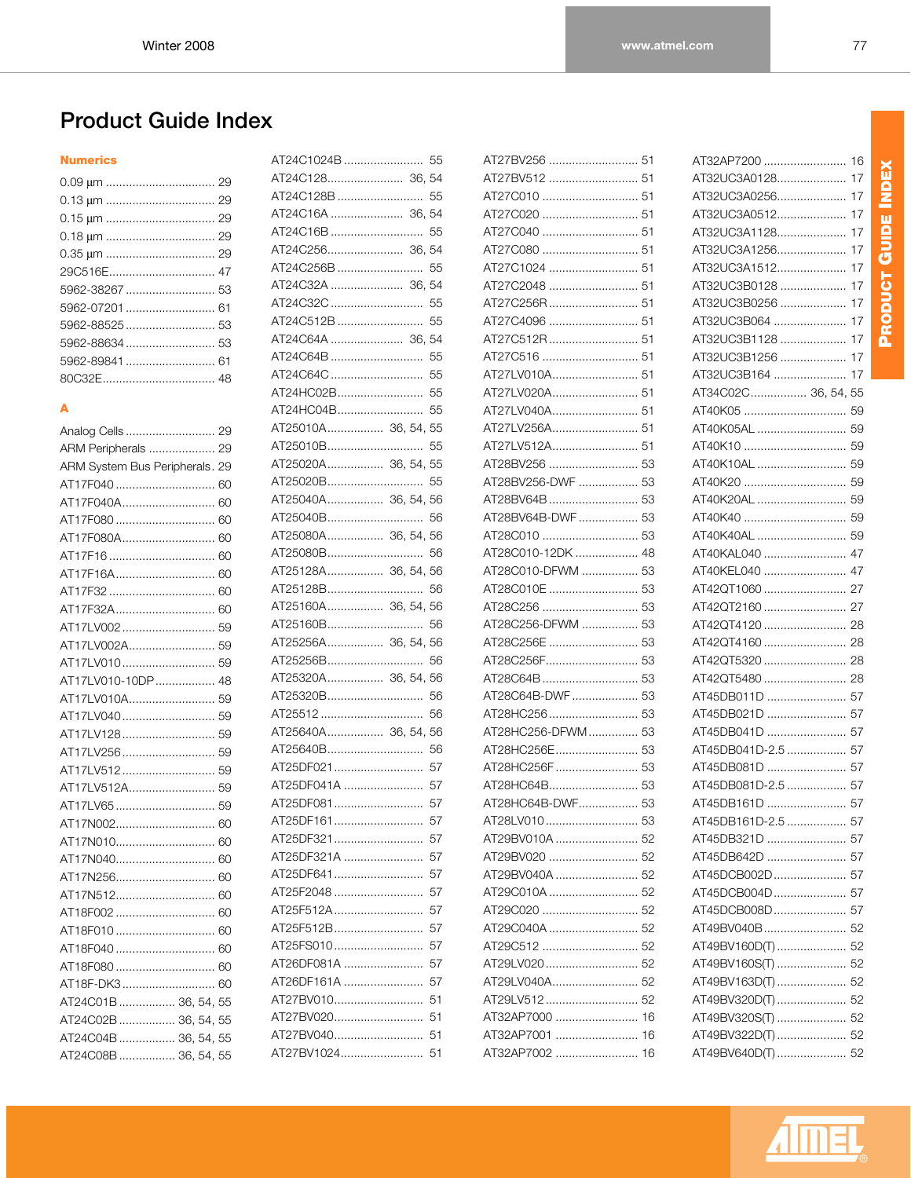# Product Guide Index

### Numerics

0.09 µm ................................ 29
0.13 µm ................................ 29
0.15 µm ................................ 29
0.18 µm ................................ 29
0.35 µm ................................ 29
29C516E................................ 47
5962-38267 .......................... 53
5962-07201 .......................... 61
5962-88525 .......................... 53
5962-88634 .......................... 53
5962-89841 .......................... 61
80C32E.................................. 48

### A

Analog Cells .......................... 29
ARM Peripherals .................... 29
ARM System Bus Peripherals. 29
AT17F040 ............................. 60
AT17F040A........................... 60
AT17F080 ............................. 60
AT17F080A........................... 60
AT17F16 ............................... 60
AT17F16A............................. 60
AT17F32 ............................... 60
AT17F32A............................. 60
AT17LV002 ........................... 59
AT17LV002A......................... 59
AT17LV010 ........................... 59
AT17LV010-10DP ................. 48
AT17LV010A......................... 59
AT17LV040 ........................... 59
AT17LV128 ........................... 59
AT17LV256 ........................... 59
AT17LV512 ........................... 59
AT17LV512A......................... 59
AT17LV65 ............................. 59
AT17N002............................. 60
AT17N010............................. 60
AT17N040............................. 60
AT17N256............................. 60
AT17N512............................. 60
AT18F002 ............................. 60
AT18F010 ............................. 60
AT18F040 ............................. 60
AT18F080 ............................. 60
AT18F-DK3 ........................... 60
AT24C01B ................. 36, 54, 55
AT24C02B ................. 36, 54, 55
AT24C04B ................. 36, 54, 55
AT24C08B ................. 36, 54, 55
AT24C1024B ........................ 55
AT24C128...................... 36, 54
AT24C128B ......................... 55
AT24C16A ..................... 36, 54
AT24C16B ........................... 55
AT24C256...................... 36, 54
AT24C256B ......................... 55
AT24C32A ..................... 36, 54
AT24C32C ........................... 55
AT24C512B ......................... 55
AT24C64A ..................... 36, 54
AT24C64B ........................... 55
AT24C64C ........................... 55
AT24HC02B.......................... 55
AT24HC04B.......................... 55
AT25010A................ 36, 54, 55
AT25010B............................ 55
AT25020A................ 36, 54, 55
AT25020B............................ 55
AT25040A................ 36, 54, 56
AT25040B............................ 56
AT25080A................ 36, 54, 56
AT25080B............................ 56
AT25128A................ 36, 54, 56
AT25128B............................ 56
AT25160A................ 36, 54, 56
AT25160B............................ 56
AT25256A................ 36, 54, 56
AT25256B............................ 56
AT25320A................ 36, 54, 56
AT25320B............................ 56
AT25512 .............................. 56
AT25640A................ 36, 54, 56
AT25640B............................ 56
AT25DF021 .......................... 57
AT25DF041A ....................... 57
AT25DF081 .......................... 57
AT25DF161 .......................... 57
AT25DF321 .......................... 57
AT25DF321A ....................... 57
AT25DF641 .......................... 57
AT25F2048 .......................... 57
AT25F512A.......................... 57
AT25F512B.......................... 57
AT25FS010 .......................... 57
AT26DF081A ....................... 57
AT26DF161A ....................... 57
AT27BV010.......................... 51
AT27BV020.......................... 51
AT27BV040.......................... 51
AT27BV1024........................ 51
AT27BV256 .......................... 51
AT27BV512 .......................... 51
AT27C010 ............................ 51
AT27C020 ............................ 51
AT27C040 ............................ 51
AT27C080 ............................ 51
AT27C1024 .......................... 51
AT27C2048 .......................... 51
AT27C256R.......................... 51
AT27C4096 .......................... 51
AT27C512R.......................... 51
AT27C516 ............................ 51
AT27LV010A......................... 51
AT27LV020A......................... 51
AT27LV040A......................... 51
AT27LV256A......................... 51
AT27LV512A......................... 51
AT28BV256 .......................... 53
AT28BV256-DWF ................. 53
AT28BV64B .......................... 53
AT28BV64B-DWF ................. 53
AT28C010 ............................ 53
AT28C010-12DK .................. 48
AT28C010-DFWM ................ 53
AT28C010E .......................... 53
AT28C256 ............................ 53
AT28C256-DFWM ................ 53
AT28C256E .......................... 53
AT28C256F........................... 53
AT28C64B ............................ 53
AT28C64B-DWF ................... 53
AT28HC256.......................... 53
AT28HC256-DFWM.............. 53
AT28HC256E........................ 53
AT28HC256F ........................ 53
AT28HC64B.......................... 53
AT28HC64B-DWF................. 53
AT28LV010 ........................... 53
AT29BV010A ........................ 52
AT29BV020 .......................... 52
AT29BV040A ........................ 52
AT29C010A .......................... 52
AT29C020 ............................ 52
AT29C040A .......................... 52
AT29C512 ............................ 52
AT29LV020 ........................... 52
AT29LV040A......................... 52
AT29LV512 ........................... 52
AT32AP7000 ........................ 16
AT32AP7001 ........................ 16
AT32AP7002 ........................ 16
AT32AP7200 ........................ 16
AT32UC3A0128.................... 17
AT32UC3A0256.................... 17
AT32UC3A0512.................... 17
AT32UC3A1128.................... 17
AT32UC3A1256.................... 17
AT32UC3A1512.................... 17
AT32UC3B0128 ................... 17
AT32UC3B0256 ................... 17
AT32UC3B064 ..................... 17
AT32UC3B1128 ................... 17
AT32UC3B1256 ................... 17
AT32UC3B164 ..................... 17
AT34C02C................ 36, 54, 55
AT40K05 .............................. 59
AT40K05AL .......................... 59
AT40K10 .............................. 59
AT40K10AL .......................... 59
AT40K20 .............................. 59
AT40K20AL .......................... 59
AT40K40 .............................. 59
AT40K40AL .......................... 59
AT40KAL040 ........................ 47
AT40KEL040 ........................ 47
AT42QT1060 ........................ 27
AT42QT2160 ........................ 27
AT42QT4120 ........................ 28
AT42QT4160 ........................ 28
AT42QT5320 ........................ 28
AT42QT5480 ........................ 28
AT45DB011D ........................ 57
AT45DB021D ........................ 57
AT45DB041D ........................ 57
AT45DB041D-2.5 ................. 57
AT45DB081D ........................ 57
AT45DB081D-2.5 ................. 57
AT45DB161D ........................ 57
AT45DB161D-2.5 ................. 57
AT45DB321D ........................ 57
AT45DB642D ........................ 57
AT45DCB002D...................... 57
AT45DCB004D...................... 57
AT45DCB008D...................... 57
AT49BV040B ........................ 52
AT49BV160D(T) .................... 52
AT49BV160S(T) .................... 52
AT49BV163D(T) .................... 52
AT49BV320D(T) .................... 52
AT49BV320S(T) .................... 52
AT49BV322D(T) .................... 52
AT49BV640D(T) .................... 52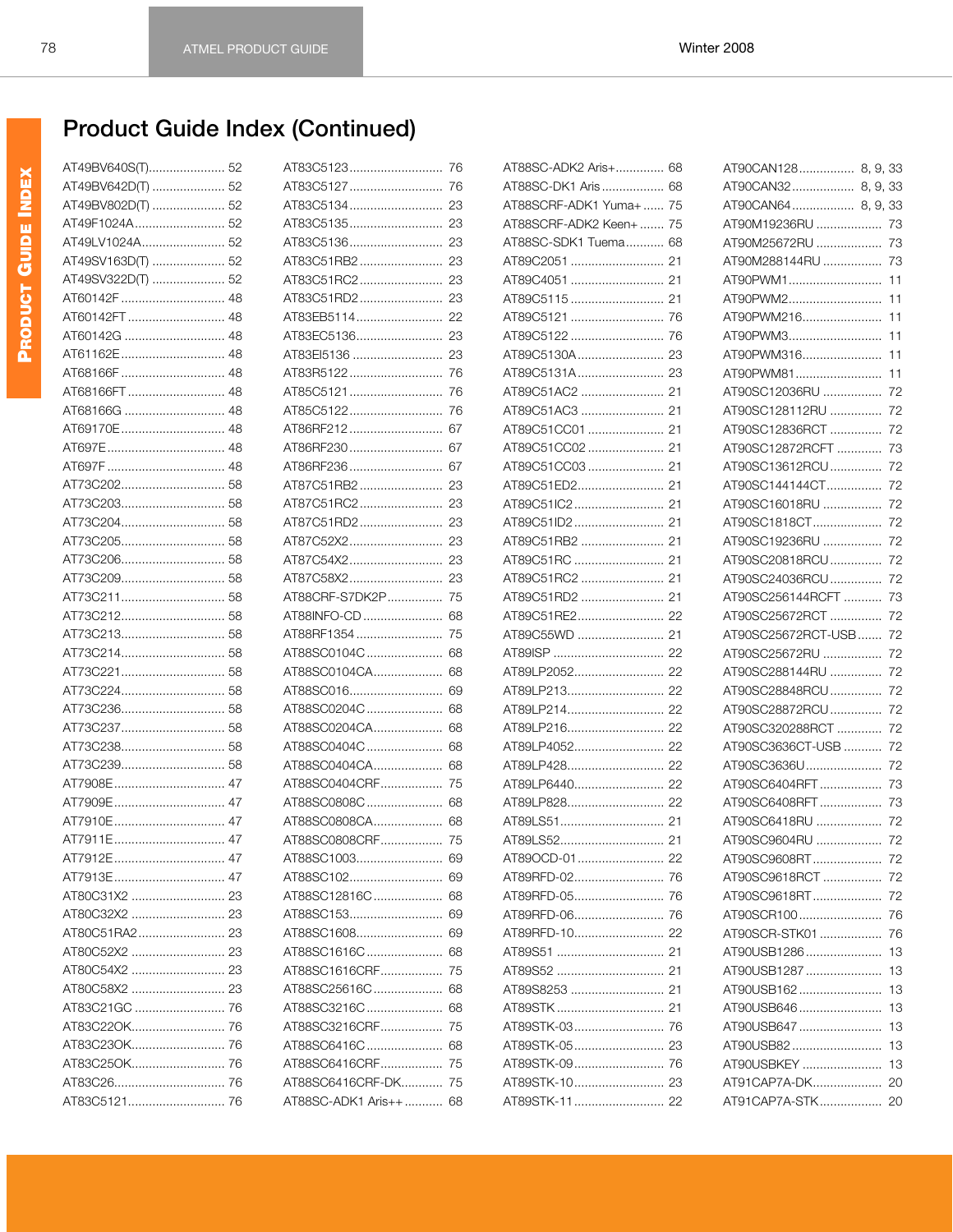# Product Guide Index (Continued)

AT49BV640S(T)...................... 52
AT49BV642D(T) ..................... 52
AT49BV802D(T) ..................... 52
AT49F1024A.......................... 52
AT49LV1024A........................ 52
AT49SV163D(T) ..................... 52
AT49SV322D(T) ..................... 52
AT60142F .............................. 48
AT60142FT ............................ 48
AT60142G ............................. 48
AT61162E.............................. 48
AT68166F .............................. 48
AT68166FT ............................ 48
AT68166G ............................. 48
AT69170E.............................. 48
AT697E.................................. 48
AT697F .................................. 48
AT73C202.............................. 58
AT73C203.............................. 58
AT73C204.............................. 58
AT73C205.............................. 58
AT73C206.............................. 58
AT73C209.............................. 58
AT73C211.............................. 58
AT73C212.............................. 58
AT73C213.............................. 58
AT73C214.............................. 58
AT73C221.............................. 58
AT73C224.............................. 58
AT73C236.............................. 58
AT73C237.............................. 58
AT73C238.............................. 58
AT73C239.............................. 58
AT7908E................................ 47
AT7909E................................ 47
AT7910E................................ 47
AT7911E................................ 47
AT7912E................................ 47
AT7913E................................ 47
AT80C31X2 ........................... 23
AT80C32X2 ........................... 23
AT80C51RA2......................... 23
AT80C52X2 ........................... 23
AT80C54X2 ........................... 23
AT80C58X2 ........................... 23
AT83C21GC .......................... 76
AT83C22OK........................... 76
AT83C23OK........................... 76
AT83C25OK........................... 76
AT83C26................................ 76
AT83C5121............................ 76

AT83C5123........................... 76
AT83C5127........................... 76
AT83C5134........................... 23
AT83C5135........................... 23
AT83C5136........................... 23
AT83C51RB2........................ 23
AT83C51RC2........................ 23
AT83C51RD2........................ 23
AT83EB5114......................... 22
AT83EC5136......................... 23
AT83EI5136 .......................... 23
AT83R5122........................... 76
AT85C5121........................... 76
AT85C5122........................... 76
AT86RF212........................... 67
AT86RF230........................... 67
AT86RF236........................... 67
AT87C51RB2........................ 23
AT87C51RC2........................ 23
AT87C51RD2........................ 23
AT87C52X2........................... 23
AT87C54X2........................... 23
AT87C58X2........................... 23
AT88CRF-S7DK2P................ 75
AT88INFO-CD ....................... 68
AT88RF1354 ......................... 75
AT88SC0104C ...................... 68
AT88SC0104CA.................... 68
AT88SC016........................... 69
AT88SC0204C ...................... 68
AT88SC0204CA.................... 68
AT88SC0404C ...................... 68
AT88SC0404CA.................... 68
AT88SC0404CRF.................. 75
AT88SC0808C ...................... 68
AT88SC0808CA.................... 68
AT88SC0808CRF.................. 75
AT88SC1003......................... 69
AT88SC102........................... 69
AT88SC12816C .................... 68
AT88SC153........................... 69
AT88SC1608......................... 69
AT88SC1616C ...................... 68
AT88SC1616CRF.................. 75
AT88SC25616C .................... 68
AT88SC3216C ...................... 68
AT88SC3216CRF.................. 75
AT88SC6416C ...................... 68
AT88SC6416CRF.................. 75
AT88SC6416CRF-DK............ 75
AT88SC-ADK1 Aris++ ........... 68

AT88SC-ADK2 Aris+.............. 68
AT88SC-DK1 Aris.................. 68
AT88SCRF-ADK1 Yuma+ ...... 75
AT88SCRF-ADK2 Keen+ ....... 75
AT88SC-SDK1 Tuema........... 68
AT89C2051 ........................... 21
AT89C4051 ........................... 21
AT89C5115 ........................... 21
AT89C5121 ........................... 76
AT89C5122 ........................... 76
AT89C5130A......................... 23
AT89C5131A......................... 23
AT89C51AC2 ........................ 21
AT89C51AC3 ........................ 21
AT89C51CC01 ...................... 21
AT89C51CC02 ...................... 21
AT89C51CC03 ...................... 21
AT89C51ED2......................... 21
AT89C51IC2.......................... 21
AT89C51ID2.......................... 21
AT89C51RB2 ........................ 21
AT89C51RC .......................... 21
AT89C51RC2 ........................ 21
AT89C51RD2 ........................ 21
AT89C51RE2......................... 22
AT89C55WD ......................... 21
AT89ISP ................................ 22
AT89LP2052.......................... 22
AT89LP213............................ 22
AT89LP214............................ 22
AT89LP216............................ 22
AT89LP4052.......................... 22
AT89LP428............................ 22
AT89LP6440.......................... 22
AT89LP828............................ 22
AT89LS51............................. 21
AT89LS52............................. 21
AT89OCD-01......................... 22
AT89RFD-02.......................... 76
AT89RFD-05.......................... 76
AT89RFD-06.......................... 76
AT89RFD-10.......................... 22
AT89S51 ............................... 21
AT89S52 ............................... 21
AT89S8253 ........................... 21
AT89STK ............................... 21
AT89STK-03.......................... 76
AT89STK-05.......................... 23
AT89STK-09.......................... 76
AT89STK-10.......................... 23
AT89STK-11.......................... 22

AT90CAN128................ 8, 9, 33
AT90CAN32.................. 8, 9, 33
AT90CAN64.................. 8, 9, 33
AT90M19236RU ................... 73
AT90M25672RU ................... 73
AT90M288144RU ................. 73
AT90PWM1........................... 11
AT90PWM2........................... 11
AT90PWM216....................... 11
AT90PWM3........................... 11
AT90PWM316....................... 11
AT90PWM81......................... 11
AT90SC12036RU ................. 72
AT90SC128112RU ............... 72
AT90SC12836RCT ............... 72
AT90SC12872RCFT ............. 73
AT90SC13612RCU............... 72
AT90SC144144CT................ 72
AT90SC16018RU ................. 72
AT90SC1818CT.................... 72
AT90SC19236RU ................. 72
AT90SC20818RCU............... 72
AT90SC24036RCU............... 72
AT90SC256144RCFT ........... 73
AT90SC25672RCT ............... 72
AT90SC25672RCT-USB....... 72
AT90SC25672RU ................. 72
AT90SC288144RU ............... 72
AT90SC28848RCU............... 72
AT90SC28872RCU............... 72
AT90SC320288RCT ............. 72
AT90SC3636CT-USB ........... 72
AT90SC3636U...................... 72
AT90SC6404RFT .................. 73
AT90SC6408RFT .................. 73
AT90SC6418RU ................... 72
AT90SC9604RU ................... 72
AT90SC9608RT.................... 72
AT90SC9618RCT ................. 72
AT90SC9618RT.................... 72
AT90SCR100........................ 76
AT90SCR-STK01 .................. 76
AT90USB1286...................... 13
AT90USB1287...................... 13
AT90USB162........................ 13
AT90USB646........................ 13
AT90USB647........................ 13
AT90USB82.......................... 13
AT90USBKEY ....................... 13
AT91CAP7A-DK.................... 20
AT91CAP7A-STK.................. 20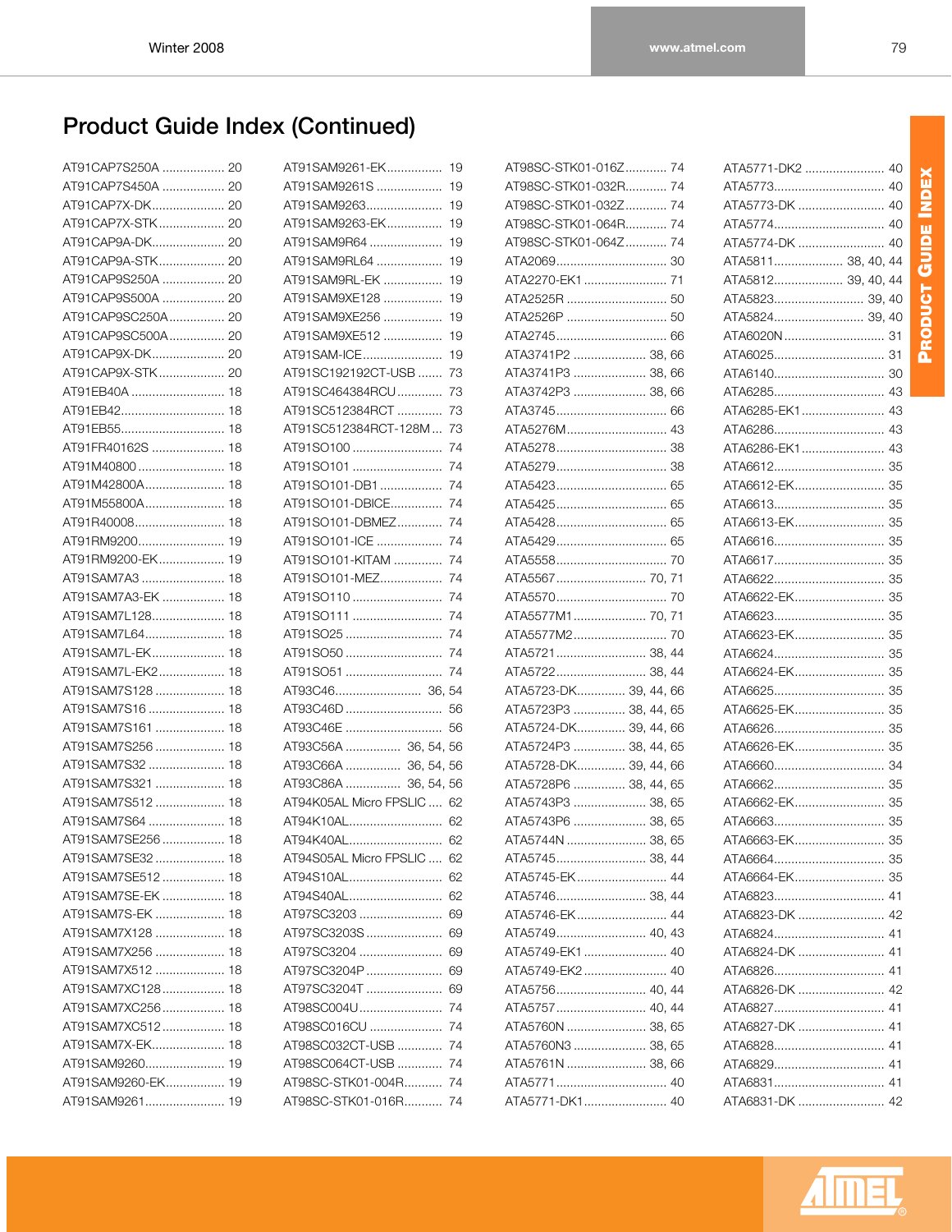# Product Guide Index (Continued)

AT91CAP7S250A .................. 20
AT91CAP7S450A .................. 20
AT91CAP7X-DK..................... 20
AT91CAP7X-STK................... 20
AT91CAP9A-DK..................... 20
AT91CAP9A-STK................... 20
AT91CAP9S250A .................. 20
AT91CAP9S500A .................. 20
AT91CAP9SC250A................ 20
AT91CAP9SC500A................ 20
AT91CAP9X-DK..................... 20
AT91CAP9X-STK................... 20
AT91EB40A .......................... 18
AT91EB42............................. 18
AT91EB55............................. 18
AT91FR40162S ..................... 18
AT91M40800......................... 18
AT91M42800A....................... 18
AT91M55800A....................... 18
AT91R40008.......................... 18
AT91RM9200......................... 19
AT91RM9200-EK................... 19
AT91SAM7A3 ........................ 18
AT91SAM7A3-EK .................. 18
AT91SAM7L128..................... 18
AT91SAM7L64....................... 18
AT91SAM7L-EK..................... 18
AT91SAM7L-EK2................... 18
AT91SAM7S128 .................... 18
AT91SAM7S16 ...................... 18
AT91SAM7S161 .................... 18
AT91SAM7S256 .................... 18
AT91SAM7S32 ...................... 18
AT91SAM7S321 .................... 18
AT91SAM7S512 .................... 18
AT91SAM7S64 ...................... 18
AT91SAM7SE256 .................. 18
AT91SAM7SE32 .................... 18
AT91SAM7SE512 .................. 18
AT91SAM7SE-EK .................. 18
AT91SAM7S-EK .................... 18
AT91SAM7X128 .................... 18
AT91SAM7X256 .................... 18
AT91SAM7X512 .................... 18
AT91SAM7XC128.................. 18
AT91SAM7XC256.................. 18
AT91SAM7XC512.................. 18
AT91SAM7X-EK..................... 18
AT91SAM9260....................... 19
AT91SAM9260-EK................. 19
AT91SAM9261....................... 19
AT91SAM9261-EK................ 19
AT91SAM9261S .................. 19
AT91SAM9263...................... 19
AT91SAM9263-EK................ 19
AT91SAM9R64 .................... 19
AT91SAM9RL64 ................... 19
AT91SAM9RL-EK ................. 19
AT91SAM9XE128 ................ 19
AT91SAM9XE256 ................ 19
AT91SAM9XE512 ................ 19
AT91SAM-ICE....................... 19
AT91SC192192CT-USB ....... 73
AT91SC464384RCU ............. 73
AT91SC512384RCT ............ 73
AT91SC512384RCT-128M ... 73
AT91SO100 ......................... 74
AT91SO101 ......................... 74
AT91SO101-DB1 .................. 74
AT91SO101-DBICE............... 74
AT91SO101-DBMEZ............. 74
AT91SO101-ICE ................... 74
AT91SO101-KITAM .............. 74
AT91SO101-MEZ.................. 74
AT91SO110 ......................... 74
AT91SO111 ......................... 74
AT91SO25 ........................... 74
AT91SO50 ........................... 74
AT91SO51 ........................... 74
AT93C46......................... 36, 54
AT93C46D ........................... 56
AT93C46E ........................... 56
AT93C56A ............... 36, 54, 56
AT93C66A ............... 36, 54, 56
AT93C86A ............... 36, 54, 56
AT94K05AL Micro FPSLIC .... 62
AT94K10AL.......................... 62
AT94K40AL.......................... 62
AT94S05AL Micro FPSLIC .... 62
AT94S10AL.......................... 62
AT94S40AL.......................... 62
AT97SC3203 ........................ 69
AT97SC3203S ...................... 69
AT97SC3204 ........................ 69
AT97SC3204P ...................... 69
AT97SC3204T ...................... 69
AT98SC004U ........................ 74
AT98SC016CU ..................... 74
AT98SC032CT-USB ............. 74
AT98SC064CT-USB ............. 74
AT98SC-STK01-004R........... 74
AT98SC-STK01-016R........... 74
AT98SC-STK01-016Z............ 74
AT98SC-STK01-032R............ 74
AT98SC-STK01-032Z............ 74
AT98SC-STK01-064R............ 74
AT98SC-STK01-064Z............ 74
ATA2069................................ 30
ATA2270-EK1 ........................ 71
ATA2525R ............................. 50
ATA2526P ............................. 50
ATA2745................................ 66
ATA3741P2 .................... 38, 66
ATA3741P3 .................... 38, 66
ATA3742P3 .................... 38, 66
ATA3745................................ 66
ATA5276M............................. 43
ATA5278................................ 38
ATA5279................................ 38
ATA5423................................ 65
ATA5425................................ 65
ATA5428................................ 65
ATA5429................................ 65
ATA5558................................ 70
ATA5567.......................... 70, 71
ATA5570................................ 70
ATA5577M1..................... 70, 71
ATA5577M2........................... 70
ATA5721.......................... 38, 44
ATA5722.......................... 38, 44
ATA5723-DK............. 39, 44, 66
ATA5723P3 .............. 38, 44, 65
ATA5724-DK............. 39, 44, 66
ATA5724P3 .............. 38, 44, 65
ATA5728-DK............. 39, 44, 66
ATA5728P6 .............. 38, 44, 65
ATA5743P3 .................... 38, 65
ATA5743P6 .................... 38, 65
ATA5744N ...................... 38, 65
ATA5745.......................... 38, 44
ATA5745-EK.......................... 44
ATA5746.......................... 38, 44
ATA5746-EK.......................... 44
ATA5749.......................... 40, 43
ATA5749-EK1 ........................ 40
ATA5749-EK2 ........................ 40
ATA5756.......................... 40, 44
ATA5757.......................... 40, 44
ATA5760N ...................... 38, 65
ATA5760N3 .................... 38, 65
ATA5761N ...................... 38, 66
ATA5771................................ 40
ATA5771-DK1........................ 40
ATA5771-DK2 ....................... 40
ATA5773................................ 40
ATA5773-DK ......................... 40
ATA5774................................ 40
ATA5774-DK ......................... 40
ATA5811.................... 38, 40, 44
ATA5812.................... 39, 40, 44
ATA5823.......................... 39, 40
ATA5824.......................... 39, 40
ATA6020N ............................ 31
ATA6025................................ 31
ATA6140................................ 30
ATA6285................................ 43
ATA6285-EK1 ........................ 43
ATA6286................................ 43
ATA6286-EK1 ........................ 43
ATA6612................................ 35
ATA6612-EK.......................... 35
ATA6613................................ 35
ATA6613-EK.......................... 35
ATA6616................................ 35
ATA6617................................ 35
ATA6622................................ 35
ATA6622-EK.......................... 35
ATA6623................................ 35
ATA6623-EK.......................... 35
ATA6624................................ 35
ATA6624-EK.......................... 35
ATA6625................................ 35
ATA6625-EK.......................... 35
ATA6626................................ 35
ATA6626-EK.......................... 35
ATA6660................................ 34
ATA6662................................ 35
ATA6662-EK.......................... 35
ATA6663................................ 35
ATA6663-EK.......................... 35
ATA6664................................ 35
ATA6664-EK.......................... 35
ATA6823................................ 41
ATA6823-DK ......................... 42
ATA6824................................ 41
ATA6824-DK ......................... 41
ATA6826................................ 41
ATA6826-DK ......................... 42
ATA6827................................ 41
ATA6827-DK ......................... 41
ATA6828................................ 41
ATA6829................................ 41
ATA6831................................ 41
ATA6831-DK ......................... 42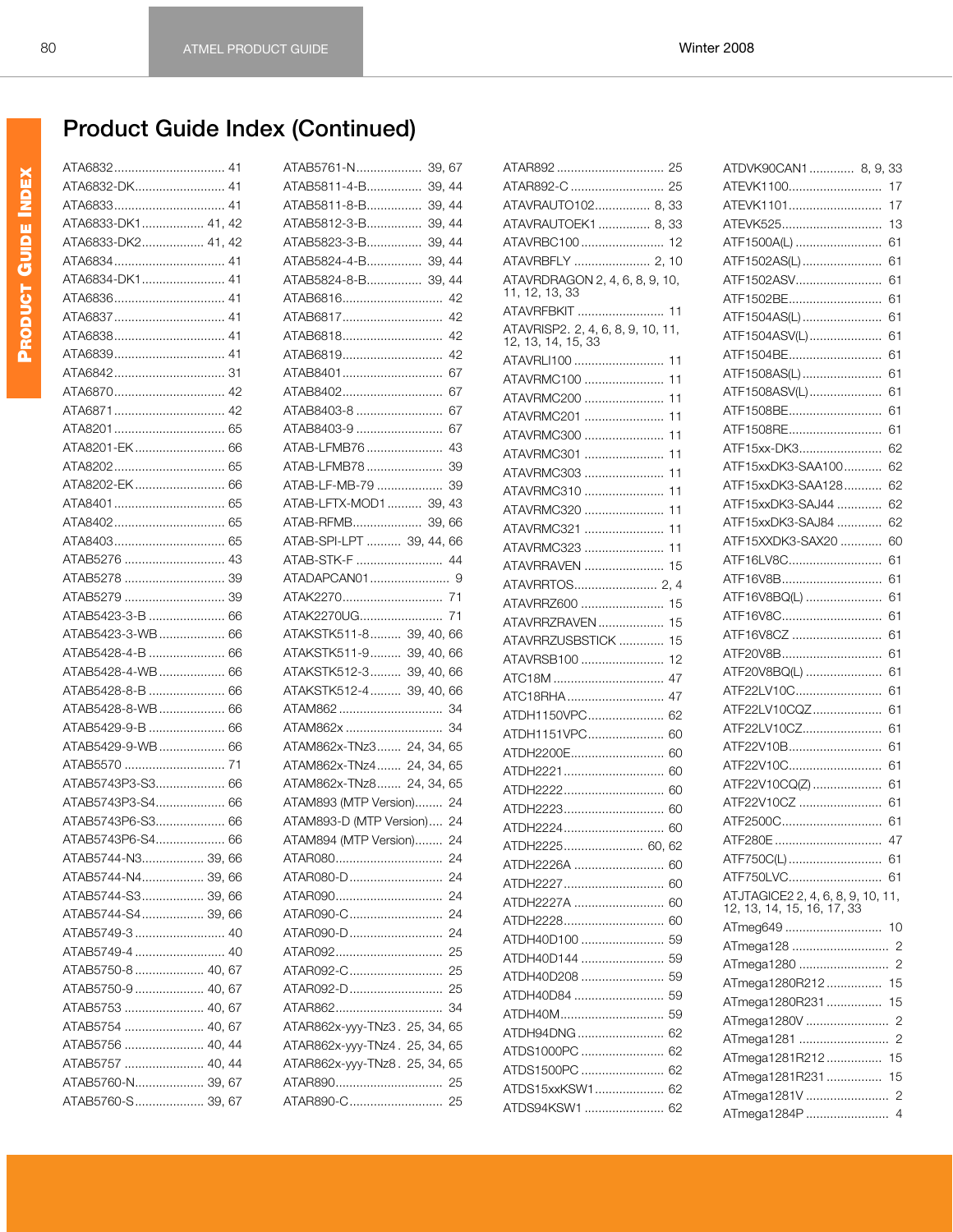# Product Guide Index (Continued)

ATA6832 .......... 41
ATA6832-DK .......... 41
ATA6833 .......... 41
ATA6833-DK1 .......... 41, 42
ATA6833-DK2 .......... 41, 42
ATA6834 .......... 41
ATA6834-DK1 .......... 41
ATA6836 .......... 41
ATA6837 .......... 41
ATA6838 .......... 41
ATA6839 .......... 41
ATA6842 .......... 31
ATA6870 .......... 42
ATA6871 .......... 42
ATA8201 .......... 65
ATA8201-EK .......... 66
ATA8202 .......... 65
ATA8202-EK .......... 66
ATA8401 .......... 65
ATA8402 .......... 65
ATA8403 .......... 65
ATAB5276 .......... 43
ATAB5278 .......... 39
ATAB5279 .......... 39
ATAB5423-3-B .......... 66
ATAB5423-3-WB .......... 66
ATAB5428-4-B .......... 66
ATAB5428-4-WB .......... 66
ATAB5428-8-B .......... 66
ATAB5428-8-WB .......... 66
ATAB5429-9-B .......... 66
ATAB5429-9-WB .......... 66
ATAB5570 .......... 71
ATAB5743P3-S3 .......... 66
ATAB5743P3-S4 .......... 66
ATAB5743P6-S3 .......... 66
ATAB5743P6-S4 .......... 66
ATAB5744-N3 .......... 39, 66
ATAB5744-N4 .......... 39, 66
ATAB5744-S3 .......... 39, 66
ATAB5744-S4 .......... 39, 66
ATAB5749-3 .......... 40
ATAB5749-4 .......... 40
ATAB5750-8 .......... 40, 67
ATAB5750-9 .......... 40, 67
ATAB5753 .......... 40, 67
ATAB5754 .......... 40, 67
ATAB5756 .......... 40, 44
ATAB5757 .......... 40, 44
ATAB5760-N .......... 39, 67
ATAB5760-S .......... 39, 67
ATAB5761-N .......... 39, 67
ATAB5811-4-B .......... 39, 44
ATAB5811-8-B .......... 39, 44
ATAB5812-3-B .......... 39, 44
ATAB5823-3-B .......... 39, 44
ATAB5824-4-B .......... 39, 44
ATAB5824-8-B .......... 39, 44
ATAB6816 .......... 42
ATAB6817 .......... 42
ATAB6818 .......... 42
ATAB6819 .......... 42
ATAB8401 .......... 67
ATAB8402 .......... 67
ATAB8403-8 .......... 67
ATAB8403-9 .......... 67
ATAB-LFMB76 .......... 43
ATAB-LFMB78 .......... 39
ATAB-LF-MB-79 .......... 39
ATAB-LFTX-MOD1 .......... 39, 43
ATAB-RFMB .......... 39, 66
ATAB-SPI-LPT .......... 39, 44, 66
ATAB-STK-F .......... 44
ATADAPCAN01 .......... 9
ATAK2270 .......... 71
ATAK2270UG .......... 71
ATAKSTK511-8 .......... 39, 40, 66
ATAKSTK511-9 .......... 39, 40, 66
ATAKSTK512-3 .......... 39, 40, 66
ATAKSTK512-4 .......... 39, 40, 66
ATAM862 .......... 34
ATAM862x .......... 34
ATAM862x-TNz3 .......... 24, 34, 65
ATAM862x-TNz4 .......... 24, 34, 65
ATAM862x-TNz8 .......... 24, 34, 65
ATAM893 (MTP Version) .......... 24
ATAM893-D (MTP Version) .......... 24
ATAM894 (MTP Version) .......... 24
ATAR080 .......... 24
ATAR080-D .......... 24
ATAR090 .......... 24
ATAR090-C .......... 24
ATAR090-D .......... 24
ATAR092 .......... 25
ATAR092-C .......... 25
ATAR092-D .......... 25
ATAR862 .......... 34
ATAR862x-yyy-TNz3 .......... 25, 34, 65
ATAR862x-yyy-TNz4 .......... 25, 34, 65
ATAR862x-yyy-TNz8 .......... 25, 34, 65
ATAR890 .......... 25
ATAR890-C .......... 25
ATAR892 .......... 25
ATAR892-C .......... 25
ATAVRAUTO102 .......... 8, 33
ATAVRAUTOEK1 .......... 8, 33
ATAVRBC100 .......... 12
ATAVRBFLY .......... 2, 10
ATAVRDRAGON 2, 4, 6, 8, 9, 10, 11, 12, 13, 33
ATAVRFBKIT .......... 11
ATAVRISP2. 2, 4, 6, 8, 9, 10, 11, 12, 13, 14, 15, 33
ATAVRLI100 .......... 11
ATAVRMC100 .......... 11
ATAVRMC200 .......... 11
ATAVRMC201 .......... 11
ATAVRMC300 .......... 11
ATAVRMC301 .......... 11
ATAVRMC303 .......... 11
ATAVRMC310 .......... 11
ATAVRMC320 .......... 11
ATAVRMC321 .......... 11
ATAVRMC323 .......... 11
ATAVRRAVEN .......... 15
ATAVRRTOS .......... 2, 4
ATAVRRZ600 .......... 15
ATAVRRZRAVEN .......... 15
ATAVRRZUSBSTICK .......... 15
ATAVRSB100 .......... 12
ATC18M .......... 47
ATC18RHA .......... 47
ATDH1150VPC .......... 62
ATDH1151VPC .......... 60
ATDH2200E .......... 60
ATDH2221 .......... 60
ATDH2222 .......... 60
ATDH2223 .......... 60
ATDH2224 .......... 60
ATDH2225 .......... 60, 62
ATDH2226A .......... 60
ATDH2227 .......... 60
ATDH2227A .......... 60
ATDH2228 .......... 60
ATDH40D100 .......... 59
ATDH40D144 .......... 59
ATDH40D208 .......... 59
ATDH40D84 .......... 59
ATDH40M .......... 59
ATDH94DNG .......... 62
ATDS1000PC .......... 62
ATDS1500PC .......... 62
ATDS15xxKSW1 .......... 62
ATDS94KSW1 .......... 62
ATDVK90CAN1 .......... 8, 9, 33
ATEVK1100 .......... 17
ATEVK1101 .......... 17
ATEVK525 .......... 13
ATF1500A(L) .......... 61
ATF1502AS(L) .......... 61
ATF1502ASV .......... 61
ATF1502BE .......... 61
ATF1504AS(L) .......... 61
ATF1504ASV(L) .......... 61
ATF1504BE .......... 61
ATF1508AS(L) .......... 61
ATF1508ASV(L) .......... 61
ATF1508BE .......... 61
ATF1508RE .......... 61
ATF15xx-DK3 .......... 62
ATF15xxDK3-SAA100 .......... 62
ATF15xxDK3-SAA128 .......... 62
ATF15xxDK3-SAJ44 .......... 62
ATF15xxDK3-SAJ84 .......... 62
ATF15XXDK3-SAX20 .......... 60
ATF16LV8C .......... 61
ATF16V8B .......... 61
ATF16V8BQ(L) .......... 61
ATF16V8C .......... 61
ATF16V8CZ .......... 61
ATF20V8B .......... 61
ATF20V8BQ(L) .......... 61
ATF22LV10C .......... 61
ATF22LV10CQZ .......... 61
ATF22LV10CZ .......... 61
ATF22V10B .......... 61
ATF22V10C .......... 61
ATF22V10CQ(Z) .......... 61
ATF22V10CZ .......... 61
ATF2500C .......... 61
ATF280E .......... 47
ATF750C(L) .......... 61
ATF750LVC .......... 61
ATJTAGICE2 2, 4, 6, 8, 9, 10, 11, 12, 13, 14, 15, 16, 17, 33
ATmeg649 .......... 10
ATmega128 .......... 2
ATmega1280 .......... 2
ATmega1280R212 .......... 15
ATmega1280R231 .......... 15
ATmega1280V .......... 2
ATmega1281 .......... 2
ATmega1281R212 .......... 15
ATmega1281R231 .......... 15
ATmega1281V .......... 2
ATmega1284P .......... 4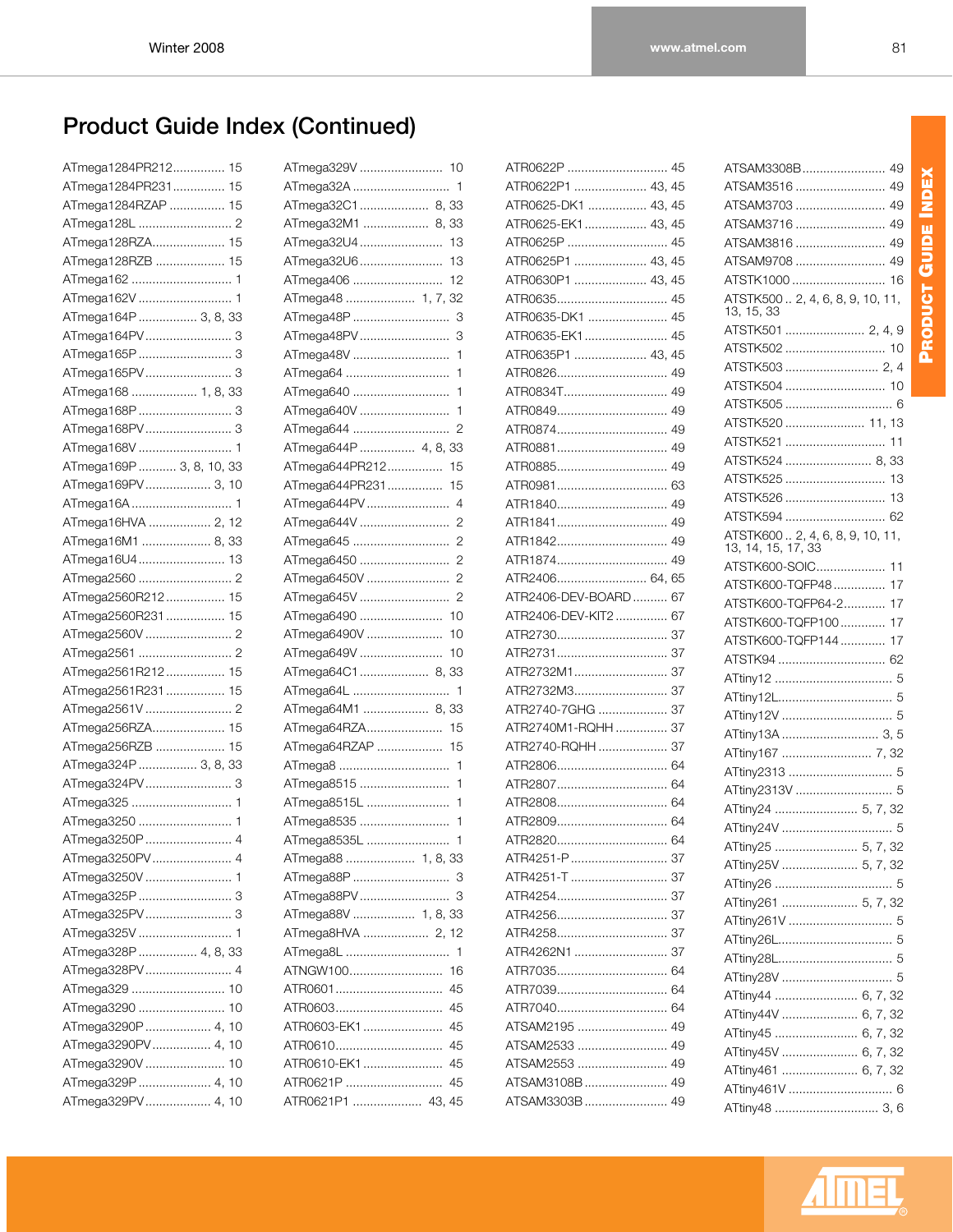# Product Guide Index (Continued)

ATmega1284PR212 ............... 15
ATmega1284PR231 ............... 15
ATmega1284RZAP ............... 15
ATmega128L ............... 2
ATmega128RZA ............... 15
ATmega128RZB ............... 15
ATmega162 ............... 1
ATmega162V ............... 1
ATmega164P ............... 3, 8, 33
ATmega164PV ............... 3
ATmega165P ............... 3
ATmega165PV ............... 3
ATmega168 ............... 1, 8, 33
ATmega168P ............... 3
ATmega168PV ............... 3
ATmega168V ............... 1
ATmega169P ............... 3, 8, 10, 33
ATmega169PV ............... 3, 10
ATmega16A ............... 1
ATmega16HVA ............... 2, 12
ATmega16M1 ............... 8, 33
ATmega16U4 ............... 13
ATmega2560 ............... 2
ATmega2560R212 ............... 15
ATmega2560R231 ............... 15
ATmega2560V ............... 2
ATmega2561 ............... 2
ATmega2561R212 ............... 15
ATmega2561R231 ............... 15
ATmega2561V ............... 2
ATmega256RZA ............... 15
ATmega256RZB ............... 15
ATmega324P ............... 3, 8, 33
ATmega324PV ............... 3
ATmega325 ............... 1
ATmega3250 ............... 1
ATmega3250P ............... 4
ATmega3250PV ............... 4
ATmega3250V ............... 1
ATmega325P ............... 3
ATmega325PV ............... 3
ATmega325V ............... 1
ATmega328P ............... 4, 8, 33
ATmega328PV ............... 4
ATmega329 ............... 10
ATmega3290 ............... 10
ATmega3290P ............... 4, 10
ATmega3290PV ............... 4, 10
ATmega3290V ............... 10
ATmega329P ............... 4, 10
ATmega329PV ............... 4, 10
ATmega329V ............... 10
ATmega32A ............... 1
ATmega32C1 ............... 8, 33
ATmega32M1 ............... 8, 33
ATmega32U4 ............... 13
ATmega32U6 ............... 13
ATmega406 ............... 12
ATmega48 ............... 1, 7, 32
ATmega48P ............... 3
ATmega48PV ............... 3
ATmega48V ............... 1
ATmega64 ............... 1
ATmega640 ............... 1
ATmega640V ............... 1
ATmega644 ............... 2
ATmega644P ............... 4, 8, 33
ATmega644PR212 ............... 15
ATmega644PR231 ............... 15
ATmega644PV ............... 4
ATmega644V ............... 2
ATmega645 ............... 2
ATmega6450 ............... 2
ATmega6450V ............... 2
ATmega645V ............... 2
ATmega6490 ............... 10
ATmega6490V ............... 10
ATmega649V ............... 10
ATmega64C1 ............... 8, 33
ATmega64L ............... 1
ATmega64M1 ............... 8, 33
ATmega64RZA ............... 15
ATmega64RZAP ............... 15
ATmega8 ............... 1
ATmega8515 ............... 1
ATmega8515L ............... 1
ATmega8535 ............... 1
ATmega8535L ............... 1
ATmega88 ............... 1, 8, 33
ATmega88P ............... 3
ATmega88PV ............... 3
ATmega88V ............... 1, 8, 33
ATmega8HVA ............... 2, 12
ATmega8L ............... 1
ATNGW100 ............... 16
ATR0601 ............... 45
ATR0603 ............... 45
ATR0603-EK1 ............... 45
ATR0610 ............... 45
ATR0610-EK1 ............... 45
ATR0621P ............... 45
ATR0621P1 ............... 43, 45
ATR0622P ............... 45
ATR0622P1 ............... 43, 45
ATR0625-DK1 ............... 43, 45
ATR0625-EK1 ............... 43, 45
ATR0625P ............... 45
ATR0625P1 ............... 43, 45
ATR0630P1 ............... 43, 45
ATR0635 ............... 45
ATR0635-DK1 ............... 45
ATR0635-EK1 ............... 45
ATR0635P1 ............... 43, 45
ATR0826 ............... 49
ATR0834T ............... 49
ATR0849 ............... 49
ATR0874 ............... 49
ATR0881 ............... 49
ATR0885 ............... 49
ATR0981 ............... 63
ATR1840 ............... 49
ATR1841 ............... 49
ATR1842 ............... 49
ATR1874 ............... 49
ATR2406 ............... 64, 65
ATR2406-DEV-BOARD ............... 67
ATR2406-DEV-KIT2 ............... 67
ATR2730 ............... 37
ATR2731 ............... 37
ATR2732M1 ............... 37
ATR2732M3 ............... 37
ATR2740-7GHG ............... 37
ATR2740M1-RQHH ............... 37
ATR2740-RQHH ............... 37
ATR2806 ............... 64
ATR2807 ............... 64
ATR2808 ............... 64
ATR2809 ............... 64
ATR2820 ............... 64
ATR4251-P ............... 37
ATR4251-T ............... 37
ATR4254 ............... 37
ATR4256 ............... 37
ATR4258 ............... 37
ATR4262N1 ............... 37
ATR7035 ............... 64
ATR7039 ............... 64
ATR7040 ............... 64
ATSAM2195 ............... 49
ATSAM2533 ............... 49
ATSAM2553 ............... 49
ATSAM3108B ............... 49
ATSAM3303B ............... 49
ATSAM3308B ............... 49
ATSAM3516 ............... 49
ATSAM3703 ............... 49
ATSAM3716 ............... 49
ATSAM3816 ............... 49
ATSAM9708 ............... 49
ATSTK1000 ............... 16
ATSTK500 .. 2, 4, 6, 8, 9, 10, 11, 13, 15, 33
ATSTK501 ............... 2, 4, 9
ATSTK502 ............... 10
ATSTK503 ............... 2, 4
ATSTK504 ............... 10
ATSTK505 ............... 6
ATSTK520 ............... 11, 13
ATSTK521 ............... 11
ATSTK524 ............... 8, 33
ATSTK525 ............... 13
ATSTK526 ............... 13
ATSTK594 ............... 62
ATSTK600 .. 2, 4, 6, 8, 9, 10, 11, 13, 14, 15, 17, 33
ATSTK600-SOIC ............... 11
ATSTK600-TQFP48 ............... 17
ATSTK600-TQFP64-2 ............... 17
ATSTK600-TQFP100 ............... 17
ATSTK600-TQFP144 ............... 17
ATSTK94 ............... 62
ATtiny12 ............... 5
ATtiny12L ............... 5
ATtiny12V ............... 5
ATtiny13A ............... 3, 5
ATtiny167 ............... 7, 32
ATtiny2313 ............... 5
ATtiny2313V ............... 5
ATtiny24 ............... 5, 7, 32
ATtiny24V ............... 5
ATtiny25 ............... 5, 7, 32
ATtiny25V ............... 5, 7, 32
ATtiny26 ............... 5
ATtiny261 ............... 5, 7, 32
ATtiny261V ............... 5
ATtiny26L ............... 5
ATtiny28L ............... 5
ATtiny28V ............... 5
ATtiny44 ............... 6, 7, 32
ATtiny44V ............... 6, 7, 32
ATtiny45 ............... 6, 7, 32
ATtiny45V ............... 6, 7, 32
ATtiny461 ............... 6, 7, 32
ATtiny461V ............... 6
ATtiny48 ............... 3, 6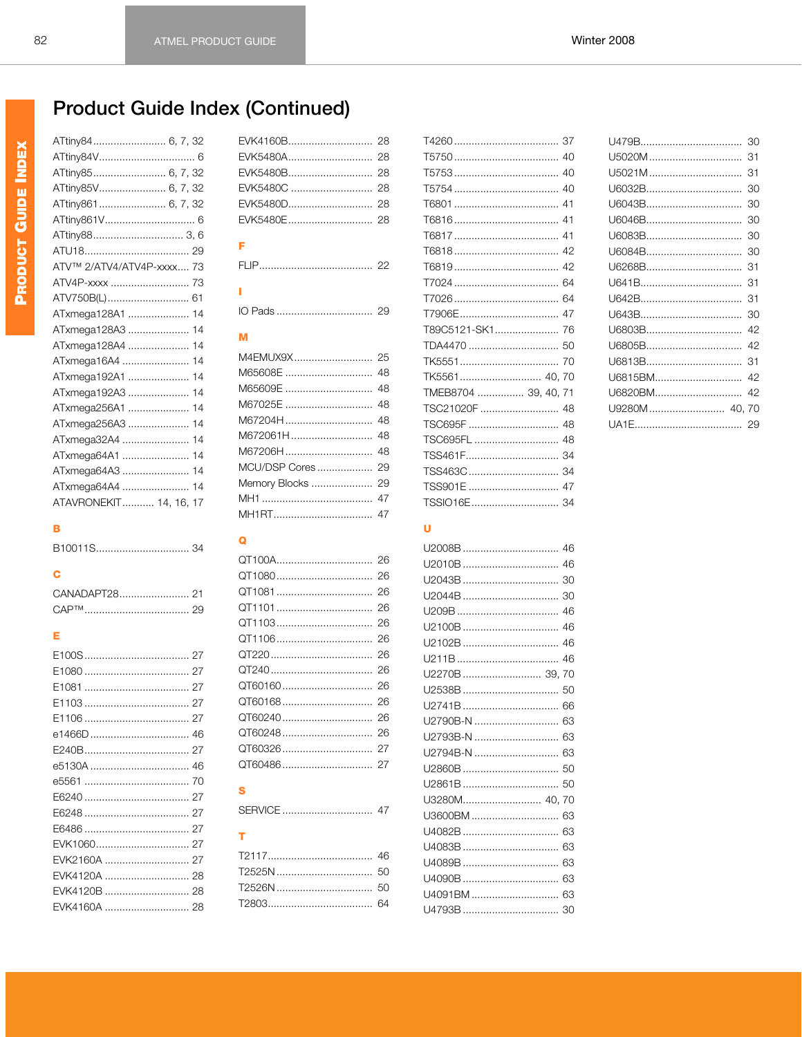# Product Guide Index (Continued)

ATtiny84 ........................ 6, 7, 32
ATtiny84V ................................ 6
ATtiny85 ........................ 6, 7, 32
ATtiny85V ...................... 6, 7, 32
ATtiny861 ...................... 6, 7, 32
ATtiny861V .............................. 6
ATtiny88 .............................. 3, 6
ATU18 .................................. 29
ATV™ 2/ATV4/ATV4P-xxxx .... 73
ATV4P-xxxx .......................... 73
ATV750B(L) ........................... 61
ATxmega128A1 .................... 14
ATxmega128A3 .................... 14
ATxmega128A4 .................... 14
ATxmega16A4 ...................... 14
ATxmega192A1 .................... 14
ATxmega192A3 .................... 14
ATxmega256A1 .................... 14
ATxmega256A3 .................... 14
ATxmega32A4 ...................... 14
ATxmega64A1 ...................... 14
ATxmega64A3 ...................... 14
ATxmega64A4 ...................... 14
ATAVRONEKIT .......... 14, 16, 17

**B**

B10011S ............................... 34

**C**

CANADAPT28 ........................ 21
CAP™ ................................... 29

**E**

E100S ................................... 27
E1080 ................................... 27
E1081 ................................... 27
E1103 ................................... 27
E1106 ................................... 27
e1466D ................................. 46
E240B ................................... 27
e5130A ................................. 46
e5561 ................................... 70
E6240 ................................... 27
E6248 ................................... 27
E6486 ................................... 27
EVK1060 ............................... 27
EVK2160A ............................ 27
EVK4120A ............................ 28
EVK4120B ............................ 28
EVK4160A ............................ 28
EVK4160B ............................ 28
EVK5480A ............................ 28
EVK5480B ............................ 28
EVK5480C ............................ 28
EVK5480D ............................ 28
EVK5480E ............................ 28

**F**

FLIP ..................................... 22

**I**

IO Pads ................................ 29

**M**

M4EMUX9X .......................... 25
M65608E .............................. 48
M65609E .............................. 48
M67025E .............................. 48
M67204H .............................. 48
M672061H ............................ 48
M67206H .............................. 48
MCU/DSP Cores .................. 29
Memory Blocks .................... 29
MH1 ..................................... 47
MH1RT ................................. 47

**Q**

QT100A ................................ 26
QT1080 ................................ 26
QT1081 ................................ 26
QT1101 ................................ 26
QT1103 ................................ 26
QT1106 ................................ 26
QT220 .................................. 26
QT240 .................................. 26
QT60160 .............................. 26
QT60168 .............................. 26
QT60240 .............................. 26
QT60248 .............................. 26
QT60326 .............................. 27
QT60486 .............................. 27

**S**

SERVICE .............................. 47

**T**

T2117 ................................... 46
T2525N ................................ 50
T2526N ................................ 50
T2803 ................................... 64
T4260 ................................... 37
T5750 ................................... 40
T5753 ................................... 40
T5754 ................................... 40
T6801 ................................... 41
T6816 ................................... 41
T6817 ................................... 41
T6818 ................................... 42
T6819 ................................... 42
T7024 ................................... 64
T7026 ................................... 64
T7906E ................................. 47
T89C5121-SK1 ..................... 76
TDA4470 .............................. 50
TK5551 ................................. 70
TK5561 .......................... 40, 70
TMEB8704 ............... 39, 40, 71
TSC21020F .......................... 48
TSC695F .............................. 48
TSC695FL ............................ 48
TSS461F ............................... 34
TSS463C .............................. 34
TSS901E .............................. 47
TSSIO16E ............................ 34

**U**

U2008B ................................ 46
U2010B ................................ 46
U2043B ................................ 30
U2044B ................................ 30
U209B .................................. 46
U2100B ................................ 46
U2102B ................................ 46
U211B .................................. 46
U2270B .......................... 39, 70
U2538B ................................ 50
U2741B ................................ 66
U2790B-N ............................ 63
U2793B-N ............................ 63
U2794B-N ............................ 63
U2860B ................................ 50
U2861B ................................ 50
U3280M .......................... 40, 70
U3600BM ............................. 63
U4082B ................................ 63
U4083B ................................ 63
U4089B ................................ 63
U4090B ................................ 63
U4091BM ............................. 63
U4793B ................................ 30
U479B .................................. 30
U5020M ............................... 31
U5021M ............................... 31
U6032B ................................ 30
U6043B ................................ 30
U6046B ................................ 30
U6083B ................................ 30
U6084B ................................ 30
U6268B ................................ 31
U641B .................................. 31
U642B .................................. 31
U643B .................................. 30
U6803B ................................ 42
U6805B ................................ 42
U6813B ................................ 31
U6815BM ............................. 42
U6820BM ............................. 42
U9280M .......................... 40, 70
UA1E .................................... 29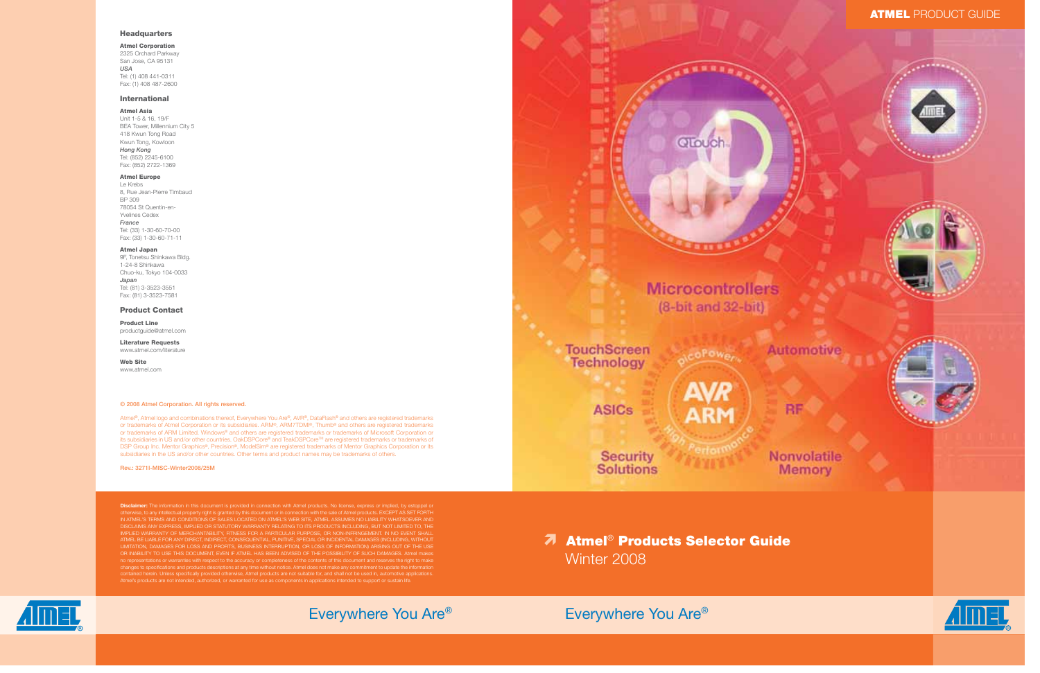### Headquarters

**Atmel Corporation**
2325 Orchard Parkway
San Jose, CA 95131
*USA*
Tel: (1) 408 441-0311
Fax: (1) 408 487-2600

### International

**Atmel Asia**
Unit 1-5 & 16, 19/F
BEA Tower, Millennium City 5
418 Kwun Tong Road
Kwun Tong, Kowloon
*Hong Kong*
Tel: (852) 2245-6100
Fax: (852) 2722-1369

**Atmel Europe**
Le Krebs
8, Rue Jean-Pierre Timbaud
BP 309
78054 St Quentin-en-Yvelines Cedex
*France*
Tel: (33) 1-30-60-70-00
Fax: (33) 1-30-60-71-11

**Atmel Japan**
9F, Tonetsu Shinkawa Bldg.
1-24-8 Shinkawa
Chuo-ku, Tokyo 104-0033
*Japan*
Tel: (81) 3-3523-3551
Fax: (81) 3-3523-7581

### Product Contact

**Product Line**
productguide@atmel.com

**Literature Requests**
www.atmel.com/literature

**Web Site**
www.atmel.com

© 2008 Atmel Corporation. All rights reserved.

Atmel®, Atmel logo and combinations thereof, Everywhere You Are®, AVR®, DataFlash® and others are registered trademarks or trademarks of Atmel Corporation or its subsidiaries. ARM®, ARM7TDMI®, Thumb® and others are registered trademarks or trademarks of ARM Limited. Windows® and others are registered trademarks or trademarks of Microsoft Corporation or its subsidiaries in US and/or other countries. OakDSPCore® and TeakDSPCore™ are registered trademarks or trademarks of DSP Group Inc. Mentor Graphics®, Precision®, ModelSim® are registered trademarks of Mentor Graphics Corporation or its subsidiaries in the US and/or other countries. Other terms and product names may be trademarks of others.

Rev.: 3271I-MISC-Winter2008/25M

**Disclaimer:** The information in this document is provided in connection with Atmel products. No license, express or implied, by estoppel or otherwise, to any intellectual property right is granted by this document or in connection with the sale of Atmel products. EXCEPT AS SET FORTH IN ATMEL'S TERMS AND CONDITIONS OF SALES LOCATED ON ATMEL'S WEB SITE, ATMEL ASSUMES NO LIABILITY WHATSOEVER AND DISCLAIMS ANY EXPRESS, IMPLIED OR STATUTORY WARRANTY RELATING TO ITS PRODUCTS INCLUDING, BUT NOT LIMITED TO, THE IMPLIED WARRANTY OF MERCHANTABILITY, FITNESS FOR A PARTICULAR PURPOSE, OR NON-INFRINGEMENT. IN NO EVENT SHALL ATMEL BE LIABLE FOR ANY DIRECT, INDIRECT, CONSEQUENTIAL, PUNITIVE, SPECIAL OR INCIDENTAL DAMAGES (INCLUDING, WITHOUT LIMITATION, DAMAGES FOR LOSS AND PROFITS, BUSINESS INTERRUPTION, OR LOSS OF INFORMATION) ARISING OUT OF THE USE OR INABILITY TO USE THIS DOCUMENT, EVEN IF ATMEL HAS BEEN ADVISED OF THE POSSIBILITY OF SUCH DAMAGES. Atmel makes no representations or warranties with respect to the accuracy or completeness of the contents of this document and reserves the right to make changes to specifications and products descriptions at any time without notice. Atmel does not make any commitment to update the information contained herein. Unless specifically provided otherwise, Atmel products are not suitable for, and shall not be used in, automotive applications. Atmel's products are not intended, authorized, or warranted for use as components in applications intended to support or sustain life.

Everywhere You Are®

ATMEL PRODUCT GUIDE

Microcontrollers (8-bit and 32-bit)

TouchScreen Technology

Automotive

ASICs

AVR ARM

RF

Security Solutions

Nonvolatile Memory

# Atmel® Products Selector Guide

Winter 2008

Everywhere You Are®